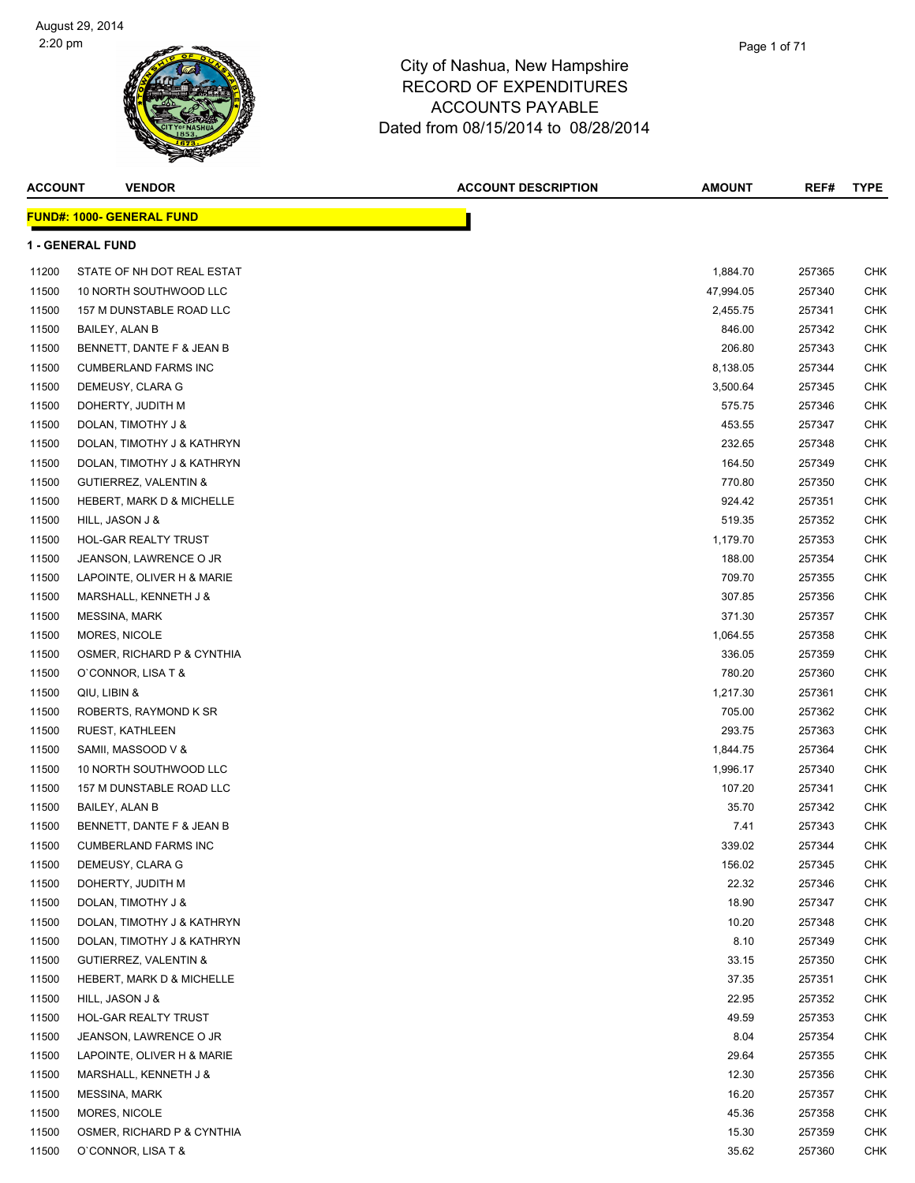City of Nashua, New Hampshire
RECORD OF EXPENDITURES
ACCOUNTS PAYABLE
Dated from 08/15/2014 to 08/28/2014

August 29, 2014
2:20 pm

**FUND#: 1000- GENERAL FUND**

**1 - GENERAL FUND**

| ACCOUNT | VENDOR | ACCOUNT DESCRIPTION | AMOUNT | REF# | TYPE |
|---|---|---|---|---|---|
| 11200 | STATE OF NH DOT REAL ESTAT | | 1,884.70 | 257365 | CHK |
| 11500 | 10 NORTH SOUTHWOOD LLC | | 47,994.05 | 257340 | CHK |
| 11500 | 157 M DUNSTABLE ROAD LLC | | 2,455.75 | 257341 | CHK |
| 11500 | BAILEY, ALAN B | | 846.00 | 257342 | CHK |
| 11500 | BENNETT, DANTE F & JEAN B | | 206.80 | 257343 | CHK |
| 11500 | CUMBERLAND FARMS INC | | 8,138.05 | 257344 | CHK |
| 11500 | DEMEUSY, CLARA G | | 3,500.64 | 257345 | CHK |
| 11500 | DOHERTY, JUDITH M | | 575.75 | 257346 | CHK |
| 11500 | DOLAN, TIMOTHY J & | | 453.55 | 257347 | CHK |
| 11500 | DOLAN, TIMOTHY J & KATHRYN | | 232.65 | 257348 | CHK |
| 11500 | DOLAN, TIMOTHY J & KATHRYN | | 164.50 | 257349 | CHK |
| 11500 | GUTIERREZ, VALENTIN & | | 770.80 | 257350 | CHK |
| 11500 | HEBERT, MARK D & MICHELLE | | 924.42 | 257351 | CHK |
| 11500 | HILL, JASON J & | | 519.35 | 257352 | CHK |
| 11500 | HOL-GAR REALTY TRUST | | 1,179.70 | 257353 | CHK |
| 11500 | JEANSON, LAWRENCE O JR | | 188.00 | 257354 | CHK |
| 11500 | LAPOINTE, OLIVER H & MARIE | | 709.70 | 257355 | CHK |
| 11500 | MARSHALL, KENNETH J & | | 307.85 | 257356 | CHK |
| 11500 | MESSINA, MARK | | 371.30 | 257357 | CHK |
| 11500 | MORES, NICOLE | | 1,064.55 | 257358 | CHK |
| 11500 | OSMER, RICHARD P & CYNTHIA | | 336.05 | 257359 | CHK |
| 11500 | O`CONNOR, LISA T & | | 780.20 | 257360 | CHK |
| 11500 | QIU, LIBIN & | | 1,217.30 | 257361 | CHK |
| 11500 | ROBERTS, RAYMOND K SR | | 705.00 | 257362 | CHK |
| 11500 | RUEST, KATHLEEN | | 293.75 | 257363 | CHK |
| 11500 | SAMII, MASSOOD V & | | 1,844.75 | 257364 | CHK |
| 11500 | 10 NORTH SOUTHWOOD LLC | | 1,996.17 | 257340 | CHK |
| 11500 | 157 M DUNSTABLE ROAD LLC | | 107.20 | 257341 | CHK |
| 11500 | BAILEY, ALAN B | | 35.70 | 257342 | CHK |
| 11500 | BENNETT, DANTE F & JEAN B | | 7.41 | 257343 | CHK |
| 11500 | CUMBERLAND FARMS INC | | 339.02 | 257344 | CHK |
| 11500 | DEMEUSY, CLARA G | | 156.02 | 257345 | CHK |
| 11500 | DOHERTY, JUDITH M | | 22.32 | 257346 | CHK |
| 11500 | DOLAN, TIMOTHY J & | | 18.90 | 257347 | CHK |
| 11500 | DOLAN, TIMOTHY J & KATHRYN | | 10.20 | 257348 | CHK |
| 11500 | DOLAN, TIMOTHY J & KATHRYN | | 8.10 | 257349 | CHK |
| 11500 | GUTIERREZ, VALENTIN & | | 33.15 | 257350 | CHK |
| 11500 | HEBERT, MARK D & MICHELLE | | 37.35 | 257351 | CHK |
| 11500 | HILL, JASON J & | | 22.95 | 257352 | CHK |
| 11500 | HOL-GAR REALTY TRUST | | 49.59 | 257353 | CHK |
| 11500 | JEANSON, LAWRENCE O JR | | 8.04 | 257354 | CHK |
| 11500 | LAPOINTE, OLIVER H & MARIE | | 29.64 | 257355 | CHK |
| 11500 | MARSHALL, KENNETH J & | | 12.30 | 257356 | CHK |
| 11500 | MESSINA, MARK | | 16.20 | 257357 | CHK |
| 11500 | MORES, NICOLE | | 45.36 | 257358 | CHK |
| 11500 | OSMER, RICHARD P & CYNTHIA | | 15.30 | 257359 | CHK |
| 11500 | O`CONNOR, LISA T & | | 35.62 | 257360 | CHK |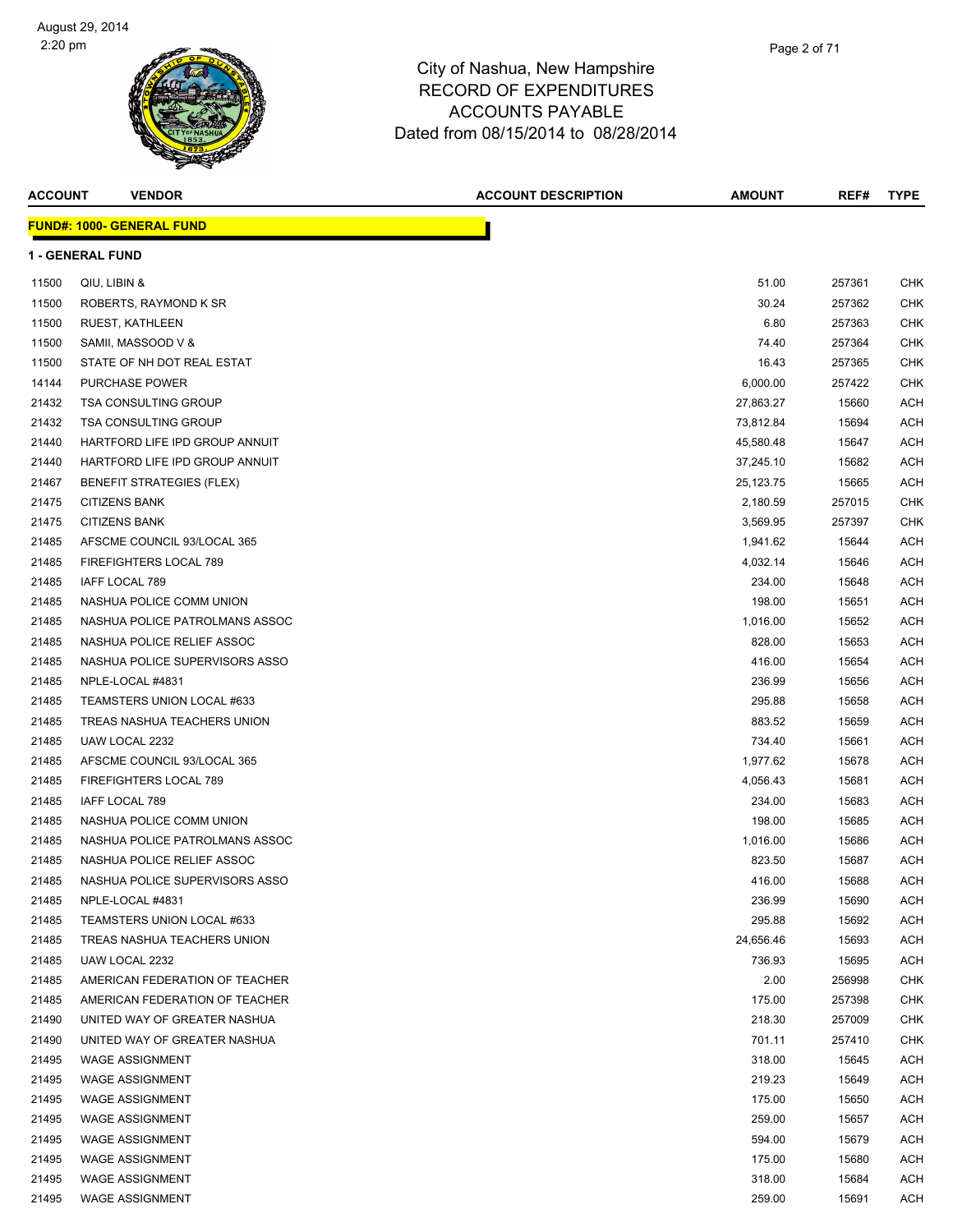City of Nashua, New Hampshire
RECORD OF EXPENDITURES
ACCOUNTS PAYABLE
Dated from 08/15/2014 to 08/28/2014

August 29, 2014
2:20 pm

**FUND#: 1000- GENERAL FUND**

**1 - GENERAL FUND**

| ACCOUNT | VENDOR | ACCOUNT DESCRIPTION | AMOUNT | REF# | TYPE |
|---|---|---|---|---|---|
| 11500 | QIU, LIBIN & | | 51.00 | 257361 | CHK |
| 11500 | ROBERTS, RAYMOND K SR | | 30.24 | 257362 | CHK |
| 11500 | RUEST, KATHLEEN | | 6.80 | 257363 | CHK |
| 11500 | SAMII, MASSOOD V & | | 74.40 | 257364 | CHK |
| 11500 | STATE OF NH DOT REAL ESTAT | | 16.43 | 257365 | CHK |
| 14144 | PURCHASE POWER | | 6,000.00 | 257422 | CHK |
| 21432 | TSA CONSULTING GROUP | | 27,863.27 | 15660 | ACH |
| 21432 | TSA CONSULTING GROUP | | 73,812.84 | 15694 | ACH |
| 21440 | HARTFORD LIFE IPD GROUP ANNUIT | | 45,580.48 | 15647 | ACH |
| 21440 | HARTFORD LIFE IPD GROUP ANNUIT | | 37,245.10 | 15682 | ACH |
| 21467 | BENEFIT STRATEGIES (FLEX) | | 25,123.75 | 15665 | ACH |
| 21475 | CITIZENS BANK | | 2,180.59 | 257015 | CHK |
| 21475 | CITIZENS BANK | | 3,569.95 | 257397 | CHK |
| 21485 | AFSCME COUNCIL 93/LOCAL 365 | | 1,941.62 | 15644 | ACH |
| 21485 | FIREFIGHTERS LOCAL 789 | | 4,032.14 | 15646 | ACH |
| 21485 | IAFF LOCAL 789 | | 234.00 | 15648 | ACH |
| 21485 | NASHUA POLICE COMM UNION | | 198.00 | 15651 | ACH |
| 21485 | NASHUA POLICE PATROLMANS ASSOC | | 1,016.00 | 15652 | ACH |
| 21485 | NASHUA POLICE RELIEF ASSOC | | 828.00 | 15653 | ACH |
| 21485 | NASHUA POLICE SUPERVISORS ASSO | | 416.00 | 15654 | ACH |
| 21485 | NPLE-LOCAL #4831 | | 236.99 | 15656 | ACH |
| 21485 | TEAMSTERS UNION LOCAL #633 | | 295.88 | 15658 | ACH |
| 21485 | TREAS NASHUA TEACHERS UNION | | 883.52 | 15659 | ACH |
| 21485 | UAW LOCAL 2232 | | 734.40 | 15661 | ACH |
| 21485 | AFSCME COUNCIL 93/LOCAL 365 | | 1,977.62 | 15678 | ACH |
| 21485 | FIREFIGHTERS LOCAL 789 | | 4,056.43 | 15681 | ACH |
| 21485 | IAFF LOCAL 789 | | 234.00 | 15683 | ACH |
| 21485 | NASHUA POLICE COMM UNION | | 198.00 | 15685 | ACH |
| 21485 | NASHUA POLICE PATROLMANS ASSOC | | 1,016.00 | 15686 | ACH |
| 21485 | NASHUA POLICE RELIEF ASSOC | | 823.50 | 15687 | ACH |
| 21485 | NASHUA POLICE SUPERVISORS ASSO | | 416.00 | 15688 | ACH |
| 21485 | NPLE-LOCAL #4831 | | 236.99 | 15690 | ACH |
| 21485 | TEAMSTERS UNION LOCAL #633 | | 295.88 | 15692 | ACH |
| 21485 | TREAS NASHUA TEACHERS UNION | | 24,656.46 | 15693 | ACH |
| 21485 | UAW LOCAL 2232 | | 736.93 | 15695 | ACH |
| 21485 | AMERICAN FEDERATION OF TEACHER | | 2.00 | 256998 | CHK |
| 21485 | AMERICAN FEDERATION OF TEACHER | | 175.00 | 257398 | CHK |
| 21490 | UNITED WAY OF GREATER NASHUA | | 218.30 | 257009 | CHK |
| 21490 | UNITED WAY OF GREATER NASHUA | | 701.11 | 257410 | CHK |
| 21495 | WAGE ASSIGNMENT | | 318.00 | 15645 | ACH |
| 21495 | WAGE ASSIGNMENT | | 219.23 | 15649 | ACH |
| 21495 | WAGE ASSIGNMENT | | 175.00 | 15650 | ACH |
| 21495 | WAGE ASSIGNMENT | | 259.00 | 15657 | ACH |
| 21495 | WAGE ASSIGNMENT | | 594.00 | 15679 | ACH |
| 21495 | WAGE ASSIGNMENT | | 175.00 | 15680 | ACH |
| 21495 | WAGE ASSIGNMENT | | 318.00 | 15684 | ACH |
| 21495 | WAGE ASSIGNMENT | | 259.00 | 15691 | ACH |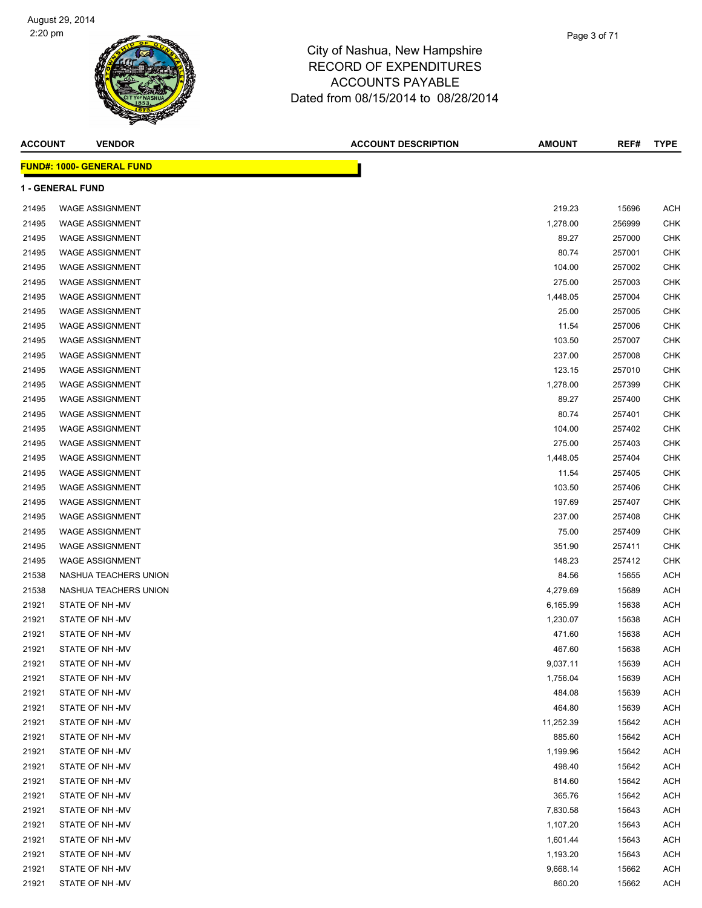City of Nashua, New Hampshire
RECORD OF EXPENDITURES
ACCOUNTS PAYABLE
Dated from 08/15/2014 to 08/28/2014

| ACCOUNT | VENDOR | ACCOUNT DESCRIPTION | AMOUNT | REF# | TYPE |
|---|---|---|---|---|---|

**FUND#: 1000- GENERAL FUND**

**1 - GENERAL FUND**

| ACCOUNT | VENDOR | ACCOUNT DESCRIPTION | AMOUNT | REF# | TYPE |
|---|---|---|---|---|---|
| 21495 | WAGE ASSIGNMENT | | 219.23 | 15696 | ACH |
| 21495 | WAGE ASSIGNMENT | | 1,278.00 | 256999 | CHK |
| 21495 | WAGE ASSIGNMENT | | 89.27 | 257000 | CHK |
| 21495 | WAGE ASSIGNMENT | | 80.74 | 257001 | CHK |
| 21495 | WAGE ASSIGNMENT | | 104.00 | 257002 | CHK |
| 21495 | WAGE ASSIGNMENT | | 275.00 | 257003 | CHK |
| 21495 | WAGE ASSIGNMENT | | 1,448.05 | 257004 | CHK |
| 21495 | WAGE ASSIGNMENT | | 25.00 | 257005 | CHK |
| 21495 | WAGE ASSIGNMENT | | 11.54 | 257006 | CHK |
| 21495 | WAGE ASSIGNMENT | | 103.50 | 257007 | CHK |
| 21495 | WAGE ASSIGNMENT | | 237.00 | 257008 | CHK |
| 21495 | WAGE ASSIGNMENT | | 123.15 | 257010 | CHK |
| 21495 | WAGE ASSIGNMENT | | 1,278.00 | 257399 | CHK |
| 21495 | WAGE ASSIGNMENT | | 89.27 | 257400 | CHK |
| 21495 | WAGE ASSIGNMENT | | 80.74 | 257401 | CHK |
| 21495 | WAGE ASSIGNMENT | | 104.00 | 257402 | CHK |
| 21495 | WAGE ASSIGNMENT | | 275.00 | 257403 | CHK |
| 21495 | WAGE ASSIGNMENT | | 1,448.05 | 257404 | CHK |
| 21495 | WAGE ASSIGNMENT | | 11.54 | 257405 | CHK |
| 21495 | WAGE ASSIGNMENT | | 103.50 | 257406 | CHK |
| 21495 | WAGE ASSIGNMENT | | 197.69 | 257407 | CHK |
| 21495 | WAGE ASSIGNMENT | | 237.00 | 257408 | CHK |
| 21495 | WAGE ASSIGNMENT | | 75.00 | 257409 | CHK |
| 21495 | WAGE ASSIGNMENT | | 351.90 | 257411 | CHK |
| 21495 | WAGE ASSIGNMENT | | 148.23 | 257412 | CHK |
| 21538 | NASHUA TEACHERS UNION | | 84.56 | 15655 | ACH |
| 21538 | NASHUA TEACHERS UNION | | 4,279.69 | 15689 | ACH |
| 21921 | STATE OF NH -MV | | 6,165.99 | 15638 | ACH |
| 21921 | STATE OF NH -MV | | 1,230.07 | 15638 | ACH |
| 21921 | STATE OF NH -MV | | 471.60 | 15638 | ACH |
| 21921 | STATE OF NH -MV | | 467.60 | 15638 | ACH |
| 21921 | STATE OF NH -MV | | 9,037.11 | 15639 | ACH |
| 21921 | STATE OF NH -MV | | 1,756.04 | 15639 | ACH |
| 21921 | STATE OF NH -MV | | 484.08 | 15639 | ACH |
| 21921 | STATE OF NH -MV | | 464.80 | 15639 | ACH |
| 21921 | STATE OF NH -MV | | 11,252.39 | 15642 | ACH |
| 21921 | STATE OF NH -MV | | 885.60 | 15642 | ACH |
| 21921 | STATE OF NH -MV | | 1,199.96 | 15642 | ACH |
| 21921 | STATE OF NH -MV | | 498.40 | 15642 | ACH |
| 21921 | STATE OF NH -MV | | 814.60 | 15642 | ACH |
| 21921 | STATE OF NH -MV | | 365.76 | 15642 | ACH |
| 21921 | STATE OF NH -MV | | 7,830.58 | 15643 | ACH |
| 21921 | STATE OF NH -MV | | 1,107.20 | 15643 | ACH |
| 21921 | STATE OF NH -MV | | 1,601.44 | 15643 | ACH |
| 21921 | STATE OF NH -MV | | 1,193.20 | 15643 | ACH |
| 21921 | STATE OF NH -MV | | 9,668.14 | 15662 | ACH |
| 21921 | STATE OF NH -MV | | 860.20 | 15662 | ACH |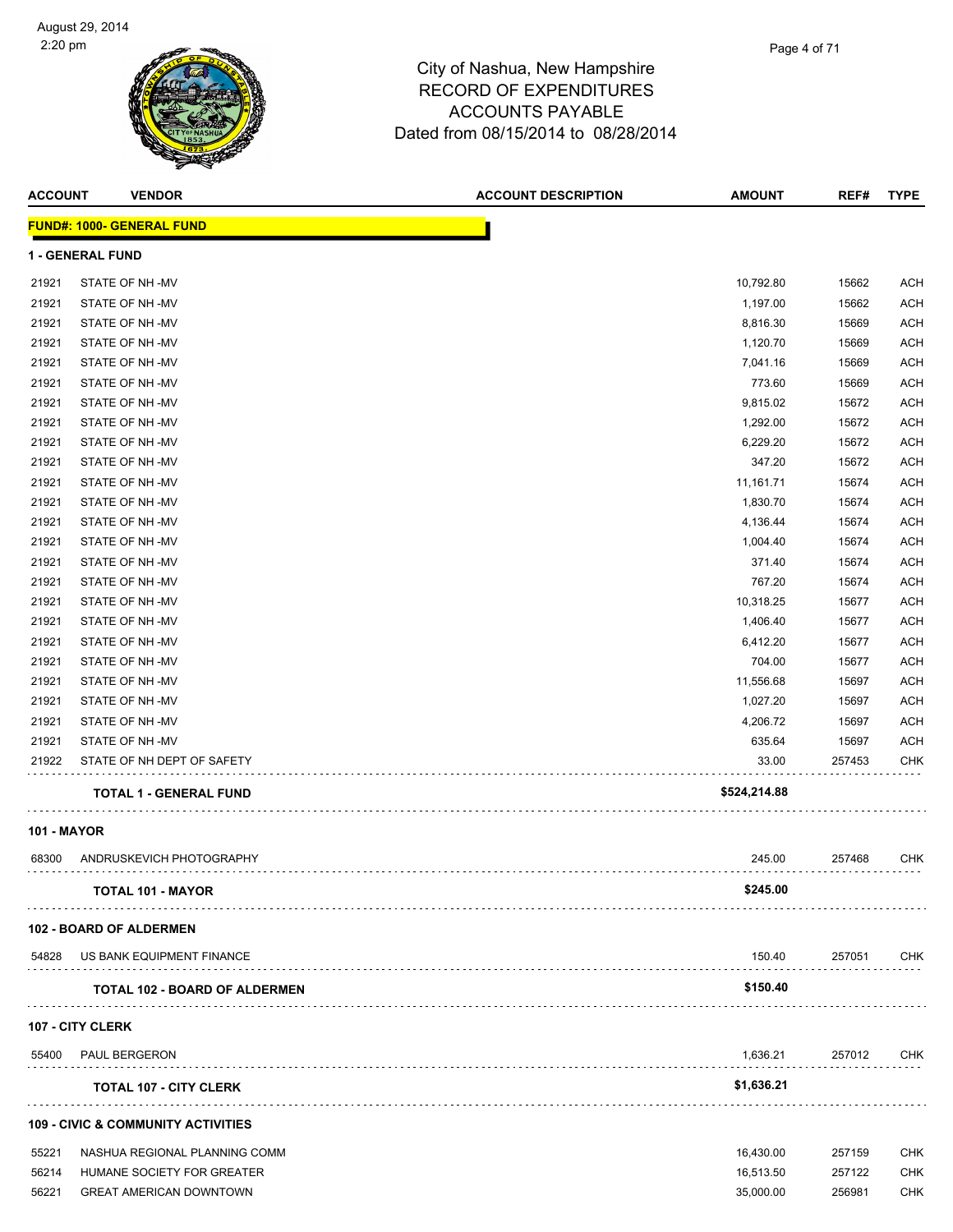August 29, 2014
2:20 pm

City of Nashua, New Hampshire
RECORD OF EXPENDITURES
ACCOUNTS PAYABLE
Dated from 08/15/2014 to 08/28/2014

| ACCOUNT | VENDOR | ACCOUNT DESCRIPTION | AMOUNT | REF# | TYPE |
|---|---|---|---|---|---|
| **FUND#: 1000- GENERAL FUND** | | | | | |
| **1 - GENERAL FUND** | | | | | |
| 21921 | STATE OF NH -MV | | 10,792.80 | 15662 | ACH |
| 21921 | STATE OF NH -MV | | 1,197.00 | 15662 | ACH |
| 21921 | STATE OF NH -MV | | 8,816.30 | 15669 | ACH |
| 21921 | STATE OF NH -MV | | 1,120.70 | 15669 | ACH |
| 21921 | STATE OF NH -MV | | 7,041.16 | 15669 | ACH |
| 21921 | STATE OF NH -MV | | 773.60 | 15669 | ACH |
| 21921 | STATE OF NH -MV | | 9,815.02 | 15672 | ACH |
| 21921 | STATE OF NH -MV | | 1,292.00 | 15672 | ACH |
| 21921 | STATE OF NH -MV | | 6,229.20 | 15672 | ACH |
| 21921 | STATE OF NH -MV | | 347.20 | 15672 | ACH |
| 21921 | STATE OF NH -MV | | 11,161.71 | 15674 | ACH |
| 21921 | STATE OF NH -MV | | 1,830.70 | 15674 | ACH |
| 21921 | STATE OF NH -MV | | 4,136.44 | 15674 | ACH |
| 21921 | STATE OF NH -MV | | 1,004.40 | 15674 | ACH |
| 21921 | STATE OF NH -MV | | 371.40 | 15674 | ACH |
| 21921 | STATE OF NH -MV | | 767.20 | 15674 | ACH |
| 21921 | STATE OF NH -MV | | 10,318.25 | 15677 | ACH |
| 21921 | STATE OF NH -MV | | 1,406.40 | 15677 | ACH |
| 21921 | STATE OF NH -MV | | 6,412.20 | 15677 | ACH |
| 21921 | STATE OF NH -MV | | 704.00 | 15677 | ACH |
| 21921 | STATE OF NH -MV | | 11,556.68 | 15697 | ACH |
| 21921 | STATE OF NH -MV | | 1,027.20 | 15697 | ACH |
| 21921 | STATE OF NH -MV | | 4,206.72 | 15697 | ACH |
| 21921 | STATE OF NH -MV | | 635.64 | 15697 | ACH |
| 21922 | STATE OF NH DEPT OF SAFETY | | 33.00 | 257453 | CHK |
| | **TOTAL 1 - GENERAL FUND** | | **$524,214.88** | | |
| **101 - MAYOR** | | | | | |
| 68300 | ANDRUSKEVICH PHOTOGRAPHY | | 245.00 | 257468 | CHK |
| | **TOTAL 101 - MAYOR** | | **$245.00** | | |
| **102 - BOARD OF ALDERMEN** | | | | | |
| 54828 | US BANK EQUIPMENT FINANCE | | 150.40 | 257051 | CHK |
| | **TOTAL 102 - BOARD OF ALDERMEN** | | **$150.40** | | |
| **107 - CITY CLERK** | | | | | |
| 55400 | PAUL BERGERON | | 1,636.21 | 257012 | CHK |
| | **TOTAL 107 - CITY CLERK** | | **$1,636.21** | | |
| **109 - CIVIC & COMMUNITY ACTIVITIES** | | | | | |
| 55221 | NASHUA REGIONAL PLANNING COMM | | 16,430.00 | 257159 | CHK |
| 56214 | HUMANE SOCIETY FOR GREATER | | 16,513.50 | 257122 | CHK |
| 56221 | GREAT AMERICAN DOWNTOWN | | 35,000.00 | 256981 | CHK |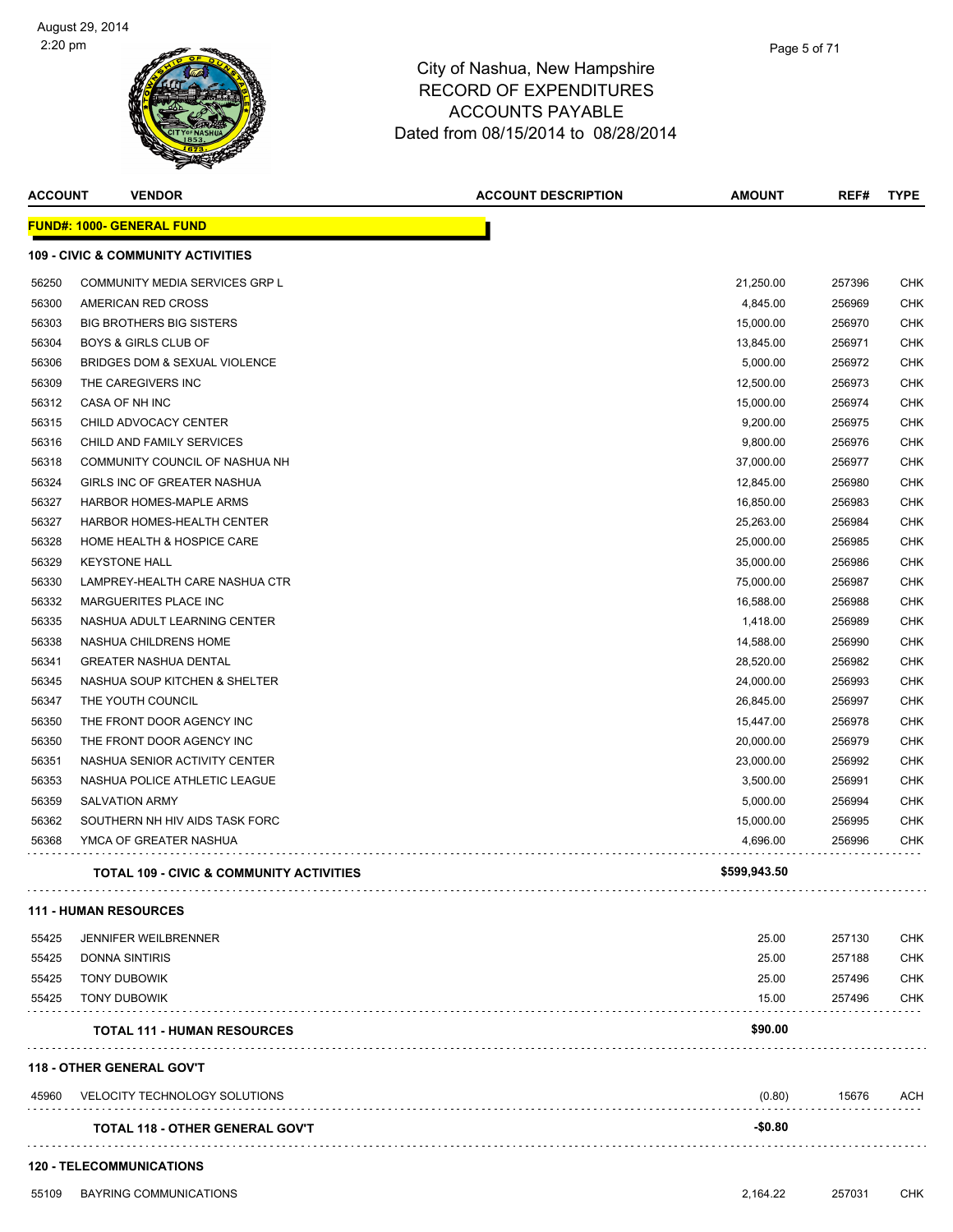# City of Nashua, New Hampshire
## RECORD OF EXPENDITURES
## ACCOUNTS PAYABLE
Dated from 08/15/2014 to 08/28/2014

| ACCOUNT | VENDOR | ACCOUNT DESCRIPTION | AMOUNT | REF# | TYPE |
|---|---|---|---|---|---|
| **FUND#: 1000- GENERAL FUND** | | | | | |
| **109 - CIVIC & COMMUNITY ACTIVITIES** | | | | | |
| 56250 | COMMUNITY MEDIA SERVICES GRP L | | 21,250.00 | 257396 | CHK |
| 56300 | AMERICAN RED CROSS | | 4,845.00 | 256969 | CHK |
| 56303 | BIG BROTHERS BIG SISTERS | | 15,000.00 | 256970 | CHK |
| 56304 | BOYS & GIRLS CLUB OF | | 13,845.00 | 256971 | CHK |
| 56306 | BRIDGES DOM & SEXUAL VIOLENCE | | 5,000.00 | 256972 | CHK |
| 56309 | THE CAREGIVERS INC | | 12,500.00 | 256973 | CHK |
| 56312 | CASA OF NH INC | | 15,000.00 | 256974 | CHK |
| 56315 | CHILD ADVOCACY CENTER | | 9,200.00 | 256975 | CHK |
| 56316 | CHILD AND FAMILY SERVICES | | 9,800.00 | 256976 | CHK |
| 56318 | COMMUNITY COUNCIL OF NASHUA NH | | 37,000.00 | 256977 | CHK |
| 56324 | GIRLS INC OF GREATER NASHUA | | 12,845.00 | 256980 | CHK |
| 56327 | HARBOR HOMES-MAPLE ARMS | | 16,850.00 | 256983 | CHK |
| 56327 | HARBOR HOMES-HEALTH CENTER | | 25,263.00 | 256984 | CHK |
| 56328 | HOME HEALTH & HOSPICE CARE | | 25,000.00 | 256985 | CHK |
| 56329 | KEYSTONE HALL | | 35,000.00 | 256986 | CHK |
| 56330 | LAMPREY-HEALTH CARE NASHUA CTR | | 75,000.00 | 256987 | CHK |
| 56332 | MARGUERITES PLACE INC | | 16,588.00 | 256988 | CHK |
| 56335 | NASHUA ADULT LEARNING CENTER | | 1,418.00 | 256989 | CHK |
| 56338 | NASHUA CHILDRENS HOME | | 14,588.00 | 256990 | CHK |
| 56341 | GREATER NASHUA DENTAL | | 28,520.00 | 256982 | CHK |
| 56345 | NASHUA SOUP KITCHEN & SHELTER | | 24,000.00 | 256993 | CHK |
| 56347 | THE YOUTH COUNCIL | | 26,845.00 | 256997 | CHK |
| 56350 | THE FRONT DOOR AGENCY INC | | 15,447.00 | 256978 | CHK |
| 56350 | THE FRONT DOOR AGENCY INC | | 20,000.00 | 256979 | CHK |
| 56351 | NASHUA SENIOR ACTIVITY CENTER | | 23,000.00 | 256992 | CHK |
| 56353 | NASHUA POLICE ATHLETIC LEAGUE | | 3,500.00 | 256991 | CHK |
| 56359 | SALVATION ARMY | | 5,000.00 | 256994 | CHK |
| 56362 | SOUTHERN NH HIV AIDS TASK FORC | | 15,000.00 | 256995 | CHK |
| 56368 | YMCA OF GREATER NASHUA | | 4,696.00 | 256996 | CHK |
| | **TOTAL 109 - CIVIC & COMMUNITY ACTIVITIES** | | **$599,943.50** | | |
| **111 - HUMAN RESOURCES** | | | | | |
| 55425 | JENNIFER WEILBRENNER | | 25.00 | 257130 | CHK |
| 55425 | DONNA SINTIRIS | | 25.00 | 257188 | CHK |
| 55425 | TONY DUBOWIK | | 25.00 | 257496 | CHK |
| 55425 | TONY DUBOWIK | | 15.00 | 257496 | CHK |
| | **TOTAL 111 - HUMAN RESOURCES** | | **$90.00** | | |
| **118 - OTHER GENERAL GOV'T** | | | | | |
| 45960 | VELOCITY TECHNOLOGY SOLUTIONS | | (0.80) | 15676 | ACH |
| | **TOTAL 118 - OTHER GENERAL GOV'T** | | **-$0.80** | | |
| **120 - TELECOMMUNICATIONS** | | | | | |
| 55109 | BAYRING COMMUNICATIONS | | 2,164.22 | 257031 | CHK |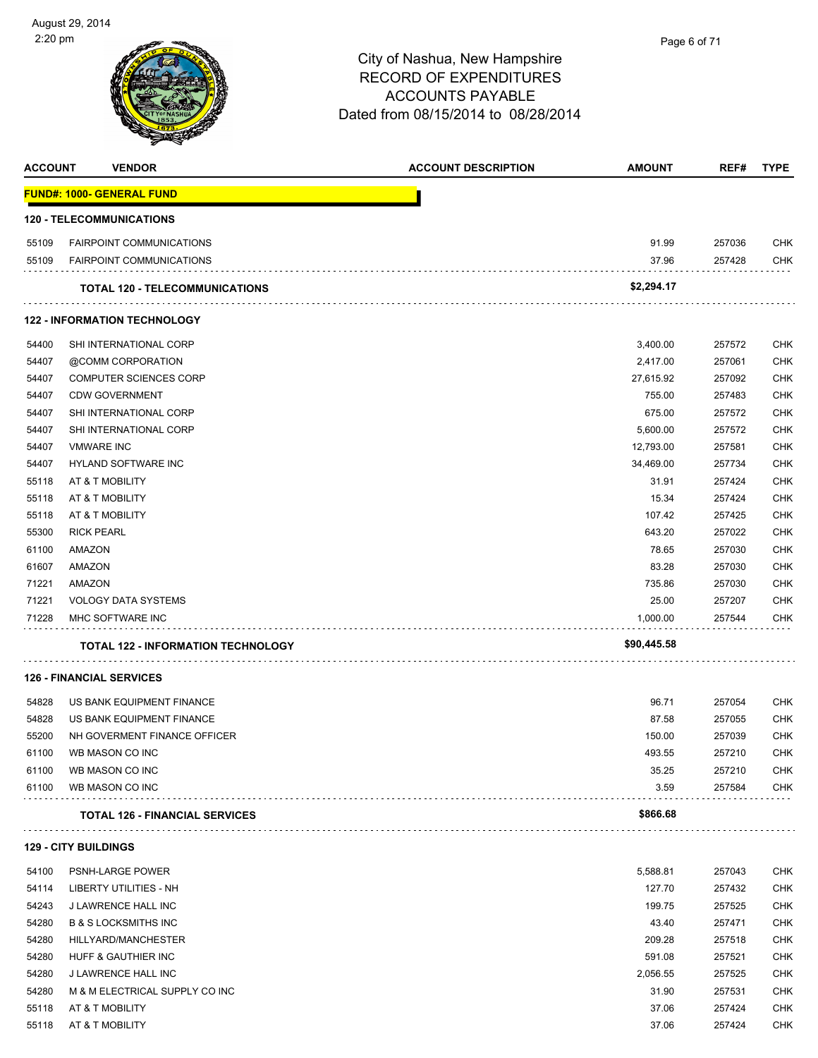City of Nashua, New Hampshire
RECORD OF EXPENDITURES
ACCOUNTS PAYABLE
Dated from 08/15/2014 to 08/28/2014

August 29, 2014
2:20 pm

| ACCOUNT | VENDOR | ACCOUNT DESCRIPTION | AMOUNT | REF# | TYPE |
|---|---|---|---|---|---|
| **FUND#: 1000- GENERAL FUND** | | | | | |
| **120 - TELECOMMUNICATIONS** | | | | | |
| 55109 | FAIRPOINT COMMUNICATIONS | | 91.99 | 257036 | CHK |
| 55109 | FAIRPOINT COMMUNICATIONS | | 37.96 | 257428 | CHK |
| | **TOTAL 120 - TELECOMMUNICATIONS** | | **$2,294.17** | | |
| **122 - INFORMATION TECHNOLOGY** | | | | | |
| 54400 | SHI INTERNATIONAL CORP | | 3,400.00 | 257572 | CHK |
| 54407 | @COMM CORPORATION | | 2,417.00 | 257061 | CHK |
| 54407 | COMPUTER SCIENCES CORP | | 27,615.92 | 257092 | CHK |
| 54407 | CDW GOVERNMENT | | 755.00 | 257483 | CHK |
| 54407 | SHI INTERNATIONAL CORP | | 675.00 | 257572 | CHK |
| 54407 | SHI INTERNATIONAL CORP | | 5,600.00 | 257572 | CHK |
| 54407 | VMWARE INC | | 12,793.00 | 257581 | CHK |
| 54407 | HYLAND SOFTWARE INC | | 34,469.00 | 257734 | CHK |
| 55118 | AT & T MOBILITY | | 31.91 | 257424 | CHK |
| 55118 | AT & T MOBILITY | | 15.34 | 257424 | CHK |
| 55118 | AT & T MOBILITY | | 107.42 | 257425 | CHK |
| 55300 | RICK PEARL | | 643.20 | 257022 | CHK |
| 61100 | AMAZON | | 78.65 | 257030 | CHK |
| 61607 | AMAZON | | 83.28 | 257030 | CHK |
| 71221 | AMAZON | | 735.86 | 257030 | CHK |
| 71221 | VOLOGY DATA SYSTEMS | | 25.00 | 257207 | CHK |
| 71228 | MHC SOFTWARE INC | | 1,000.00 | 257544 | CHK |
| | **TOTAL 122 - INFORMATION TECHNOLOGY** | | **$90,445.58** | | |
| **126 - FINANCIAL SERVICES** | | | | | |
| 54828 | US BANK EQUIPMENT FINANCE | | 96.71 | 257054 | CHK |
| 54828 | US BANK EQUIPMENT FINANCE | | 87.58 | 257055 | CHK |
| 55200 | NH GOVERMENT FINANCE OFFICER | | 150.00 | 257039 | CHK |
| 61100 | WB MASON CO INC | | 493.55 | 257210 | CHK |
| 61100 | WB MASON CO INC | | 35.25 | 257210 | CHK |
| 61100 | WB MASON CO INC | | 3.59 | 257584 | CHK |
| | **TOTAL 126 - FINANCIAL SERVICES** | | **$866.68** | | |
| **129 - CITY BUILDINGS** | | | | | |
| 54100 | PSNH-LARGE POWER | | 5,588.81 | 257043 | CHK |
| 54114 | LIBERTY UTILITIES - NH | | 127.70 | 257432 | CHK |
| 54243 | J LAWRENCE HALL INC | | 199.75 | 257525 | CHK |
| 54280 | B & S LOCKSMITHS INC | | 43.40 | 257471 | CHK |
| 54280 | HILLYARD/MANCHESTER | | 209.28 | 257518 | CHK |
| 54280 | HUFF & GAUTHIER INC | | 591.08 | 257521 | CHK |
| 54280 | J LAWRENCE HALL INC | | 2,056.55 | 257525 | CHK |
| 54280 | M & M ELECTRICAL SUPPLY CO INC | | 31.90 | 257531 | CHK |
| 55118 | AT & T MOBILITY | | 37.06 | 257424 | CHK |
| 55118 | AT & T MOBILITY | | 37.06 | 257424 | CHK |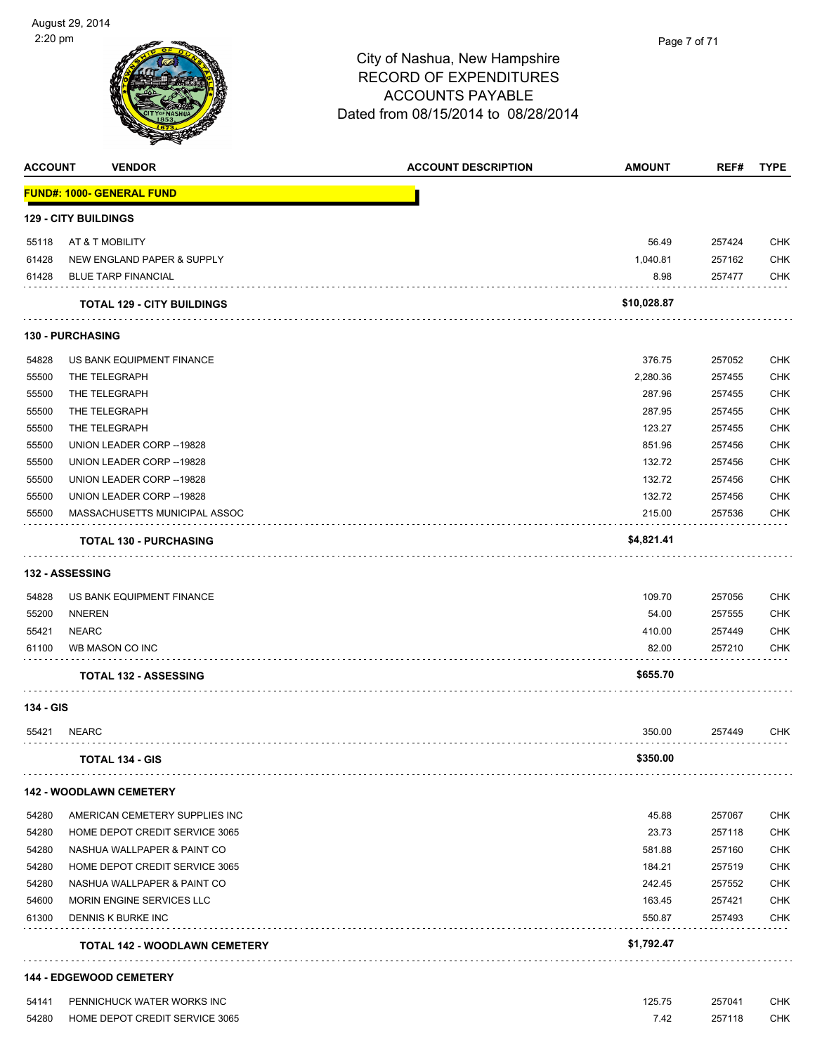City of Nashua, New Hampshire
RECORD OF EXPENDITURES
ACCOUNTS PAYABLE
Dated from 08/15/2014 to 08/28/2014

August 29, 2014
2:20 pm

| ACCOUNT | VENDOR | ACCOUNT DESCRIPTION | AMOUNT | REF# | TYPE |
|---|---|---|---|---|---|
| **FUND#: 1000- GENERAL FUND** | | | | | |
| **129 - CITY BUILDINGS** | | | | | |
| 55118 | AT & T MOBILITY | | 56.49 | 257424 | CHK |
| 61428 | NEW ENGLAND PAPER & SUPPLY | | 1,040.81 | 257162 | CHK |
| 61428 | BLUE TARP FINANCIAL | | 8.98 | 257477 | CHK |
| | **TOTAL 129 - CITY BUILDINGS** | | **$10,028.87** | | |
| **130 - PURCHASING** | | | | | |
| 54828 | US BANK EQUIPMENT FINANCE | | 376.75 | 257052 | CHK |
| 55500 | THE TELEGRAPH | | 2,280.36 | 257455 | CHK |
| 55500 | THE TELEGRAPH | | 287.96 | 257455 | CHK |
| 55500 | THE TELEGRAPH | | 287.95 | 257455 | CHK |
| 55500 | THE TELEGRAPH | | 123.27 | 257455 | CHK |
| 55500 | UNION LEADER CORP --19828 | | 851.96 | 257456 | CHK |
| 55500 | UNION LEADER CORP --19828 | | 132.72 | 257456 | CHK |
| 55500 | UNION LEADER CORP --19828 | | 132.72 | 257456 | CHK |
| 55500 | UNION LEADER CORP --19828 | | 132.72 | 257456 | CHK |
| 55500 | MASSACHUSETTS MUNICIPAL ASSOC | | 215.00 | 257536 | CHK |
| | **TOTAL 130 - PURCHASING** | | **$4,821.41** | | |
| **132 - ASSESSING** | | | | | |
| 54828 | US BANK EQUIPMENT FINANCE | | 109.70 | 257056 | CHK |
| 55200 | NNEREN | | 54.00 | 257555 | CHK |
| 55421 | NEARC | | 410.00 | 257449 | CHK |
| 61100 | WB MASON CO INC | | 82.00 | 257210 | CHK |
| | **TOTAL 132 - ASSESSING** | | **$655.70** | | |
| **134 - GIS** | | | | | |
| 55421 | NEARC | | 350.00 | 257449 | CHK |
| | **TOTAL 134 - GIS** | | **$350.00** | | |
| **142 - WOODLAWN CEMETERY** | | | | | |
| 54280 | AMERICAN CEMETERY SUPPLIES INC | | 45.88 | 257067 | CHK |
| 54280 | HOME DEPOT CREDIT SERVICE 3065 | | 23.73 | 257118 | CHK |
| 54280 | NASHUA WALLPAPER & PAINT CO | | 581.88 | 257160 | CHK |
| 54280 | HOME DEPOT CREDIT SERVICE 3065 | | 184.21 | 257519 | CHK |
| 54280 | NASHUA WALLPAPER & PAINT CO | | 242.45 | 257552 | CHK |
| 54600 | MORIN ENGINE SERVICES LLC | | 163.45 | 257421 | CHK |
| 61300 | DENNIS K BURKE INC | | 550.87 | 257493 | CHK |
| | **TOTAL 142 - WOODLAWN CEMETERY** | | **$1,792.47** | | |
| **144 - EDGEWOOD CEMETERY** | | | | | |
| 54141 | PENNICHUCK WATER WORKS INC | | 125.75 | 257041 | CHK |
| 54280 | HOME DEPOT CREDIT SERVICE 3065 | | 7.42 | 257118 | CHK |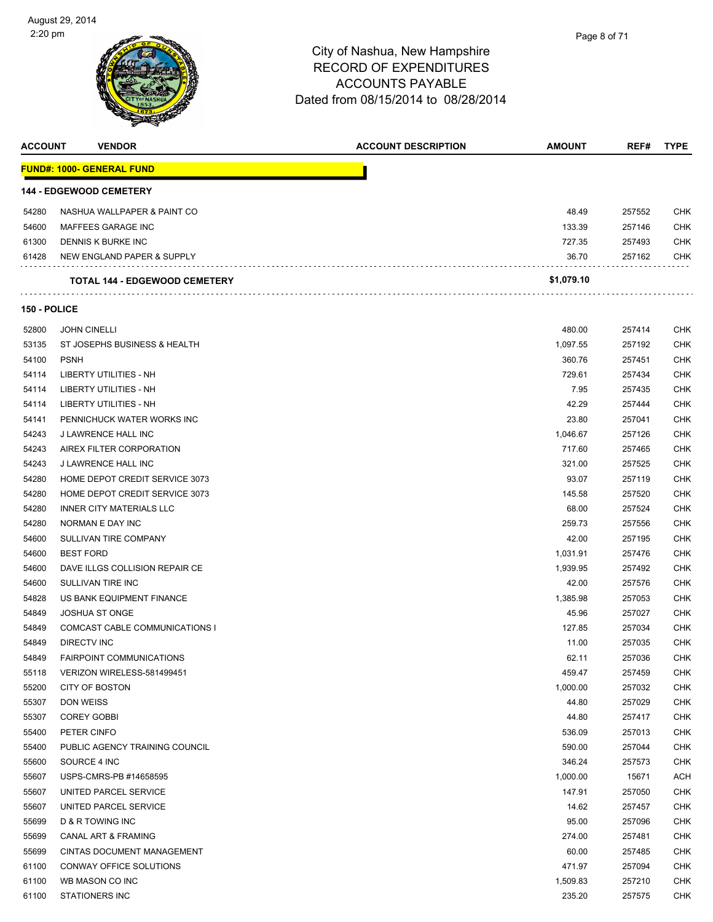City of Nashua, New Hampshire
RECORD OF EXPENDITURES
ACCOUNTS PAYABLE
Dated from 08/15/2014 to 08/28/2014

| ACCOUNT | VENDOR | ACCOUNT DESCRIPTION | AMOUNT | REF# | TYPE |
|---|---|---|---|---|---|
| **FUND#: 1000- GENERAL FUND** | | | | | |
| **144 - EDGEWOOD CEMETERY** | | | | | |
| 54280 | NASHUA WALLPAPER & PAINT CO | | 48.49 | 257552 | CHK |
| 54600 | MAFFEES GARAGE INC | | 133.39 | 257146 | CHK |
| 61300 | DENNIS K BURKE INC | | 727.35 | 257493 | CHK |
| 61428 | NEW ENGLAND PAPER & SUPPLY | | 36.70 | 257162 | CHK |
| | **TOTAL 144 - EDGEWOOD CEMETERY** | | **$1,079.10** | | |
| **150 - POLICE** | | | | | |
| 52800 | JOHN CINELLI | | 480.00 | 257414 | CHK |
| 53135 | ST JOSEPHS BUSINESS & HEALTH | | 1,097.55 | 257192 | CHK |
| 54100 | PSNH | | 360.76 | 257451 | CHK |
| 54114 | LIBERTY UTILITIES - NH | | 729.61 | 257434 | CHK |
| 54114 | LIBERTY UTILITIES - NH | | 7.95 | 257435 | CHK |
| 54114 | LIBERTY UTILITIES - NH | | 42.29 | 257444 | CHK |
| 54141 | PENNICHUCK WATER WORKS INC | | 23.80 | 257041 | CHK |
| 54243 | J LAWRENCE HALL INC | | 1,046.67 | 257126 | CHK |
| 54243 | AIREX FILTER CORPORATION | | 717.60 | 257465 | CHK |
| 54243 | J LAWRENCE HALL INC | | 321.00 | 257525 | CHK |
| 54280 | HOME DEPOT CREDIT SERVICE 3073 | | 93.07 | 257119 | CHK |
| 54280 | HOME DEPOT CREDIT SERVICE 3073 | | 145.58 | 257520 | CHK |
| 54280 | INNER CITY MATERIALS LLC | | 68.00 | 257524 | CHK |
| 54280 | NORMAN E DAY INC | | 259.73 | 257556 | CHK |
| 54600 | SULLIVAN TIRE COMPANY | | 42.00 | 257195 | CHK |
| 54600 | BEST FORD | | 1,031.91 | 257476 | CHK |
| 54600 | DAVE ILLGS COLLISION REPAIR CE | | 1,939.95 | 257492 | CHK |
| 54600 | SULLIVAN TIRE INC | | 42.00 | 257576 | CHK |
| 54828 | US BANK EQUIPMENT FINANCE | | 1,385.98 | 257053 | CHK |
| 54849 | JOSHUA ST ONGE | | 45.96 | 257027 | CHK |
| 54849 | COMCAST CABLE COMMUNICATIONS I | | 127.85 | 257034 | CHK |
| 54849 | DIRECTV INC | | 11.00 | 257035 | CHK |
| 54849 | FAIRPOINT COMMUNICATIONS | | 62.11 | 257036 | CHK |
| 55118 | VERIZON WIRELESS-581499451 | | 459.47 | 257459 | CHK |
| 55200 | CITY OF BOSTON | | 1,000.00 | 257032 | CHK |
| 55307 | DON WEISS | | 44.80 | 257029 | CHK |
| 55307 | COREY GOBBI | | 44.80 | 257417 | CHK |
| 55400 | PETER CINFO | | 536.09 | 257013 | CHK |
| 55400 | PUBLIC AGENCY TRAINING COUNCIL | | 590.00 | 257044 | CHK |
| 55600 | SOURCE 4 INC | | 346.24 | 257573 | CHK |
| 55607 | USPS-CMRS-PB #14658595 | | 1,000.00 | 15671 | ACH |
| 55607 | UNITED PARCEL SERVICE | | 147.91 | 257050 | CHK |
| 55607 | UNITED PARCEL SERVICE | | 14.62 | 257457 | CHK |
| 55699 | D & R TOWING INC | | 95.00 | 257096 | CHK |
| 55699 | CANAL ART & FRAMING | | 274.00 | 257481 | CHK |
| 55699 | CINTAS DOCUMENT MANAGEMENT | | 60.00 | 257485 | CHK |
| 61100 | CONWAY OFFICE SOLUTIONS | | 471.97 | 257094 | CHK |
| 61100 | WB MASON CO INC | | 1,509.83 | 257210 | CHK |
| 61100 | STATIONERS INC | | 235.20 | 257575 | CHK |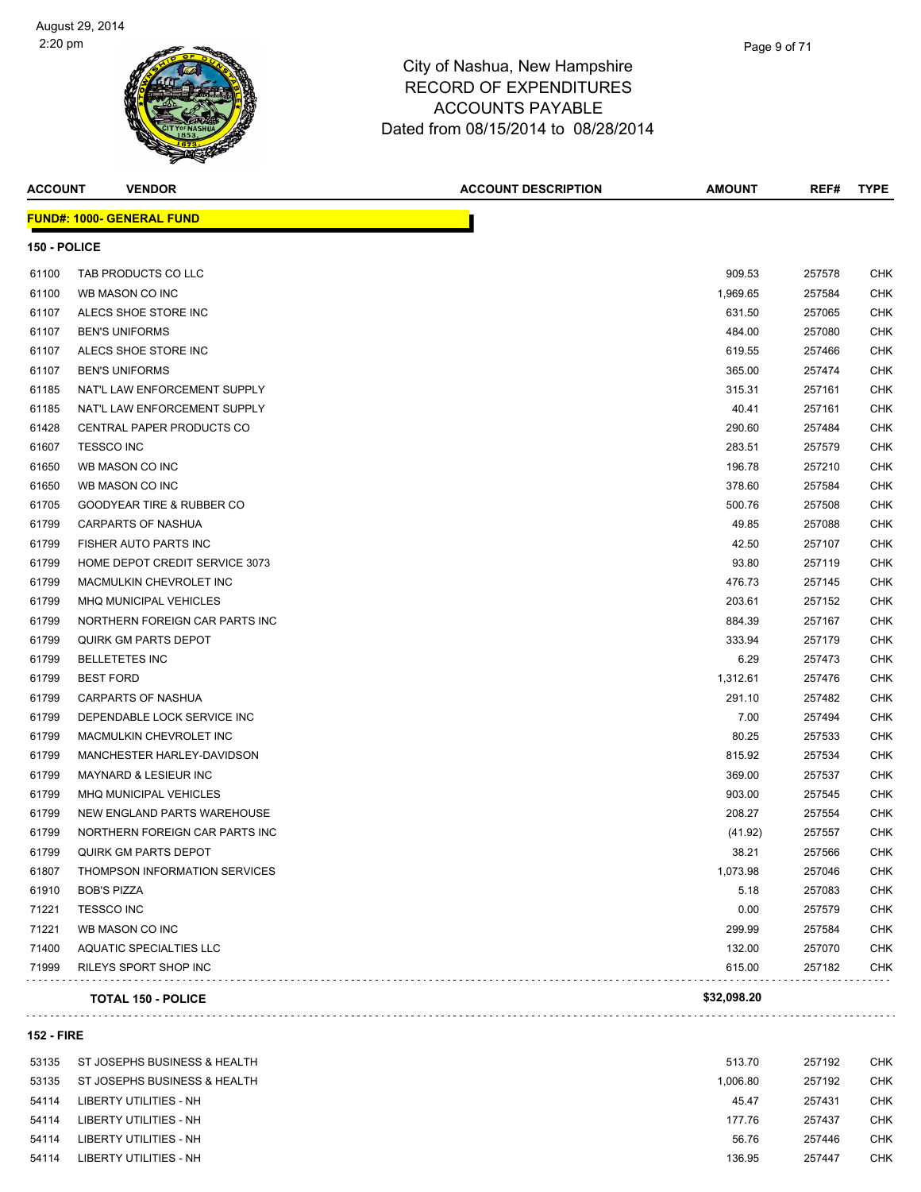# City of Nashua, New Hampshire
## RECORD OF EXPENDITURES
## ACCOUNTS PAYABLE
## Dated from 08/15/2014 to 08/28/2014

| ACCOUNT | VENDOR | ACCOUNT DESCRIPTION | AMOUNT | REF# | TYPE |
|---|---|---|---|---|---|

**FUND#: 1000- GENERAL FUND**

### 150 - POLICE

| ACCOUNT | VENDOR | ACCOUNT DESCRIPTION | AMOUNT | REF# | TYPE |
|---|---|---|---|---|---|
| 61100 | TAB PRODUCTS CO LLC | | 909.53 | 257578 | CHK |
| 61100 | WB MASON CO INC | | 1,969.65 | 257584 | CHK |
| 61107 | ALECS SHOE STORE INC | | 631.50 | 257065 | CHK |
| 61107 | BEN'S UNIFORMS | | 484.00 | 257080 | CHK |
| 61107 | ALECS SHOE STORE INC | | 619.55 | 257466 | CHK |
| 61107 | BEN'S UNIFORMS | | 365.00 | 257474 | CHK |
| 61185 | NAT'L LAW ENFORCEMENT SUPPLY | | 315.31 | 257161 | CHK |
| 61185 | NAT'L LAW ENFORCEMENT SUPPLY | | 40.41 | 257161 | CHK |
| 61428 | CENTRAL PAPER PRODUCTS CO | | 290.60 | 257484 | CHK |
| 61607 | TESSCO INC | | 283.51 | 257579 | CHK |
| 61650 | WB MASON CO INC | | 196.78 | 257210 | CHK |
| 61650 | WB MASON CO INC | | 378.60 | 257584 | CHK |
| 61705 | GOODYEAR TIRE & RUBBER CO | | 500.76 | 257508 | CHK |
| 61799 | CARPARTS OF NASHUA | | 49.85 | 257088 | CHK |
| 61799 | FISHER AUTO PARTS INC | | 42.50 | 257107 | CHK |
| 61799 | HOME DEPOT CREDIT SERVICE 3073 | | 93.80 | 257119 | CHK |
| 61799 | MACMULKIN CHEVROLET INC | | 476.73 | 257145 | CHK |
| 61799 | MHQ MUNICIPAL VEHICLES | | 203.61 | 257152 | CHK |
| 61799 | NORTHERN FOREIGN CAR PARTS INC | | 884.39 | 257167 | CHK |
| 61799 | QUIRK GM PARTS DEPOT | | 333.94 | 257179 | CHK |
| 61799 | BELLETETES INC | | 6.29 | 257473 | CHK |
| 61799 | BEST FORD | | 1,312.61 | 257476 | CHK |
| 61799 | CARPARTS OF NASHUA | | 291.10 | 257482 | CHK |
| 61799 | DEPENDABLE LOCK SERVICE INC | | 7.00 | 257494 | CHK |
| 61799 | MACMULKIN CHEVROLET INC | | 80.25 | 257533 | CHK |
| 61799 | MANCHESTER HARLEY-DAVIDSON | | 815.92 | 257534 | CHK |
| 61799 | MAYNARD & LESIEUR INC | | 369.00 | 257537 | CHK |
| 61799 | MHQ MUNICIPAL VEHICLES | | 903.00 | 257545 | CHK |
| 61799 | NEW ENGLAND PARTS WAREHOUSE | | 208.27 | 257554 | CHK |
| 61799 | NORTHERN FOREIGN CAR PARTS INC | | (41.92) | 257557 | CHK |
| 61799 | QUIRK GM PARTS DEPOT | | 38.21 | 257566 | CHK |
| 61807 | THOMPSON INFORMATION SERVICES | | 1,073.98 | 257046 | CHK |
| 61910 | BOB'S PIZZA | | 5.18 | 257083 | CHK |
| 71221 | TESSCO INC | | 0.00 | 257579 | CHK |
| 71221 | WB MASON CO INC | | 299.99 | 257584 | CHK |
| 71400 | AQUATIC SPECIALTIES LLC | | 132.00 | 257070 | CHK |
| 71999 | RILEYS SPORT SHOP INC | | 615.00 | 257182 | CHK |
| | **TOTAL 150 - POLICE** | | **$32,098.20** | | |

### 152 - FIRE

| ACCOUNT | VENDOR | ACCOUNT DESCRIPTION | AMOUNT | REF# | TYPE |
|---|---|---|---|---|---|
| 53135 | ST JOSEPHS BUSINESS & HEALTH | | 513.70 | 257192 | CHK |
| 53135 | ST JOSEPHS BUSINESS & HEALTH | | 1,006.80 | 257192 | CHK |
| 54114 | LIBERTY UTILITIES - NH | | 45.47 | 257431 | CHK |
| 54114 | LIBERTY UTILITIES - NH | | 177.76 | 257437 | CHK |
| 54114 | LIBERTY UTILITIES - NH | | 56.76 | 257446 | CHK |
| 54114 | LIBERTY UTILITIES - NH | | 136.95 | 257447 | CHK |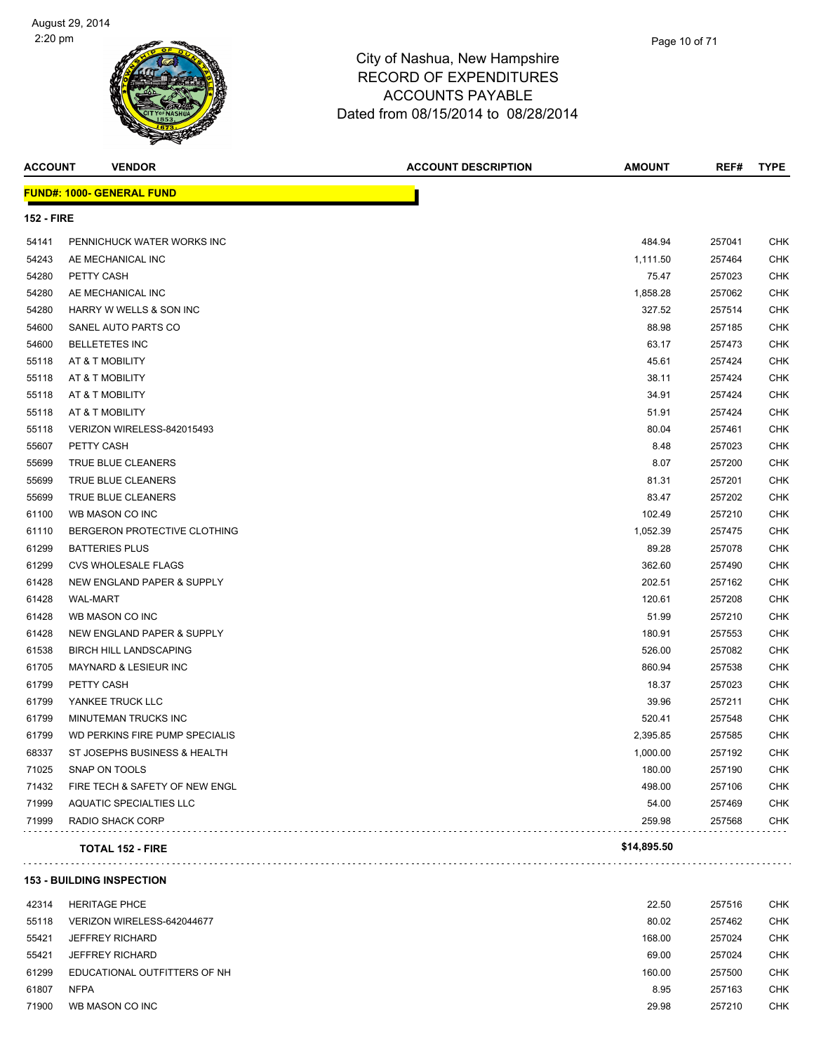# City of Nashua, New Hampshire
## RECORD OF EXPENDITURES
## ACCOUNTS PAYABLE
### Dated from 08/15/2014 to 08/28/2014

| ACCOUNT | VENDOR | ACCOUNT DESCRIPTION | AMOUNT | REF# | TYPE |
|---|---|---|---|---|---|
| **FUND#: 1000- GENERAL FUND** | | | | | |
| **152 - FIRE** | | | | | |
| 54141 | PENNICHUCK WATER WORKS INC | | 484.94 | 257041 | CHK |
| 54243 | AE MECHANICAL INC | | 1,111.50 | 257464 | CHK |
| 54280 | PETTY CASH | | 75.47 | 257023 | CHK |
| 54280 | AE MECHANICAL INC | | 1,858.28 | 257062 | CHK |
| 54280 | HARRY W WELLS & SON INC | | 327.52 | 257514 | CHK |
| 54600 | SANEL AUTO PARTS CO | | 88.98 | 257185 | CHK |
| 54600 | BELLETETES INC | | 63.17 | 257473 | CHK |
| 55118 | AT & T MOBILITY | | 45.61 | 257424 | CHK |
| 55118 | AT & T MOBILITY | | 38.11 | 257424 | CHK |
| 55118 | AT & T MOBILITY | | 34.91 | 257424 | CHK |
| 55118 | AT & T MOBILITY | | 51.91 | 257424 | CHK |
| 55118 | VERIZON WIRELESS-842015493 | | 80.04 | 257461 | CHK |
| 55607 | PETTY CASH | | 8.48 | 257023 | CHK |
| 55699 | TRUE BLUE CLEANERS | | 8.07 | 257200 | CHK |
| 55699 | TRUE BLUE CLEANERS | | 81.31 | 257201 | CHK |
| 55699 | TRUE BLUE CLEANERS | | 83.47 | 257202 | CHK |
| 61100 | WB MASON CO INC | | 102.49 | 257210 | CHK |
| 61110 | BERGERON PROTECTIVE CLOTHING | | 1,052.39 | 257475 | CHK |
| 61299 | BATTERIES PLUS | | 89.28 | 257078 | CHK |
| 61299 | CVS WHOLESALE FLAGS | | 362.60 | 257490 | CHK |
| 61428 | NEW ENGLAND PAPER & SUPPLY | | 202.51 | 257162 | CHK |
| 61428 | WAL-MART | | 120.61 | 257208 | CHK |
| 61428 | WB MASON CO INC | | 51.99 | 257210 | CHK |
| 61428 | NEW ENGLAND PAPER & SUPPLY | | 180.91 | 257553 | CHK |
| 61538 | BIRCH HILL LANDSCAPING | | 526.00 | 257082 | CHK |
| 61705 | MAYNARD & LESIEUR INC | | 860.94 | 257538 | CHK |
| 61799 | PETTY CASH | | 18.37 | 257023 | CHK |
| 61799 | YANKEE TRUCK LLC | | 39.96 | 257211 | CHK |
| 61799 | MINUTEMAN TRUCKS INC | | 520.41 | 257548 | CHK |
| 61799 | WD PERKINS FIRE PUMP SPECIALIS | | 2,395.85 | 257585 | CHK |
| 68337 | ST JOSEPHS BUSINESS & HEALTH | | 1,000.00 | 257192 | CHK |
| 71025 | SNAP ON TOOLS | | 180.00 | 257190 | CHK |
| 71432 | FIRE TECH & SAFETY OF NEW ENGL | | 498.00 | 257106 | CHK |
| 71999 | AQUATIC SPECIALTIES LLC | | 54.00 | 257469 | CHK |
| 71999 | RADIO SHACK CORP | | 259.98 | 257568 | CHK |
| | **TOTAL 152 - FIRE** | | **$14,895.50** | | |
| **153 - BUILDING INSPECTION** | | | | | |
| 42314 | HERITAGE PHCE | | 22.50 | 257516 | CHK |
| 55118 | VERIZON WIRELESS-642044677 | | 80.02 | 257462 | CHK |
| 55421 | JEFFREY RICHARD | | 168.00 | 257024 | CHK |
| 55421 | JEFFREY RICHARD | | 69.00 | 257024 | CHK |
| 61299 | EDUCATIONAL OUTFITTERS OF NH | | 160.00 | 257500 | CHK |
| 61807 | NFPA | | 8.95 | 257163 | CHK |
| 71900 | WB MASON CO INC | | 29.98 | 257210 | CHK |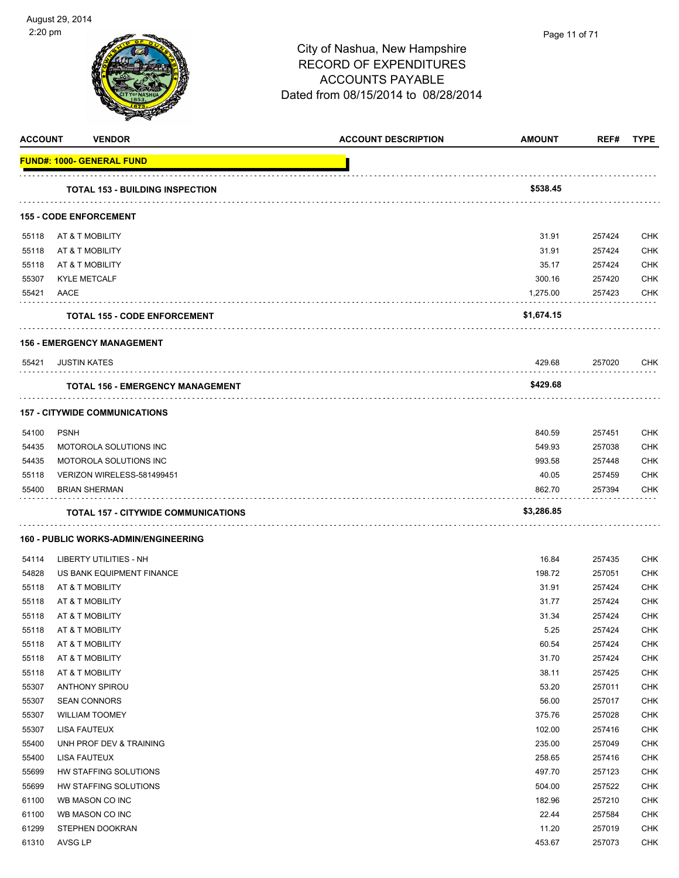# City of Nashua, New Hampshire
## RECORD OF EXPENDITURES
## ACCOUNTS PAYABLE
### Dated from 08/15/2014 to 08/28/2014

August 29, 2014
2:20 pm

| ACCOUNT | VENDOR | ACCOUNT DESCRIPTION | AMOUNT | REF# | TYPE |
|---|---|---|---|---|---|
| **FUND#: 1000- GENERAL FUND** | | | | | |
| | **TOTAL 153 - BUILDING INSPECTION** | | **$538.45** | | |
| **155 - CODE ENFORCEMENT** | | | | | |
| 55118 | AT & T MOBILITY | | 31.91 | 257424 | CHK |
| 55118 | AT & T MOBILITY | | 31.91 | 257424 | CHK |
| 55118 | AT & T MOBILITY | | 35.17 | 257424 | CHK |
| 55307 | KYLE METCALF | | 300.16 | 257420 | CHK |
| 55421 | AACE | | 1,275.00 | 257423 | CHK |
| | **TOTAL 155 - CODE ENFORCEMENT** | | **$1,674.15** | | |
| **156 - EMERGENCY MANAGEMENT** | | | | | |
| 55421 | JUSTIN KATES | | 429.68 | 257020 | CHK |
| | **TOTAL 156 - EMERGENCY MANAGEMENT** | | **$429.68** | | |
| **157 - CITYWIDE COMMUNICATIONS** | | | | | |
| 54100 | PSNH | | 840.59 | 257451 | CHK |
| 54435 | MOTOROLA SOLUTIONS INC | | 549.93 | 257038 | CHK |
| 54435 | MOTOROLA SOLUTIONS INC | | 993.58 | 257448 | CHK |
| 55118 | VERIZON WIRELESS-581499451 | | 40.05 | 257459 | CHK |
| 55400 | BRIAN SHERMAN | | 862.70 | 257394 | CHK |
| | **TOTAL 157 - CITYWIDE COMMUNICATIONS** | | **$3,286.85** | | |
| **160 - PUBLIC WORKS-ADMIN/ENGINEERING** | | | | | |
| 54114 | LIBERTY UTILITIES - NH | | 16.84 | 257435 | CHK |
| 54828 | US BANK EQUIPMENT FINANCE | | 198.72 | 257051 | CHK |
| 55118 | AT & T MOBILITY | | 31.91 | 257424 | CHK |
| 55118 | AT & T MOBILITY | | 31.77 | 257424 | CHK |
| 55118 | AT & T MOBILITY | | 31.34 | 257424 | CHK |
| 55118 | AT & T MOBILITY | | 5.25 | 257424 | CHK |
| 55118 | AT & T MOBILITY | | 60.54 | 257424 | CHK |
| 55118 | AT & T MOBILITY | | 31.70 | 257424 | CHK |
| 55118 | AT & T MOBILITY | | 38.11 | 257425 | CHK |
| 55307 | ANTHONY SPIROU | | 53.20 | 257011 | CHK |
| 55307 | SEAN CONNORS | | 56.00 | 257017 | CHK |
| 55307 | WILLIAM TOOMEY | | 375.76 | 257028 | CHK |
| 55307 | LISA FAUTEUX | | 102.00 | 257416 | CHK |
| 55400 | UNH PROF DEV & TRAINING | | 235.00 | 257049 | CHK |
| 55400 | LISA FAUTEUX | | 258.65 | 257416 | CHK |
| 55699 | HW STAFFING SOLUTIONS | | 497.70 | 257123 | CHK |
| 55699 | HW STAFFING SOLUTIONS | | 504.00 | 257522 | CHK |
| 61100 | WB MASON CO INC | | 182.96 | 257210 | CHK |
| 61100 | WB MASON CO INC | | 22.44 | 257584 | CHK |
| 61299 | STEPHEN DOOKRAN | | 11.20 | 257019 | CHK |
| 61310 | AVSG LP | | 453.67 | 257073 | CHK |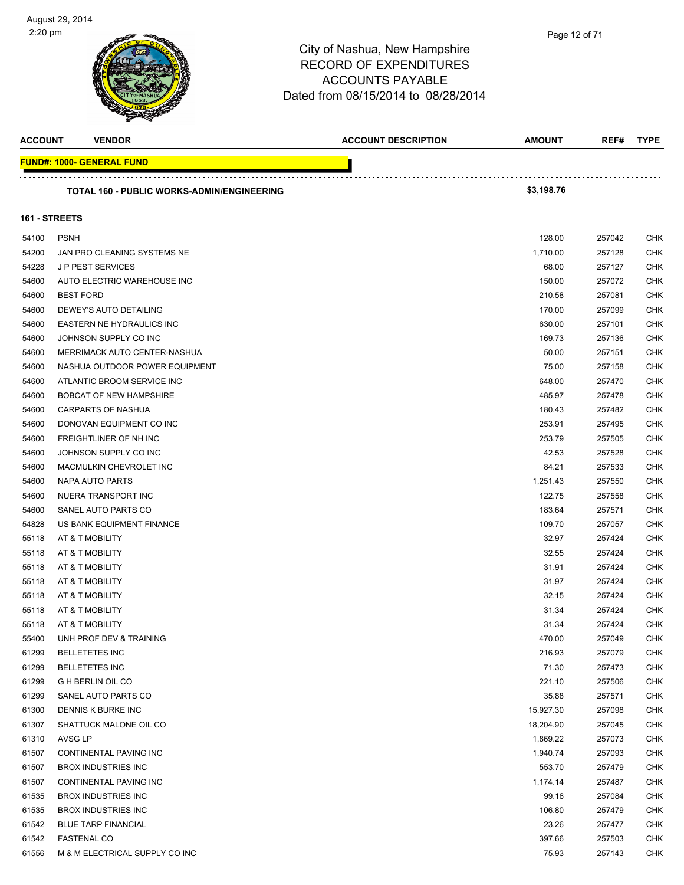City of Nashua, New Hampshire
RECORD OF EXPENDITURES
ACCOUNTS PAYABLE
Dated from 08/15/2014 to 08/28/2014

| ACCOUNT | VENDOR | ACCOUNT DESCRIPTION | AMOUNT | REF# | TYPE |
|---|---|---|---|---|---|
| **FUND#: 1000- GENERAL FUND** | | | | | |
| | **TOTAL 160 - PUBLIC WORKS-ADMIN/ENGINEERING** | | **$3,198.76** | | |
| **161 - STREETS** | | | | | |
| 54100 | PSNH | | 128.00 | 257042 | CHK |
| 54200 | JAN PRO CLEANING SYSTEMS NE | | 1,710.00 | 257128 | CHK |
| 54228 | J P PEST SERVICES | | 68.00 | 257127 | CHK |
| 54600 | AUTO ELECTRIC WAREHOUSE INC | | 150.00 | 257072 | CHK |
| 54600 | BEST FORD | | 210.58 | 257081 | CHK |
| 54600 | DEWEY'S AUTO DETAILING | | 170.00 | 257099 | CHK |
| 54600 | EASTERN NE HYDRAULICS INC | | 630.00 | 257101 | CHK |
| 54600 | JOHNSON SUPPLY CO INC | | 169.73 | 257136 | CHK |
| 54600 | MERRIMACK AUTO CENTER-NASHUA | | 50.00 | 257151 | CHK |
| 54600 | NASHUA OUTDOOR POWER EQUIPMENT | | 75.00 | 257158 | CHK |
| 54600 | ATLANTIC BROOM SERVICE INC | | 648.00 | 257470 | CHK |
| 54600 | BOBCAT OF NEW HAMPSHIRE | | 485.97 | 257478 | CHK |
| 54600 | CARPARTS OF NASHUA | | 180.43 | 257482 | CHK |
| 54600 | DONOVAN EQUIPMENT CO INC | | 253.91 | 257495 | CHK |
| 54600 | FREIGHTLINER OF NH INC | | 253.79 | 257505 | CHK |
| 54600 | JOHNSON SUPPLY CO INC | | 42.53 | 257528 | CHK |
| 54600 | MACMULKIN CHEVROLET INC | | 84.21 | 257533 | CHK |
| 54600 | NAPA AUTO PARTS | | 1,251.43 | 257550 | CHK |
| 54600 | NUERA TRANSPORT INC | | 122.75 | 257558 | CHK |
| 54600 | SANEL AUTO PARTS CO | | 183.64 | 257571 | CHK |
| 54828 | US BANK EQUIPMENT FINANCE | | 109.70 | 257057 | CHK |
| 55118 | AT & T MOBILITY | | 32.97 | 257424 | CHK |
| 55118 | AT & T MOBILITY | | 32.55 | 257424 | CHK |
| 55118 | AT & T MOBILITY | | 31.91 | 257424 | CHK |
| 55118 | AT & T MOBILITY | | 31.97 | 257424 | CHK |
| 55118 | AT & T MOBILITY | | 32.15 | 257424 | CHK |
| 55118 | AT & T MOBILITY | | 31.34 | 257424 | CHK |
| 55118 | AT & T MOBILITY | | 31.34 | 257424 | CHK |
| 55400 | UNH PROF DEV & TRAINING | | 470.00 | 257049 | CHK |
| 61299 | BELLETETES INC | | 216.93 | 257079 | CHK |
| 61299 | BELLETETES INC | | 71.30 | 257473 | CHK |
| 61299 | G H BERLIN OIL CO | | 221.10 | 257506 | CHK |
| 61299 | SANEL AUTO PARTS CO | | 35.88 | 257571 | CHK |
| 61300 | DENNIS K BURKE INC | | 15,927.30 | 257098 | CHK |
| 61307 | SHATTUCK MALONE OIL CO | | 18,204.90 | 257045 | CHK |
| 61310 | AVSG LP | | 1,869.22 | 257073 | CHK |
| 61507 | CONTINENTAL PAVING INC | | 1,940.74 | 257093 | CHK |
| 61507 | BROX INDUSTRIES INC | | 553.70 | 257479 | CHK |
| 61507 | CONTINENTAL PAVING INC | | 1,174.14 | 257487 | CHK |
| 61535 | BROX INDUSTRIES INC | | 99.16 | 257084 | CHK |
| 61535 | BROX INDUSTRIES INC | | 106.80 | 257479 | CHK |
| 61542 | BLUE TARP FINANCIAL | | 23.26 | 257477 | CHK |
| 61542 | FASTENAL CO | | 397.66 | 257503 | CHK |
| 61556 | M & M ELECTRICAL SUPPLY CO INC | | 75.93 | 257143 | CHK |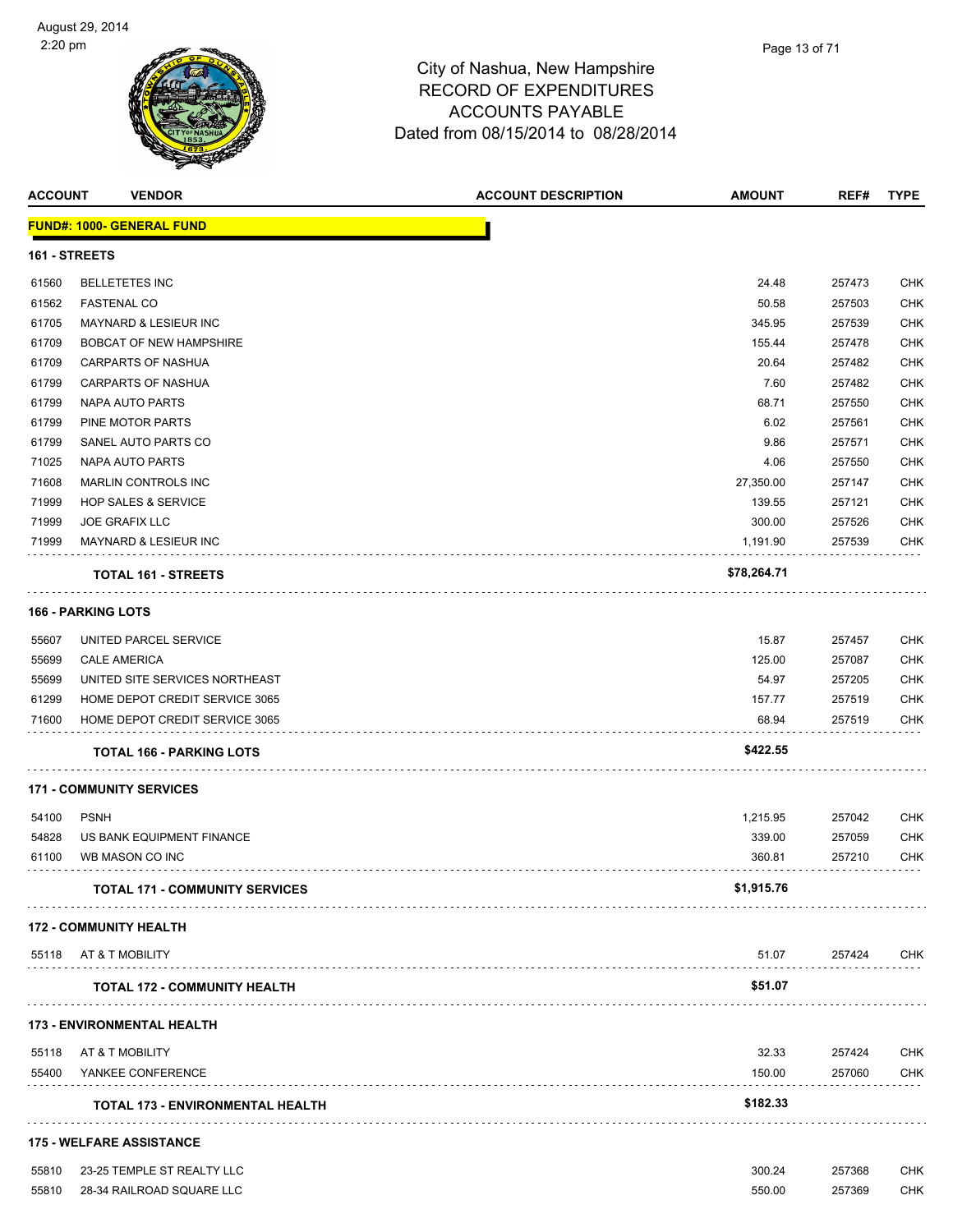# City of Nashua, New Hampshire
## RECORD OF EXPENDITURES
## ACCOUNTS PAYABLE
### Dated from 08/15/2014 to 08/28/2014

August 29, 2014
2:20 pm

| ACCOUNT | VENDOR | ACCOUNT DESCRIPTION | AMOUNT | REF# | TYPE |
|---|---|---|---|---|---|
| **FUND#: 1000- GENERAL FUND** | | | | | |
| **161 - STREETS** | | | | | |
| 61560 | BELLETETES INC | | 24.48 | 257473 | CHK |
| 61562 | FASTENAL CO | | 50.58 | 257503 | CHK |
| 61705 | MAYNARD & LESIEUR INC | | 345.95 | 257539 | CHK |
| 61709 | BOBCAT OF NEW HAMPSHIRE | | 155.44 | 257478 | CHK |
| 61709 | CARPARTS OF NASHUA | | 20.64 | 257482 | CHK |
| 61799 | CARPARTS OF NASHUA | | 7.60 | 257482 | CHK |
| 61799 | NAPA AUTO PARTS | | 68.71 | 257550 | CHK |
| 61799 | PINE MOTOR PARTS | | 6.02 | 257561 | CHK |
| 61799 | SANEL AUTO PARTS CO | | 9.86 | 257571 | CHK |
| 71025 | NAPA AUTO PARTS | | 4.06 | 257550 | CHK |
| 71608 | MARLIN CONTROLS INC | | 27,350.00 | 257147 | CHK |
| 71999 | HOP SALES & SERVICE | | 139.55 | 257121 | CHK |
| 71999 | JOE GRAFIX LLC | | 300.00 | 257526 | CHK |
| 71999 | MAYNARD & LESIEUR INC | | 1,191.90 | 257539 | CHK |
| | **TOTAL 161 - STREETS** | | **$78,264.71** | | |
| **166 - PARKING LOTS** | | | | | |
| 55607 | UNITED PARCEL SERVICE | | 15.87 | 257457 | CHK |
| 55699 | CALE AMERICA | | 125.00 | 257087 | CHK |
| 55699 | UNITED SITE SERVICES NORTHEAST | | 54.97 | 257205 | CHK |
| 61299 | HOME DEPOT CREDIT SERVICE 3065 | | 157.77 | 257519 | CHK |
| 71600 | HOME DEPOT CREDIT SERVICE 3065 | | 68.94 | 257519 | CHK |
| | **TOTAL 166 - PARKING LOTS** | | **$422.55** | | |
| **171 - COMMUNITY SERVICES** | | | | | |
| 54100 | PSNH | | 1,215.95 | 257042 | CHK |
| 54828 | US BANK EQUIPMENT FINANCE | | 339.00 | 257059 | CHK |
| 61100 | WB MASON CO INC | | 360.81 | 257210 | CHK |
| | **TOTAL 171 - COMMUNITY SERVICES** | | **$1,915.76** | | |
| **172 - COMMUNITY HEALTH** | | | | | |
| 55118 | AT & T MOBILITY | | 51.07 | 257424 | CHK |
| | **TOTAL 172 - COMMUNITY HEALTH** | | **$51.07** | | |
| **173 - ENVIRONMENTAL HEALTH** | | | | | |
| 55118 | AT & T MOBILITY | | 32.33 | 257424 | CHK |
| 55400 | YANKEE CONFERENCE | | 150.00 | 257060 | CHK |
| | **TOTAL 173 - ENVIRONMENTAL HEALTH** | | **$182.33** | | |
| **175 - WELFARE ASSISTANCE** | | | | | |
| 55810 | 23-25 TEMPLE ST REALTY LLC | | 300.24 | 257368 | CHK |
| 55810 | 28-34 RAILROAD SQUARE LLC | | 550.00 | 257369 | CHK |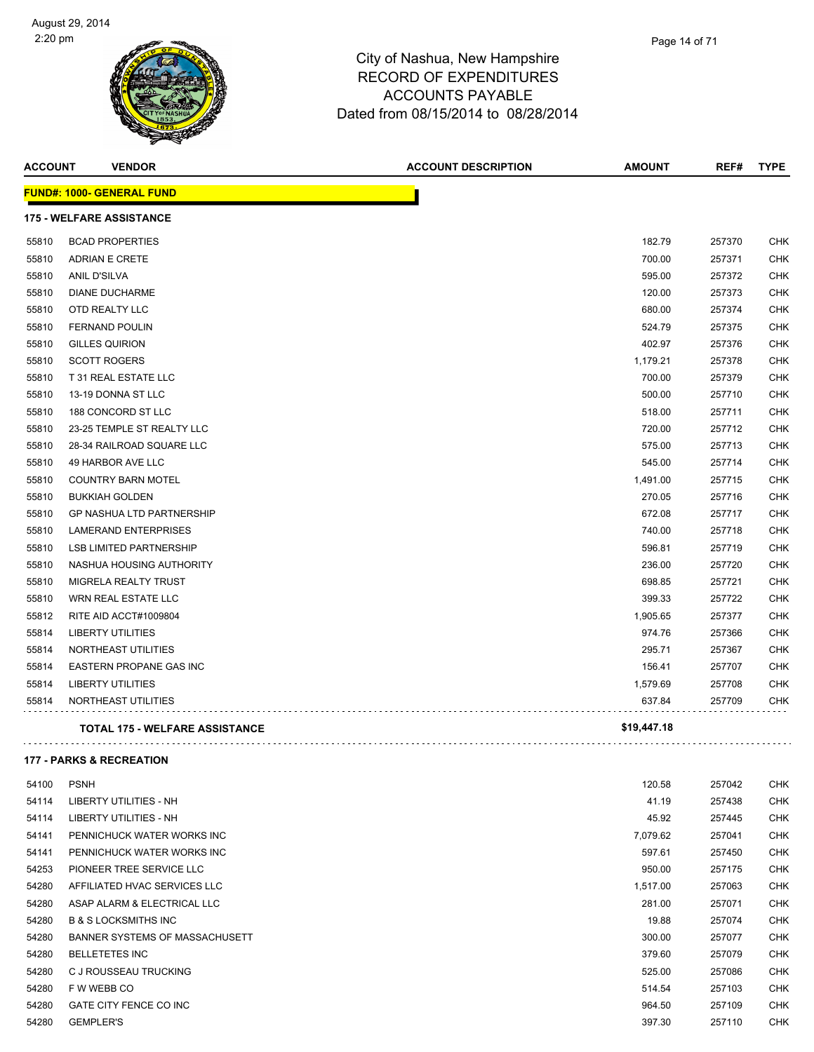City of Nashua, New Hampshire
RECORD OF EXPENDITURES
ACCOUNTS PAYABLE
Dated from 08/15/2014 to 08/28/2014

| ACCOUNT | VENDOR | ACCOUNT DESCRIPTION | AMOUNT | REF# | TYPE |
|---|---|---|---|---|---|
| **FUND#: 1000- GENERAL FUND** | | | | | |
| **175 - WELFARE ASSISTANCE** | | | | | |
| 55810 | BCAD PROPERTIES | | 182.79 | 257370 | CHK |
| 55810 | ADRIAN E CRETE | | 700.00 | 257371 | CHK |
| 55810 | ANIL D'SILVA | | 595.00 | 257372 | CHK |
| 55810 | DIANE DUCHARME | | 120.00 | 257373 | CHK |
| 55810 | OTD REALTY LLC | | 680.00 | 257374 | CHK |
| 55810 | FERNAND POULIN | | 524.79 | 257375 | CHK |
| 55810 | GILLES QUIRION | | 402.97 | 257376 | CHK |
| 55810 | SCOTT ROGERS | | 1,179.21 | 257378 | CHK |
| 55810 | T 31 REAL ESTATE LLC | | 700.00 | 257379 | CHK |
| 55810 | 13-19 DONNA ST LLC | | 500.00 | 257710 | CHK |
| 55810 | 188 CONCORD ST LLC | | 518.00 | 257711 | CHK |
| 55810 | 23-25 TEMPLE ST REALTY LLC | | 720.00 | 257712 | CHK |
| 55810 | 28-34 RAILROAD SQUARE LLC | | 575.00 | 257713 | CHK |
| 55810 | 49 HARBOR AVE LLC | | 545.00 | 257714 | CHK |
| 55810 | COUNTRY BARN MOTEL | | 1,491.00 | 257715 | CHK |
| 55810 | BUKKIAH GOLDEN | | 270.05 | 257716 | CHK |
| 55810 | GP NASHUA LTD PARTNERSHIP | | 672.08 | 257717 | CHK |
| 55810 | LAMERAND ENTERPRISES | | 740.00 | 257718 | CHK |
| 55810 | LSB LIMITED PARTNERSHIP | | 596.81 | 257719 | CHK |
| 55810 | NASHUA HOUSING AUTHORITY | | 236.00 | 257720 | CHK |
| 55810 | MIGRELA REALTY TRUST | | 698.85 | 257721 | CHK |
| 55810 | WRN REAL ESTATE LLC | | 399.33 | 257722 | CHK |
| 55812 | RITE AID ACCT#1009804 | | 1,905.65 | 257377 | CHK |
| 55814 | LIBERTY UTILITIES | | 974.76 | 257366 | CHK |
| 55814 | NORTHEAST UTILITIES | | 295.71 | 257367 | CHK |
| 55814 | EASTERN PROPANE GAS INC | | 156.41 | 257707 | CHK |
| 55814 | LIBERTY UTILITIES | | 1,579.69 | 257708 | CHK |
| 55814 | NORTHEAST UTILITIES | | 637.84 | 257709 | CHK |
| | **TOTAL 175 - WELFARE ASSISTANCE** | | **$19,447.18** | | |
| **177 - PARKS & RECREATION** | | | | | |
| 54100 | PSNH | | 120.58 | 257042 | CHK |
| 54114 | LIBERTY UTILITIES - NH | | 41.19 | 257438 | CHK |
| 54114 | LIBERTY UTILITIES - NH | | 45.92 | 257445 | CHK |
| 54141 | PENNICHUCK WATER WORKS INC | | 7,079.62 | 257041 | CHK |
| 54141 | PENNICHUCK WATER WORKS INC | | 597.61 | 257450 | CHK |
| 54253 | PIONEER TREE SERVICE LLC | | 950.00 | 257175 | CHK |
| 54280 | AFFILIATED HVAC SERVICES LLC | | 1,517.00 | 257063 | CHK |
| 54280 | ASAP ALARM & ELECTRICAL LLC | | 281.00 | 257071 | CHK |
| 54280 | B & S LOCKSMITHS INC | | 19.88 | 257074 | CHK |
| 54280 | BANNER SYSTEMS OF MASSACHUSETT | | 300.00 | 257077 | CHK |
| 54280 | BELLETETES INC | | 379.60 | 257079 | CHK |
| 54280 | C J ROUSSEAU TRUCKING | | 525.00 | 257086 | CHK |
| 54280 | F W WEBB CO | | 514.54 | 257103 | CHK |
| 54280 | GATE CITY FENCE CO INC | | 964.50 | 257109 | CHK |
| 54280 | GEMPLER'S | | 397.30 | 257110 | CHK |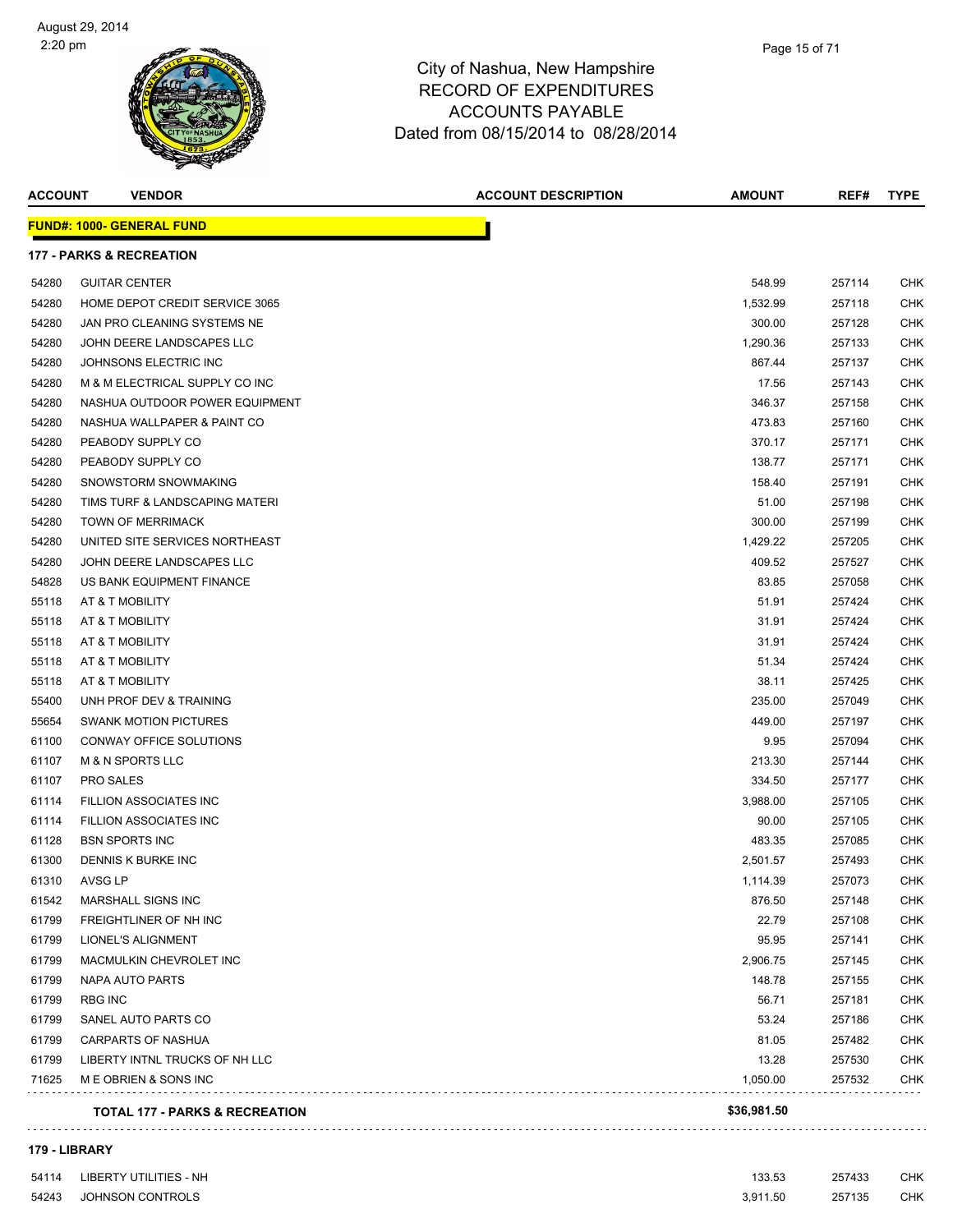# City of Nashua, New Hampshire
## RECORD OF EXPENDITURES
## ACCOUNTS PAYABLE
### Dated from 08/15/2014 to 08/28/2014

August 29, 2014
2:20 pm

| ACCOUNT | VENDOR | ACCOUNT DESCRIPTION | AMOUNT | REF# | TYPE |
|---|---|---|---|---|---|
| **FUND#: 1000- GENERAL FUND** | | | | | |
| **177 - PARKS & RECREATION** | | | | | |
| 54280 | GUITAR CENTER | | 548.99 | 257114 | CHK |
| 54280 | HOME DEPOT CREDIT SERVICE 3065 | | 1,532.99 | 257118 | CHK |
| 54280 | JAN PRO CLEANING SYSTEMS NE | | 300.00 | 257128 | CHK |
| 54280 | JOHN DEERE LANDSCAPES LLC | | 1,290.36 | 257133 | CHK |
| 54280 | JOHNSONS ELECTRIC INC | | 867.44 | 257137 | CHK |
| 54280 | M & M ELECTRICAL SUPPLY CO INC | | 17.56 | 257143 | CHK |
| 54280 | NASHUA OUTDOOR POWER EQUIPMENT | | 346.37 | 257158 | CHK |
| 54280 | NASHUA WALLPAPER & PAINT CO | | 473.83 | 257160 | CHK |
| 54280 | PEABODY SUPPLY CO | | 370.17 | 257171 | CHK |
| 54280 | PEABODY SUPPLY CO | | 138.77 | 257171 | CHK |
| 54280 | SNOWSTORM SNOWMAKING | | 158.40 | 257191 | CHK |
| 54280 | TIMS TURF & LANDSCAPING MATERI | | 51.00 | 257198 | CHK |
| 54280 | TOWN OF MERRIMACK | | 300.00 | 257199 | CHK |
| 54280 | UNITED SITE SERVICES NORTHEAST | | 1,429.22 | 257205 | CHK |
| 54280 | JOHN DEERE LANDSCAPES LLC | | 409.52 | 257527 | CHK |
| 54828 | US BANK EQUIPMENT FINANCE | | 83.85 | 257058 | CHK |
| 55118 | AT & T MOBILITY | | 51.91 | 257424 | CHK |
| 55118 | AT & T MOBILITY | | 31.91 | 257424 | CHK |
| 55118 | AT & T MOBILITY | | 31.91 | 257424 | CHK |
| 55118 | AT & T MOBILITY | | 51.34 | 257424 | CHK |
| 55118 | AT & T MOBILITY | | 38.11 | 257425 | CHK |
| 55400 | UNH PROF DEV & TRAINING | | 235.00 | 257049 | CHK |
| 55654 | SWANK MOTION PICTURES | | 449.00 | 257197 | CHK |
| 61100 | CONWAY OFFICE SOLUTIONS | | 9.95 | 257094 | CHK |
| 61107 | M & N SPORTS LLC | | 213.30 | 257144 | CHK |
| 61107 | PRO SALES | | 334.50 | 257177 | CHK |
| 61114 | FILLION ASSOCIATES INC | | 3,988.00 | 257105 | CHK |
| 61114 | FILLION ASSOCIATES INC | | 90.00 | 257105 | CHK |
| 61128 | BSN SPORTS INC | | 483.35 | 257085 | CHK |
| 61300 | DENNIS K BURKE INC | | 2,501.57 | 257493 | CHK |
| 61310 | AVSG LP | | 1,114.39 | 257073 | CHK |
| 61542 | MARSHALL SIGNS INC | | 876.50 | 257148 | CHK |
| 61799 | FREIGHTLINER OF NH INC | | 22.79 | 257108 | CHK |
| 61799 | LIONEL'S ALIGNMENT | | 95.95 | 257141 | CHK |
| 61799 | MACMULKIN CHEVROLET INC | | 2,906.75 | 257145 | CHK |
| 61799 | NAPA AUTO PARTS | | 148.78 | 257155 | CHK |
| 61799 | RBG INC | | 56.71 | 257181 | CHK |
| 61799 | SANEL AUTO PARTS CO | | 53.24 | 257186 | CHK |
| 61799 | CARPARTS OF NASHUA | | 81.05 | 257482 | CHK |
| 61799 | LIBERTY INTNL TRUCKS OF NH LLC | | 13.28 | 257530 | CHK |
| 71625 | M E OBRIEN & SONS INC | | 1,050.00 | 257532 | CHK |
| | **TOTAL 177 - PARKS & RECREATION** | | **$36,981.50** | | |
| **179 - LIBRARY** | | | | | |
| 54114 | LIBERTY UTILITIES - NH | | 133.53 | 257433 | CHK |
| 54243 | JOHNSON CONTROLS | | 3,911.50 | 257135 | CHK |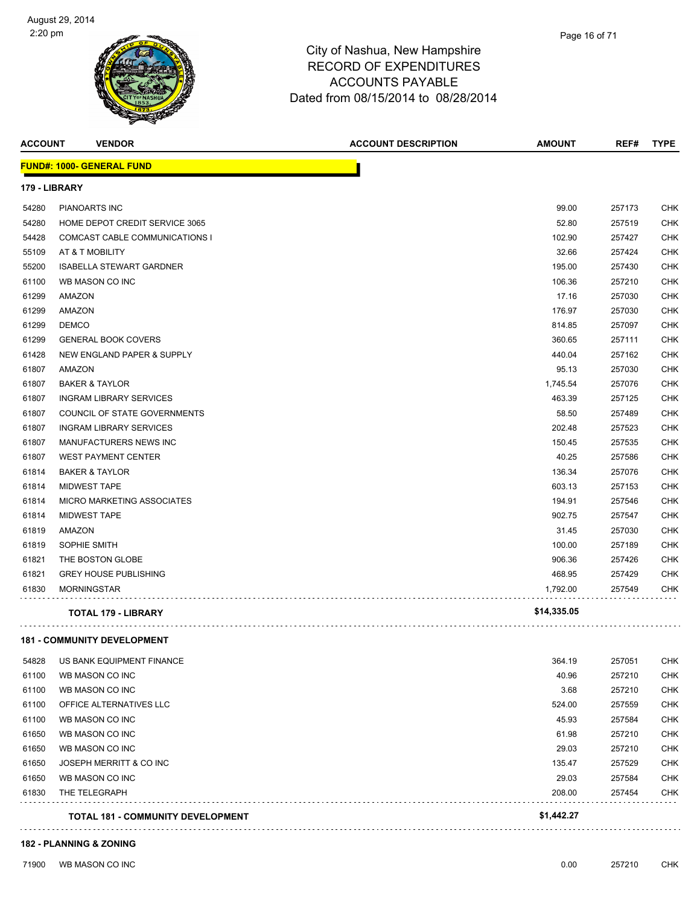# City of Nashua, New Hampshire
## RECORD OF EXPENDITURES
## ACCOUNTS PAYABLE
### Dated from 08/15/2014 to 08/28/2014

August 29, 2014
2:20 pm

| ACCOUNT | VENDOR | ACCOUNT DESCRIPTION | AMOUNT | REF# | TYPE |
|---|---|---|---|---|---|
| **FUND#: 1000- GENERAL FUND** | | | | | |
| **179 - LIBRARY** | | | | | |
| 54280 | PIANOARTS INC | | 99.00 | 257173 | CHK |
| 54280 | HOME DEPOT CREDIT SERVICE 3065 | | 52.80 | 257519 | CHK |
| 54428 | COMCAST CABLE COMMUNICATIONS I | | 102.90 | 257427 | CHK |
| 55109 | AT & T MOBILITY | | 32.66 | 257424 | CHK |
| 55200 | ISABELLA STEWART GARDNER | | 195.00 | 257430 | CHK |
| 61100 | WB MASON CO INC | | 106.36 | 257210 | CHK |
| 61299 | AMAZON | | 17.16 | 257030 | CHK |
| 61299 | AMAZON | | 176.97 | 257030 | CHK |
| 61299 | DEMCO | | 814.85 | 257097 | CHK |
| 61299 | GENERAL BOOK COVERS | | 360.65 | 257111 | CHK |
| 61428 | NEW ENGLAND PAPER & SUPPLY | | 440.04 | 257162 | CHK |
| 61807 | AMAZON | | 95.13 | 257030 | CHK |
| 61807 | BAKER & TAYLOR | | 1,745.54 | 257076 | CHK |
| 61807 | INGRAM LIBRARY SERVICES | | 463.39 | 257125 | CHK |
| 61807 | COUNCIL OF STATE GOVERNMENTS | | 58.50 | 257489 | CHK |
| 61807 | INGRAM LIBRARY SERVICES | | 202.48 | 257523 | CHK |
| 61807 | MANUFACTURERS NEWS INC | | 150.45 | 257535 | CHK |
| 61807 | WEST PAYMENT CENTER | | 40.25 | 257586 | CHK |
| 61814 | BAKER & TAYLOR | | 136.34 | 257076 | CHK |
| 61814 | MIDWEST TAPE | | 603.13 | 257153 | CHK |
| 61814 | MICRO MARKETING ASSOCIATES | | 194.91 | 257546 | CHK |
| 61814 | MIDWEST TAPE | | 902.75 | 257547 | CHK |
| 61819 | AMAZON | | 31.45 | 257030 | CHK |
| 61819 | SOPHIE SMITH | | 100.00 | 257189 | CHK |
| 61821 | THE BOSTON GLOBE | | 906.36 | 257426 | CHK |
| 61821 | GREY HOUSE PUBLISHING | | 468.95 | 257429 | CHK |
| 61830 | MORNINGSTAR | | 1,792.00 | 257549 | CHK |
| | **TOTAL 179 - LIBRARY** | | **$14,335.05** | | |
| **181 - COMMUNITY DEVELOPMENT** | | | | | |
| 54828 | US BANK EQUIPMENT FINANCE | | 364.19 | 257051 | CHK |
| 61100 | WB MASON CO INC | | 40.96 | 257210 | CHK |
| 61100 | WB MASON CO INC | | 3.68 | 257210 | CHK |
| 61100 | OFFICE ALTERNATIVES LLC | | 524.00 | 257559 | CHK |
| 61100 | WB MASON CO INC | | 45.93 | 257584 | CHK |
| 61650 | WB MASON CO INC | | 61.98 | 257210 | CHK |
| 61650 | WB MASON CO INC | | 29.03 | 257210 | CHK |
| 61650 | JOSEPH MERRITT & CO INC | | 135.47 | 257529 | CHK |
| 61650 | WB MASON CO INC | | 29.03 | 257584 | CHK |
| 61830 | THE TELEGRAPH | | 208.00 | 257454 | CHK |
| | **TOTAL 181 - COMMUNITY DEVELOPMENT** | | **$1,442.27** | | |
| **182 - PLANNING & ZONING** | | | | | |
| 71900 | WB MASON CO INC | | 0.00 | 257210 | CHK |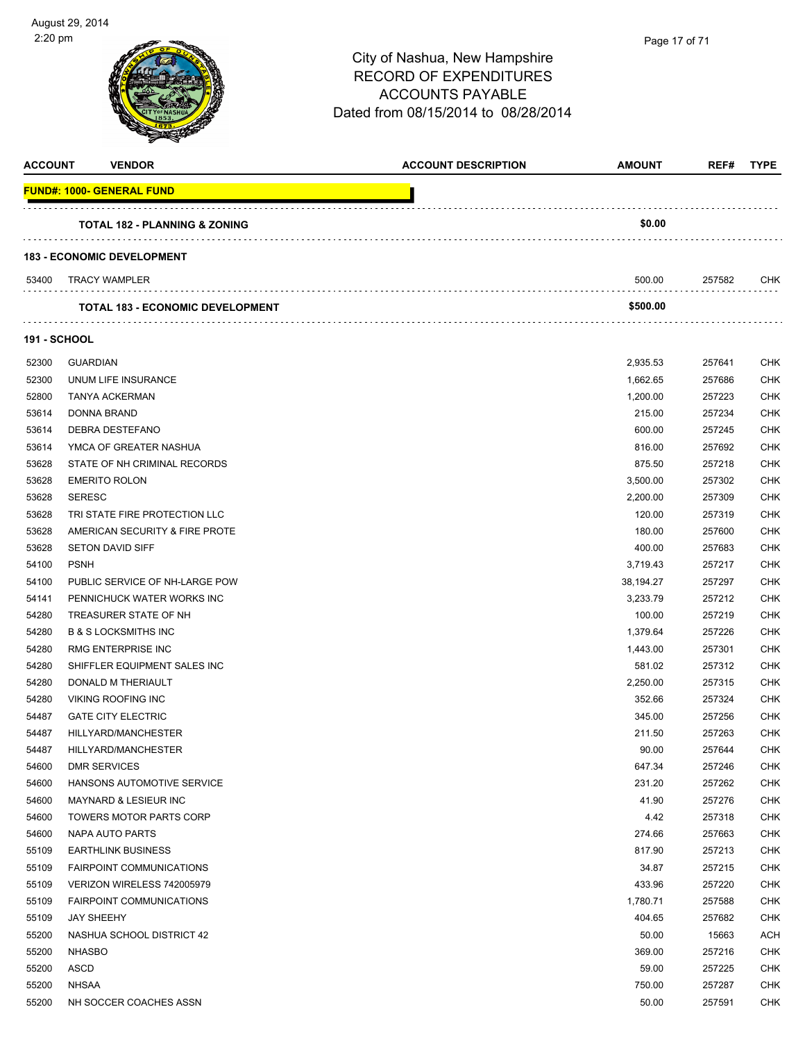City of Nashua, New Hampshire
RECORD OF EXPENDITURES
ACCOUNTS PAYABLE
Dated from 08/15/2014 to 08/28/2014

August 29, 2014
2:20 pm

| ACCOUNT | VENDOR | ACCOUNT DESCRIPTION | AMOUNT | REF# | TYPE |
|---|---|---|---|---|---|
| **FUND#: 1000- GENERAL FUND** | | | | | |
| | **TOTAL 182 - PLANNING & ZONING** | | **$0.00** | | |
| **183 - ECONOMIC DEVELOPMENT** | | | | | |
| 53400 | TRACY WAMPLER | | 500.00 | 257582 | CHK |
| | **TOTAL 183 - ECONOMIC DEVELOPMENT** | | **$500.00** | | |
| **191 - SCHOOL** | | | | | |
| 52300 | GUARDIAN | | 2,935.53 | 257641 | CHK |
| 52300 | UNUM LIFE INSURANCE | | 1,662.65 | 257686 | CHK |
| 52800 | TANYA ACKERMAN | | 1,200.00 | 257223 | CHK |
| 53614 | DONNA BRAND | | 215.00 | 257234 | CHK |
| 53614 | DEBRA DESTEFANO | | 600.00 | 257245 | CHK |
| 53614 | YMCA OF GREATER NASHUA | | 816.00 | 257692 | CHK |
| 53628 | STATE OF NH CRIMINAL RECORDS | | 875.50 | 257218 | CHK |
| 53628 | EMERITO ROLON | | 3,500.00 | 257302 | CHK |
| 53628 | SERESC | | 2,200.00 | 257309 | CHK |
| 53628 | TRI STATE FIRE PROTECTION LLC | | 120.00 | 257319 | CHK |
| 53628 | AMERICAN SECURITY & FIRE PROTE | | 180.00 | 257600 | CHK |
| 53628 | SETON DAVID SIFF | | 400.00 | 257683 | CHK |
| 54100 | PSNH | | 3,719.43 | 257217 | CHK |
| 54100 | PUBLIC SERVICE OF NH-LARGE POW | | 38,194.27 | 257297 | CHK |
| 54141 | PENNICHUCK WATER WORKS INC | | 3,233.79 | 257212 | CHK |
| 54280 | TREASURER STATE OF NH | | 100.00 | 257219 | CHK |
| 54280 | B & S LOCKSMITHS INC | | 1,379.64 | 257226 | CHK |
| 54280 | RMG ENTERPRISE INC | | 1,443.00 | 257301 | CHK |
| 54280 | SHIFFLER EQUIPMENT SALES INC | | 581.02 | 257312 | CHK |
| 54280 | DONALD M THERIAULT | | 2,250.00 | 257315 | CHK |
| 54280 | VIKING ROOFING INC | | 352.66 | 257324 | CHK |
| 54487 | GATE CITY ELECTRIC | | 345.00 | 257256 | CHK |
| 54487 | HILLYARD/MANCHESTER | | 211.50 | 257263 | CHK |
| 54487 | HILLYARD/MANCHESTER | | 90.00 | 257644 | CHK |
| 54600 | DMR SERVICES | | 647.34 | 257246 | CHK |
| 54600 | HANSONS AUTOMOTIVE SERVICE | | 231.20 | 257262 | CHK |
| 54600 | MAYNARD & LESIEUR INC | | 41.90 | 257276 | CHK |
| 54600 | TOWERS MOTOR PARTS CORP | | 4.42 | 257318 | CHK |
| 54600 | NAPA AUTO PARTS | | 274.66 | 257663 | CHK |
| 55109 | EARTHLINK BUSINESS | | 817.90 | 257213 | CHK |
| 55109 | FAIRPOINT COMMUNICATIONS | | 34.87 | 257215 | CHK |
| 55109 | VERIZON WIRELESS 742005979 | | 433.96 | 257220 | CHK |
| 55109 | FAIRPOINT COMMUNICATIONS | | 1,780.71 | 257588 | CHK |
| 55109 | JAY SHEEHY | | 404.65 | 257682 | CHK |
| 55200 | NASHUA SCHOOL DISTRICT 42 | | 50.00 | 15663 | ACH |
| 55200 | NHASBO | | 369.00 | 257216 | CHK |
| 55200 | ASCD | | 59.00 | 257225 | CHK |
| 55200 | NHSAA | | 750.00 | 257287 | CHK |
| 55200 | NH SOCCER COACHES ASSN | | 50.00 | 257591 | CHK |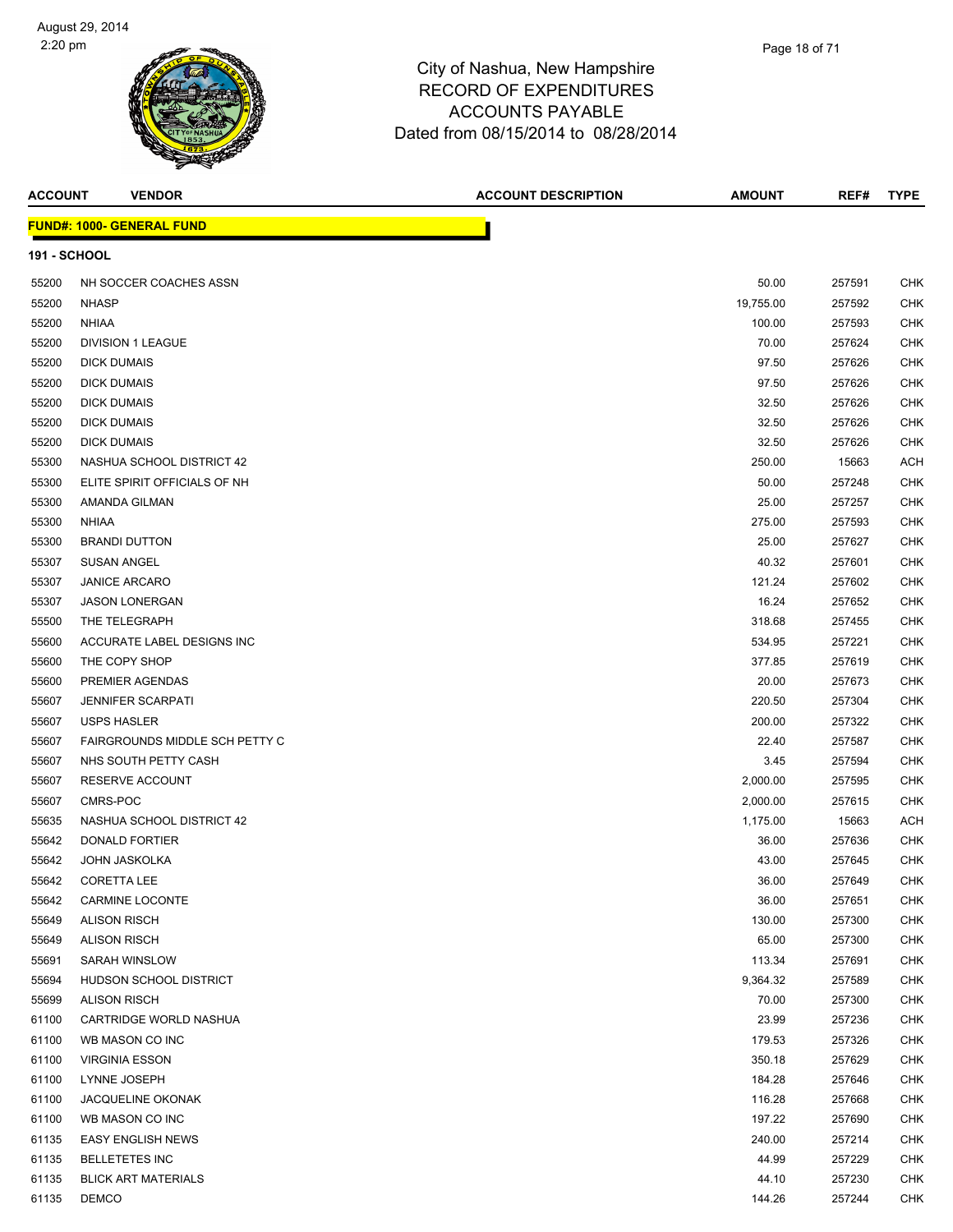# City of Nashua, New Hampshire
## RECORD OF EXPENDITURES
## ACCOUNTS PAYABLE
### Dated from 08/15/2014 to 08/28/2014

August 29, 2014
2:20 pm

| ACCOUNT | VENDOR | ACCOUNT DESCRIPTION | AMOUNT | REF# | TYPE |
|---|---|---|---|---|---|

**FUND#: 1000- GENERAL FUND**

**191 - SCHOOL**

| ACCOUNT | VENDOR | ACCOUNT DESCRIPTION | AMOUNT | REF# | TYPE |
|---|---|---|---|---|---|
| 55200 | NH SOCCER COACHES ASSN | | 50.00 | 257591 | CHK |
| 55200 | NHASP | | 19,755.00 | 257592 | CHK |
| 55200 | NHIAA | | 100.00 | 257593 | CHK |
| 55200 | DIVISION 1 LEAGUE | | 70.00 | 257624 | CHK |
| 55200 | DICK DUMAIS | | 97.50 | 257626 | CHK |
| 55200 | DICK DUMAIS | | 97.50 | 257626 | CHK |
| 55200 | DICK DUMAIS | | 32.50 | 257626 | CHK |
| 55200 | DICK DUMAIS | | 32.50 | 257626 | CHK |
| 55200 | DICK DUMAIS | | 32.50 | 257626 | CHK |
| 55300 | NASHUA SCHOOL DISTRICT 42 | | 250.00 | 15663 | ACH |
| 55300 | ELITE SPIRIT OFFICIALS OF NH | | 50.00 | 257248 | CHK |
| 55300 | AMANDA GILMAN | | 25.00 | 257257 | CHK |
| 55300 | NHIAA | | 275.00 | 257593 | CHK |
| 55300 | BRANDI DUTTON | | 25.00 | 257627 | CHK |
| 55307 | SUSAN ANGEL | | 40.32 | 257601 | CHK |
| 55307 | JANICE ARCARO | | 121.24 | 257602 | CHK |
| 55307 | JASON LONERGAN | | 16.24 | 257652 | CHK |
| 55500 | THE TELEGRAPH | | 318.68 | 257455 | CHK |
| 55600 | ACCURATE LABEL DESIGNS INC | | 534.95 | 257221 | CHK |
| 55600 | THE COPY SHOP | | 377.85 | 257619 | CHK |
| 55600 | PREMIER AGENDAS | | 20.00 | 257673 | CHK |
| 55607 | JENNIFER SCARPATI | | 220.50 | 257304 | CHK |
| 55607 | USPS HASLER | | 200.00 | 257322 | CHK |
| 55607 | FAIRGROUNDS MIDDLE SCH PETTY C | | 22.40 | 257587 | CHK |
| 55607 | NHS SOUTH PETTY CASH | | 3.45 | 257594 | CHK |
| 55607 | RESERVE ACCOUNT | | 2,000.00 | 257595 | CHK |
| 55607 | CMRS-POC | | 2,000.00 | 257615 | CHK |
| 55635 | NASHUA SCHOOL DISTRICT 42 | | 1,175.00 | 15663 | ACH |
| 55642 | DONALD FORTIER | | 36.00 | 257636 | CHK |
| 55642 | JOHN JASKOLKA | | 43.00 | 257645 | CHK |
| 55642 | CORETTA LEE | | 36.00 | 257649 | CHK |
| 55642 | CARMINE LOCONTE | | 36.00 | 257651 | CHK |
| 55649 | ALISON RISCH | | 130.00 | 257300 | CHK |
| 55649 | ALISON RISCH | | 65.00 | 257300 | CHK |
| 55691 | SARAH WINSLOW | | 113.34 | 257691 | CHK |
| 55694 | HUDSON SCHOOL DISTRICT | | 9,364.32 | 257589 | CHK |
| 55699 | ALISON RISCH | | 70.00 | 257300 | CHK |
| 61100 | CARTRIDGE WORLD NASHUA | | 23.99 | 257236 | CHK |
| 61100 | WB MASON CO INC | | 179.53 | 257326 | CHK |
| 61100 | VIRGINIA ESSON | | 350.18 | 257629 | CHK |
| 61100 | LYNNE JOSEPH | | 184.28 | 257646 | CHK |
| 61100 | JACQUELINE OKONAK | | 116.28 | 257668 | CHK |
| 61100 | WB MASON CO INC | | 197.22 | 257690 | CHK |
| 61135 | EASY ENGLISH NEWS | | 240.00 | 257214 | CHK |
| 61135 | BELLETETES INC | | 44.99 | 257229 | CHK |
| 61135 | BLICK ART MATERIALS | | 44.10 | 257230 | CHK |
| 61135 | DEMCO | | 144.26 | 257244 | CHK |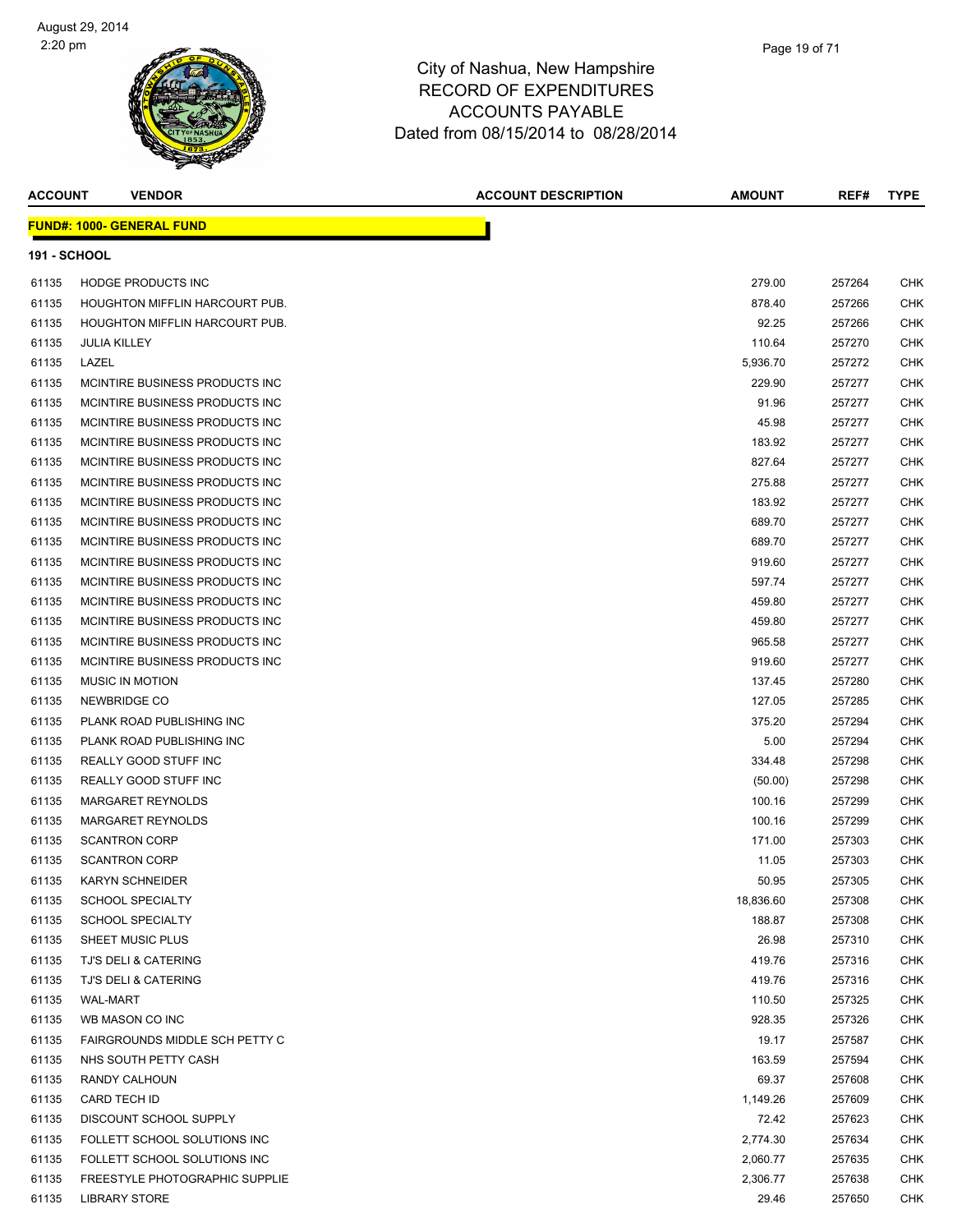# City of Nashua, New Hampshire
## RECORD OF EXPENDITURES
## ACCOUNTS PAYABLE
### Dated from 08/15/2014 to 08/28/2014

| ACCOUNT | VENDOR | ACCOUNT DESCRIPTION | AMOUNT | REF# | TYPE |
|---|---|---|---|---|---|

**FUND#: 1000- GENERAL FUND**

**191 - SCHOOL**

| ACCOUNT | VENDOR | ACCOUNT DESCRIPTION | AMOUNT | REF# | TYPE |
|---|---|---|---|---|---|
| 61135 | HODGE PRODUCTS INC | | 279.00 | 257264 | CHK |
| 61135 | HOUGHTON MIFFLIN HARCOURT PUB. | | 878.40 | 257266 | CHK |
| 61135 | HOUGHTON MIFFLIN HARCOURT PUB. | | 92.25 | 257266 | CHK |
| 61135 | JULIA KILLEY | | 110.64 | 257270 | CHK |
| 61135 | LAZEL | | 5,936.70 | 257272 | CHK |
| 61135 | MCINTIRE BUSINESS PRODUCTS INC | | 229.90 | 257277 | CHK |
| 61135 | MCINTIRE BUSINESS PRODUCTS INC | | 91.96 | 257277 | CHK |
| 61135 | MCINTIRE BUSINESS PRODUCTS INC | | 45.98 | 257277 | CHK |
| 61135 | MCINTIRE BUSINESS PRODUCTS INC | | 183.92 | 257277 | CHK |
| 61135 | MCINTIRE BUSINESS PRODUCTS INC | | 827.64 | 257277 | CHK |
| 61135 | MCINTIRE BUSINESS PRODUCTS INC | | 275.88 | 257277 | CHK |
| 61135 | MCINTIRE BUSINESS PRODUCTS INC | | 183.92 | 257277 | CHK |
| 61135 | MCINTIRE BUSINESS PRODUCTS INC | | 689.70 | 257277 | CHK |
| 61135 | MCINTIRE BUSINESS PRODUCTS INC | | 689.70 | 257277 | CHK |
| 61135 | MCINTIRE BUSINESS PRODUCTS INC | | 919.60 | 257277 | CHK |
| 61135 | MCINTIRE BUSINESS PRODUCTS INC | | 597.74 | 257277 | CHK |
| 61135 | MCINTIRE BUSINESS PRODUCTS INC | | 459.80 | 257277 | CHK |
| 61135 | MCINTIRE BUSINESS PRODUCTS INC | | 459.80 | 257277 | CHK |
| 61135 | MCINTIRE BUSINESS PRODUCTS INC | | 965.58 | 257277 | CHK |
| 61135 | MCINTIRE BUSINESS PRODUCTS INC | | 919.60 | 257277 | CHK |
| 61135 | MUSIC IN MOTION | | 137.45 | 257280 | CHK |
| 61135 | NEWBRIDGE CO | | 127.05 | 257285 | CHK |
| 61135 | PLANK ROAD PUBLISHING INC | | 375.20 | 257294 | CHK |
| 61135 | PLANK ROAD PUBLISHING INC | | 5.00 | 257294 | CHK |
| 61135 | REALLY GOOD STUFF INC | | 334.48 | 257298 | CHK |
| 61135 | REALLY GOOD STUFF INC | | (50.00) | 257298 | CHK |
| 61135 | MARGARET REYNOLDS | | 100.16 | 257299 | CHK |
| 61135 | MARGARET REYNOLDS | | 100.16 | 257299 | CHK |
| 61135 | SCANTRON CORP | | 171.00 | 257303 | CHK |
| 61135 | SCANTRON CORP | | 11.05 | 257303 | CHK |
| 61135 | KARYN SCHNEIDER | | 50.95 | 257305 | CHK |
| 61135 | SCHOOL SPECIALTY | | 18,836.60 | 257308 | CHK |
| 61135 | SCHOOL SPECIALTY | | 188.87 | 257308 | CHK |
| 61135 | SHEET MUSIC PLUS | | 26.98 | 257310 | CHK |
| 61135 | TJ'S DELI & CATERING | | 419.76 | 257316 | CHK |
| 61135 | TJ'S DELI & CATERING | | 419.76 | 257316 | CHK |
| 61135 | WAL-MART | | 110.50 | 257325 | CHK |
| 61135 | WB MASON CO INC | | 928.35 | 257326 | CHK |
| 61135 | FAIRGROUNDS MIDDLE SCH PETTY C | | 19.17 | 257587 | CHK |
| 61135 | NHS SOUTH PETTY CASH | | 163.59 | 257594 | CHK |
| 61135 | RANDY CALHOUN | | 69.37 | 257608 | CHK |
| 61135 | CARD TECH ID | | 1,149.26 | 257609 | CHK |
| 61135 | DISCOUNT SCHOOL SUPPLY | | 72.42 | 257623 | CHK |
| 61135 | FOLLETT SCHOOL SOLUTIONS INC | | 2,774.30 | 257634 | CHK |
| 61135 | FOLLETT SCHOOL SOLUTIONS INC | | 2,060.77 | 257635 | CHK |
| 61135 | FREESTYLE PHOTOGRAPHIC SUPPLIE | | 2,306.77 | 257638 | CHK |
| 61135 | LIBRARY STORE | | 29.46 | 257650 | CHK |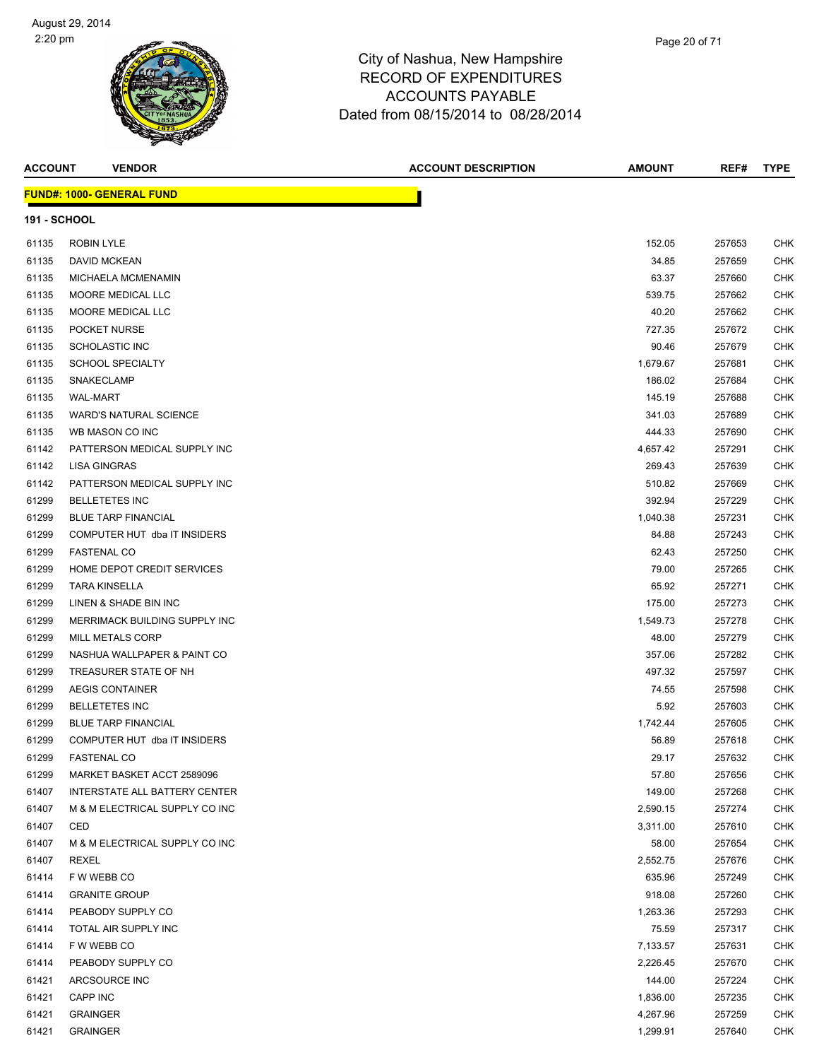City of Nashua, New Hampshire
RECORD OF EXPENDITURES
ACCOUNTS PAYABLE
Dated from 08/15/2014 to 08/28/2014

August 29, 2014
2:20 pm

| ACCOUNT | VENDOR | ACCOUNT DESCRIPTION | AMOUNT | REF# | TYPE |
|---|---|---|---|---|---|

**FUND#: 1000- GENERAL FUND**

**191 - SCHOOL**

| ACCOUNT | VENDOR | ACCOUNT DESCRIPTION | AMOUNT | REF# | TYPE |
|---|---|---|---|---|---|
| 61135 | ROBIN LYLE | | 152.05 | 257653 | CHK |
| 61135 | DAVID MCKEAN | | 34.85 | 257659 | CHK |
| 61135 | MICHAELA MCMENAMIN | | 63.37 | 257660 | CHK |
| 61135 | MOORE MEDICAL LLC | | 539.75 | 257662 | CHK |
| 61135 | MOORE MEDICAL LLC | | 40.20 | 257662 | CHK |
| 61135 | POCKET NURSE | | 727.35 | 257672 | CHK |
| 61135 | SCHOLASTIC INC | | 90.46 | 257679 | CHK |
| 61135 | SCHOOL SPECIALTY | | 1,679.67 | 257681 | CHK |
| 61135 | SNAKECLAMP | | 186.02 | 257684 | CHK |
| 61135 | WAL-MART | | 145.19 | 257688 | CHK |
| 61135 | WARD'S NATURAL SCIENCE | | 341.03 | 257689 | CHK |
| 61135 | WB MASON CO INC | | 444.33 | 257690 | CHK |
| 61142 | PATTERSON MEDICAL SUPPLY INC | | 4,657.42 | 257291 | CHK |
| 61142 | LISA GINGRAS | | 269.43 | 257639 | CHK |
| 61142 | PATTERSON MEDICAL SUPPLY INC | | 510.82 | 257669 | CHK |
| 61299 | BELLETETES INC | | 392.94 | 257229 | CHK |
| 61299 | BLUE TARP FINANCIAL | | 1,040.38 | 257231 | CHK |
| 61299 | COMPUTER HUT dba IT INSIDERS | | 84.88 | 257243 | CHK |
| 61299 | FASTENAL CO | | 62.43 | 257250 | CHK |
| 61299 | HOME DEPOT CREDIT SERVICES | | 79.00 | 257265 | CHK |
| 61299 | TARA KINSELLA | | 65.92 | 257271 | CHK |
| 61299 | LINEN & SHADE BIN INC | | 175.00 | 257273 | CHK |
| 61299 | MERRIMACK BUILDING SUPPLY INC | | 1,549.73 | 257278 | CHK |
| 61299 | MILL METALS CORP | | 48.00 | 257279 | CHK |
| 61299 | NASHUA WALLPAPER & PAINT CO | | 357.06 | 257282 | CHK |
| 61299 | TREASURER STATE OF NH | | 497.32 | 257597 | CHK |
| 61299 | AEGIS CONTAINER | | 74.55 | 257598 | CHK |
| 61299 | BELLETETES INC | | 5.92 | 257603 | CHK |
| 61299 | BLUE TARP FINANCIAL | | 1,742.44 | 257605 | CHK |
| 61299 | COMPUTER HUT dba IT INSIDERS | | 56.89 | 257618 | CHK |
| 61299 | FASTENAL CO | | 29.17 | 257632 | CHK |
| 61299 | MARKET BASKET ACCT 2589096 | | 57.80 | 257656 | CHK |
| 61407 | INTERSTATE ALL BATTERY CENTER | | 149.00 | 257268 | CHK |
| 61407 | M & M ELECTRICAL SUPPLY CO INC | | 2,590.15 | 257274 | CHK |
| 61407 | CED | | 3,311.00 | 257610 | CHK |
| 61407 | M & M ELECTRICAL SUPPLY CO INC | | 58.00 | 257654 | CHK |
| 61407 | REXEL | | 2,552.75 | 257676 | CHK |
| 61414 | F W WEBB CO | | 635.96 | 257249 | CHK |
| 61414 | GRANITE GROUP | | 918.08 | 257260 | CHK |
| 61414 | PEABODY SUPPLY CO | | 1,263.36 | 257293 | CHK |
| 61414 | TOTAL AIR SUPPLY INC | | 75.59 | 257317 | CHK |
| 61414 | F W WEBB CO | | 7,133.57 | 257631 | CHK |
| 61414 | PEABODY SUPPLY CO | | 2,226.45 | 257670 | CHK |
| 61421 | ARCSOURCE INC | | 144.00 | 257224 | CHK |
| 61421 | CAPP INC | | 1,836.00 | 257235 | CHK |
| 61421 | GRAINGER | | 4,267.96 | 257259 | CHK |
| 61421 | GRAINGER | | 1,299.91 | 257640 | CHK |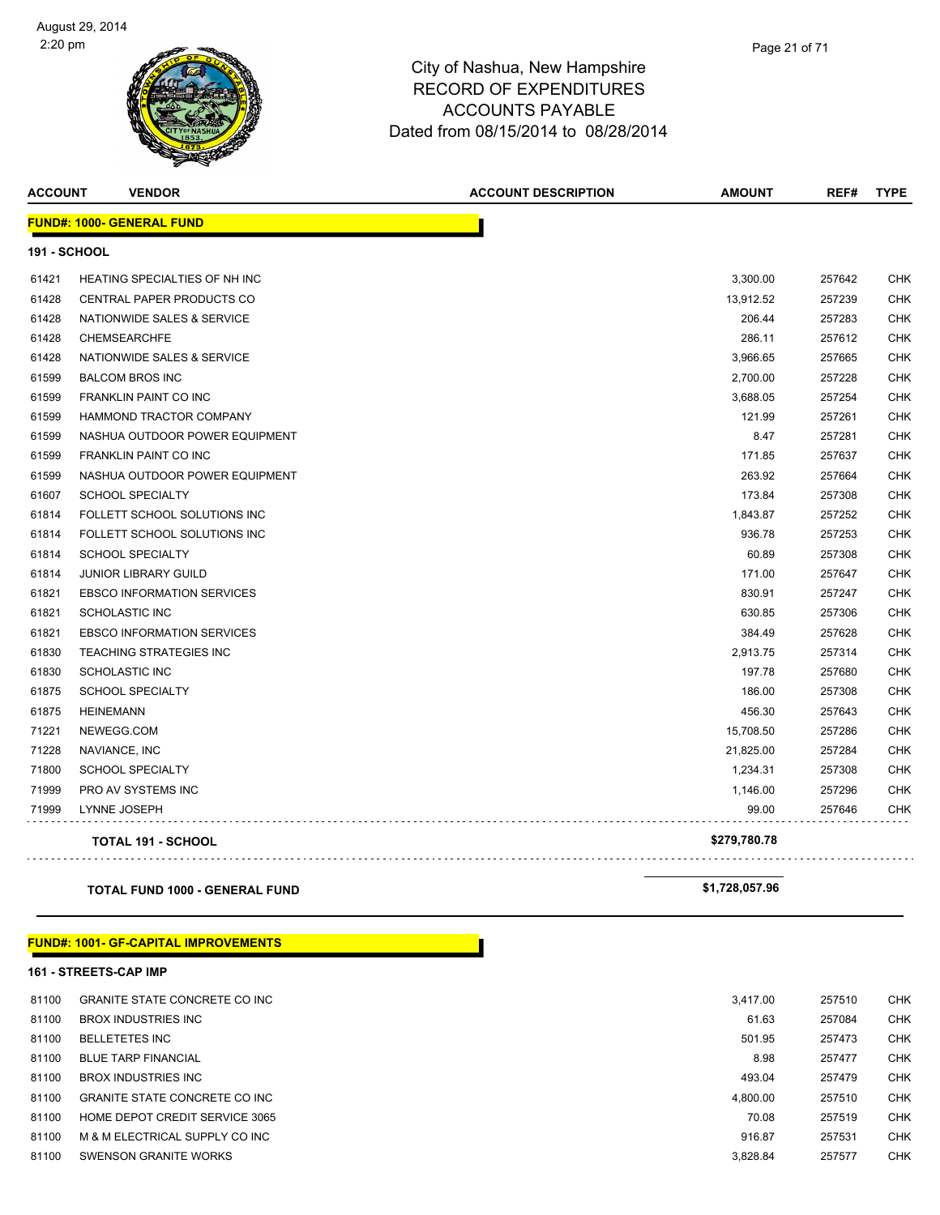# City of Nashua, New Hampshire
## RECORD OF EXPENDITURES
## ACCOUNTS PAYABLE
### Dated from 08/15/2014 to 08/28/2014

| ACCOUNT | VENDOR | ACCOUNT DESCRIPTION | AMOUNT | REF# | TYPE |
|---|---|---|---|---|---|
| **FUND#: 1000- GENERAL FUND** | | | | | |
| **191 - SCHOOL** | | | | | |
| 61421 | HEATING SPECIALTIES OF NH INC | | 3,300.00 | 257642 | CHK |
| 61428 | CENTRAL PAPER PRODUCTS CO | | 13,912.52 | 257239 | CHK |
| 61428 | NATIONWIDE SALES & SERVICE | | 206.44 | 257283 | CHK |
| 61428 | CHEMSEARCHFE | | 286.11 | 257612 | CHK |
| 61428 | NATIONWIDE SALES & SERVICE | | 3,966.65 | 257665 | CHK |
| 61599 | BALCOM BROS INC | | 2,700.00 | 257228 | CHK |
| 61599 | FRANKLIN PAINT CO INC | | 3,688.05 | 257254 | CHK |
| 61599 | HAMMOND TRACTOR COMPANY | | 121.99 | 257261 | CHK |
| 61599 | NASHUA OUTDOOR POWER EQUIPMENT | | 8.47 | 257281 | CHK |
| 61599 | FRANKLIN PAINT CO INC | | 171.85 | 257637 | CHK |
| 61599 | NASHUA OUTDOOR POWER EQUIPMENT | | 263.92 | 257664 | CHK |
| 61607 | SCHOOL SPECIALTY | | 173.84 | 257308 | CHK |
| 61814 | FOLLETT SCHOOL SOLUTIONS INC | | 1,843.87 | 257252 | CHK |
| 61814 | FOLLETT SCHOOL SOLUTIONS INC | | 936.78 | 257253 | CHK |
| 61814 | SCHOOL SPECIALTY | | 60.89 | 257308 | CHK |
| 61814 | JUNIOR LIBRARY GUILD | | 171.00 | 257647 | CHK |
| 61821 | EBSCO INFORMATION SERVICES | | 830.91 | 257247 | CHK |
| 61821 | SCHOLASTIC INC | | 630.85 | 257306 | CHK |
| 61821 | EBSCO INFORMATION SERVICES | | 384.49 | 257628 | CHK |
| 61830 | TEACHING STRATEGIES INC | | 2,913.75 | 257314 | CHK |
| 61830 | SCHOLASTIC INC | | 197.78 | 257680 | CHK |
| 61875 | SCHOOL SPECIALTY | | 186.00 | 257308 | CHK |
| 61875 | HEINEMANN | | 456.30 | 257643 | CHK |
| 71221 | NEWEGG.COM | | 15,708.50 | 257286 | CHK |
| 71228 | NAVIANCE, INC | | 21,825.00 | 257284 | CHK |
| 71800 | SCHOOL SPECIALTY | | 1,234.31 | 257308 | CHK |
| 71999 | PRO AV SYSTEMS INC | | 1,146.00 | 257296 | CHK |
| 71999 | LYNNE JOSEPH | | 99.00 | 257646 | CHK |
| | **TOTAL 191 - SCHOOL** | | **$279,780.78** | | |
| | **TOTAL FUND 1000 - GENERAL FUND** | | **$1,728,057.96** | | |
| **FUND#: 1001- GF-CAPITAL IMPROVEMENTS** | | | | | |
| **161 - STREETS-CAP IMP** | | | | | |
| 81100 | GRANITE STATE CONCRETE CO INC | | 3,417.00 | 257510 | CHK |
| 81100 | BROX INDUSTRIES INC | | 61.63 | 257084 | CHK |
| 81100 | BELLETETES INC | | 501.95 | 257473 | CHK |
| 81100 | BLUE TARP FINANCIAL | | 8.98 | 257477 | CHK |
| 81100 | BROX INDUSTRIES INC | | 493.04 | 257479 | CHK |
| 81100 | GRANITE STATE CONCRETE CO INC | | 4,800.00 | 257510 | CHK |
| 81100 | HOME DEPOT CREDIT SERVICE 3065 | | 70.08 | 257519 | CHK |
| 81100 | M & M ELECTRICAL SUPPLY CO INC | | 916.87 | 257531 | CHK |
| 81100 | SWENSON GRANITE WORKS | | 3,828.84 | 257577 | CHK |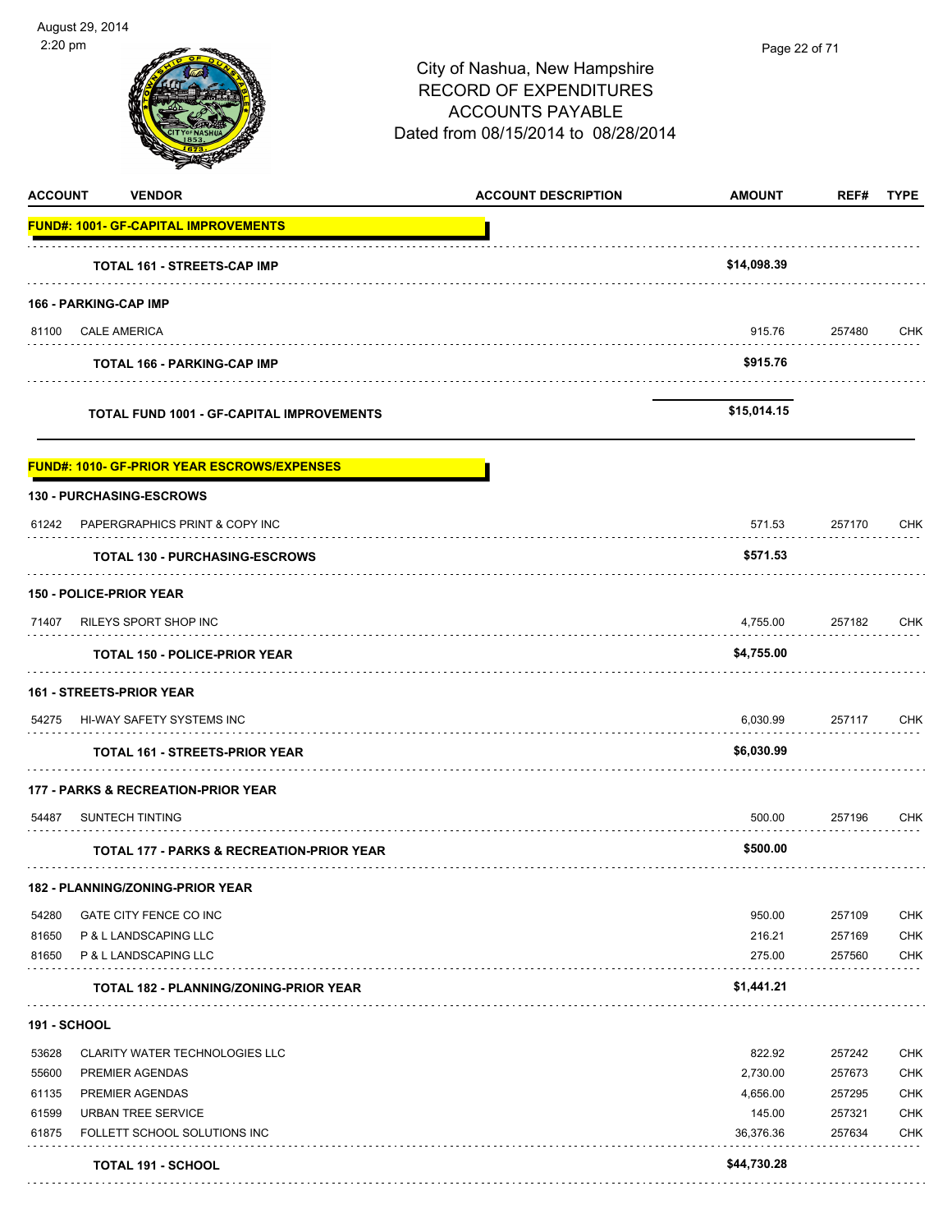# City of Nashua, New Hampshire
## RECORD OF EXPENDITURES
## ACCOUNTS PAYABLE
### Dated from 08/15/2014 to 08/28/2014

August 29, 2014
2:20 pm

| ACCOUNT | VENDOR | ACCOUNT DESCRIPTION | AMOUNT | REF# | TYPE |
|---|---|---|---|---|---|
| **FUND#: 1001- GF-CAPITAL IMPROVEMENTS** | | | | | |
| | **TOTAL 161 - STREETS-CAP IMP** | | **$14,098.39** | | |
| **166 - PARKING-CAP IMP** | | | | | |
| 81100 | CALE AMERICA | | 915.76 | 257480 | CHK |
| | **TOTAL 166 - PARKING-CAP IMP** | | **$915.76** | | |
| | **TOTAL FUND 1001 - GF-CAPITAL IMPROVEMENTS** | | **$15,014.15** | | |
| **FUND#: 1010- GF-PRIOR YEAR ESCROWS/EXPENSES** | | | | | |
| **130 - PURCHASING-ESCROWS** | | | | | |
| 61242 | PAPERGRAPHICS PRINT & COPY INC | | 571.53 | 257170 | CHK |
| | **TOTAL 130 - PURCHASING-ESCROWS** | | **$571.53** | | |
| **150 - POLICE-PRIOR YEAR** | | | | | |
| 71407 | RILEYS SPORT SHOP INC | | 4,755.00 | 257182 | CHK |
| | **TOTAL 150 - POLICE-PRIOR YEAR** | | **$4,755.00** | | |
| **161 - STREETS-PRIOR YEAR** | | | | | |
| 54275 | HI-WAY SAFETY SYSTEMS INC | | 6,030.99 | 257117 | CHK |
| | **TOTAL 161 - STREETS-PRIOR YEAR** | | **$6,030.99** | | |
| **177 - PARKS & RECREATION-PRIOR YEAR** | | | | | |
| 54487 | SUNTECH TINTING | | 500.00 | 257196 | CHK |
| | **TOTAL 177 - PARKS & RECREATION-PRIOR YEAR** | | **$500.00** | | |
| **182 - PLANNING/ZONING-PRIOR YEAR** | | | | | |
| 54280 | GATE CITY FENCE CO INC | | 950.00 | 257109 | CHK |
| 81650 | P & L LANDSCAPING LLC | | 216.21 | 257169 | CHK |
| 81650 | P & L LANDSCAPING LLC | | 275.00 | 257560 | CHK |
| | **TOTAL 182 - PLANNING/ZONING-PRIOR YEAR** | | **$1,441.21** | | |
| **191 - SCHOOL** | | | | | |
| 53628 | CLARITY WATER TECHNOLOGIES LLC | | 822.92 | 257242 | CHK |
| 55600 | PREMIER AGENDAS | | 2,730.00 | 257673 | CHK |
| 61135 | PREMIER AGENDAS | | 4,656.00 | 257295 | CHK |
| 61599 | URBAN TREE SERVICE | | 145.00 | 257321 | CHK |
| 61875 | FOLLETT SCHOOL SOLUTIONS INC | | 36,376.36 | 257634 | CHK |
| | **TOTAL 191 - SCHOOL** | | **$44,730.28** | | |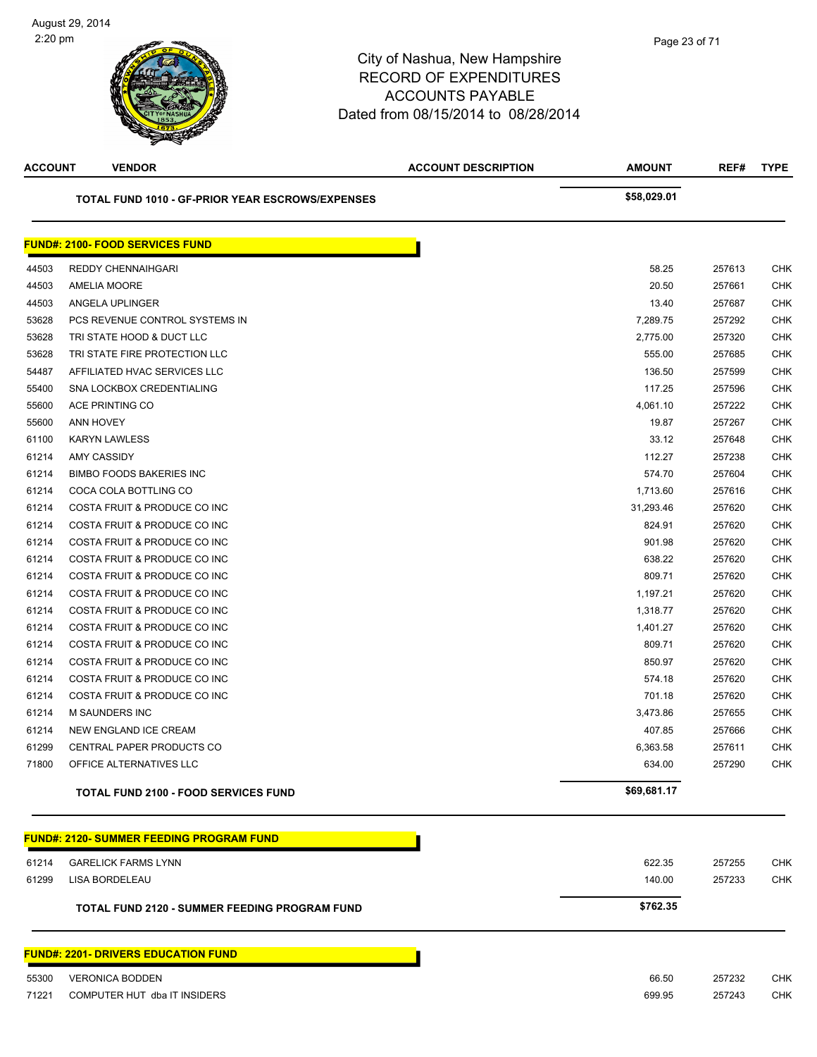# City of Nashua, New Hampshire
## RECORD OF EXPENDITURES
## ACCOUNTS PAYABLE
## Dated from 08/15/2014 to 08/28/2014

| ACCOUNT | VENDOR | ACCOUNT DESCRIPTION | AMOUNT | REF# | TYPE |
|---|---|---|---|---|---|
| | **TOTAL FUND 1010 - GF-PRIOR YEAR ESCROWS/EXPENSES** | | **$58,029.01** | | |

**FUND#: 2100- FOOD SERVICES FUND**

| ACCOUNT | VENDOR | ACCOUNT DESCRIPTION | AMOUNT | REF# | TYPE |
|---|---|---|---|---|---|
| 44503 | REDDY CHENNAIHGARI | | 58.25 | 257613 | CHK |
| 44503 | AMELIA MOORE | | 20.50 | 257661 | CHK |
| 44503 | ANGELA UPLINGER | | 13.40 | 257687 | CHK |
| 53628 | PCS REVENUE CONTROL SYSTEMS IN | | 7,289.75 | 257292 | CHK |
| 53628 | TRI STATE HOOD & DUCT LLC | | 2,775.00 | 257320 | CHK |
| 53628 | TRI STATE FIRE PROTECTION LLC | | 555.00 | 257685 | CHK |
| 54487 | AFFILIATED HVAC SERVICES LLC | | 136.50 | 257599 | CHK |
| 55400 | SNA LOCKBOX CREDENTIALING | | 117.25 | 257596 | CHK |
| 55600 | ACE PRINTING CO | | 4,061.10 | 257222 | CHK |
| 55600 | ANN HOVEY | | 19.87 | 257267 | CHK |
| 61100 | KARYN LAWLESS | | 33.12 | 257648 | CHK |
| 61214 | AMY CASSIDY | | 112.27 | 257238 | CHK |
| 61214 | BIMBO FOODS BAKERIES INC | | 574.70 | 257604 | CHK |
| 61214 | COCA COLA BOTTLING CO | | 1,713.60 | 257616 | CHK |
| 61214 | COSTA FRUIT & PRODUCE CO INC | | 31,293.46 | 257620 | CHK |
| 61214 | COSTA FRUIT & PRODUCE CO INC | | 824.91 | 257620 | CHK |
| 61214 | COSTA FRUIT & PRODUCE CO INC | | 901.98 | 257620 | CHK |
| 61214 | COSTA FRUIT & PRODUCE CO INC | | 638.22 | 257620 | CHK |
| 61214 | COSTA FRUIT & PRODUCE CO INC | | 809.71 | 257620 | CHK |
| 61214 | COSTA FRUIT & PRODUCE CO INC | | 1,197.21 | 257620 | CHK |
| 61214 | COSTA FRUIT & PRODUCE CO INC | | 1,318.77 | 257620 | CHK |
| 61214 | COSTA FRUIT & PRODUCE CO INC | | 1,401.27 | 257620 | CHK |
| 61214 | COSTA FRUIT & PRODUCE CO INC | | 809.71 | 257620 | CHK |
| 61214 | COSTA FRUIT & PRODUCE CO INC | | 850.97 | 257620 | CHK |
| 61214 | COSTA FRUIT & PRODUCE CO INC | | 574.18 | 257620 | CHK |
| 61214 | COSTA FRUIT & PRODUCE CO INC | | 701.18 | 257620 | CHK |
| 61214 | M SAUNDERS INC | | 3,473.86 | 257655 | CHK |
| 61214 | NEW ENGLAND ICE CREAM | | 407.85 | 257666 | CHK |
| 61299 | CENTRAL PAPER PRODUCTS CO | | 6,363.58 | 257611 | CHK |
| 71800 | OFFICE ALTERNATIVES LLC | | 634.00 | 257290 | CHK |
| | **TOTAL FUND 2100 - FOOD SERVICES FUND** | | **$69,681.17** | | |

**FUND#: 2120- SUMMER FEEDING PROGRAM FUND**

| ACCOUNT | VENDOR | ACCOUNT DESCRIPTION | AMOUNT | REF# | TYPE |
|---|---|---|---|---|---|
| 61214 | GARELICK FARMS LYNN | | 622.35 | 257255 | CHK |
| 61299 | LISA BORDELEAU | | 140.00 | 257233 | CHK |
| | **TOTAL FUND 2120 - SUMMER FEEDING PROGRAM FUND** | | **$762.35** | | |

**FUND#: 2201- DRIVERS EDUCATION FUND**

| ACCOUNT | VENDOR | ACCOUNT DESCRIPTION | AMOUNT | REF# | TYPE |
|---|---|---|---|---|---|
| 55300 | VERONICA BODDEN | | 66.50 | 257232 | CHK |
| 71221 | COMPUTER HUT dba IT INSIDERS | | 699.95 | 257243 | CHK |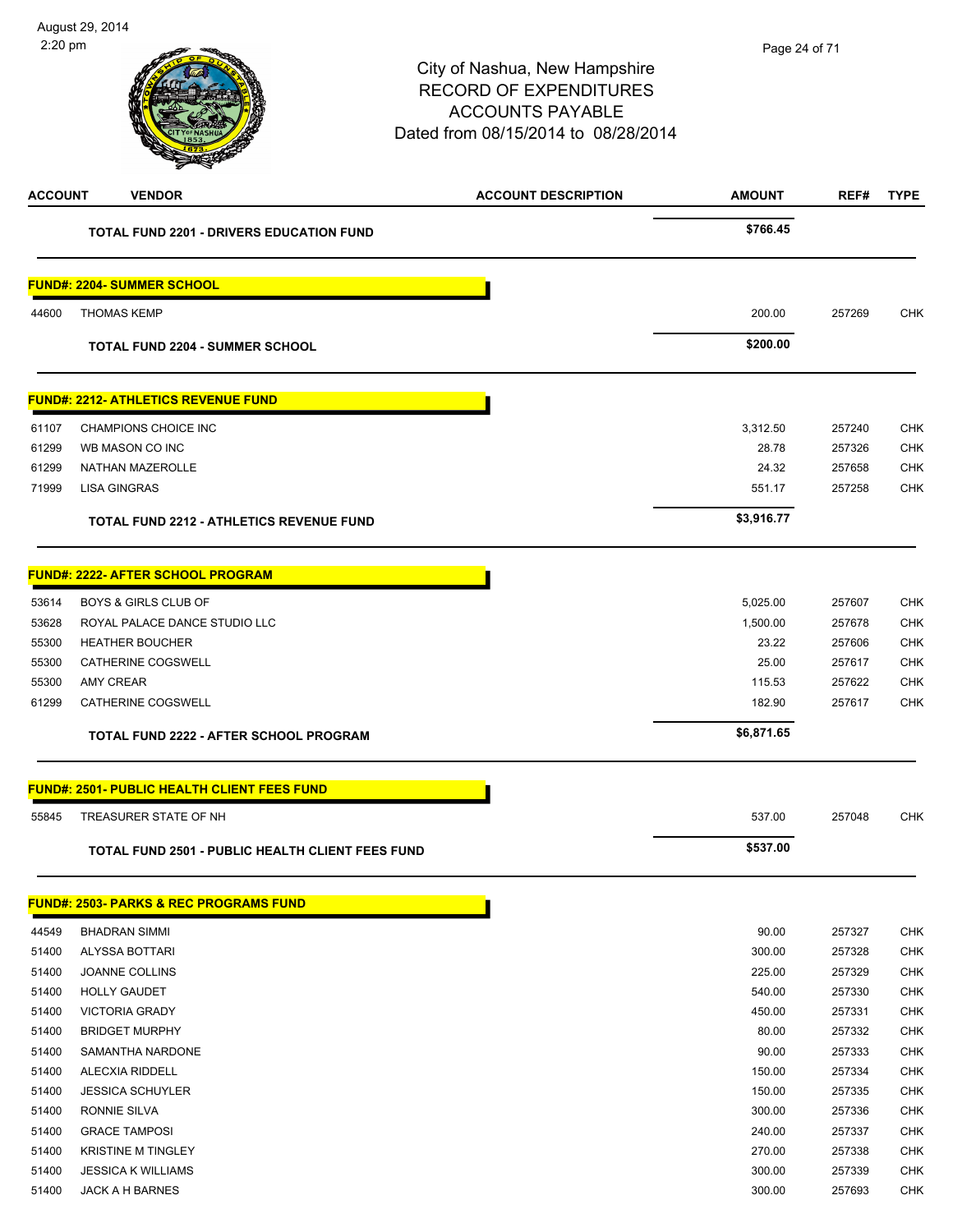August 29, 2014
2:20 pm

# City of Nashua, New Hampshire
## RECORD OF EXPENDITURES
## ACCOUNTS PAYABLE
## Dated from 08/15/2014 to 08/28/2014

| ACCOUNT | VENDOR | ACCOUNT DESCRIPTION | AMOUNT | REF# | TYPE |
|---|---|---|---|---|---|
| | **TOTAL FUND 2201 - DRIVERS EDUCATION FUND** | | **$766.45** | | |
| **FUND#: 2204- SUMMER SCHOOL** | | | | | |
| 44600 | THOMAS KEMP | | 200.00 | 257269 | CHK |
| | **TOTAL FUND 2204 - SUMMER SCHOOL** | | **$200.00** | | |
| **FUND#: 2212- ATHLETICS REVENUE FUND** | | | | | |
| 61107 | CHAMPIONS CHOICE INC | | 3,312.50 | 257240 | CHK |
| 61299 | WB MASON CO INC | | 28.78 | 257326 | CHK |
| 61299 | NATHAN MAZEROLLE | | 24.32 | 257658 | CHK |
| 71999 | LISA GINGRAS | | 551.17 | 257258 | CHK |
| | **TOTAL FUND 2212 - ATHLETICS REVENUE FUND** | | **$3,916.77** | | |
| **FUND#: 2222- AFTER SCHOOL PROGRAM** | | | | | |
| 53614 | BOYS & GIRLS CLUB OF | | 5,025.00 | 257607 | CHK |
| 53628 | ROYAL PALACE DANCE STUDIO LLC | | 1,500.00 | 257678 | CHK |
| 55300 | HEATHER BOUCHER | | 23.22 | 257606 | CHK |
| 55300 | CATHERINE COGSWELL | | 25.00 | 257617 | CHK |
| 55300 | AMY CREAR | | 115.53 | 257622 | CHK |
| 61299 | CATHERINE COGSWELL | | 182.90 | 257617 | CHK |
| | **TOTAL FUND 2222 - AFTER SCHOOL PROGRAM** | | **$6,871.65** | | |
| **FUND#: 2501- PUBLIC HEALTH CLIENT FEES FUND** | | | | | |
| 55845 | TREASURER STATE OF NH | | 537.00 | 257048 | CHK |
| | **TOTAL FUND 2501 - PUBLIC HEALTH CLIENT FEES FUND** | | **$537.00** | | |
| **FUND#: 2503- PARKS & REC PROGRAMS FUND** | | | | | |
| 44549 | BHADRAN SIMMI | | 90.00 | 257327 | CHK |
| 51400 | ALYSSA BOTTARI | | 300.00 | 257328 | CHK |
| 51400 | JOANNE COLLINS | | 225.00 | 257329 | CHK |
| 51400 | HOLLY GAUDET | | 540.00 | 257330 | CHK |
| 51400 | VICTORIA GRADY | | 450.00 | 257331 | CHK |
| 51400 | BRIDGET MURPHY | | 80.00 | 257332 | CHK |
| 51400 | SAMANTHA NARDONE | | 90.00 | 257333 | CHK |
| 51400 | ALECXIA RIDDELL | | 150.00 | 257334 | CHK |
| 51400 | JESSICA SCHUYLER | | 150.00 | 257335 | CHK |
| 51400 | RONNIE SILVA | | 300.00 | 257336 | CHK |
| 51400 | GRACE TAMPOSI | | 240.00 | 257337 | CHK |
| 51400 | KRISTINE M TINGLEY | | 270.00 | 257338 | CHK |
| 51400 | JESSICA K WILLIAMS | | 300.00 | 257339 | CHK |
| 51400 | JACK A H BARNES | | 300.00 | 257693 | CHK |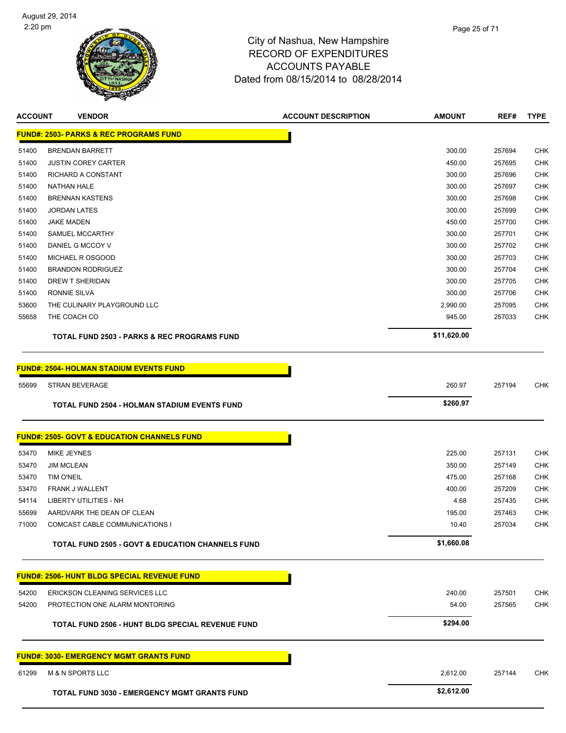City of Nashua, New Hampshire
RECORD OF EXPENDITURES
ACCOUNTS PAYABLE
Dated from 08/15/2014 to 08/28/2014

| ACCOUNT | VENDOR | ACCOUNT DESCRIPTION | AMOUNT | REF# | TYPE |
|---|---|---|---|---|---|
| **FUND#: 2503- PARKS & REC PROGRAMS FUND** | | | | | |
| 51400 | BRENDAN BARRETT | | 300.00 | 257694 | CHK |
| 51400 | JUSTIN COREY CARTER | | 450.00 | 257695 | CHK |
| 51400 | RICHARD A CONSTANT | | 300.00 | 257696 | CHK |
| 51400 | NATHAN HALE | | 300.00 | 257697 | CHK |
| 51400 | BRENNAN KASTENS | | 300.00 | 257698 | CHK |
| 51400 | JORDAN LATES | | 300.00 | 257699 | CHK |
| 51400 | JAKE MADEN | | 450.00 | 257700 | CHK |
| 51400 | SAMUEL MCCARTHY | | 300.00 | 257701 | CHK |
| 51400 | DANIEL G MCCOY V | | 300.00 | 257702 | CHK |
| 51400 | MICHAEL R OSGOOD | | 300.00 | 257703 | CHK |
| 51400 | BRANDON RODRIGUEZ | | 300.00 | 257704 | CHK |
| 51400 | DREW T SHERIDAN | | 300.00 | 257705 | CHK |
| 51400 | RONNIE SILVA | | 300.00 | 257706 | CHK |
| 53600 | THE CULINARY PLAYGROUND LLC | | 2,990.00 | 257095 | CHK |
| 55658 | THE COACH CO | | 945.00 | 257033 | CHK |
| | **TOTAL FUND 2503 - PARKS & REC PROGRAMS FUND** | | **$11,620.00** | | |
| **FUND#: 2504- HOLMAN STADIUM EVENTS FUND** | | | | | |
| 55699 | STRAN BEVERAGE | | 260.97 | 257194 | CHK |
| | **TOTAL FUND 2504 - HOLMAN STADIUM EVENTS FUND** | | **$260.97** | | |
| **FUND#: 2505- GOVT & EDUCATION CHANNELS FUND** | | | | | |
| 53470 | MIKE JEYNES | | 225.00 | 257131 | CHK |
| 53470 | JIM MCLEAN | | 350.00 | 257149 | CHK |
| 53470 | TIM O'NEIL | | 475.00 | 257168 | CHK |
| 53470 | FRANK J WALLENT | | 400.00 | 257209 | CHK |
| 54114 | LIBERTY UTILITIES - NH | | 4.68 | 257435 | CHK |
| 55699 | AARDVARK THE DEAN OF CLEAN | | 195.00 | 257463 | CHK |
| 71000 | COMCAST CABLE COMMUNICATIONS I | | 10.40 | 257034 | CHK |
| | **TOTAL FUND 2505 - GOVT & EDUCATION CHANNELS FUND** | | **$1,660.08** | | |
| **FUND#: 2506- HUNT BLDG SPECIAL REVENUE FUND** | | | | | |
| 54200 | ERICKSON CLEANING SERVICES LLC | | 240.00 | 257501 | CHK |
| 54200 | PROTECTION ONE ALARM MONTORING | | 54.00 | 257565 | CHK |
| | **TOTAL FUND 2506 - HUNT BLDG SPECIAL REVENUE FUND** | | **$294.00** | | |
| **FUND#: 3030- EMERGENCY MGMT GRANTS FUND** | | | | | |
| 61299 | M & N SPORTS LLC | | 2,612.00 | 257144 | CHK |
| | **TOTAL FUND 3030 - EMERGENCY MGMT GRANTS FUND** | | **$2,612.00** | | |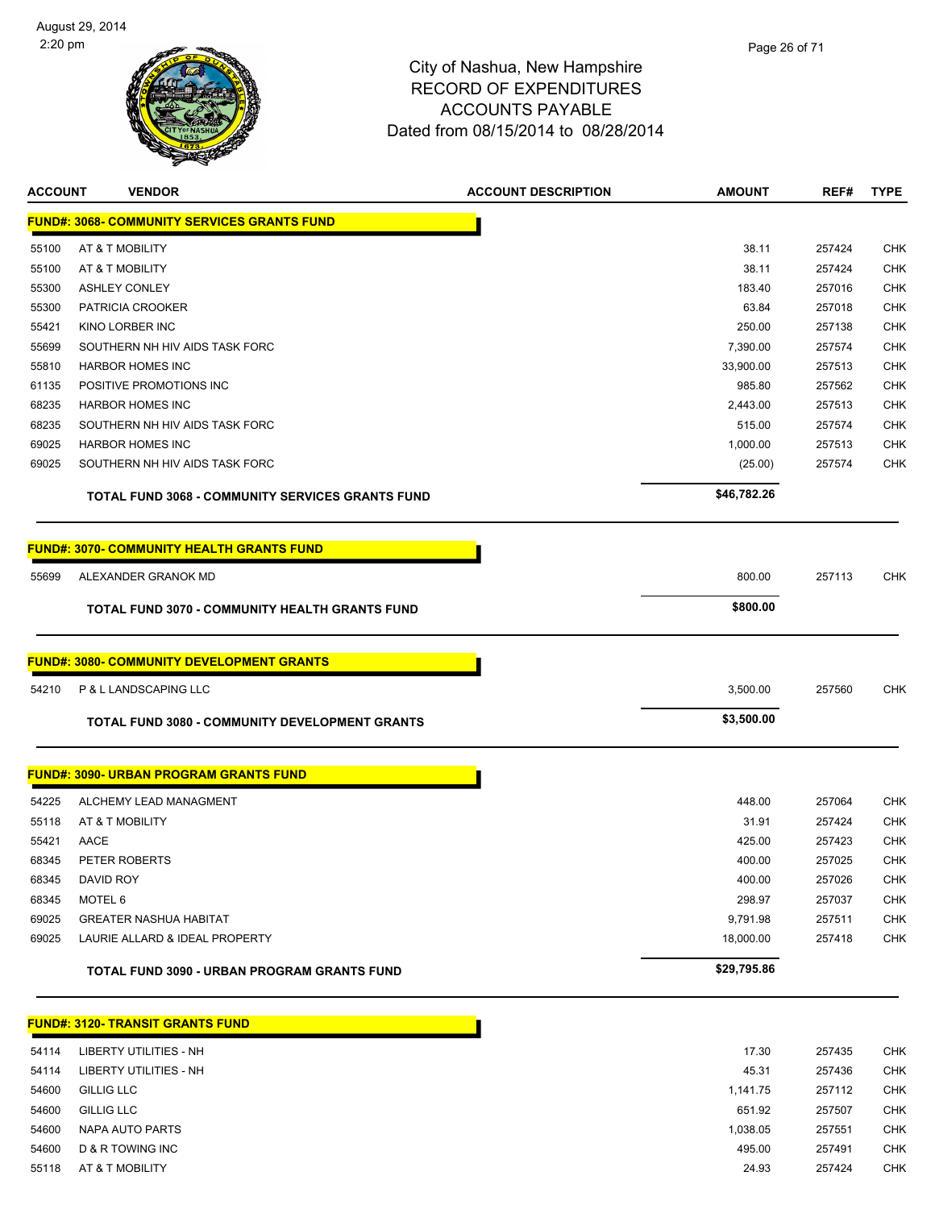# City of Nashua, New Hampshire
# RECORD OF EXPENDITURES
# ACCOUNTS PAYABLE
# Dated from 08/15/2014 to 08/28/2014

| ACCOUNT | VENDOR | ACCOUNT DESCRIPTION | AMOUNT | REF# | TYPE |
|---|---|---|---|---|---|
| **FUND#: 3068- COMMUNITY SERVICES GRANTS FUND** | | | | | |
| 55100 | AT & T MOBILITY | | 38.11 | 257424 | CHK |
| 55100 | AT & T MOBILITY | | 38.11 | 257424 | CHK |
| 55300 | ASHLEY CONLEY | | 183.40 | 257016 | CHK |
| 55300 | PATRICIA CROOKER | | 63.84 | 257018 | CHK |
| 55421 | KINO LORBER INC | | 250.00 | 257138 | CHK |
| 55699 | SOUTHERN NH HIV AIDS TASK FORC | | 7,390.00 | 257574 | CHK |
| 55810 | HARBOR HOMES INC | | 33,900.00 | 257513 | CHK |
| 61135 | POSITIVE PROMOTIONS INC | | 985.80 | 257562 | CHK |
| 68235 | HARBOR HOMES INC | | 2,443.00 | 257513 | CHK |
| 68235 | SOUTHERN NH HIV AIDS TASK FORC | | 515.00 | 257574 | CHK |
| 69025 | HARBOR HOMES INC | | 1,000.00 | 257513 | CHK |
| 69025 | SOUTHERN NH HIV AIDS TASK FORC | | (25.00) | 257574 | CHK |
| | **TOTAL FUND 3068 - COMMUNITY SERVICES GRANTS FUND** | | **$46,782.26** | | |
| **FUND#: 3070- COMMUNITY HEALTH GRANTS FUND** | | | | | |
| 55699 | ALEXANDER GRANOK MD | | 800.00 | 257113 | CHK |
| | **TOTAL FUND 3070 - COMMUNITY HEALTH GRANTS FUND** | | **$800.00** | | |
| **FUND#: 3080- COMMUNITY DEVELOPMENT GRANTS** | | | | | |
| 54210 | P & L LANDSCAPING LLC | | 3,500.00 | 257560 | CHK |
| | **TOTAL FUND 3080 - COMMUNITY DEVELOPMENT GRANTS** | | **$3,500.00** | | |
| **FUND#: 3090- URBAN PROGRAM GRANTS FUND** | | | | | |
| 54225 | ALCHEMY LEAD MANAGMENT | | 448.00 | 257064 | CHK |
| 55118 | AT & T MOBILITY | | 31.91 | 257424 | CHK |
| 55421 | AACE | | 425.00 | 257423 | CHK |
| 68345 | PETER ROBERTS | | 400.00 | 257025 | CHK |
| 68345 | DAVID ROY | | 400.00 | 257026 | CHK |
| 68345 | MOTEL 6 | | 298.97 | 257037 | CHK |
| 69025 | GREATER NASHUA HABITAT | | 9,791.98 | 257511 | CHK |
| 69025 | LAURIE ALLARD & IDEAL PROPERTY | | 18,000.00 | 257418 | CHK |
| | **TOTAL FUND 3090 - URBAN PROGRAM GRANTS FUND** | | **$29,795.86** | | |
| **FUND#: 3120- TRANSIT GRANTS FUND** | | | | | |
| 54114 | LIBERTY UTILITIES - NH | | 17.30 | 257435 | CHK |
| 54114 | LIBERTY UTILITIES - NH | | 45.31 | 257436 | CHK |
| 54600 | GILLIG LLC | | 1,141.75 | 257112 | CHK |
| 54600 | GILLIG LLC | | 651.92 | 257507 | CHK |
| 54600 | NAPA AUTO PARTS | | 1,038.05 | 257551 | CHK |
| 54600 | D & R TOWING INC | | 495.00 | 257491 | CHK |
| 55118 | AT & T MOBILITY | | 24.93 | 257424 | CHK |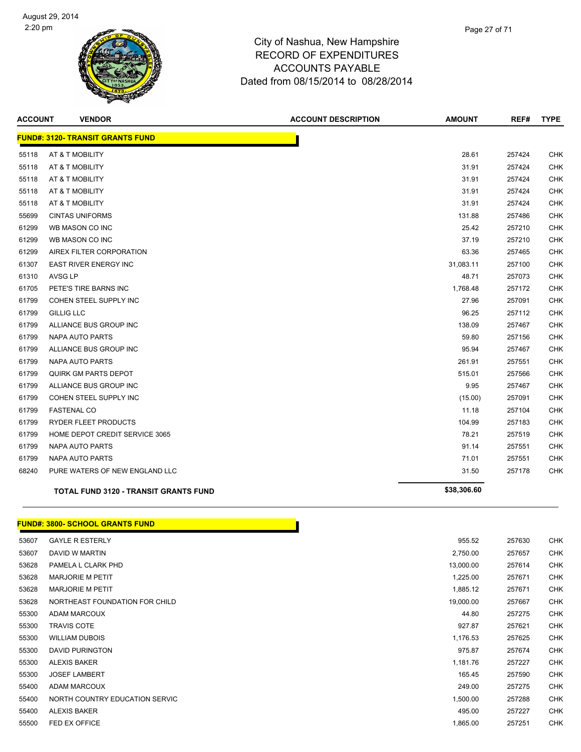City of Nashua, New Hampshire
RECORD OF EXPENDITURES
ACCOUNTS PAYABLE
Dated from 08/15/2014 to 08/28/2014

August 29, 2014
2:20 pm

| ACCOUNT | VENDOR | ACCOUNT DESCRIPTION | AMOUNT | REF# | TYPE |
|---|---|---|---|---|---|
| **FUND#: 3120- TRANSIT GRANTS FUND** | | | | | |
| 55118 | AT & T MOBILITY | | 28.61 | 257424 | CHK |
| 55118 | AT & T MOBILITY | | 31.91 | 257424 | CHK |
| 55118 | AT & T MOBILITY | | 31.91 | 257424 | CHK |
| 55118 | AT & T MOBILITY | | 31.91 | 257424 | CHK |
| 55118 | AT & T MOBILITY | | 31.91 | 257424 | CHK |
| 55699 | CINTAS UNIFORMS | | 131.88 | 257486 | CHK |
| 61299 | WB MASON CO INC | | 25.42 | 257210 | CHK |
| 61299 | WB MASON CO INC | | 37.19 | 257210 | CHK |
| 61299 | AIREX FILTER CORPORATION | | 63.36 | 257465 | CHK |
| 61307 | EAST RIVER ENERGY INC | | 31,083.11 | 257100 | CHK |
| 61310 | AVSG LP | | 48.71 | 257073 | CHK |
| 61705 | PETE'S TIRE BARNS INC | | 1,768.48 | 257172 | CHK |
| 61799 | COHEN STEEL SUPPLY INC | | 27.96 | 257091 | CHK |
| 61799 | GILLIG LLC | | 96.25 | 257112 | CHK |
| 61799 | ALLIANCE BUS GROUP INC | | 138.09 | 257467 | CHK |
| 61799 | NAPA AUTO PARTS | | 59.80 | 257156 | CHK |
| 61799 | ALLIANCE BUS GROUP INC | | 95.94 | 257467 | CHK |
| 61799 | NAPA AUTO PARTS | | 261.91 | 257551 | CHK |
| 61799 | QUIRK GM PARTS DEPOT | | 515.01 | 257566 | CHK |
| 61799 | ALLIANCE BUS GROUP INC | | 9.95 | 257467 | CHK |
| 61799 | COHEN STEEL SUPPLY INC | | (15.00) | 257091 | CHK |
| 61799 | FASTENAL CO | | 11.18 | 257104 | CHK |
| 61799 | RYDER FLEET PRODUCTS | | 104.99 | 257183 | CHK |
| 61799 | HOME DEPOT CREDIT SERVICE 3065 | | 78.21 | 257519 | CHK |
| 61799 | NAPA AUTO PARTS | | 91.14 | 257551 | CHK |
| 61799 | NAPA AUTO PARTS | | 71.01 | 257551 | CHK |
| 68240 | PURE WATERS OF NEW ENGLAND LLC | | 31.50 | 257178 | CHK |
| | **TOTAL FUND 3120 - TRANSIT GRANTS FUND** | | **$38,306.60** | | |

| ACCOUNT | VENDOR | ACCOUNT DESCRIPTION | AMOUNT | REF# | TYPE |
|---|---|---|---|---|---|
| **FUND#: 3800- SCHOOL GRANTS FUND** | | | | | |
| 53607 | GAYLE R ESTERLY | | 955.52 | 257630 | CHK |
| 53607 | DAVID W MARTIN | | 2,750.00 | 257657 | CHK |
| 53628 | PAMELA L CLARK PHD | | 13,000.00 | 257614 | CHK |
| 53628 | MARJORIE M PETIT | | 1,225.00 | 257671 | CHK |
| 53628 | MARJORIE M PETIT | | 1,885.12 | 257671 | CHK |
| 53628 | NORTHEAST FOUNDATION FOR CHILD | | 19,000.00 | 257667 | CHK |
| 55300 | ADAM MARCOUX | | 44.80 | 257275 | CHK |
| 55300 | TRAVIS COTE | | 927.87 | 257621 | CHK |
| 55300 | WILLIAM DUBOIS | | 1,176.53 | 257625 | CHK |
| 55300 | DAVID PURINGTON | | 975.87 | 257674 | CHK |
| 55300 | ALEXIS BAKER | | 1,181.76 | 257227 | CHK |
| 55300 | JOSEF LAMBERT | | 165.45 | 257590 | CHK |
| 55400 | ADAM MARCOUX | | 249.00 | 257275 | CHK |
| 55400 | NORTH COUNTRY EDUCATION SERVIC | | 1,500.00 | 257288 | CHK |
| 55400 | ALEXIS BAKER | | 495.00 | 257227 | CHK |
| 55500 | FED EX OFFICE | | 1,865.00 | 257251 | CHK |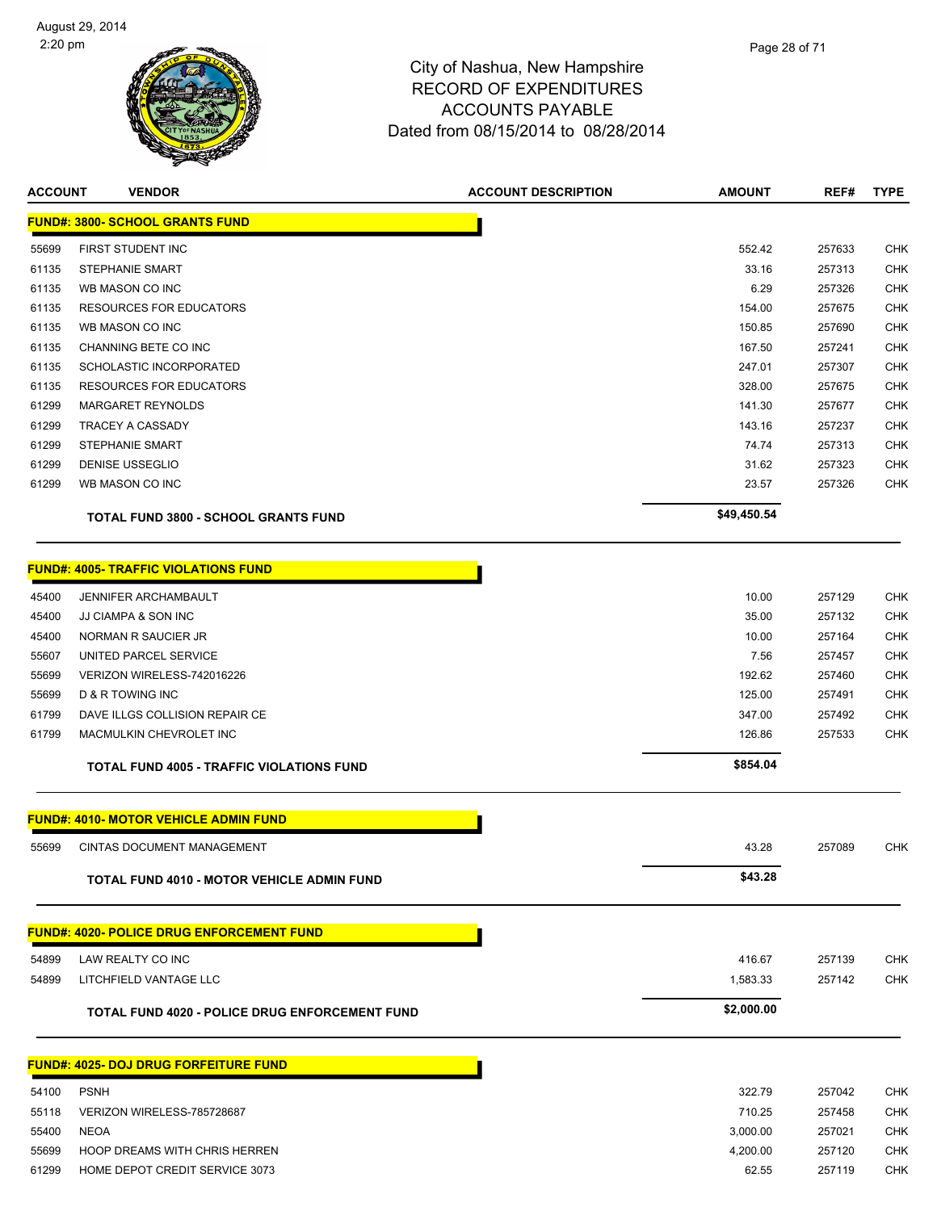City of Nashua, New Hampshire
RECORD OF EXPENDITURES
ACCOUNTS PAYABLE
Dated from 08/15/2014 to 08/28/2014

| ACCOUNT | VENDOR | ACCOUNT DESCRIPTION | AMOUNT | REF# | TYPE |
|---|---|---|---|---|---|
| **FUND#: 3800- SCHOOL GRANTS FUND** | | | | | |
| 55699 | FIRST STUDENT INC | | 552.42 | 257633 | CHK |
| 61135 | STEPHANIE SMART | | 33.16 | 257313 | CHK |
| 61135 | WB MASON CO INC | | 6.29 | 257326 | CHK |
| 61135 | RESOURCES FOR EDUCATORS | | 154.00 | 257675 | CHK |
| 61135 | WB MASON CO INC | | 150.85 | 257690 | CHK |
| 61135 | CHANNING BETE CO INC | | 167.50 | 257241 | CHK |
| 61135 | SCHOLASTIC INCORPORATED | | 247.01 | 257307 | CHK |
| 61135 | RESOURCES FOR EDUCATORS | | 328.00 | 257675 | CHK |
| 61299 | MARGARET REYNOLDS | | 141.30 | 257677 | CHK |
| 61299 | TRACEY A CASSADY | | 143.16 | 257237 | CHK |
| 61299 | STEPHANIE SMART | | 74.74 | 257313 | CHK |
| 61299 | DENISE USSEGLIO | | 31.62 | 257323 | CHK |
| 61299 | WB MASON CO INC | | 23.57 | 257326 | CHK |
| | **TOTAL FUND 3800 - SCHOOL GRANTS FUND** | | **$49,450.54** | | |
| **FUND#: 4005- TRAFFIC VIOLATIONS FUND** | | | | | |
| 45400 | JENNIFER ARCHAMBAULT | | 10.00 | 257129 | CHK |
| 45400 | JJ CIAMPA & SON INC | | 35.00 | 257132 | CHK |
| 45400 | NORMAN R SAUCIER JR | | 10.00 | 257164 | CHK |
| 55607 | UNITED PARCEL SERVICE | | 7.56 | 257457 | CHK |
| 55699 | VERIZON WIRELESS-742016226 | | 192.62 | 257460 | CHK |
| 55699 | D & R TOWING INC | | 125.00 | 257491 | CHK |
| 61799 | DAVE ILLGS COLLISION REPAIR CE | | 347.00 | 257492 | CHK |
| 61799 | MACMULKIN CHEVROLET INC | | 126.86 | 257533 | CHK |
| | **TOTAL FUND 4005 - TRAFFIC VIOLATIONS FUND** | | **$854.04** | | |
| **FUND#: 4010- MOTOR VEHICLE ADMIN FUND** | | | | | |
| 55699 | CINTAS DOCUMENT MANAGEMENT | | 43.28 | 257089 | CHK |
| | **TOTAL FUND 4010 - MOTOR VEHICLE ADMIN FUND** | | **$43.28** | | |
| **FUND#: 4020- POLICE DRUG ENFORCEMENT FUND** | | | | | |
| 54899 | LAW REALTY CO INC | | 416.67 | 257139 | CHK |
| 54899 | LITCHFIELD VANTAGE LLC | | 1,583.33 | 257142 | CHK |
| | **TOTAL FUND 4020 - POLICE DRUG ENFORCEMENT FUND** | | **$2,000.00** | | |
| **FUND#: 4025- DOJ DRUG FORFEITURE FUND** | | | | | |
| 54100 | PSNH | | 322.79 | 257042 | CHK |
| 55118 | VERIZON WIRELESS-785728687 | | 710.25 | 257458 | CHK |
| 55400 | NEOA | | 3,000.00 | 257021 | CHK |
| 55699 | HOOP DREAMS WITH CHRIS HERREN | | 4,200.00 | 257120 | CHK |
| 61299 | HOME DEPOT CREDIT SERVICE 3073 | | 62.55 | 257119 | CHK |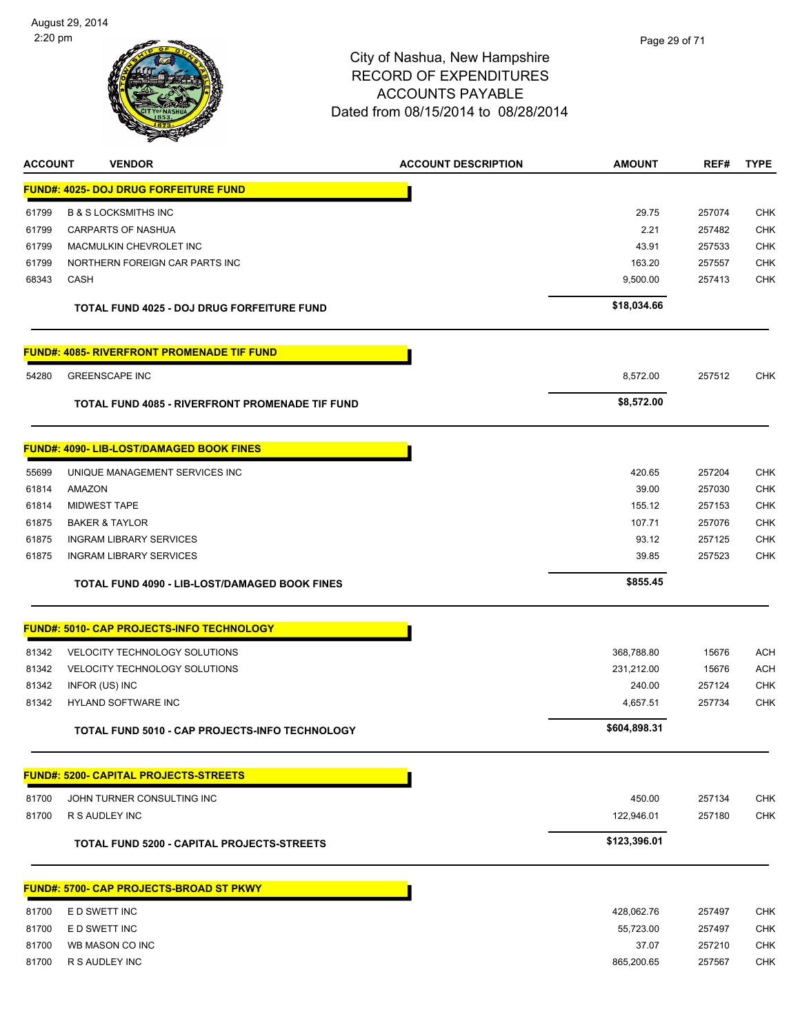# City of Nashua, New Hampshire
## RECORD OF EXPENDITURES
## ACCOUNTS PAYABLE
### Dated from 08/15/2014 to 08/28/2014

August 29, 2014
2:20 pm

| ACCOUNT | VENDOR | ACCOUNT DESCRIPTION | AMOUNT | REF# | TYPE |
|---|---|---|---|---|---|
| **FUND#: 4025- DOJ DRUG FORFEITURE FUND** | | | | | |
| 61799 | B & S LOCKSMITHS INC | | 29.75 | 257074 | CHK |
| 61799 | CARPARTS OF NASHUA | | 2.21 | 257482 | CHK |
| 61799 | MACMULKIN CHEVROLET INC | | 43.91 | 257533 | CHK |
| 61799 | NORTHERN FOREIGN CAR PARTS INC | | 163.20 | 257557 | CHK |
| 68343 | CASH | | 9,500.00 | 257413 | CHK |
| | **TOTAL FUND 4025 - DOJ DRUG FORFEITURE FUND** | | **$18,034.66** | | |
| **FUND#: 4085- RIVERFRONT PROMENADE TIF FUND** | | | | | |
| 54280 | GREENSCAPE INC | | 8,572.00 | 257512 | CHK |
| | **TOTAL FUND 4085 - RIVERFRONT PROMENADE TIF FUND** | | **$8,572.00** | | |
| **FUND#: 4090- LIB-LOST/DAMAGED BOOK FINES** | | | | | |
| 55699 | UNIQUE MANAGEMENT SERVICES INC | | 420.65 | 257204 | CHK |
| 61814 | AMAZON | | 39.00 | 257030 | CHK |
| 61814 | MIDWEST TAPE | | 155.12 | 257153 | CHK |
| 61875 | BAKER & TAYLOR | | 107.71 | 257076 | CHK |
| 61875 | INGRAM LIBRARY SERVICES | | 93.12 | 257125 | CHK |
| 61875 | INGRAM LIBRARY SERVICES | | 39.85 | 257523 | CHK |
| | **TOTAL FUND 4090 - LIB-LOST/DAMAGED BOOK FINES** | | **$855.45** | | |
| **FUND#: 5010- CAP PROJECTS-INFO TECHNOLOGY** | | | | | |
| 81342 | VELOCITY TECHNOLOGY SOLUTIONS | | 368,788.80 | 15676 | ACH |
| 81342 | VELOCITY TECHNOLOGY SOLUTIONS | | 231,212.00 | 15676 | ACH |
| 81342 | INFOR (US) INC | | 240.00 | 257124 | CHK |
| 81342 | HYLAND SOFTWARE INC | | 4,657.51 | 257734 | CHK |
| | **TOTAL FUND 5010 - CAP PROJECTS-INFO TECHNOLOGY** | | **$604,898.31** | | |
| **FUND#: 5200- CAPITAL PROJECTS-STREETS** | | | | | |
| 81700 | JOHN TURNER CONSULTING INC | | 450.00 | 257134 | CHK |
| 81700 | R S AUDLEY INC | | 122,946.01 | 257180 | CHK |
| | **TOTAL FUND 5200 - CAPITAL PROJECTS-STREETS** | | **$123,396.01** | | |
| **FUND#: 5700- CAP PROJECTS-BROAD ST PKWY** | | | | | |
| 81700 | E D SWETT INC | | 428,062.76 | 257497 | CHK |
| 81700 | E D SWETT INC | | 55,723.00 | 257497 | CHK |
| 81700 | WB MASON CO INC | | 37.07 | 257210 | CHK |
| 81700 | R S AUDLEY INC | | 865,200.65 | 257567 | CHK |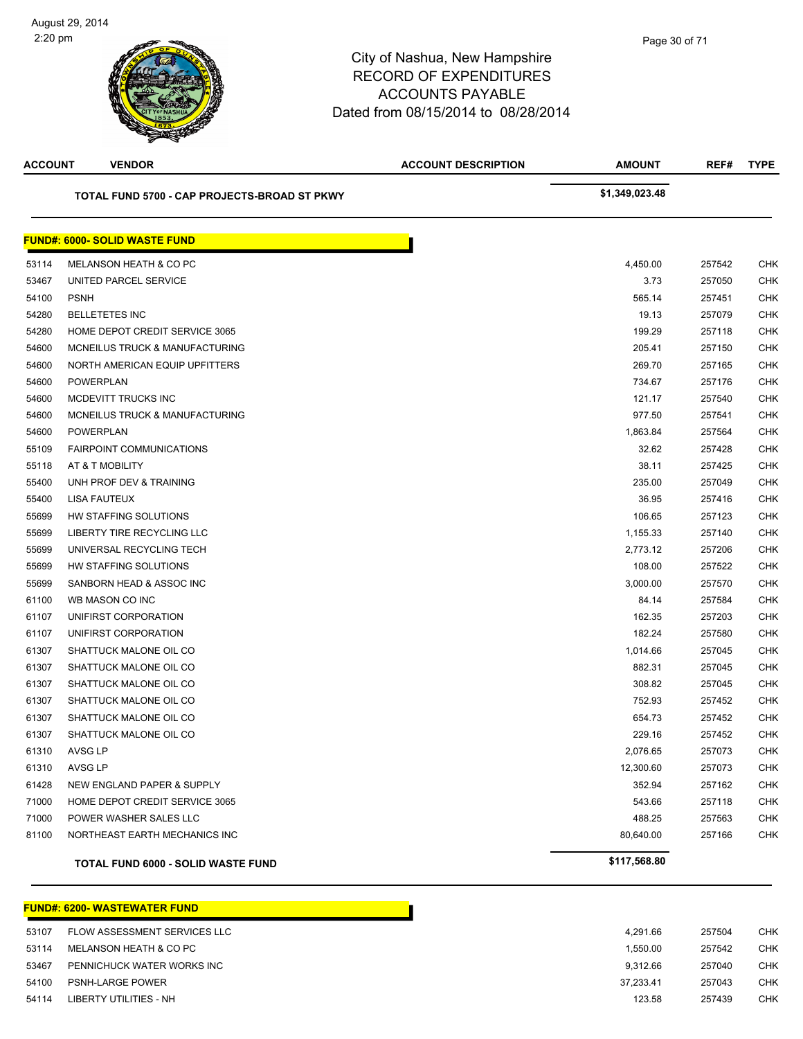# City of Nashua, New Hampshire
## RECORD OF EXPENDITURES
## ACCOUNTS PAYABLE
## Dated from 08/15/2014 to 08/28/2014

August 29, 2014
2:20 pm

| ACCOUNT | VENDOR | ACCOUNT DESCRIPTION | AMOUNT | REF# | TYPE |
|---|---|---|---|---|---|
| | **TOTAL FUND 5700 - CAP PROJECTS-BROAD ST PKWY** | | **$1,349,023.48** | | |

**FUND#: 6000- SOLID WASTE FUND**

| ACCOUNT | VENDOR | ACCOUNT DESCRIPTION | AMOUNT | REF# | TYPE |
|---|---|---|---|---|---|
| 53114 | MELANSON HEATH & CO PC | | 4,450.00 | 257542 | CHK |
| 53467 | UNITED PARCEL SERVICE | | 3.73 | 257050 | CHK |
| 54100 | PSNH | | 565.14 | 257451 | CHK |
| 54280 | BELLETETES INC | | 19.13 | 257079 | CHK |
| 54280 | HOME DEPOT CREDIT SERVICE 3065 | | 199.29 | 257118 | CHK |
| 54600 | MCNEILUS TRUCK & MANUFACTURING | | 205.41 | 257150 | CHK |
| 54600 | NORTH AMERICAN EQUIP UPFITTERS | | 269.70 | 257165 | CHK |
| 54600 | POWERPLAN | | 734.67 | 257176 | CHK |
| 54600 | MCDEVITT TRUCKS INC | | 121.17 | 257540 | CHK |
| 54600 | MCNEILUS TRUCK & MANUFACTURING | | 977.50 | 257541 | CHK |
| 54600 | POWERPLAN | | 1,863.84 | 257564 | CHK |
| 55109 | FAIRPOINT COMMUNICATIONS | | 32.62 | 257428 | CHK |
| 55118 | AT & T MOBILITY | | 38.11 | 257425 | CHK |
| 55400 | UNH PROF DEV & TRAINING | | 235.00 | 257049 | CHK |
| 55400 | LISA FAUTEUX | | 36.95 | 257416 | CHK |
| 55699 | HW STAFFING SOLUTIONS | | 106.65 | 257123 | CHK |
| 55699 | LIBERTY TIRE RECYCLING LLC | | 1,155.33 | 257140 | CHK |
| 55699 | UNIVERSAL RECYCLING TECH | | 2,773.12 | 257206 | CHK |
| 55699 | HW STAFFING SOLUTIONS | | 108.00 | 257522 | CHK |
| 55699 | SANBORN HEAD & ASSOC INC | | 3,000.00 | 257570 | CHK |
| 61100 | WB MASON CO INC | | 84.14 | 257584 | CHK |
| 61107 | UNIFIRST CORPORATION | | 162.35 | 257203 | CHK |
| 61107 | UNIFIRST CORPORATION | | 182.24 | 257580 | CHK |
| 61307 | SHATTUCK MALONE OIL CO | | 1,014.66 | 257045 | CHK |
| 61307 | SHATTUCK MALONE OIL CO | | 882.31 | 257045 | CHK |
| 61307 | SHATTUCK MALONE OIL CO | | 308.82 | 257045 | CHK |
| 61307 | SHATTUCK MALONE OIL CO | | 752.93 | 257452 | CHK |
| 61307 | SHATTUCK MALONE OIL CO | | 654.73 | 257452 | CHK |
| 61307 | SHATTUCK MALONE OIL CO | | 229.16 | 257452 | CHK |
| 61310 | AVSG LP | | 2,076.65 | 257073 | CHK |
| 61310 | AVSG LP | | 12,300.60 | 257073 | CHK |
| 61428 | NEW ENGLAND PAPER & SUPPLY | | 352.94 | 257162 | CHK |
| 71000 | HOME DEPOT CREDIT SERVICE 3065 | | 543.66 | 257118 | CHK |
| 71000 | POWER WASHER SALES LLC | | 488.25 | 257563 | CHK |
| 81100 | NORTHEAST EARTH MECHANICS INC | | 80,640.00 | 257166 | CHK |
| | **TOTAL FUND 6000 - SOLID WASTE FUND** | | **$117,568.80** | | |

**FUND#: 6200- WASTEWATER FUND**

| ACCOUNT | VENDOR | ACCOUNT DESCRIPTION | AMOUNT | REF# | TYPE |
|---|---|---|---|---|---|
| 53107 | FLOW ASSESSMENT SERVICES LLC | | 4,291.66 | 257504 | CHK |
| 53114 | MELANSON HEATH & CO PC | | 1,550.00 | 257542 | CHK |
| 53467 | PENNICHUCK WATER WORKS INC | | 9,312.66 | 257040 | CHK |
| 54100 | PSNH-LARGE POWER | | 37,233.41 | 257043 | CHK |
| 54114 | LIBERTY UTILITIES - NH | | 123.58 | 257439 | CHK |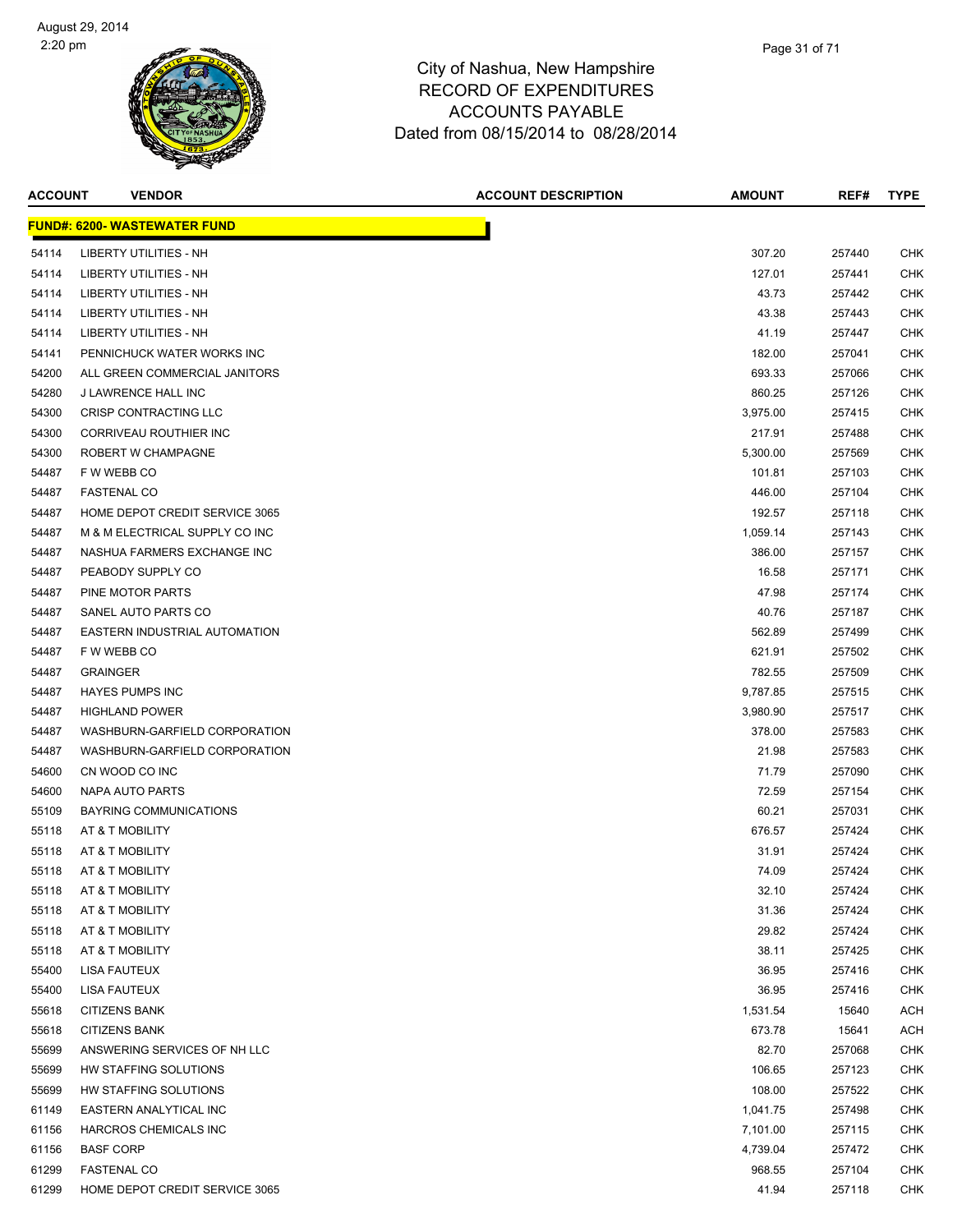# City of Nashua, New Hampshire
## RECORD OF EXPENDITURES
## ACCOUNTS PAYABLE
## Dated from 08/15/2014 to 08/28/2014

| ACCOUNT | VENDOR | ACCOUNT DESCRIPTION | AMOUNT | REF# | TYPE |
|---|---|---|---|---|---|
| **FUND#: 6200- WASTEWATER FUND** | | | | | |
| 54114 | LIBERTY UTILITIES - NH | | 307.20 | 257440 | CHK |
| 54114 | LIBERTY UTILITIES - NH | | 127.01 | 257441 | CHK |
| 54114 | LIBERTY UTILITIES - NH | | 43.73 | 257442 | CHK |
| 54114 | LIBERTY UTILITIES - NH | | 43.38 | 257443 | CHK |
| 54114 | LIBERTY UTILITIES - NH | | 41.19 | 257447 | CHK |
| 54141 | PENNICHUCK WATER WORKS INC | | 182.00 | 257041 | CHK |
| 54200 | ALL GREEN COMMERCIAL JANITORS | | 693.33 | 257066 | CHK |
| 54280 | J LAWRENCE HALL INC | | 860.25 | 257126 | CHK |
| 54300 | CRISP CONTRACTING LLC | | 3,975.00 | 257415 | CHK |
| 54300 | CORRIVEAU ROUTHIER INC | | 217.91 | 257488 | CHK |
| 54300 | ROBERT W CHAMPAGNE | | 5,300.00 | 257569 | CHK |
| 54487 | F W WEBB CO | | 101.81 | 257103 | CHK |
| 54487 | FASTENAL CO | | 446.00 | 257104 | CHK |
| 54487 | HOME DEPOT CREDIT SERVICE 3065 | | 192.57 | 257118 | CHK |
| 54487 | M & M ELECTRICAL SUPPLY CO INC | | 1,059.14 | 257143 | CHK |
| 54487 | NASHUA FARMERS EXCHANGE INC | | 386.00 | 257157 | CHK |
| 54487 | PEABODY SUPPLY CO | | 16.58 | 257171 | CHK |
| 54487 | PINE MOTOR PARTS | | 47.98 | 257174 | CHK |
| 54487 | SANEL AUTO PARTS CO | | 40.76 | 257187 | CHK |
| 54487 | EASTERN INDUSTRIAL AUTOMATION | | 562.89 | 257499 | CHK |
| 54487 | F W WEBB CO | | 621.91 | 257502 | CHK |
| 54487 | GRAINGER | | 782.55 | 257509 | CHK |
| 54487 | HAYES PUMPS INC | | 9,787.85 | 257515 | CHK |
| 54487 | HIGHLAND POWER | | 3,980.90 | 257517 | CHK |
| 54487 | WASHBURN-GARFIELD CORPORATION | | 378.00 | 257583 | CHK |
| 54487 | WASHBURN-GARFIELD CORPORATION | | 21.98 | 257583 | CHK |
| 54600 | CN WOOD CO INC | | 71.79 | 257090 | CHK |
| 54600 | NAPA AUTO PARTS | | 72.59 | 257154 | CHK |
| 55109 | BAYRING COMMUNICATIONS | | 60.21 | 257031 | CHK |
| 55118 | AT & T MOBILITY | | 676.57 | 257424 | CHK |
| 55118 | AT & T MOBILITY | | 31.91 | 257424 | CHK |
| 55118 | AT & T MOBILITY | | 74.09 | 257424 | CHK |
| 55118 | AT & T MOBILITY | | 32.10 | 257424 | CHK |
| 55118 | AT & T MOBILITY | | 31.36 | 257424 | CHK |
| 55118 | AT & T MOBILITY | | 29.82 | 257424 | CHK |
| 55118 | AT & T MOBILITY | | 38.11 | 257425 | CHK |
| 55400 | LISA FAUTEUX | | 36.95 | 257416 | CHK |
| 55400 | LISA FAUTEUX | | 36.95 | 257416 | CHK |
| 55618 | CITIZENS BANK | | 1,531.54 | 15640 | ACH |
| 55618 | CITIZENS BANK | | 673.78 | 15641 | ACH |
| 55699 | ANSWERING SERVICES OF NH LLC | | 82.70 | 257068 | CHK |
| 55699 | HW STAFFING SOLUTIONS | | 106.65 | 257123 | CHK |
| 55699 | HW STAFFING SOLUTIONS | | 108.00 | 257522 | CHK |
| 61149 | EASTERN ANALYTICAL INC | | 1,041.75 | 257498 | CHK |
| 61156 | HARCROS CHEMICALS INC | | 7,101.00 | 257115 | CHK |
| 61156 | BASF CORP | | 4,739.04 | 257472 | CHK |
| 61299 | FASTENAL CO | | 968.55 | 257104 | CHK |
| 61299 | HOME DEPOT CREDIT SERVICE 3065 | | 41.94 | 257118 | CHK |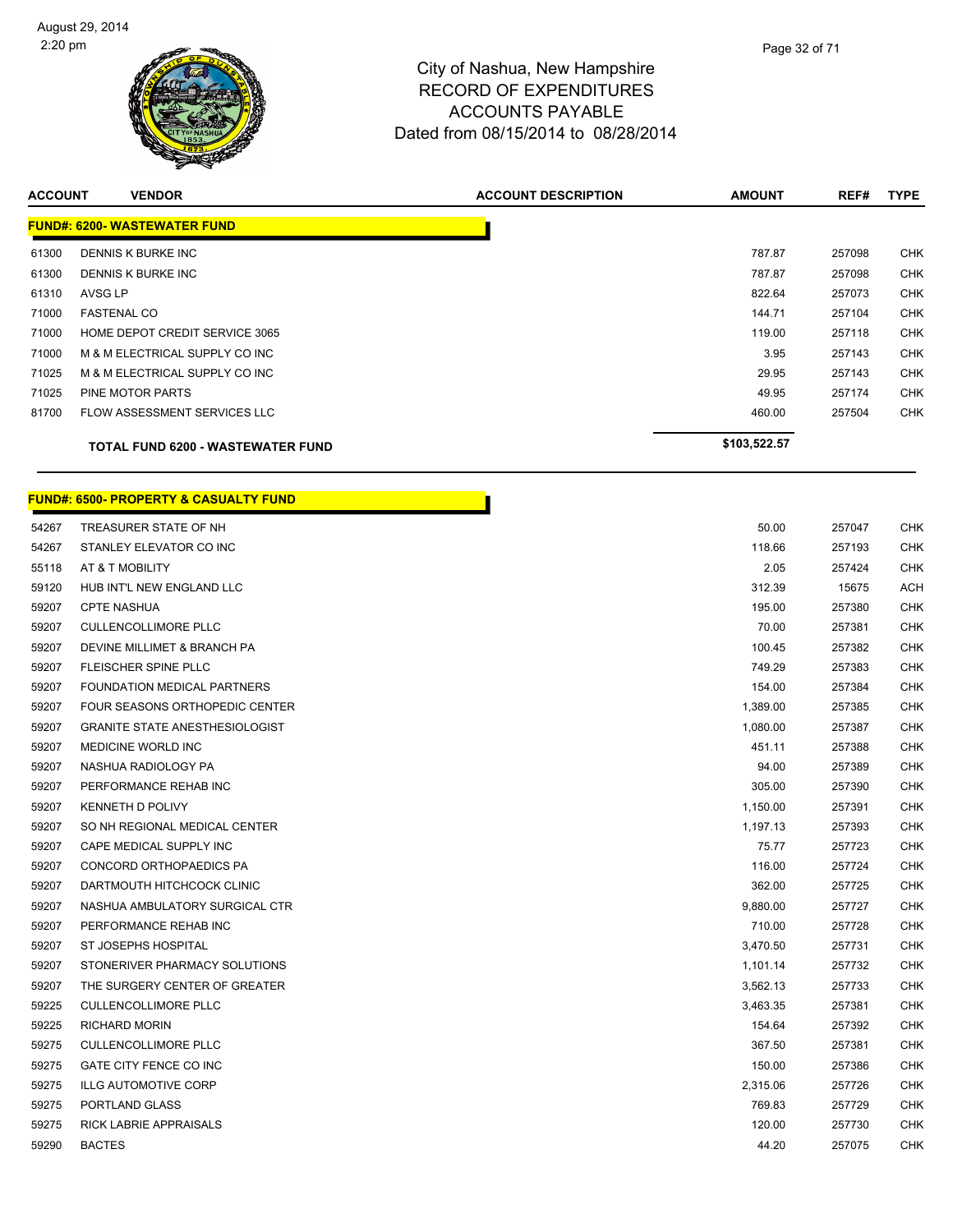# City of Nashua, New Hampshire
## RECORD OF EXPENDITURES
## ACCOUNTS PAYABLE
## Dated from 08/15/2014 to 08/28/2014

| ACCOUNT | VENDOR | ACCOUNT DESCRIPTION | AMOUNT | REF# | TYPE |
|---|---|---|---|---|---|
| **FUND#: 6200- WASTEWATER FUND** | | | | | |
| 61300 | DENNIS K BURKE INC | | 787.87 | 257098 | CHK |
| 61300 | DENNIS K BURKE INC | | 787.87 | 257098 | CHK |
| 61310 | AVSG LP | | 822.64 | 257073 | CHK |
| 71000 | FASTENAL CO | | 144.71 | 257104 | CHK |
| 71000 | HOME DEPOT CREDIT SERVICE 3065 | | 119.00 | 257118 | CHK |
| 71000 | M & M ELECTRICAL SUPPLY CO INC | | 3.95 | 257143 | CHK |
| 71025 | M & M ELECTRICAL SUPPLY CO INC | | 29.95 | 257143 | CHK |
| 71025 | PINE MOTOR PARTS | | 49.95 | 257174 | CHK |
| 81700 | FLOW ASSESSMENT SERVICES LLC | | 460.00 | 257504 | CHK |
| | **TOTAL FUND 6200 - WASTEWATER FUND** | | **$103,522.57** | | |

| ACCOUNT | VENDOR | ACCOUNT DESCRIPTION | AMOUNT | REF# | TYPE |
|---|---|---|---|---|---|
| **FUND#: 6500- PROPERTY & CASUALTY FUND** | | | | | |
| 54267 | TREASURER STATE OF NH | | 50.00 | 257047 | CHK |
| 54267 | STANLEY ELEVATOR CO INC | | 118.66 | 257193 | CHK |
| 55118 | AT & T MOBILITY | | 2.05 | 257424 | CHK |
| 59120 | HUB INT'L NEW ENGLAND LLC | | 312.39 | 15675 | ACH |
| 59207 | CPTE NASHUA | | 195.00 | 257380 | CHK |
| 59207 | CULLENCOLLIMORE PLLC | | 70.00 | 257381 | CHK |
| 59207 | DEVINE MILLIMET & BRANCH PA | | 100.45 | 257382 | CHK |
| 59207 | FLEISCHER SPINE PLLC | | 749.29 | 257383 | CHK |
| 59207 | FOUNDATION MEDICAL PARTNERS | | 154.00 | 257384 | CHK |
| 59207 | FOUR SEASONS ORTHOPEDIC CENTER | | 1,389.00 | 257385 | CHK |
| 59207 | GRANITE STATE ANESTHESIOLOGIST | | 1,080.00 | 257387 | CHK |
| 59207 | MEDICINE WORLD INC | | 451.11 | 257388 | CHK |
| 59207 | NASHUA RADIOLOGY PA | | 94.00 | 257389 | CHK |
| 59207 | PERFORMANCE REHAB INC | | 305.00 | 257390 | CHK |
| 59207 | KENNETH D POLIVY | | 1,150.00 | 257391 | CHK |
| 59207 | SO NH REGIONAL MEDICAL CENTER | | 1,197.13 | 257393 | CHK |
| 59207 | CAPE MEDICAL SUPPLY INC | | 75.77 | 257723 | CHK |
| 59207 | CONCORD ORTHOPAEDICS PA | | 116.00 | 257724 | CHK |
| 59207 | DARTMOUTH HITCHCOCK CLINIC | | 362.00 | 257725 | CHK |
| 59207 | NASHUA AMBULATORY SURGICAL CTR | | 9,880.00 | 257727 | CHK |
| 59207 | PERFORMANCE REHAB INC | | 710.00 | 257728 | CHK |
| 59207 | ST JOSEPHS HOSPITAL | | 3,470.50 | 257731 | CHK |
| 59207 | STONERIVER PHARMACY SOLUTIONS | | 1,101.14 | 257732 | CHK |
| 59207 | THE SURGERY CENTER OF GREATER | | 3,562.13 | 257733 | CHK |
| 59225 | CULLENCOLLIMORE PLLC | | 3,463.35 | 257381 | CHK |
| 59225 | RICHARD MORIN | | 154.64 | 257392 | CHK |
| 59275 | CULLENCOLLIMORE PLLC | | 367.50 | 257381 | CHK |
| 59275 | GATE CITY FENCE CO INC | | 150.00 | 257386 | CHK |
| 59275 | ILLG AUTOMOTIVE CORP | | 2,315.06 | 257726 | CHK |
| 59275 | PORTLAND GLASS | | 769.83 | 257729 | CHK |
| 59275 | RICK LABRIE APPRAISALS | | 120.00 | 257730 | CHK |
| 59290 | BACTES | | 44.20 | 257075 | CHK |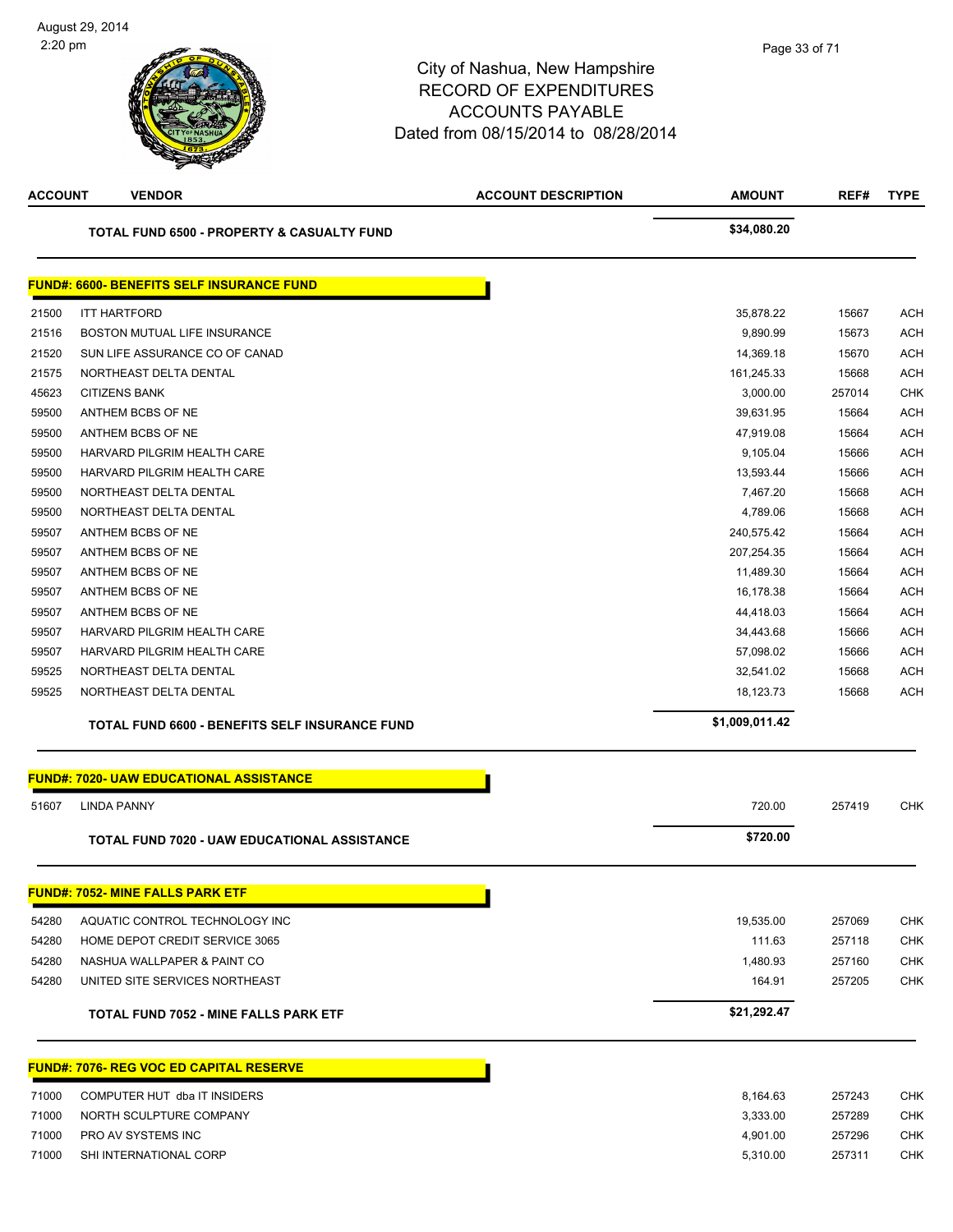City of Nashua, New Hampshire
RECORD OF EXPENDITURES
ACCOUNTS PAYABLE
Dated from 08/15/2014 to 08/28/2014

| ACCOUNT | VENDOR | ACCOUNT DESCRIPTION | AMOUNT | REF# | TYPE |
|---|---|---|---|---|---|
| | **TOTAL FUND 6500 - PROPERTY & CASUALTY FUND** | | **$34,080.20** | | |

**FUND#: 6600- BENEFITS SELF INSURANCE FUND**

| ACCOUNT | VENDOR | ACCOUNT DESCRIPTION | AMOUNT | REF# | TYPE |
|---|---|---|---|---|---|
| 21500 | ITT HARTFORD | | 35,878.22 | 15667 | ACH |
| 21516 | BOSTON MUTUAL LIFE INSURANCE | | 9,890.99 | 15673 | ACH |
| 21520 | SUN LIFE ASSURANCE CO OF CANAD | | 14,369.18 | 15670 | ACH |
| 21575 | NORTHEAST DELTA DENTAL | | 161,245.33 | 15668 | ACH |
| 45623 | CITIZENS BANK | | 3,000.00 | 257014 | CHK |
| 59500 | ANTHEM BCBS OF NE | | 39,631.95 | 15664 | ACH |
| 59500 | ANTHEM BCBS OF NE | | 47,919.08 | 15664 | ACH |
| 59500 | HARVARD PILGRIM HEALTH CARE | | 9,105.04 | 15666 | ACH |
| 59500 | HARVARD PILGRIM HEALTH CARE | | 13,593.44 | 15666 | ACH |
| 59500 | NORTHEAST DELTA DENTAL | | 7,467.20 | 15668 | ACH |
| 59500 | NORTHEAST DELTA DENTAL | | 4,789.06 | 15668 | ACH |
| 59507 | ANTHEM BCBS OF NE | | 240,575.42 | 15664 | ACH |
| 59507 | ANTHEM BCBS OF NE | | 207,254.35 | 15664 | ACH |
| 59507 | ANTHEM BCBS OF NE | | 11,489.30 | 15664 | ACH |
| 59507 | ANTHEM BCBS OF NE | | 16,178.38 | 15664 | ACH |
| 59507 | ANTHEM BCBS OF NE | | 44,418.03 | 15664 | ACH |
| 59507 | HARVARD PILGRIM HEALTH CARE | | 34,443.68 | 15666 | ACH |
| 59507 | HARVARD PILGRIM HEALTH CARE | | 57,098.02 | 15666 | ACH |
| 59525 | NORTHEAST DELTA DENTAL | | 32,541.02 | 15668 | ACH |
| 59525 | NORTHEAST DELTA DENTAL | | 18,123.73 | 15668 | ACH |
| | **TOTAL FUND 6600 - BENEFITS SELF INSURANCE FUND** | | **$1,009,011.42** | | |

**FUND#: 7020- UAW EDUCATIONAL ASSISTANCE**

| ACCOUNT | VENDOR | ACCOUNT DESCRIPTION | AMOUNT | REF# | TYPE |
|---|---|---|---|---|---|
| 51607 | LINDA PANNY | | 720.00 | 257419 | CHK |
| | **TOTAL FUND 7020 - UAW EDUCATIONAL ASSISTANCE** | | **$720.00** | | |

**FUND#: 7052- MINE FALLS PARK ETF**

| ACCOUNT | VENDOR | ACCOUNT DESCRIPTION | AMOUNT | REF# | TYPE |
|---|---|---|---|---|---|
| 54280 | AQUATIC CONTROL TECHNOLOGY INC | | 19,535.00 | 257069 | CHK |
| 54280 | HOME DEPOT CREDIT SERVICE 3065 | | 111.63 | 257118 | CHK |
| 54280 | NASHUA WALLPAPER & PAINT CO | | 1,480.93 | 257160 | CHK |
| 54280 | UNITED SITE SERVICES NORTHEAST | | 164.91 | 257205 | CHK |
| | **TOTAL FUND 7052 - MINE FALLS PARK ETF** | | **$21,292.47** | | |

**FUND#: 7076- REG VOC ED CAPITAL RESERVE**

| ACCOUNT | VENDOR | ACCOUNT DESCRIPTION | AMOUNT | REF# | TYPE |
|---|---|---|---|---|---|
| 71000 | COMPUTER HUT dba IT INSIDERS | | 8,164.63 | 257243 | CHK |
| 71000 | NORTH SCULPTURE COMPANY | | 3,333.00 | 257289 | CHK |
| 71000 | PRO AV SYSTEMS INC | | 4,901.00 | 257296 | CHK |
| 71000 | SHI INTERNATIONAL CORP | | 5,310.00 | 257311 | CHK |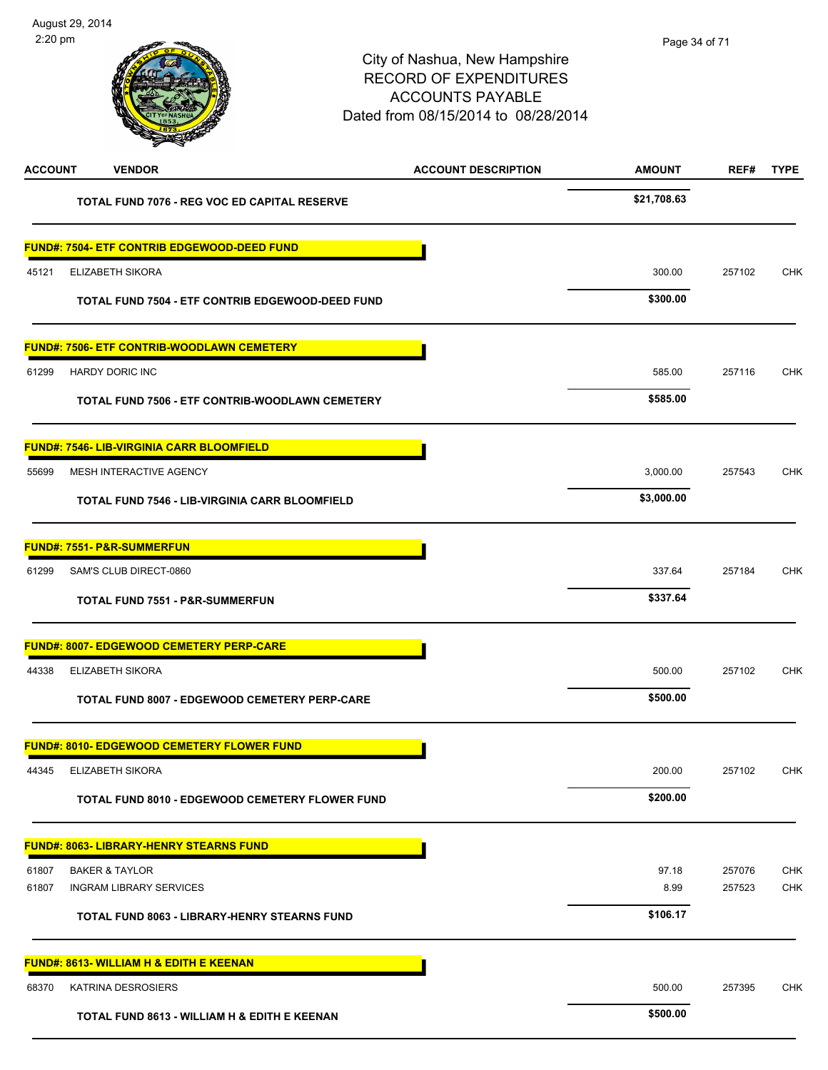City of Nashua, New Hampshire
RECORD OF EXPENDITURES
ACCOUNTS PAYABLE
Dated from 08/15/2014 to 08/28/2014

| ACCOUNT | VENDOR | ACCOUNT DESCRIPTION | AMOUNT | REF# | TYPE |
|---|---|---|---|---|---|
| | **TOTAL FUND 7076 - REG VOC ED CAPITAL RESERVE** | | **$21,708.63** | | |
| **FUND#: 7504- ETF CONTRIB EDGEWOOD-DEED FUND** | | | | | |
| 45121 | ELIZABETH SIKORA | | 300.00 | 257102 | CHK |
| | **TOTAL FUND 7504 - ETF CONTRIB EDGEWOOD-DEED FUND** | | **$300.00** | | |
| **FUND#: 7506- ETF CONTRIB-WOODLAWN CEMETERY** | | | | | |
| 61299 | HARDY DORIC INC | | 585.00 | 257116 | CHK |
| | **TOTAL FUND 7506 - ETF CONTRIB-WOODLAWN CEMETERY** | | **$585.00** | | |
| **FUND#: 7546- LIB-VIRGINIA CARR BLOOMFIELD** | | | | | |
| 55699 | MESH INTERACTIVE AGENCY | | 3,000.00 | 257543 | CHK |
| | **TOTAL FUND 7546 - LIB-VIRGINIA CARR BLOOMFIELD** | | **$3,000.00** | | |
| **FUND#: 7551- P&R-SUMMERFUN** | | | | | |
| 61299 | SAM'S CLUB DIRECT-0860 | | 337.64 | 257184 | CHK |
| | **TOTAL FUND 7551 - P&R-SUMMERFUN** | | **$337.64** | | |
| **FUND#: 8007- EDGEWOOD CEMETERY PERP-CARE** | | | | | |
| 44338 | ELIZABETH SIKORA | | 500.00 | 257102 | CHK |
| | **TOTAL FUND 8007 - EDGEWOOD CEMETERY PERP-CARE** | | **$500.00** | | |
| **FUND#: 8010- EDGEWOOD CEMETERY FLOWER FUND** | | | | | |
| 44345 | ELIZABETH SIKORA | | 200.00 | 257102 | CHK |
| | **TOTAL FUND 8010 - EDGEWOOD CEMETERY FLOWER FUND** | | **$200.00** | | |
| **FUND#: 8063- LIBRARY-HENRY STEARNS FUND** | | | | | |
| 61807 | BAKER & TAYLOR | | 97.18 | 257076 | CHK |
| 61807 | INGRAM LIBRARY SERVICES | | 8.99 | 257523 | CHK |
| | **TOTAL FUND 8063 - LIBRARY-HENRY STEARNS FUND** | | **$106.17** | | |
| **FUND#: 8613- WILLIAM H & EDITH E KEENAN** | | | | | |
| 68370 | KATRINA DESROSIERS | | 500.00 | 257395 | CHK |
| | **TOTAL FUND 8613 - WILLIAM H & EDITH E KEENAN** | | **$500.00** | | |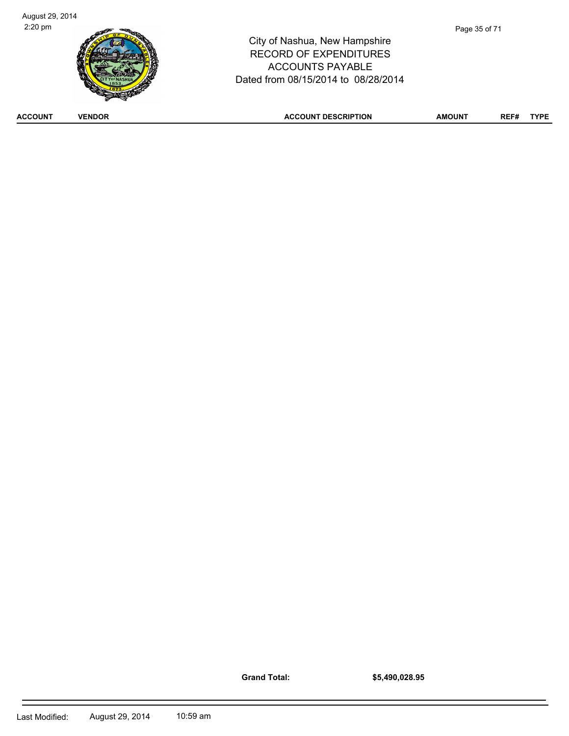| ACCOUNT | VENDOR | ACCOUNT DESCRIPTION | AMOUNT | REF# | TYPE |
| --- | --- | --- | --- | --- | --- |

**Grand Total:** **$5,490,028.95**

Last Modified: August 29, 2014 10:59 am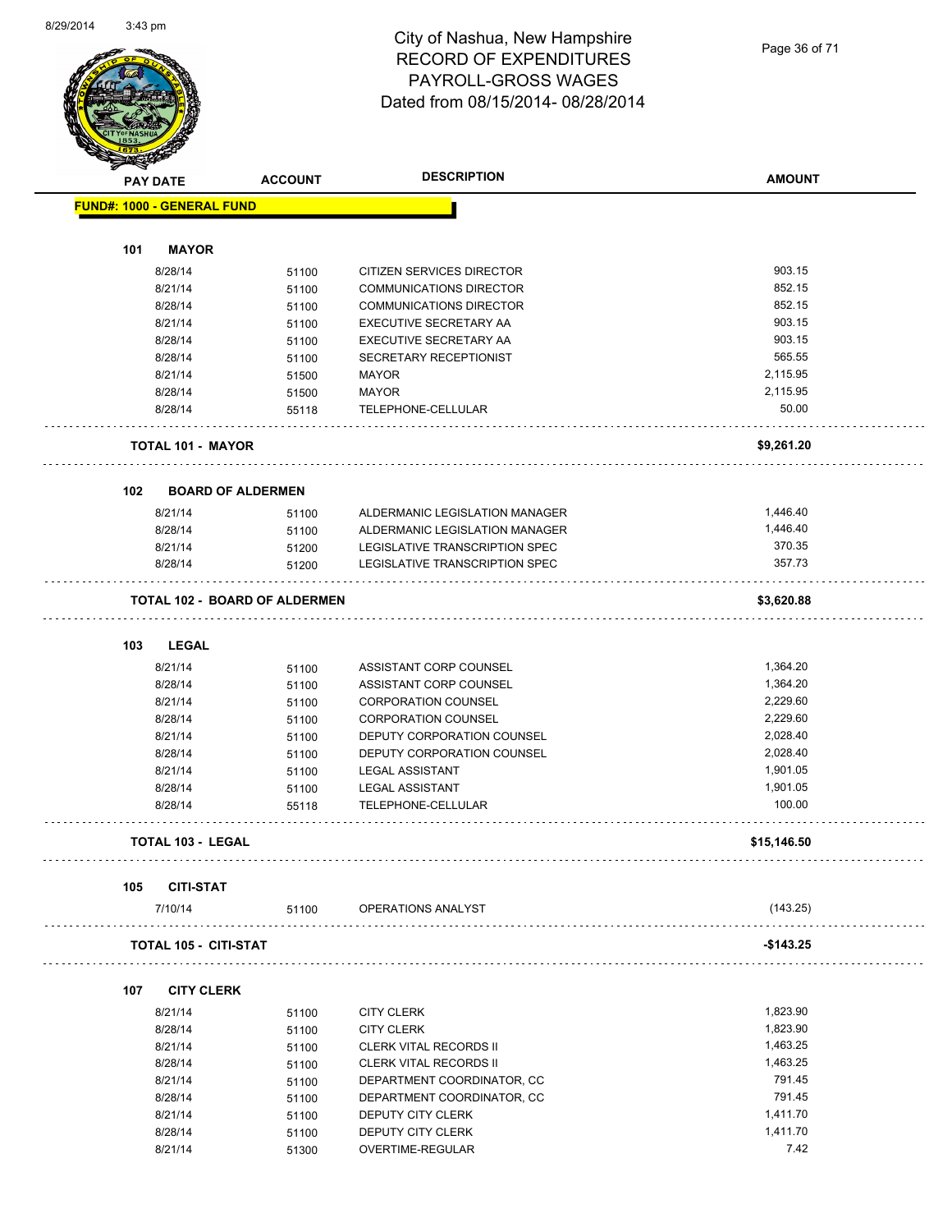# City of Nashua, New Hampshire
## RECORD OF EXPENDITURES
## PAYROLL-GROSS WAGES
## Dated from 08/15/2014- 08/28/2014

| PAY DATE | ACCOUNT | DESCRIPTION | AMOUNT |
|---|---|---|---|
| **FUND#: 1000 - GENERAL FUND** | | | |
| **101 MAYOR** | | | |
| 8/28/14 | 51100 | CITIZEN SERVICES DIRECTOR | 903.15 |
| 8/21/14 | 51100 | COMMUNICATIONS DIRECTOR | 852.15 |
| 8/28/14 | 51100 | COMMUNICATIONS DIRECTOR | 852.15 |
| 8/21/14 | 51100 | EXECUTIVE SECRETARY AA | 903.15 |
| 8/28/14 | 51100 | EXECUTIVE SECRETARY AA | 903.15 |
| 8/28/14 | 51100 | SECRETARY RECEPTIONIST | 565.55 |
| 8/21/14 | 51500 | MAYOR | 2,115.95 |
| 8/28/14 | 51500 | MAYOR | 2,115.95 |
| 8/28/14 | 55118 | TELEPHONE-CELLULAR | 50.00 |
| **TOTAL 101 - MAYOR** | | | **$9,261.20** |
| **102 BOARD OF ALDERMEN** | | | |
| 8/21/14 | 51100 | ALDERMANIC LEGISLATION MANAGER | 1,446.40 |
| 8/28/14 | 51100 | ALDERMANIC LEGISLATION MANAGER | 1,446.40 |
| 8/21/14 | 51200 | LEGISLATIVE TRANSCRIPTION SPEC | 370.35 |
| 8/28/14 | 51200 | LEGISLATIVE TRANSCRIPTION SPEC | 357.73 |
| **TOTAL 102 - BOARD OF ALDERMEN** | | | **$3,620.88** |
| **103 LEGAL** | | | |
| 8/21/14 | 51100 | ASSISTANT CORP COUNSEL | 1,364.20 |
| 8/28/14 | 51100 | ASSISTANT CORP COUNSEL | 1,364.20 |
| 8/21/14 | 51100 | CORPORATION COUNSEL | 2,229.60 |
| 8/28/14 | 51100 | CORPORATION COUNSEL | 2,229.60 |
| 8/21/14 | 51100 | DEPUTY CORPORATION COUNSEL | 2,028.40 |
| 8/28/14 | 51100 | DEPUTY CORPORATION COUNSEL | 2,028.40 |
| 8/21/14 | 51100 | LEGAL ASSISTANT | 1,901.05 |
| 8/28/14 | 51100 | LEGAL ASSISTANT | 1,901.05 |
| 8/28/14 | 55118 | TELEPHONE-CELLULAR | 100.00 |
| **TOTAL 103 - LEGAL** | | | **$15,146.50** |
| **105 CITI-STAT** | | | |
| 7/10/14 | 51100 | OPERATIONS ANALYST | (143.25) |
| **TOTAL 105 - CITI-STAT** | | | **-$143.25** |
| **107 CITY CLERK** | | | |
| 8/21/14 | 51100 | CITY CLERK | 1,823.90 |
| 8/28/14 | 51100 | CITY CLERK | 1,823.90 |
| 8/21/14 | 51100 | CLERK VITAL RECORDS II | 1,463.25 |
| 8/28/14 | 51100 | CLERK VITAL RECORDS II | 1,463.25 |
| 8/21/14 | 51100 | DEPARTMENT COORDINATOR, CC | 791.45 |
| 8/28/14 | 51100 | DEPARTMENT COORDINATOR, CC | 791.45 |
| 8/21/14 | 51100 | DEPUTY CITY CLERK | 1,411.70 |
| 8/28/14 | 51100 | DEPUTY CITY CLERK | 1,411.70 |
| 8/21/14 | 51300 | OVERTIME-REGULAR | 7.42 |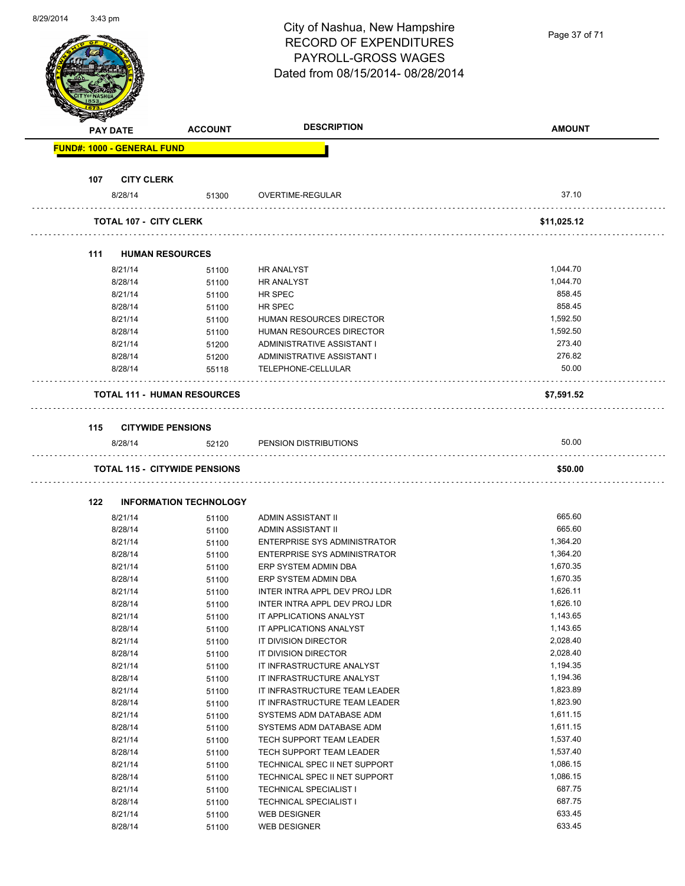# City of Nashua, New Hampshire
## RECORD OF EXPENDITURES
## PAYROLL-GROSS WAGES
## Dated from 08/15/2014- 08/28/2014

| PAY DATE | ACCOUNT | DESCRIPTION | AMOUNT |
|---|---|---|---|
| **FUND#: 1000 - GENERAL FUND** | | | |
| **107 CITY CLERK** | | | |
| 8/28/14 | 51300 | OVERTIME-REGULAR | 37.10 |
| **TOTAL 107 - CITY CLERK** | | | **$11,025.12** |
| **111 HUMAN RESOURCES** | | | |
| 8/21/14 | 51100 | HR ANALYST | 1,044.70 |
| 8/28/14 | 51100 | HR ANALYST | 1,044.70 |
| 8/21/14 | 51100 | HR SPEC | 858.45 |
| 8/28/14 | 51100 | HR SPEC | 858.45 |
| 8/21/14 | 51100 | HUMAN RESOURCES DIRECTOR | 1,592.50 |
| 8/28/14 | 51100 | HUMAN RESOURCES DIRECTOR | 1,592.50 |
| 8/21/14 | 51200 | ADMINISTRATIVE ASSISTANT I | 273.40 |
| 8/28/14 | 51200 | ADMINISTRATIVE ASSISTANT I | 276.82 |
| 8/28/14 | 55118 | TELEPHONE-CELLULAR | 50.00 |
| **TOTAL 111 - HUMAN RESOURCES** | | | **$7,591.52** |
| **115 CITYWIDE PENSIONS** | | | |
| 8/28/14 | 52120 | PENSION DISTRIBUTIONS | 50.00 |
| **TOTAL 115 - CITYWIDE PENSIONS** | | | **$50.00** |
| **122 INFORMATION TECHNOLOGY** | | | |
| 8/21/14 | 51100 | ADMIN ASSISTANT II | 665.60 |
| 8/28/14 | 51100 | ADMIN ASSISTANT II | 665.60 |
| 8/21/14 | 51100 | ENTERPRISE SYS ADMINISTRATOR | 1,364.20 |
| 8/28/14 | 51100 | ENTERPRISE SYS ADMINISTRATOR | 1,364.20 |
| 8/21/14 | 51100 | ERP SYSTEM ADMIN DBA | 1,670.35 |
| 8/28/14 | 51100 | ERP SYSTEM ADMIN DBA | 1,670.35 |
| 8/21/14 | 51100 | INTER INTRA APPL DEV PROJ LDR | 1,626.11 |
| 8/28/14 | 51100 | INTER INTRA APPL DEV PROJ LDR | 1,626.10 |
| 8/21/14 | 51100 | IT APPLICATIONS ANALYST | 1,143.65 |
| 8/28/14 | 51100 | IT APPLICATIONS ANALYST | 1,143.65 |
| 8/21/14 | 51100 | IT DIVISION DIRECTOR | 2,028.40 |
| 8/28/14 | 51100 | IT DIVISION DIRECTOR | 2,028.40 |
| 8/21/14 | 51100 | IT INFRASTRUCTURE ANALYST | 1,194.35 |
| 8/28/14 | 51100 | IT INFRASTRUCTURE ANALYST | 1,194.36 |
| 8/21/14 | 51100 | IT INFRASTRUCTURE TEAM LEADER | 1,823.89 |
| 8/28/14 | 51100 | IT INFRASTRUCTURE TEAM LEADER | 1,823.90 |
| 8/21/14 | 51100 | SYSTEMS ADM DATABASE ADM | 1,611.15 |
| 8/28/14 | 51100 | SYSTEMS ADM DATABASE ADM | 1,611.15 |
| 8/21/14 | 51100 | TECH SUPPORT TEAM LEADER | 1,537.40 |
| 8/28/14 | 51100 | TECH SUPPORT TEAM LEADER | 1,537.40 |
| 8/21/14 | 51100 | TECHNICAL SPEC II NET SUPPORT | 1,086.15 |
| 8/28/14 | 51100 | TECHNICAL SPEC II NET SUPPORT | 1,086.15 |
| 8/21/14 | 51100 | TECHNICAL SPECIALIST I | 687.75 |
| 8/28/14 | 51100 | TECHNICAL SPECIALIST I | 687.75 |
| 8/21/14 | 51100 | WEB DESIGNER | 633.45 |
| 8/28/14 | 51100 | WEB DESIGNER | 633.45 |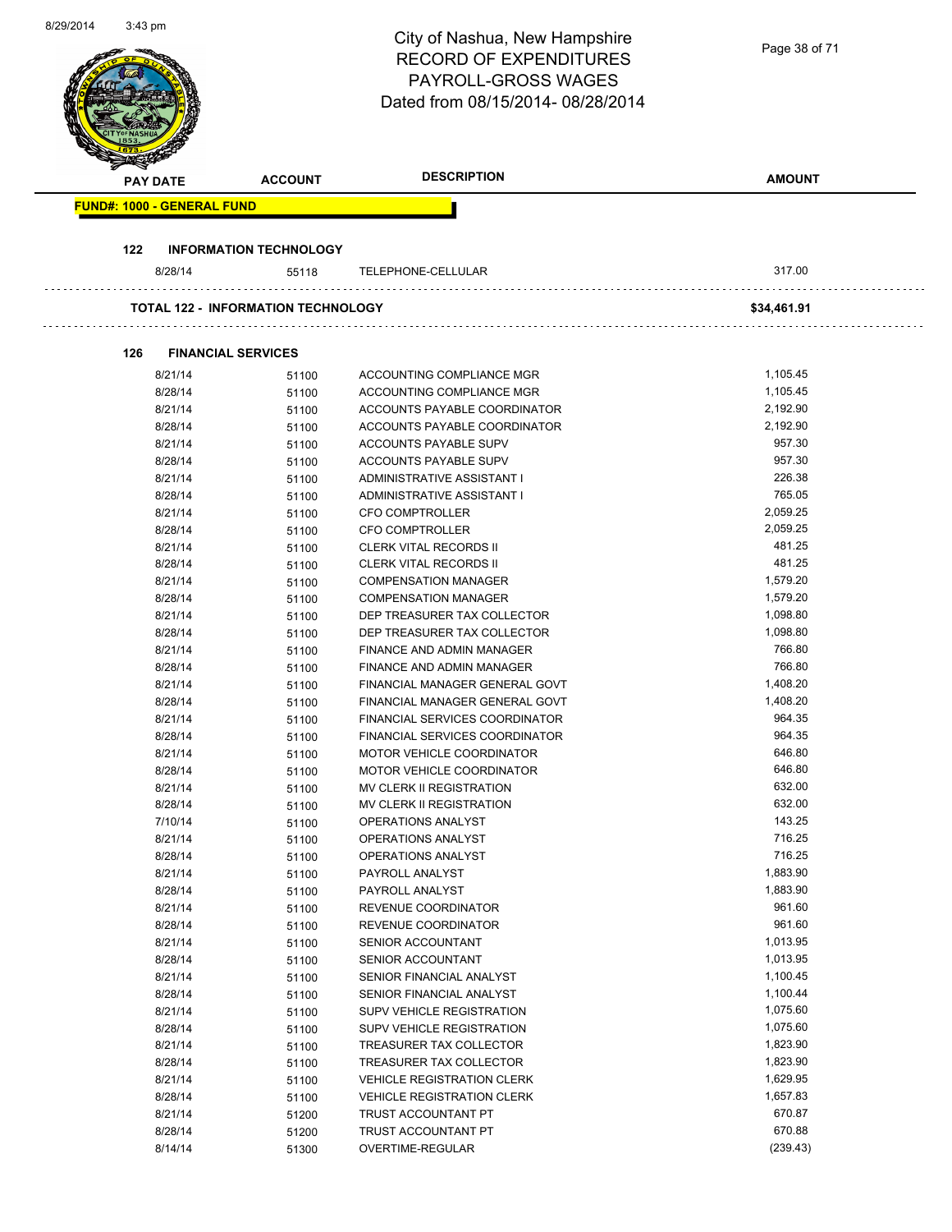# City of Nashua, New Hampshire
## RECORD OF EXPENDITURES
## PAYROLL-GROSS WAGES
## Dated from 08/15/2014- 08/28/2014

| PAY DATE | ACCOUNT | DESCRIPTION | AMOUNT |
|---|---|---|---|

**FUND#: 1000 - GENERAL FUND**

**122 INFORMATION TECHNOLOGY**

| PAY DATE | ACCOUNT | DESCRIPTION | AMOUNT |
|---|---|---|---|
| 8/28/14 | 55118 | TELEPHONE-CELLULAR | 317.00 |
| **TOTAL 122 - INFORMATION TECHNOLOGY** | | | **$34,461.91** |

**126 FINANCIAL SERVICES**

| PAY DATE | ACCOUNT | DESCRIPTION | AMOUNT |
|---|---|---|---|
| 8/21/14 | 51100 | ACCOUNTING COMPLIANCE MGR | 1,105.45 |
| 8/28/14 | 51100 | ACCOUNTING COMPLIANCE MGR | 1,105.45 |
| 8/21/14 | 51100 | ACCOUNTS PAYABLE COORDINATOR | 2,192.90 |
| 8/28/14 | 51100 | ACCOUNTS PAYABLE COORDINATOR | 2,192.90 |
| 8/21/14 | 51100 | ACCOUNTS PAYABLE SUPV | 957.30 |
| 8/28/14 | 51100 | ACCOUNTS PAYABLE SUPV | 957.30 |
| 8/21/14 | 51100 | ADMINISTRATIVE ASSISTANT I | 226.38 |
| 8/28/14 | 51100 | ADMINISTRATIVE ASSISTANT I | 765.05 |
| 8/21/14 | 51100 | CFO COMPTROLLER | 2,059.25 |
| 8/28/14 | 51100 | CFO COMPTROLLER | 2,059.25 |
| 8/21/14 | 51100 | CLERK VITAL RECORDS II | 481.25 |
| 8/28/14 | 51100 | CLERK VITAL RECORDS II | 481.25 |
| 8/21/14 | 51100 | COMPENSATION MANAGER | 1,579.20 |
| 8/28/14 | 51100 | COMPENSATION MANAGER | 1,579.20 |
| 8/21/14 | 51100 | DEP TREASURER TAX COLLECTOR | 1,098.80 |
| 8/28/14 | 51100 | DEP TREASURER TAX COLLECTOR | 1,098.80 |
| 8/21/14 | 51100 | FINANCE AND ADMIN MANAGER | 766.80 |
| 8/28/14 | 51100 | FINANCE AND ADMIN MANAGER | 766.80 |
| 8/21/14 | 51100 | FINANCIAL MANAGER GENERAL GOVT | 1,408.20 |
| 8/28/14 | 51100 | FINANCIAL MANAGER GENERAL GOVT | 1,408.20 |
| 8/21/14 | 51100 | FINANCIAL SERVICES COORDINATOR | 964.35 |
| 8/28/14 | 51100 | FINANCIAL SERVICES COORDINATOR | 964.35 |
| 8/21/14 | 51100 | MOTOR VEHICLE COORDINATOR | 646.80 |
| 8/28/14 | 51100 | MOTOR VEHICLE COORDINATOR | 646.80 |
| 8/21/14 | 51100 | MV CLERK II REGISTRATION | 632.00 |
| 8/28/14 | 51100 | MV CLERK II REGISTRATION | 632.00 |
| 7/10/14 | 51100 | OPERATIONS ANALYST | 143.25 |
| 8/21/14 | 51100 | OPERATIONS ANALYST | 716.25 |
| 8/28/14 | 51100 | OPERATIONS ANALYST | 716.25 |
| 8/21/14 | 51100 | PAYROLL ANALYST | 1,883.90 |
| 8/28/14 | 51100 | PAYROLL ANALYST | 1,883.90 |
| 8/21/14 | 51100 | REVENUE COORDINATOR | 961.60 |
| 8/28/14 | 51100 | REVENUE COORDINATOR | 961.60 |
| 8/21/14 | 51100 | SENIOR ACCOUNTANT | 1,013.95 |
| 8/28/14 | 51100 | SENIOR ACCOUNTANT | 1,013.95 |
| 8/21/14 | 51100 | SENIOR FINANCIAL ANALYST | 1,100.45 |
| 8/28/14 | 51100 | SENIOR FINANCIAL ANALYST | 1,100.44 |
| 8/21/14 | 51100 | SUPV VEHICLE REGISTRATION | 1,075.60 |
| 8/28/14 | 51100 | SUPV VEHICLE REGISTRATION | 1,075.60 |
| 8/21/14 | 51100 | TREASURER TAX COLLECTOR | 1,823.90 |
| 8/28/14 | 51100 | TREASURER TAX COLLECTOR | 1,823.90 |
| 8/21/14 | 51100 | VEHICLE REGISTRATION CLERK | 1,629.95 |
| 8/28/14 | 51100 | VEHICLE REGISTRATION CLERK | 1,657.83 |
| 8/21/14 | 51200 | TRUST ACCOUNTANT PT | 670.87 |
| 8/28/14 | 51200 | TRUST ACCOUNTANT PT | 670.88 |
| 8/14/14 | 51300 | OVERTIME-REGULAR | (239.43) |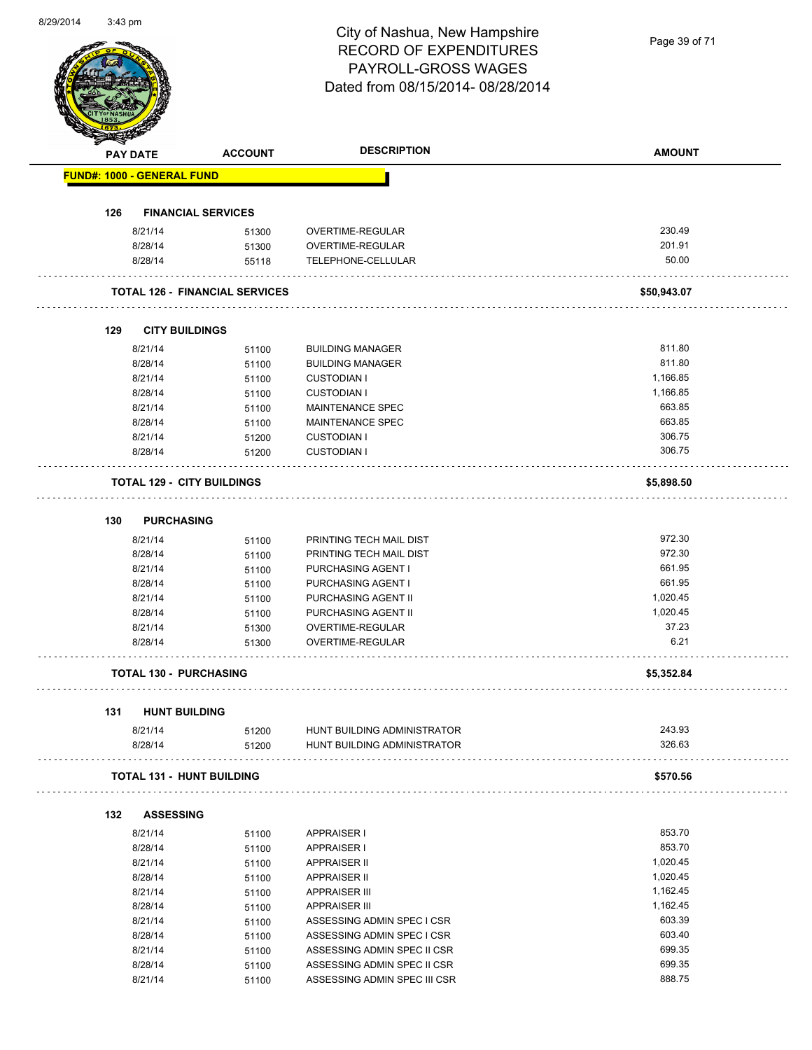# City of Nashua, New Hampshire
## RECORD OF EXPENDITURES
## PAYROLL-GROSS WAGES
## Dated from 08/15/2014- 08/28/2014

| PAY DATE | ACCOUNT | DESCRIPTION | AMOUNT |
|---|---|---|---|
| **FUND#: 1000 - GENERAL FUND** | | | |
| **126 FINANCIAL SERVICES** | | | |
| 8/21/14 | 51300 | OVERTIME-REGULAR | 230.49 |
| 8/28/14 | 51300 | OVERTIME-REGULAR | 201.91 |
| 8/28/14 | 55118 | TELEPHONE-CELLULAR | 50.00 |
| **TOTAL 126 - FINANCIAL SERVICES** | | | **$50,943.07** |
| **129 CITY BUILDINGS** | | | |
| 8/21/14 | 51100 | BUILDING MANAGER | 811.80 |
| 8/28/14 | 51100 | BUILDING MANAGER | 811.80 |
| 8/21/14 | 51100 | CUSTODIAN I | 1,166.85 |
| 8/28/14 | 51100 | CUSTODIAN I | 1,166.85 |
| 8/21/14 | 51100 | MAINTENANCE SPEC | 663.85 |
| 8/28/14 | 51100 | MAINTENANCE SPEC | 663.85 |
| 8/21/14 | 51200 | CUSTODIAN I | 306.75 |
| 8/28/14 | 51200 | CUSTODIAN I | 306.75 |
| **TOTAL 129 - CITY BUILDINGS** | | | **$5,898.50** |
| **130 PURCHASING** | | | |
| 8/21/14 | 51100 | PRINTING TECH MAIL DIST | 972.30 |
| 8/28/14 | 51100 | PRINTING TECH MAIL DIST | 972.30 |
| 8/21/14 | 51100 | PURCHASING AGENT I | 661.95 |
| 8/28/14 | 51100 | PURCHASING AGENT I | 661.95 |
| 8/21/14 | 51100 | PURCHASING AGENT II | 1,020.45 |
| 8/28/14 | 51100 | PURCHASING AGENT II | 1,020.45 |
| 8/21/14 | 51300 | OVERTIME-REGULAR | 37.23 |
| 8/28/14 | 51300 | OVERTIME-REGULAR | 6.21 |
| **TOTAL 130 - PURCHASING** | | | **$5,352.84** |
| **131 HUNT BUILDING** | | | |
| 8/21/14 | 51200 | HUNT BUILDING ADMINISTRATOR | 243.93 |
| 8/28/14 | 51200 | HUNT BUILDING ADMINISTRATOR | 326.63 |
| **TOTAL 131 - HUNT BUILDING** | | | **$570.56** |
| **132 ASSESSING** | | | |
| 8/21/14 | 51100 | APPRAISER I | 853.70 |
| 8/28/14 | 51100 | APPRAISER I | 853.70 |
| 8/21/14 | 51100 | APPRAISER II | 1,020.45 |
| 8/28/14 | 51100 | APPRAISER II | 1,020.45 |
| 8/21/14 | 51100 | APPRAISER III | 1,162.45 |
| 8/28/14 | 51100 | APPRAISER III | 1,162.45 |
| 8/21/14 | 51100 | ASSESSING ADMIN SPEC I CSR | 603.39 |
| 8/28/14 | 51100 | ASSESSING ADMIN SPEC I CSR | 603.40 |
| 8/21/14 | 51100 | ASSESSING ADMIN SPEC II CSR | 699.35 |
| 8/28/14 | 51100 | ASSESSING ADMIN SPEC II CSR | 699.35 |
| 8/21/14 | 51100 | ASSESSING ADMIN SPEC III CSR | 888.75 |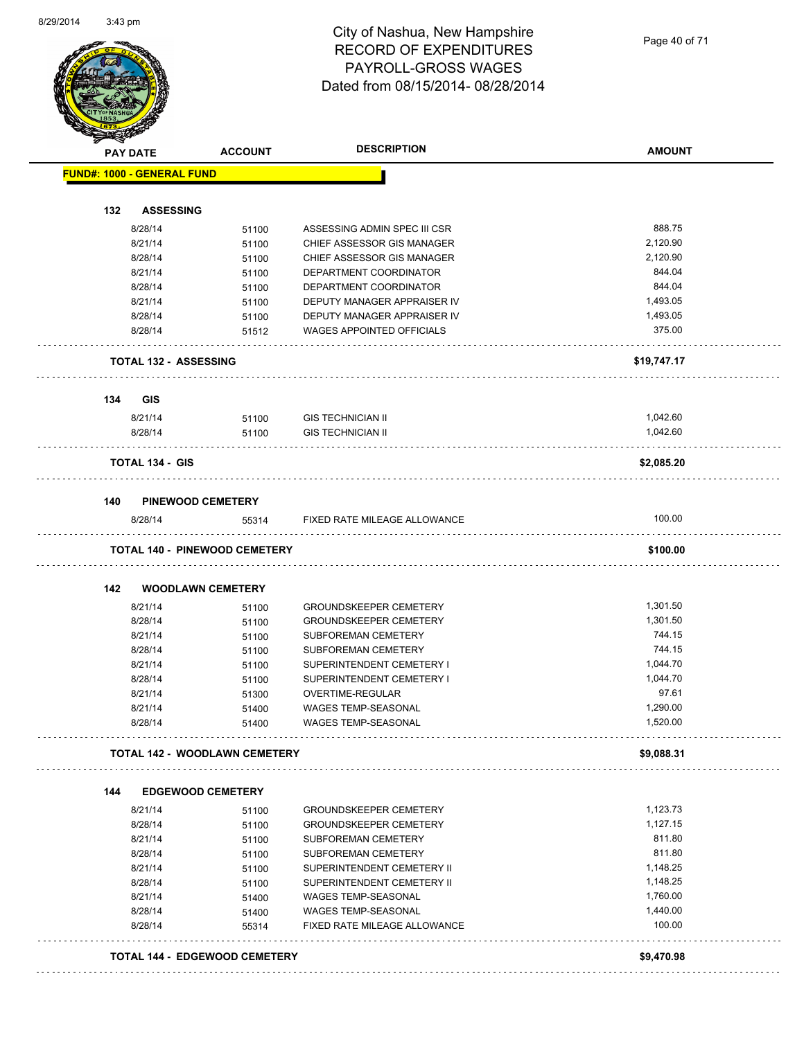# City of Nashua, New Hampshire
## RECORD OF EXPENDITURES
## PAYROLL-GROSS WAGES
## Dated from 08/15/2014- 08/28/2014

**FUND#: 1000 - GENERAL FUND**

| PAY DATE | ACCOUNT | DESCRIPTION | AMOUNT |
|---|---|---|---|
| **132 ASSESSING** | | | |
| 8/28/14 | 51100 | ASSESSING ADMIN SPEC III CSR | 888.75 |
| 8/21/14 | 51100 | CHIEF ASSESSOR GIS MANAGER | 2,120.90 |
| 8/28/14 | 51100 | CHIEF ASSESSOR GIS MANAGER | 2,120.90 |
| 8/21/14 | 51100 | DEPARTMENT COORDINATOR | 844.04 |
| 8/28/14 | 51100 | DEPARTMENT COORDINATOR | 844.04 |
| 8/21/14 | 51100 | DEPUTY MANAGER APPRAISER IV | 1,493.05 |
| 8/28/14 | 51100 | DEPUTY MANAGER APPRAISER IV | 1,493.05 |
| 8/28/14 | 51512 | WAGES APPOINTED OFFICIALS | 375.00 |
| **TOTAL 132 - ASSESSING** | | | **$19,747.17** |
| **134 GIS** | | | |
| 8/21/14 | 51100 | GIS TECHNICIAN II | 1,042.60 |
| 8/28/14 | 51100 | GIS TECHNICIAN II | 1,042.60 |
| **TOTAL 134 - GIS** | | | **$2,085.20** |
| **140 PINEWOOD CEMETERY** | | | |
| 8/28/14 | 55314 | FIXED RATE MILEAGE ALLOWANCE | 100.00 |
| **TOTAL 140 - PINEWOOD CEMETERY** | | | **$100.00** |
| **142 WOODLAWN CEMETERY** | | | |
| 8/21/14 | 51100 | GROUNDSKEEPER CEMETERY | 1,301.50 |
| 8/28/14 | 51100 | GROUNDSKEEPER CEMETERY | 1,301.50 |
| 8/21/14 | 51100 | SUBFOREMAN CEMETERY | 744.15 |
| 8/28/14 | 51100 | SUBFOREMAN CEMETERY | 744.15 |
| 8/21/14 | 51100 | SUPERINTENDENT CEMETERY I | 1,044.70 |
| 8/28/14 | 51100 | SUPERINTENDENT CEMETERY I | 1,044.70 |
| 8/21/14 | 51300 | OVERTIME-REGULAR | 97.61 |
| 8/21/14 | 51400 | WAGES TEMP-SEASONAL | 1,290.00 |
| 8/28/14 | 51400 | WAGES TEMP-SEASONAL | 1,520.00 |
| **TOTAL 142 - WOODLAWN CEMETERY** | | | **$9,088.31** |
| **144 EDGEWOOD CEMETERY** | | | |
| 8/21/14 | 51100 | GROUNDSKEEPER CEMETERY | 1,123.73 |
| 8/28/14 | 51100 | GROUNDSKEEPER CEMETERY | 1,127.15 |
| 8/21/14 | 51100 | SUBFOREMAN CEMETERY | 811.80 |
| 8/28/14 | 51100 | SUBFOREMAN CEMETERY | 811.80 |
| 8/21/14 | 51100 | SUPERINTENDENT CEMETERY II | 1,148.25 |
| 8/28/14 | 51100 | SUPERINTENDENT CEMETERY II | 1,148.25 |
| 8/21/14 | 51400 | WAGES TEMP-SEASONAL | 1,760.00 |
| 8/28/14 | 51400 | WAGES TEMP-SEASONAL | 1,440.00 |
| 8/28/14 | 55314 | FIXED RATE MILEAGE ALLOWANCE | 100.00 |
| **TOTAL 144 - EDGEWOOD CEMETERY** | | | **$9,470.98** |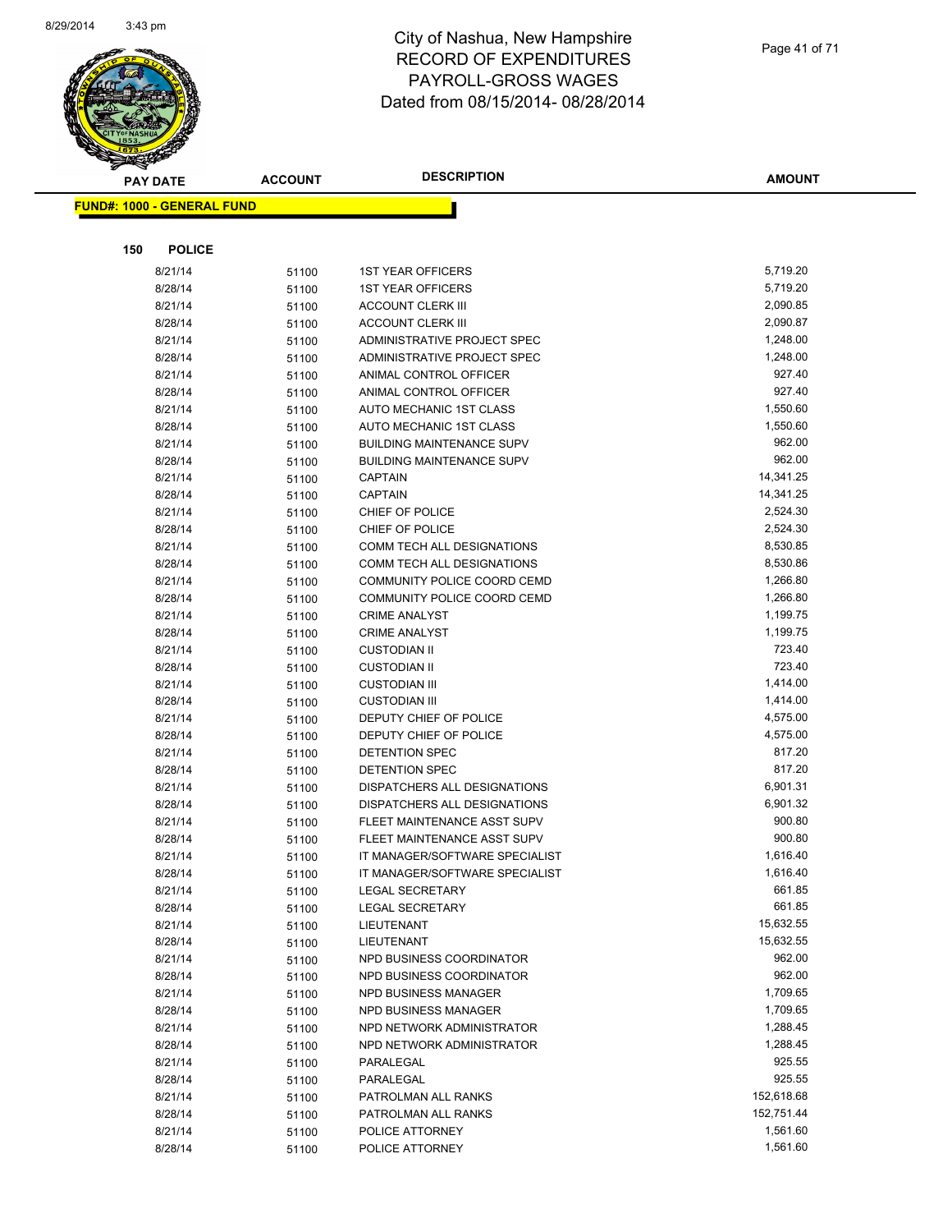# City of Nashua, New Hampshire
# RECORD OF EXPENDITURES
# PAYROLL-GROSS WAGES
# Dated from 08/15/2014- 08/28/2014

**FUND#: 1000 - GENERAL FUND**

**150 POLICE**

| PAY DATE | ACCOUNT | DESCRIPTION | AMOUNT |
|---|---|---|---|
| 8/21/14 | 51100 | 1ST YEAR OFFICERS | 5,719.20 |
| 8/28/14 | 51100 | 1ST YEAR OFFICERS | 5,719.20 |
| 8/21/14 | 51100 | ACCOUNT CLERK III | 2,090.85 |
| 8/28/14 | 51100 | ACCOUNT CLERK III | 2,090.87 |
| 8/21/14 | 51100 | ADMINISTRATIVE PROJECT SPEC | 1,248.00 |
| 8/28/14 | 51100 | ADMINISTRATIVE PROJECT SPEC | 1,248.00 |
| 8/21/14 | 51100 | ANIMAL CONTROL OFFICER | 927.40 |
| 8/28/14 | 51100 | ANIMAL CONTROL OFFICER | 927.40 |
| 8/21/14 | 51100 | AUTO MECHANIC 1ST CLASS | 1,550.60 |
| 8/28/14 | 51100 | AUTO MECHANIC 1ST CLASS | 1,550.60 |
| 8/21/14 | 51100 | BUILDING MAINTENANCE SUPV | 962.00 |
| 8/28/14 | 51100 | BUILDING MAINTENANCE SUPV | 962.00 |
| 8/21/14 | 51100 | CAPTAIN | 14,341.25 |
| 8/28/14 | 51100 | CAPTAIN | 14,341.25 |
| 8/21/14 | 51100 | CHIEF OF POLICE | 2,524.30 |
| 8/28/14 | 51100 | CHIEF OF POLICE | 2,524.30 |
| 8/21/14 | 51100 | COMM TECH ALL DESIGNATIONS | 8,530.85 |
| 8/28/14 | 51100 | COMM TECH ALL DESIGNATIONS | 8,530.86 |
| 8/21/14 | 51100 | COMMUNITY POLICE COORD CEMD | 1,266.80 |
| 8/28/14 | 51100 | COMMUNITY POLICE COORD CEMD | 1,266.80 |
| 8/21/14 | 51100 | CRIME ANALYST | 1,199.75 |
| 8/28/14 | 51100 | CRIME ANALYST | 1,199.75 |
| 8/21/14 | 51100 | CUSTODIAN II | 723.40 |
| 8/28/14 | 51100 | CUSTODIAN II | 723.40 |
| 8/21/14 | 51100 | CUSTODIAN III | 1,414.00 |
| 8/28/14 | 51100 | CUSTODIAN III | 1,414.00 |
| 8/21/14 | 51100 | DEPUTY CHIEF OF POLICE | 4,575.00 |
| 8/28/14 | 51100 | DEPUTY CHIEF OF POLICE | 4,575.00 |
| 8/21/14 | 51100 | DETENTION SPEC | 817.20 |
| 8/28/14 | 51100 | DETENTION SPEC | 817.20 |
| 8/21/14 | 51100 | DISPATCHERS ALL DESIGNATIONS | 6,901.31 |
| 8/28/14 | 51100 | DISPATCHERS ALL DESIGNATIONS | 6,901.32 |
| 8/21/14 | 51100 | FLEET MAINTENANCE ASST SUPV | 900.80 |
| 8/28/14 | 51100 | FLEET MAINTENANCE ASST SUPV | 900.80 |
| 8/21/14 | 51100 | IT MANAGER/SOFTWARE SPECIALIST | 1,616.40 |
| 8/28/14 | 51100 | IT MANAGER/SOFTWARE SPECIALIST | 1,616.40 |
| 8/21/14 | 51100 | LEGAL SECRETARY | 661.85 |
| 8/28/14 | 51100 | LEGAL SECRETARY | 661.85 |
| 8/21/14 | 51100 | LIEUTENANT | 15,632.55 |
| 8/28/14 | 51100 | LIEUTENANT | 15,632.55 |
| 8/21/14 | 51100 | NPD BUSINESS COORDINATOR | 962.00 |
| 8/28/14 | 51100 | NPD BUSINESS COORDINATOR | 962.00 |
| 8/21/14 | 51100 | NPD BUSINESS MANAGER | 1,709.65 |
| 8/28/14 | 51100 | NPD BUSINESS MANAGER | 1,709.65 |
| 8/21/14 | 51100 | NPD NETWORK ADMINISTRATOR | 1,288.45 |
| 8/28/14 | 51100 | NPD NETWORK ADMINISTRATOR | 1,288.45 |
| 8/21/14 | 51100 | PARALEGAL | 925.55 |
| 8/28/14 | 51100 | PARALEGAL | 925.55 |
| 8/21/14 | 51100 | PATROLMAN ALL RANKS | 152,618.68 |
| 8/28/14 | 51100 | PATROLMAN ALL RANKS | 152,751.44 |
| 8/21/14 | 51100 | POLICE ATTORNEY | 1,561.60 |
| 8/28/14 | 51100 | POLICE ATTORNEY | 1,561.60 |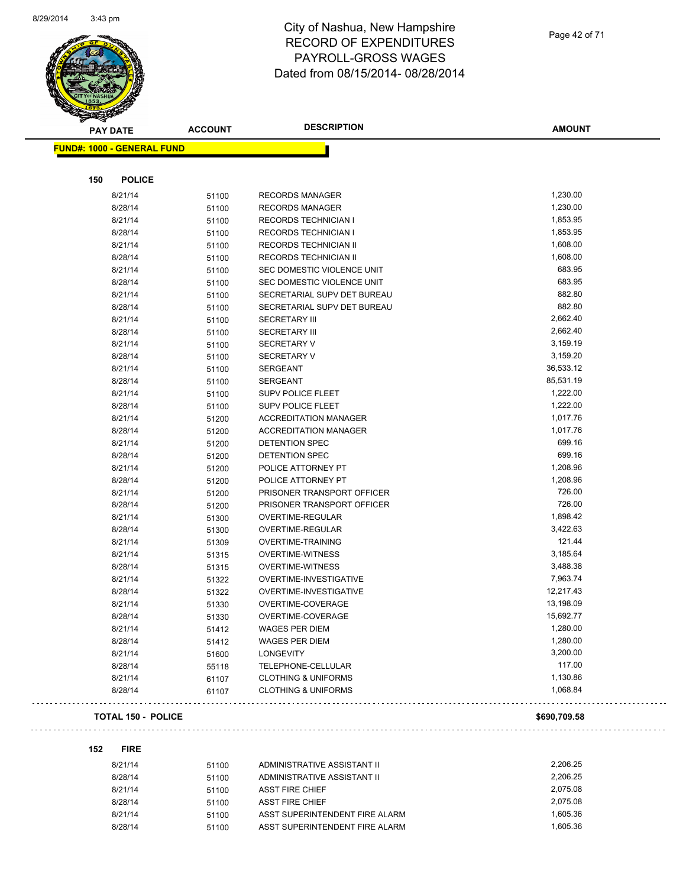# City of Nashua, New Hampshire
## RECORD OF EXPENDITURES
## PAYROLL-GROSS WAGES
## Dated from 08/15/2014- 08/28/2014

| PAY DATE | ACCOUNT | DESCRIPTION | AMOUNT |
|---|---|---|---|

**FUND#: 1000 - GENERAL FUND**

**150 POLICE**

| PAY DATE | ACCOUNT | DESCRIPTION | AMOUNT |
|---|---|---|---|
| 8/21/14 | 51100 | RECORDS MANAGER | 1,230.00 |
| 8/28/14 | 51100 | RECORDS MANAGER | 1,230.00 |
| 8/21/14 | 51100 | RECORDS TECHNICIAN I | 1,853.95 |
| 8/28/14 | 51100 | RECORDS TECHNICIAN I | 1,853.95 |
| 8/21/14 | 51100 | RECORDS TECHNICIAN II | 1,608.00 |
| 8/28/14 | 51100 | RECORDS TECHNICIAN II | 1,608.00 |
| 8/21/14 | 51100 | SEC DOMESTIC VIOLENCE UNIT | 683.95 |
| 8/28/14 | 51100 | SEC DOMESTIC VIOLENCE UNIT | 683.95 |
| 8/21/14 | 51100 | SECRETARIAL SUPV DET BUREAU | 882.80 |
| 8/28/14 | 51100 | SECRETARIAL SUPV DET BUREAU | 882.80 |
| 8/21/14 | 51100 | SECRETARY III | 2,662.40 |
| 8/28/14 | 51100 | SECRETARY III | 2,662.40 |
| 8/21/14 | 51100 | SECRETARY V | 3,159.19 |
| 8/28/14 | 51100 | SECRETARY V | 3,159.20 |
| 8/21/14 | 51100 | SERGEANT | 36,533.12 |
| 8/28/14 | 51100 | SERGEANT | 85,531.19 |
| 8/21/14 | 51100 | SUPV POLICE FLEET | 1,222.00 |
| 8/28/14 | 51100 | SUPV POLICE FLEET | 1,222.00 |
| 8/21/14 | 51200 | ACCREDITATION MANAGER | 1,017.76 |
| 8/28/14 | 51200 | ACCREDITATION MANAGER | 1,017.76 |
| 8/21/14 | 51200 | DETENTION SPEC | 699.16 |
| 8/28/14 | 51200 | DETENTION SPEC | 699.16 |
| 8/21/14 | 51200 | POLICE ATTORNEY PT | 1,208.96 |
| 8/28/14 | 51200 | POLICE ATTORNEY PT | 1,208.96 |
| 8/21/14 | 51200 | PRISONER TRANSPORT OFFICER | 726.00 |
| 8/28/14 | 51200 | PRISONER TRANSPORT OFFICER | 726.00 |
| 8/21/14 | 51300 | OVERTIME-REGULAR | 1,898.42 |
| 8/28/14 | 51300 | OVERTIME-REGULAR | 3,422.63 |
| 8/21/14 | 51309 | OVERTIME-TRAINING | 121.44 |
| 8/21/14 | 51315 | OVERTIME-WITNESS | 3,185.64 |
| 8/28/14 | 51315 | OVERTIME-WITNESS | 3,488.38 |
| 8/21/14 | 51322 | OVERTIME-INVESTIGATIVE | 7,963.74 |
| 8/28/14 | 51322 | OVERTIME-INVESTIGATIVE | 12,217.43 |
| 8/21/14 | 51330 | OVERTIME-COVERAGE | 13,198.09 |
| 8/28/14 | 51330 | OVERTIME-COVERAGE | 15,692.77 |
| 8/21/14 | 51412 | WAGES PER DIEM | 1,280.00 |
| 8/28/14 | 51412 | WAGES PER DIEM | 1,280.00 |
| 8/21/14 | 51600 | LONGEVITY | 3,200.00 |
| 8/28/14 | 55118 | TELEPHONE-CELLULAR | 117.00 |
| 8/21/14 | 61107 | CLOTHING & UNIFORMS | 1,130.86 |
| 8/28/14 | 61107 | CLOTHING & UNIFORMS | 1,068.84 |

**TOTAL 150 - POLICE** **$690,709.58**

**152 FIRE**

| PAY DATE | ACCOUNT | DESCRIPTION | AMOUNT |
|---|---|---|---|
| 8/21/14 | 51100 | ADMINISTRATIVE ASSISTANT II | 2,206.25 |
| 8/28/14 | 51100 | ADMINISTRATIVE ASSISTANT II | 2,206.25 |
| 8/21/14 | 51100 | ASST FIRE CHIEF | 2,075.08 |
| 8/28/14 | 51100 | ASST FIRE CHIEF | 2,075.08 |
| 8/21/14 | 51100 | ASST SUPERINTENDENT FIRE ALARM | 1,605.36 |
| 8/28/14 | 51100 | ASST SUPERINTENDENT FIRE ALARM | 1,605.36 |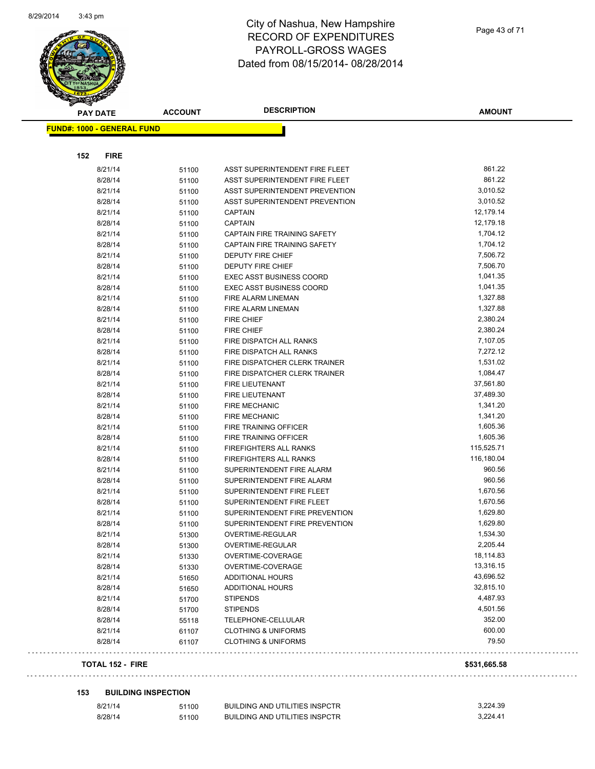# City of Nashua, New Hampshire
## RECORD OF EXPENDITURES
## PAYROLL-GROSS WAGES
## Dated from 08/15/2014- 08/28/2014

**FUND#: 1000 - GENERAL FUND**

### 152 FIRE

| PAY DATE | ACCOUNT | DESCRIPTION | AMOUNT |
|---|---|---|---|
| 8/21/14 | 51100 | ASST SUPERINTENDENT FIRE FLEET | 861.22 |
| 8/28/14 | 51100 | ASST SUPERINTENDENT FIRE FLEET | 861.22 |
| 8/21/14 | 51100 | ASST SUPERINTENDENT PREVENTION | 3,010.52 |
| 8/28/14 | 51100 | ASST SUPERINTENDENT PREVENTION | 3,010.52 |
| 8/21/14 | 51100 | CAPTAIN | 12,179.14 |
| 8/28/14 | 51100 | CAPTAIN | 12,179.18 |
| 8/21/14 | 51100 | CAPTAIN FIRE TRAINING SAFETY | 1,704.12 |
| 8/28/14 | 51100 | CAPTAIN FIRE TRAINING SAFETY | 1,704.12 |
| 8/21/14 | 51100 | DEPUTY FIRE CHIEF | 7,506.72 |
| 8/28/14 | 51100 | DEPUTY FIRE CHIEF | 7,506.70 |
| 8/21/14 | 51100 | EXEC ASST BUSINESS COORD | 1,041.35 |
| 8/28/14 | 51100 | EXEC ASST BUSINESS COORD | 1,041.35 |
| 8/21/14 | 51100 | FIRE ALARM LINEMAN | 1,327.88 |
| 8/28/14 | 51100 | FIRE ALARM LINEMAN | 1,327.88 |
| 8/21/14 | 51100 | FIRE CHIEF | 2,380.24 |
| 8/28/14 | 51100 | FIRE CHIEF | 2,380.24 |
| 8/21/14 | 51100 | FIRE DISPATCH ALL RANKS | 7,107.05 |
| 8/28/14 | 51100 | FIRE DISPATCH ALL RANKS | 7,272.12 |
| 8/21/14 | 51100 | FIRE DISPATCHER CLERK TRAINER | 1,531.02 |
| 8/28/14 | 51100 | FIRE DISPATCHER CLERK TRAINER | 1,084.47 |
| 8/21/14 | 51100 | FIRE LIEUTENANT | 37,561.80 |
| 8/28/14 | 51100 | FIRE LIEUTENANT | 37,489.30 |
| 8/21/14 | 51100 | FIRE MECHANIC | 1,341.20 |
| 8/28/14 | 51100 | FIRE MECHANIC | 1,341.20 |
| 8/21/14 | 51100 | FIRE TRAINING OFFICER | 1,605.36 |
| 8/28/14 | 51100 | FIRE TRAINING OFFICER | 1,605.36 |
| 8/21/14 | 51100 | FIREFIGHTERS ALL RANKS | 115,525.71 |
| 8/28/14 | 51100 | FIREFIGHTERS ALL RANKS | 116,180.04 |
| 8/21/14 | 51100 | SUPERINTENDENT FIRE ALARM | 960.56 |
| 8/28/14 | 51100 | SUPERINTENDENT FIRE ALARM | 960.56 |
| 8/21/14 | 51100 | SUPERINTENDENT FIRE FLEET | 1,670.56 |
| 8/28/14 | 51100 | SUPERINTENDENT FIRE FLEET | 1,670.56 |
| 8/21/14 | 51100 | SUPERINTENDENT FIRE PREVENTION | 1,629.80 |
| 8/28/14 | 51100 | SUPERINTENDENT FIRE PREVENTION | 1,629.80 |
| 8/21/14 | 51300 | OVERTIME-REGULAR | 1,534.30 |
| 8/28/14 | 51300 | OVERTIME-REGULAR | 2,205.44 |
| 8/21/14 | 51330 | OVERTIME-COVERAGE | 18,114.83 |
| 8/28/14 | 51330 | OVERTIME-COVERAGE | 13,316.15 |
| 8/21/14 | 51650 | ADDITIONAL HOURS | 43,696.52 |
| 8/28/14 | 51650 | ADDITIONAL HOURS | 32,815.10 |
| 8/21/14 | 51700 | STIPENDS | 4,487.93 |
| 8/28/14 | 51700 | STIPENDS | 4,501.56 |
| 8/28/14 | 55118 | TELEPHONE-CELLULAR | 352.00 |
| 8/21/14 | 61107 | CLOTHING & UNIFORMS | 600.00 |
| 8/28/14 | 61107 | CLOTHING & UNIFORMS | 79.50 |

**TOTAL 152 - FIRE** **$531,665.58**

### 153 BUILDING INSPECTION

| PAY DATE | ACCOUNT | DESCRIPTION | AMOUNT |
|---|---|---|---|
| 8/21/14 | 51100 | BUILDING AND UTILITIES INSPCTR | 3,224.39 |
| 8/28/14 | 51100 | BUILDING AND UTILITIES INSPCTR | 3,224.41 |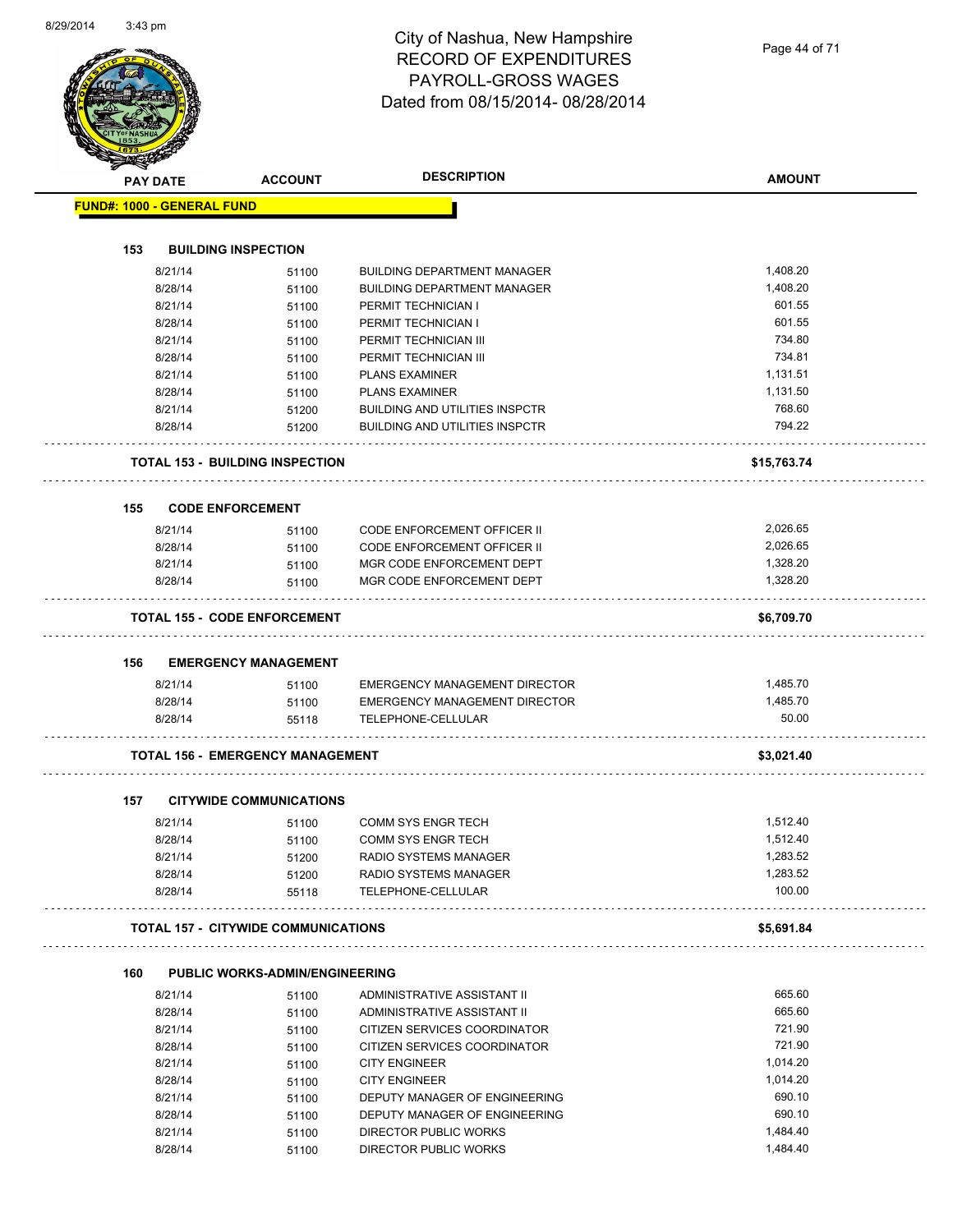# City of Nashua, New Hampshire
## RECORD OF EXPENDITURES
## PAYROLL-GROSS WAGES
## Dated from 08/15/2014- 08/28/2014

8/29/2014 3:43 pm

| PAY DATE | ACCOUNT | DESCRIPTION | AMOUNT |
|---|---|---|---|
| **FUND#: 1000 - GENERAL FUND** | | | |
| **153 BUILDING INSPECTION** | | | |
| 8/21/14 | 51100 | BUILDING DEPARTMENT MANAGER | 1,408.20 |
| 8/28/14 | 51100 | BUILDING DEPARTMENT MANAGER | 1,408.20 |
| 8/21/14 | 51100 | PERMIT TECHNICIAN I | 601.55 |
| 8/28/14 | 51100 | PERMIT TECHNICIAN I | 601.55 |
| 8/21/14 | 51100 | PERMIT TECHNICIAN III | 734.80 |
| 8/28/14 | 51100 | PERMIT TECHNICIAN III | 734.81 |
| 8/21/14 | 51100 | PLANS EXAMINER | 1,131.51 |
| 8/28/14 | 51100 | PLANS EXAMINER | 1,131.50 |
| 8/21/14 | 51200 | BUILDING AND UTILITIES INSPCTR | 768.60 |
| 8/28/14 | 51200 | BUILDING AND UTILITIES INSPCTR | 794.22 |
| **TOTAL 153 - BUILDING INSPECTION** | | | **$15,763.74** |
| **155 CODE ENFORCEMENT** | | | |
| 8/21/14 | 51100 | CODE ENFORCEMENT OFFICER II | 2,026.65 |
| 8/28/14 | 51100 | CODE ENFORCEMENT OFFICER II | 2,026.65 |
| 8/21/14 | 51100 | MGR CODE ENFORCEMENT DEPT | 1,328.20 |
| 8/28/14 | 51100 | MGR CODE ENFORCEMENT DEPT | 1,328.20 |
| **TOTAL 155 - CODE ENFORCEMENT** | | | **$6,709.70** |
| **156 EMERGENCY MANAGEMENT** | | | |
| 8/21/14 | 51100 | EMERGENCY MANAGEMENT DIRECTOR | 1,485.70 |
| 8/28/14 | 51100 | EMERGENCY MANAGEMENT DIRECTOR | 1,485.70 |
| 8/28/14 | 55118 | TELEPHONE-CELLULAR | 50.00 |
| **TOTAL 156 - EMERGENCY MANAGEMENT** | | | **$3,021.40** |
| **157 CITYWIDE COMMUNICATIONS** | | | |
| 8/21/14 | 51100 | COMM SYS ENGR TECH | 1,512.40 |
| 8/28/14 | 51100 | COMM SYS ENGR TECH | 1,512.40 |
| 8/21/14 | 51200 | RADIO SYSTEMS MANAGER | 1,283.52 |
| 8/28/14 | 51200 | RADIO SYSTEMS MANAGER | 1,283.52 |
| 8/28/14 | 55118 | TELEPHONE-CELLULAR | 100.00 |
| **TOTAL 157 - CITYWIDE COMMUNICATIONS** | | | **$5,691.84** |
| **160 PUBLIC WORKS-ADMIN/ENGINEERING** | | | |
| 8/21/14 | 51100 | ADMINISTRATIVE ASSISTANT II | 665.60 |
| 8/28/14 | 51100 | ADMINISTRATIVE ASSISTANT II | 665.60 |
| 8/21/14 | 51100 | CITIZEN SERVICES COORDINATOR | 721.90 |
| 8/28/14 | 51100 | CITIZEN SERVICES COORDINATOR | 721.90 |
| 8/21/14 | 51100 | CITY ENGINEER | 1,014.20 |
| 8/28/14 | 51100 | CITY ENGINEER | 1,014.20 |
| 8/21/14 | 51100 | DEPUTY MANAGER OF ENGINEERING | 690.10 |
| 8/28/14 | 51100 | DEPUTY MANAGER OF ENGINEERING | 690.10 |
| 8/21/14 | 51100 | DIRECTOR PUBLIC WORKS | 1,484.40 |
| 8/28/14 | 51100 | DIRECTOR PUBLIC WORKS | 1,484.40 |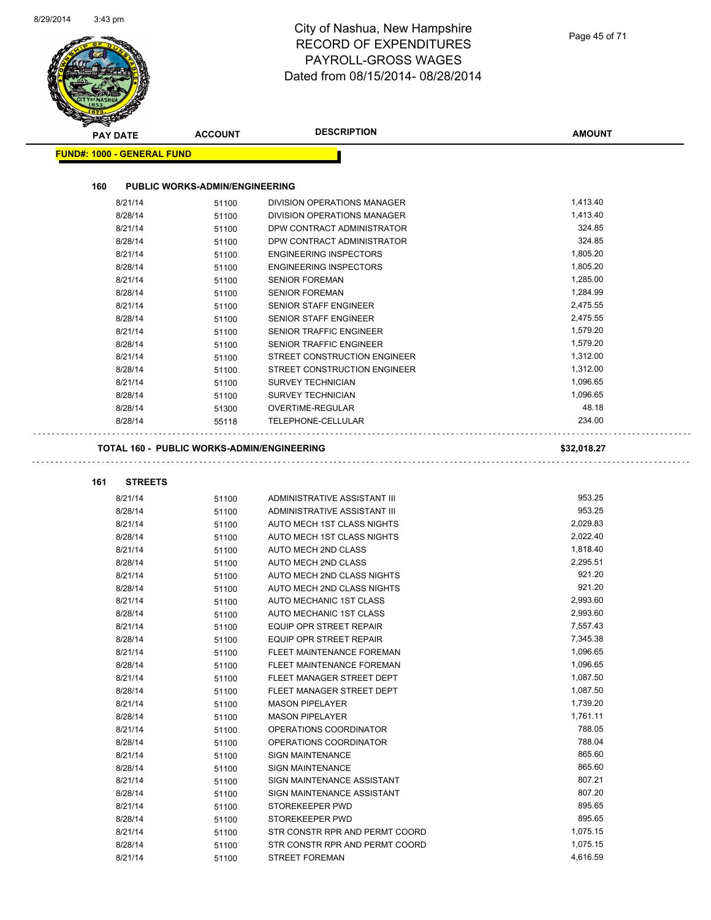# City of Nashua, New Hampshire
## RECORD OF EXPENDITURES
## PAYROLL-GROSS WAGES
## Dated from 08/15/2014- 08/28/2014

| PAY DATE | ACCOUNT | DESCRIPTION | AMOUNT |
|---|---|---|---|

**FUND#: 1000 - GENERAL FUND**

**160 PUBLIC WORKS-ADMIN/ENGINEERING**

| PAY DATE | ACCOUNT | DESCRIPTION | AMOUNT |
|---|---|---|---|
| 8/21/14 | 51100 | DIVISION OPERATIONS MANAGER | 1,413.40 |
| 8/28/14 | 51100 | DIVISION OPERATIONS MANAGER | 1,413.40 |
| 8/21/14 | 51100 | DPW CONTRACT ADMINISTRATOR | 324.85 |
| 8/28/14 | 51100 | DPW CONTRACT ADMINISTRATOR | 324.85 |
| 8/21/14 | 51100 | ENGINEERING INSPECTORS | 1,805.20 |
| 8/28/14 | 51100 | ENGINEERING INSPECTORS | 1,805.20 |
| 8/21/14 | 51100 | SENIOR FOREMAN | 1,285.00 |
| 8/28/14 | 51100 | SENIOR FOREMAN | 1,284.99 |
| 8/21/14 | 51100 | SENIOR STAFF ENGINEER | 2,475.55 |
| 8/28/14 | 51100 | SENIOR STAFF ENGINEER | 2,475.55 |
| 8/21/14 | 51100 | SENIOR TRAFFIC ENGINEER | 1,579.20 |
| 8/28/14 | 51100 | SENIOR TRAFFIC ENGINEER | 1,579.20 |
| 8/21/14 | 51100 | STREET CONSTRUCTION ENGINEER | 1,312.00 |
| 8/28/14 | 51100 | STREET CONSTRUCTION ENGINEER | 1,312.00 |
| 8/21/14 | 51100 | SURVEY TECHNICIAN | 1,096.65 |
| 8/28/14 | 51100 | SURVEY TECHNICIAN | 1,096.65 |
| 8/28/14 | 51300 | OVERTIME-REGULAR | 48.18 |
| 8/28/14 | 55118 | TELEPHONE-CELLULAR | 234.00 |

**TOTAL 160 - PUBLIC WORKS-ADMIN/ENGINEERING** **$32,018.27**

**161 STREETS**

| PAY DATE | ACCOUNT | DESCRIPTION | AMOUNT |
|---|---|---|---|
| 8/21/14 | 51100 | ADMINISTRATIVE ASSISTANT III | 953.25 |
| 8/28/14 | 51100 | ADMINISTRATIVE ASSISTANT III | 953.25 |
| 8/21/14 | 51100 | AUTO MECH 1ST CLASS NIGHTS | 2,029.83 |
| 8/28/14 | 51100 | AUTO MECH 1ST CLASS NIGHTS | 2,022.40 |
| 8/21/14 | 51100 | AUTO MECH 2ND CLASS | 1,818.40 |
| 8/28/14 | 51100 | AUTO MECH 2ND CLASS | 2,295.51 |
| 8/21/14 | 51100 | AUTO MECH 2ND CLASS NIGHTS | 921.20 |
| 8/28/14 | 51100 | AUTO MECH 2ND CLASS NIGHTS | 921.20 |
| 8/21/14 | 51100 | AUTO MECHANIC 1ST CLASS | 2,993.60 |
| 8/28/14 | 51100 | AUTO MECHANIC 1ST CLASS | 2,993.60 |
| 8/21/14 | 51100 | EQUIP OPR STREET REPAIR | 7,557.43 |
| 8/28/14 | 51100 | EQUIP OPR STREET REPAIR | 7,345.38 |
| 8/21/14 | 51100 | FLEET MAINTENANCE FOREMAN | 1,096.65 |
| 8/28/14 | 51100 | FLEET MAINTENANCE FOREMAN | 1,096.65 |
| 8/21/14 | 51100 | FLEET MANAGER STREET DEPT | 1,087.50 |
| 8/28/14 | 51100 | FLEET MANAGER STREET DEPT | 1,087.50 |
| 8/21/14 | 51100 | MASON PIPELAYER | 1,739.20 |
| 8/28/14 | 51100 | MASON PIPELAYER | 1,761.11 |
| 8/21/14 | 51100 | OPERATIONS COORDINATOR | 788.05 |
| 8/28/14 | 51100 | OPERATIONS COORDINATOR | 788.04 |
| 8/21/14 | 51100 | SIGN MAINTENANCE | 865.60 |
| 8/28/14 | 51100 | SIGN MAINTENANCE | 865.60 |
| 8/21/14 | 51100 | SIGN MAINTENANCE ASSISTANT | 807.21 |
| 8/28/14 | 51100 | SIGN MAINTENANCE ASSISTANT | 807.20 |
| 8/21/14 | 51100 | STOREKEEPER PWD | 895.65 |
| 8/28/14 | 51100 | STOREKEEPER PWD | 895.65 |
| 8/21/14 | 51100 | STR CONSTR RPR AND PERMT COORD | 1,075.15 |
| 8/28/14 | 51100 | STR CONSTR RPR AND PERMT COORD | 1,075.15 |
| 8/21/14 | 51100 | STREET FOREMAN | 4,616.59 |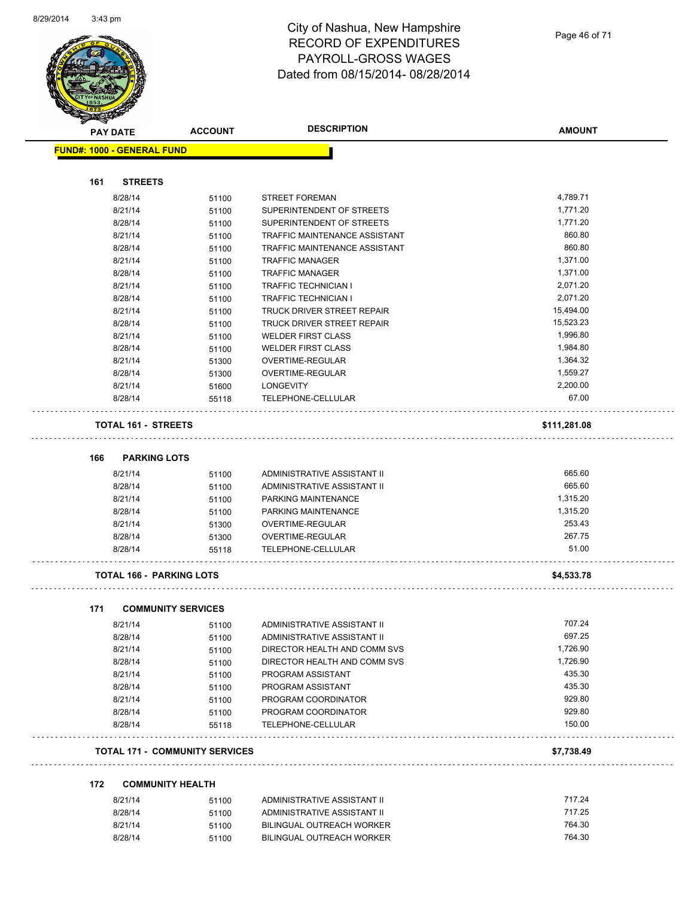City of Nashua, New Hampshire
RECORD OF EXPENDITURES
PAYROLL-GROSS WAGES
Dated from 08/15/2014- 08/28/2014

| PAY DATE | ACCOUNT | DESCRIPTION | AMOUNT |
|---|---|---|---|

**FUND#: 1000 - GENERAL FUND**

**161 STREETS**

| PAY DATE | ACCOUNT | DESCRIPTION | AMOUNT |
|---|---|---|---|
| 8/28/14 | 51100 | STREET FOREMAN | 4,789.71 |
| 8/21/14 | 51100 | SUPERINTENDENT OF STREETS | 1,771.20 |
| 8/28/14 | 51100 | SUPERINTENDENT OF STREETS | 1,771.20 |
| 8/21/14 | 51100 | TRAFFIC MAINTENANCE ASSISTANT | 860.80 |
| 8/28/14 | 51100 | TRAFFIC MAINTENANCE ASSISTANT | 860.80 |
| 8/21/14 | 51100 | TRAFFIC MANAGER | 1,371.00 |
| 8/28/14 | 51100 | TRAFFIC MANAGER | 1,371.00 |
| 8/21/14 | 51100 | TRAFFIC TECHNICIAN I | 2,071.20 |
| 8/28/14 | 51100 | TRAFFIC TECHNICIAN I | 2,071.20 |
| 8/21/14 | 51100 | TRUCK DRIVER STREET REPAIR | 15,494.00 |
| 8/28/14 | 51100 | TRUCK DRIVER STREET REPAIR | 15,523.23 |
| 8/21/14 | 51100 | WELDER FIRST CLASS | 1,996.80 |
| 8/28/14 | 51100 | WELDER FIRST CLASS | 1,984.80 |
| 8/21/14 | 51300 | OVERTIME-REGULAR | 1,364.32 |
| 8/28/14 | 51300 | OVERTIME-REGULAR | 1,559.27 |
| 8/21/14 | 51600 | LONGEVITY | 2,200.00 |
| 8/28/14 | 55118 | TELEPHONE-CELLULAR | 67.00 |

**TOTAL 161 - STREETS** **$111,281.08**

**166 PARKING LOTS**

| PAY DATE | ACCOUNT | DESCRIPTION | AMOUNT |
|---|---|---|---|
| 8/21/14 | 51100 | ADMINISTRATIVE ASSISTANT II | 665.60 |
| 8/28/14 | 51100 | ADMINISTRATIVE ASSISTANT II | 665.60 |
| 8/21/14 | 51100 | PARKING MAINTENANCE | 1,315.20 |
| 8/28/14 | 51100 | PARKING MAINTENANCE | 1,315.20 |
| 8/21/14 | 51300 | OVERTIME-REGULAR | 253.43 |
| 8/28/14 | 51300 | OVERTIME-REGULAR | 267.75 |
| 8/28/14 | 55118 | TELEPHONE-CELLULAR | 51.00 |

**TOTAL 166 - PARKING LOTS** **$4,533.78**

**171 COMMUNITY SERVICES**

| PAY DATE | ACCOUNT | DESCRIPTION | AMOUNT |
|---|---|---|---|
| 8/21/14 | 51100 | ADMINISTRATIVE ASSISTANT II | 707.24 |
| 8/28/14 | 51100 | ADMINISTRATIVE ASSISTANT II | 697.25 |
| 8/21/14 | 51100 | DIRECTOR HEALTH AND COMM SVS | 1,726.90 |
| 8/28/14 | 51100 | DIRECTOR HEALTH AND COMM SVS | 1,726.90 |
| 8/21/14 | 51100 | PROGRAM ASSISTANT | 435.30 |
| 8/28/14 | 51100 | PROGRAM ASSISTANT | 435.30 |
| 8/21/14 | 51100 | PROGRAM COORDINATOR | 929.80 |
| 8/28/14 | 51100 | PROGRAM COORDINATOR | 929.80 |
| 8/28/14 | 55118 | TELEPHONE-CELLULAR | 150.00 |

**TOTAL 171 - COMMUNITY SERVICES** **$7,738.49**

**172 COMMUNITY HEALTH**

| PAY DATE | ACCOUNT | DESCRIPTION | AMOUNT |
|---|---|---|---|
| 8/21/14 | 51100 | ADMINISTRATIVE ASSISTANT II | 717.24 |
| 8/28/14 | 51100 | ADMINISTRATIVE ASSISTANT II | 717.25 |
| 8/21/14 | 51100 | BILINGUAL OUTREACH WORKER | 764.30 |
| 8/28/14 | 51100 | BILINGUAL OUTREACH WORKER | 764.30 |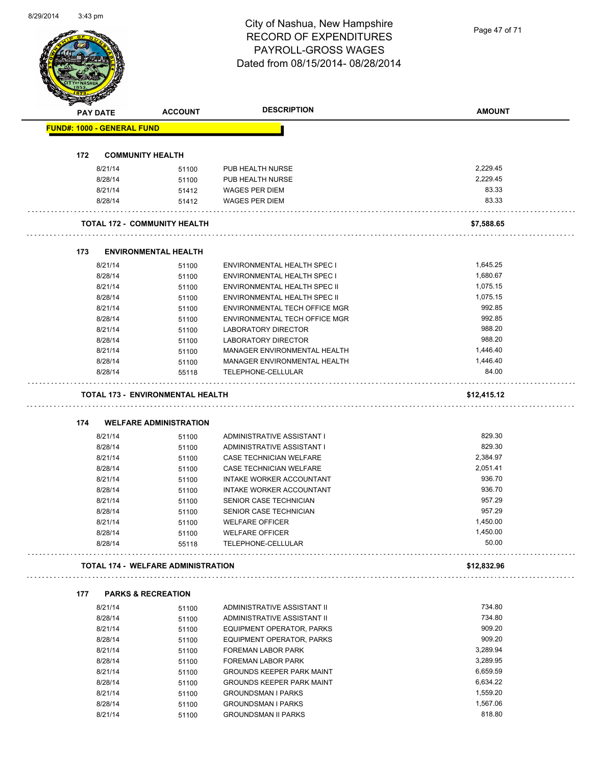# City of Nashua, New Hampshire
## RECORD OF EXPENDITURES
## PAYROLL-GROSS WAGES
## Dated from 08/15/2014- 08/28/2014

| PAY DATE | ACCOUNT | DESCRIPTION | AMOUNT |
|---|---|---|---|
| **FUND#: 1000 - GENERAL FUND** | | | |
| **172 COMMUNITY HEALTH** | | | |
| 8/21/14 | 51100 | PUB HEALTH NURSE | 2,229.45 |
| 8/28/14 | 51100 | PUB HEALTH NURSE | 2,229.45 |
| 8/21/14 | 51412 | WAGES PER DIEM | 83.33 |
| 8/28/14 | 51412 | WAGES PER DIEM | 83.33 |
| **TOTAL 172 - COMMUNITY HEALTH** | | | **$7,588.65** |
| **173 ENVIRONMENTAL HEALTH** | | | |
| 8/21/14 | 51100 | ENVIRONMENTAL HEALTH SPEC I | 1,645.25 |
| 8/28/14 | 51100 | ENVIRONMENTAL HEALTH SPEC I | 1,680.67 |
| 8/21/14 | 51100 | ENVIRONMENTAL HEALTH SPEC II | 1,075.15 |
| 8/28/14 | 51100 | ENVIRONMENTAL HEALTH SPEC II | 1,075.15 |
| 8/21/14 | 51100 | ENVIRONMENTAL TECH OFFICE MGR | 992.85 |
| 8/28/14 | 51100 | ENVIRONMENTAL TECH OFFICE MGR | 992.85 |
| 8/21/14 | 51100 | LABORATORY DIRECTOR | 988.20 |
| 8/28/14 | 51100 | LABORATORY DIRECTOR | 988.20 |
| 8/21/14 | 51100 | MANAGER ENVIRONMENTAL HEALTH | 1,446.40 |
| 8/28/14 | 51100 | MANAGER ENVIRONMENTAL HEALTH | 1,446.40 |
| 8/28/14 | 55118 | TELEPHONE-CELLULAR | 84.00 |
| **TOTAL 173 - ENVIRONMENTAL HEALTH** | | | **$12,415.12** |
| **174 WELFARE ADMINISTRATION** | | | |
| 8/21/14 | 51100 | ADMINISTRATIVE ASSISTANT I | 829.30 |
| 8/28/14 | 51100 | ADMINISTRATIVE ASSISTANT I | 829.30 |
| 8/21/14 | 51100 | CASE TECHNICIAN WELFARE | 2,384.97 |
| 8/28/14 | 51100 | CASE TECHNICIAN WELFARE | 2,051.41 |
| 8/21/14 | 51100 | INTAKE WORKER ACCOUNTANT | 936.70 |
| 8/28/14 | 51100 | INTAKE WORKER ACCOUNTANT | 936.70 |
| 8/21/14 | 51100 | SENIOR CASE TECHNICIAN | 957.29 |
| 8/28/14 | 51100 | SENIOR CASE TECHNICIAN | 957.29 |
| 8/21/14 | 51100 | WELFARE OFFICER | 1,450.00 |
| 8/28/14 | 51100 | WELFARE OFFICER | 1,450.00 |
| 8/28/14 | 55118 | TELEPHONE-CELLULAR | 50.00 |
| **TOTAL 174 - WELFARE ADMINISTRATION** | | | **$12,832.96** |
| **177 PARKS & RECREATION** | | | |
| 8/21/14 | 51100 | ADMINISTRATIVE ASSISTANT II | 734.80 |
| 8/28/14 | 51100 | ADMINISTRATIVE ASSISTANT II | 734.80 |
| 8/21/14 | 51100 | EQUIPMENT OPERATOR, PARKS | 909.20 |
| 8/28/14 | 51100 | EQUIPMENT OPERATOR, PARKS | 909.20 |
| 8/21/14 | 51100 | FOREMAN LABOR PARK | 3,289.94 |
| 8/28/14 | 51100 | FOREMAN LABOR PARK | 3,289.95 |
| 8/21/14 | 51100 | GROUNDS KEEPER PARK MAINT | 6,659.59 |
| 8/28/14 | 51100 | GROUNDS KEEPER PARK MAINT | 6,634.22 |
| 8/21/14 | 51100 | GROUNDSMAN I PARKS | 1,559.20 |
| 8/28/14 | 51100 | GROUNDSMAN I PARKS | 1,567.06 |
| 8/21/14 | 51100 | GROUNDSMAN II PARKS | 818.80 |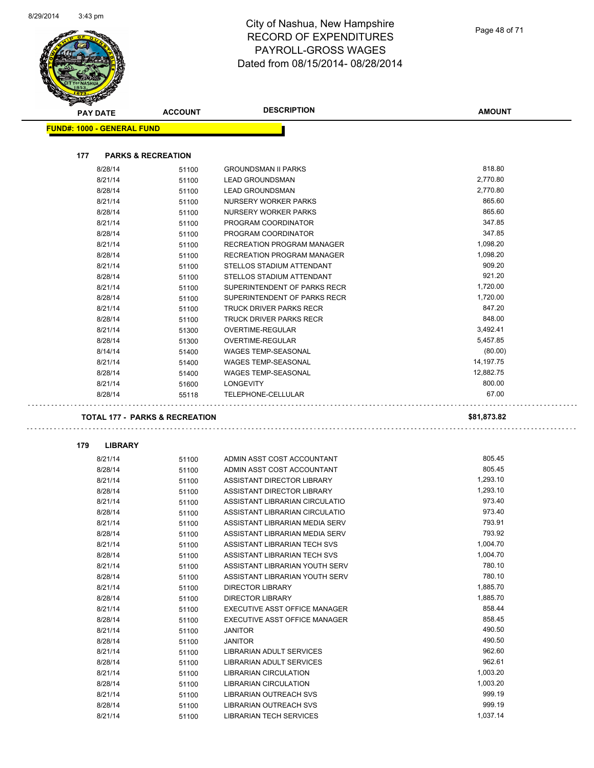# City of Nashua, New Hampshire
## RECORD OF EXPENDITURES
## PAYROLL-GROSS WAGES
## Dated from 08/15/2014- 08/28/2014

| PAY DATE | ACCOUNT | DESCRIPTION | AMOUNT |
|---|---|---|---|

**FUND#: 1000 - GENERAL FUND**

**177 PARKS & RECREATION**

| PAY DATE | ACCOUNT | DESCRIPTION | AMOUNT |
|---|---|---|---|
| 8/28/14 | 51100 | GROUNDSMAN II PARKS | 818.80 |
| 8/21/14 | 51100 | LEAD GROUNDSMAN | 2,770.80 |
| 8/28/14 | 51100 | LEAD GROUNDSMAN | 2,770.80 |
| 8/21/14 | 51100 | NURSERY WORKER PARKS | 865.60 |
| 8/28/14 | 51100 | NURSERY WORKER PARKS | 865.60 |
| 8/21/14 | 51100 | PROGRAM COORDINATOR | 347.85 |
| 8/28/14 | 51100 | PROGRAM COORDINATOR | 347.85 |
| 8/21/14 | 51100 | RECREATION PROGRAM MANAGER | 1,098.20 |
| 8/28/14 | 51100 | RECREATION PROGRAM MANAGER | 1,098.20 |
| 8/21/14 | 51100 | STELLOS STADIUM ATTENDANT | 909.20 |
| 8/28/14 | 51100 | STELLOS STADIUM ATTENDANT | 921.20 |
| 8/21/14 | 51100 | SUPERINTENDENT OF PARKS RECR | 1,720.00 |
| 8/28/14 | 51100 | SUPERINTENDENT OF PARKS RECR | 1,720.00 |
| 8/21/14 | 51100 | TRUCK DRIVER PARKS RECR | 847.20 |
| 8/28/14 | 51100 | TRUCK DRIVER PARKS RECR | 848.00 |
| 8/21/14 | 51300 | OVERTIME-REGULAR | 3,492.41 |
| 8/28/14 | 51300 | OVERTIME-REGULAR | 5,457.85 |
| 8/14/14 | 51400 | WAGES TEMP-SEASONAL | (80.00) |
| 8/21/14 | 51400 | WAGES TEMP-SEASONAL | 14,197.75 |
| 8/28/14 | 51400 | WAGES TEMP-SEASONAL | 12,882.75 |
| 8/21/14 | 51600 | LONGEVITY | 800.00 |
| 8/28/14 | 55118 | TELEPHONE-CELLULAR | 67.00 |

**TOTAL 177 - PARKS & RECREATION** **$81,873.82**

**179 LIBRARY**

| PAY DATE | ACCOUNT | DESCRIPTION | AMOUNT |
|---|---|---|---|
| 8/21/14 | 51100 | ADMIN ASST COST ACCOUNTANT | 805.45 |
| 8/28/14 | 51100 | ADMIN ASST COST ACCOUNTANT | 805.45 |
| 8/21/14 | 51100 | ASSISTANT DIRECTOR LIBRARY | 1,293.10 |
| 8/28/14 | 51100 | ASSISTANT DIRECTOR LIBRARY | 1,293.10 |
| 8/21/14 | 51100 | ASSISTANT LIBRARIAN CIRCULATIO | 973.40 |
| 8/28/14 | 51100 | ASSISTANT LIBRARIAN CIRCULATIO | 973.40 |
| 8/21/14 | 51100 | ASSISTANT LIBRARIAN MEDIA SERV | 793.91 |
| 8/28/14 | 51100 | ASSISTANT LIBRARIAN MEDIA SERV | 793.92 |
| 8/21/14 | 51100 | ASSISTANT LIBRARIAN TECH SVS | 1,004.70 |
| 8/28/14 | 51100 | ASSISTANT LIBRARIAN TECH SVS | 1,004.70 |
| 8/21/14 | 51100 | ASSISTANT LIBRARIAN YOUTH SERV | 780.10 |
| 8/28/14 | 51100 | ASSISTANT LIBRARIAN YOUTH SERV | 780.10 |
| 8/21/14 | 51100 | DIRECTOR LIBRARY | 1,885.70 |
| 8/28/14 | 51100 | DIRECTOR LIBRARY | 1,885.70 |
| 8/21/14 | 51100 | EXECUTIVE ASST OFFICE MANAGER | 858.44 |
| 8/28/14 | 51100 | EXECUTIVE ASST OFFICE MANAGER | 858.45 |
| 8/21/14 | 51100 | JANITOR | 490.50 |
| 8/28/14 | 51100 | JANITOR | 490.50 |
| 8/21/14 | 51100 | LIBRARIAN ADULT SERVICES | 962.60 |
| 8/28/14 | 51100 | LIBRARIAN ADULT SERVICES | 962.61 |
| 8/21/14 | 51100 | LIBRARIAN CIRCULATION | 1,003.20 |
| 8/28/14 | 51100 | LIBRARIAN CIRCULATION | 1,003.20 |
| 8/21/14 | 51100 | LIBRARIAN OUTREACH SVS | 999.19 |
| 8/28/14 | 51100 | LIBRARIAN OUTREACH SVS | 999.19 |
| 8/21/14 | 51100 | LIBRARIAN TECH SERVICES | 1,037.14 |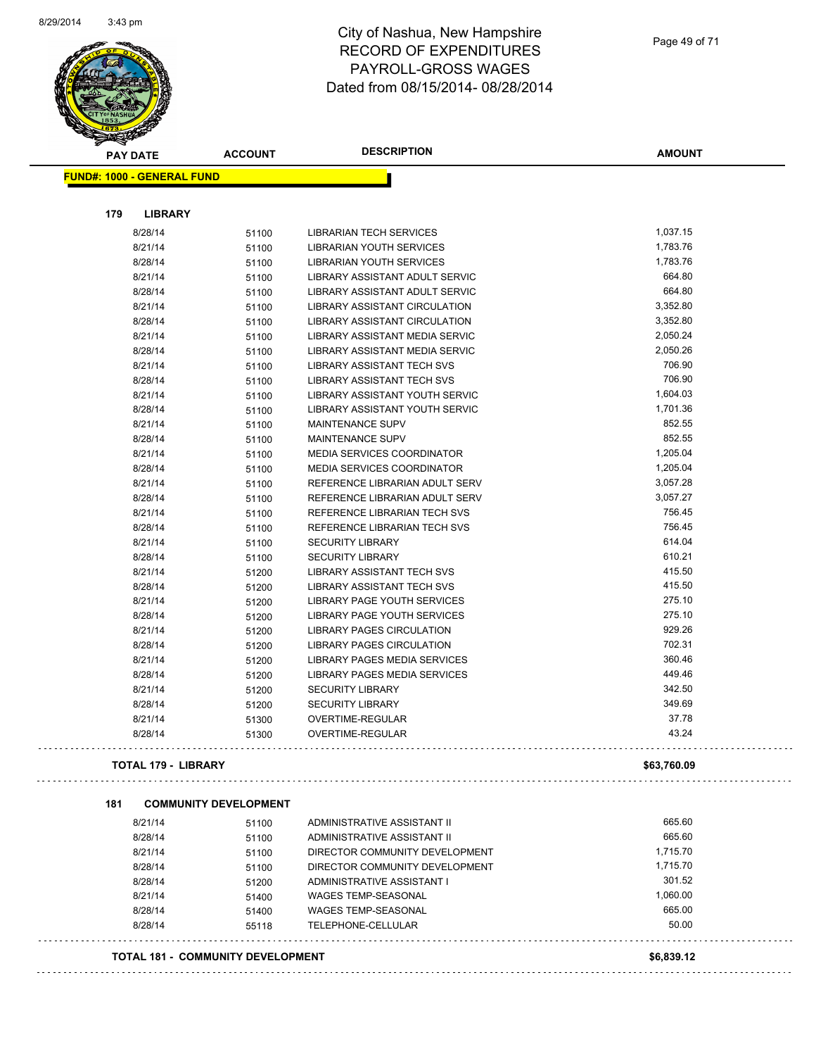# City of Nashua, New Hampshire
# RECORD OF EXPENDITURES
# PAYROLL-GROSS WAGES
# Dated from 08/15/2014- 08/28/2014

| PAY DATE | ACCOUNT | DESCRIPTION | AMOUNT |
|---|---|---|---|

**FUND#: 1000 - GENERAL FUND**

**179 LIBRARY**

| PAY DATE | ACCOUNT | DESCRIPTION | AMOUNT |
|---|---|---|---|
| 8/28/14 | 51100 | LIBRARIAN TECH SERVICES | 1,037.15 |
| 8/21/14 | 51100 | LIBRARIAN YOUTH SERVICES | 1,783.76 |
| 8/28/14 | 51100 | LIBRARIAN YOUTH SERVICES | 1,783.76 |
| 8/21/14 | 51100 | LIBRARY ASSISTANT ADULT SERVIC | 664.80 |
| 8/28/14 | 51100 | LIBRARY ASSISTANT ADULT SERVIC | 664.80 |
| 8/21/14 | 51100 | LIBRARY ASSISTANT CIRCULATION | 3,352.80 |
| 8/28/14 | 51100 | LIBRARY ASSISTANT CIRCULATION | 3,352.80 |
| 8/21/14 | 51100 | LIBRARY ASSISTANT MEDIA SERVIC | 2,050.24 |
| 8/28/14 | 51100 | LIBRARY ASSISTANT MEDIA SERVIC | 2,050.26 |
| 8/21/14 | 51100 | LIBRARY ASSISTANT TECH SVS | 706.90 |
| 8/28/14 | 51100 | LIBRARY ASSISTANT TECH SVS | 706.90 |
| 8/21/14 | 51100 | LIBRARY ASSISTANT YOUTH SERVIC | 1,604.03 |
| 8/28/14 | 51100 | LIBRARY ASSISTANT YOUTH SERVIC | 1,701.36 |
| 8/21/14 | 51100 | MAINTENANCE SUPV | 852.55 |
| 8/28/14 | 51100 | MAINTENANCE SUPV | 852.55 |
| 8/21/14 | 51100 | MEDIA SERVICES COORDINATOR | 1,205.04 |
| 8/28/14 | 51100 | MEDIA SERVICES COORDINATOR | 1,205.04 |
| 8/21/14 | 51100 | REFERENCE LIBRARIAN ADULT SERV | 3,057.28 |
| 8/28/14 | 51100 | REFERENCE LIBRARIAN ADULT SERV | 3,057.27 |
| 8/21/14 | 51100 | REFERENCE LIBRARIAN TECH SVS | 756.45 |
| 8/28/14 | 51100 | REFERENCE LIBRARIAN TECH SVS | 756.45 |
| 8/21/14 | 51100 | SECURITY LIBRARY | 614.04 |
| 8/28/14 | 51100 | SECURITY LIBRARY | 610.21 |
| 8/21/14 | 51200 | LIBRARY ASSISTANT TECH SVS | 415.50 |
| 8/28/14 | 51200 | LIBRARY ASSISTANT TECH SVS | 415.50 |
| 8/21/14 | 51200 | LIBRARY PAGE YOUTH SERVICES | 275.10 |
| 8/28/14 | 51200 | LIBRARY PAGE YOUTH SERVICES | 275.10 |
| 8/21/14 | 51200 | LIBRARY PAGES CIRCULATION | 929.26 |
| 8/28/14 | 51200 | LIBRARY PAGES CIRCULATION | 702.31 |
| 8/21/14 | 51200 | LIBRARY PAGES MEDIA SERVICES | 360.46 |
| 8/28/14 | 51200 | LIBRARY PAGES MEDIA SERVICES | 449.46 |
| 8/21/14 | 51200 | SECURITY LIBRARY | 342.50 |
| 8/28/14 | 51200 | SECURITY LIBRARY | 349.69 |
| 8/21/14 | 51300 | OVERTIME-REGULAR | 37.78 |
| 8/28/14 | 51300 | OVERTIME-REGULAR | 43.24 |

**TOTAL 179 - LIBRARY** **$63,760.09**

**181 COMMUNITY DEVELOPMENT**

| PAY DATE | ACCOUNT | DESCRIPTION | AMOUNT |
|---|---|---|---|
| 8/21/14 | 51100 | ADMINISTRATIVE ASSISTANT II | 665.60 |
| 8/28/14 | 51100 | ADMINISTRATIVE ASSISTANT II | 665.60 |
| 8/21/14 | 51100 | DIRECTOR COMMUNITY DEVELOPMENT | 1,715.70 |
| 8/28/14 | 51100 | DIRECTOR COMMUNITY DEVELOPMENT | 1,715.70 |
| 8/28/14 | 51200 | ADMINISTRATIVE ASSISTANT I | 301.52 |
| 8/21/14 | 51400 | WAGES TEMP-SEASONAL | 1,060.00 |
| 8/28/14 | 51400 | WAGES TEMP-SEASONAL | 665.00 |
| 8/28/14 | 55118 | TELEPHONE-CELLULAR | 50.00 |

**TOTAL 181 - COMMUNITY DEVELOPMENT** **$6,839.12**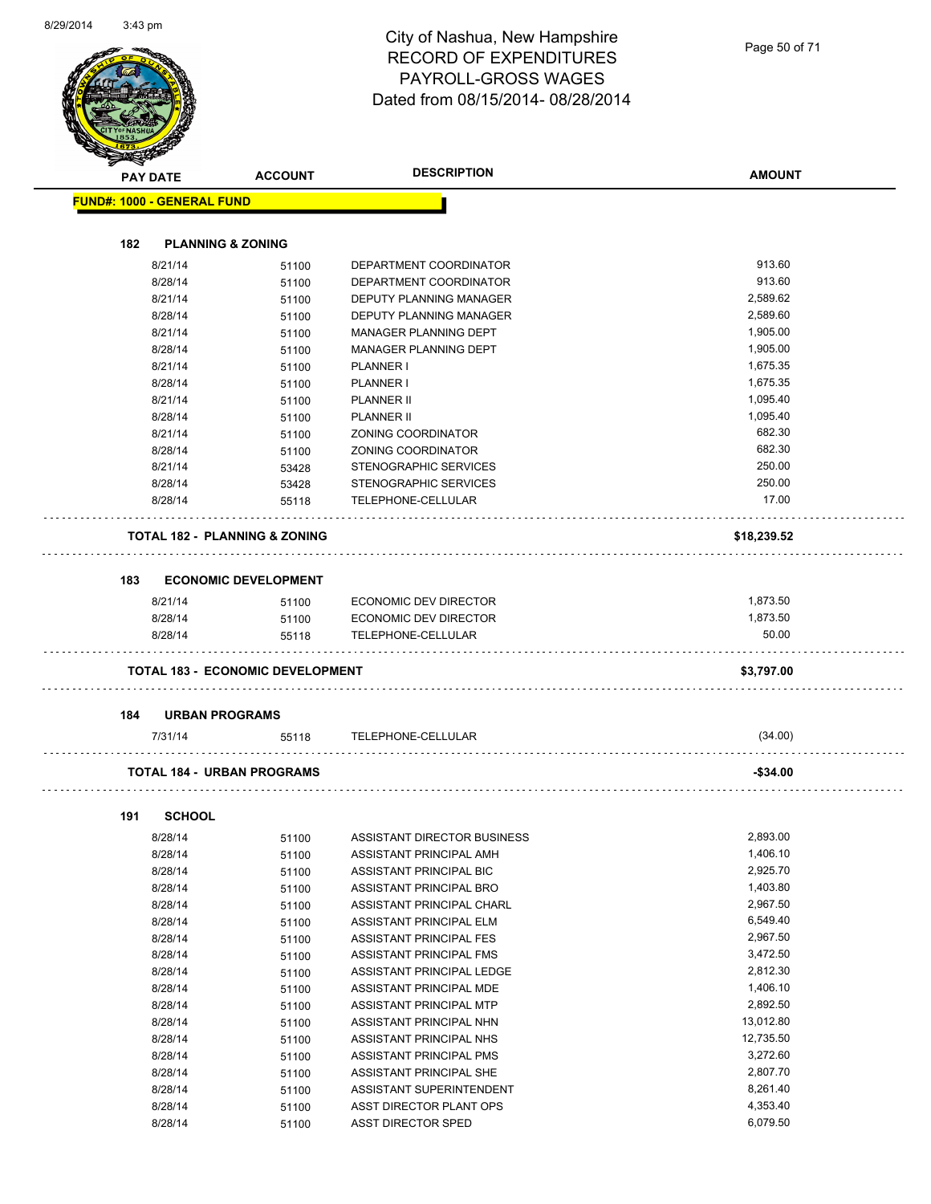# City of Nashua, New Hampshire
## RECORD OF EXPENDITURES
## PAYROLL-GROSS WAGES
## Dated from 08/15/2014- 08/28/2014

**FUND#: 1000 - GENERAL FUND**

### 182 PLANNING & ZONING

| PAY DATE | ACCOUNT | DESCRIPTION | AMOUNT |
|---|---|---|---|
| 8/21/14 | 51100 | DEPARTMENT COORDINATOR | 913.60 |
| 8/28/14 | 51100 | DEPARTMENT COORDINATOR | 913.60 |
| 8/21/14 | 51100 | DEPUTY PLANNING MANAGER | 2,589.62 |
| 8/28/14 | 51100 | DEPUTY PLANNING MANAGER | 2,589.60 |
| 8/21/14 | 51100 | MANAGER PLANNING DEPT | 1,905.00 |
| 8/28/14 | 51100 | MANAGER PLANNING DEPT | 1,905.00 |
| 8/21/14 | 51100 | PLANNER I | 1,675.35 |
| 8/28/14 | 51100 | PLANNER I | 1,675.35 |
| 8/21/14 | 51100 | PLANNER II | 1,095.40 |
| 8/28/14 | 51100 | PLANNER II | 1,095.40 |
| 8/21/14 | 51100 | ZONING COORDINATOR | 682.30 |
| 8/28/14 | 51100 | ZONING COORDINATOR | 682.30 |
| 8/21/14 | 53428 | STENOGRAPHIC SERVICES | 250.00 |
| 8/28/14 | 53428 | STENOGRAPHIC SERVICES | 250.00 |
| 8/28/14 | 55118 | TELEPHONE-CELLULAR | 17.00 |

**TOTAL 182 - PLANNING & ZONING** **$18,239.52**

### 183 ECONOMIC DEVELOPMENT

| PAY DATE | ACCOUNT | DESCRIPTION | AMOUNT |
|---|---|---|---|
| 8/21/14 | 51100 | ECONOMIC DEV DIRECTOR | 1,873.50 |
| 8/28/14 | 51100 | ECONOMIC DEV DIRECTOR | 1,873.50 |
| 8/28/14 | 55118 | TELEPHONE-CELLULAR | 50.00 |

**TOTAL 183 - ECONOMIC DEVELOPMENT** **$3,797.00**

### 184 URBAN PROGRAMS

| PAY DATE | ACCOUNT | DESCRIPTION | AMOUNT |
|---|---|---|---|
| 7/31/14 | 55118 | TELEPHONE-CELLULAR | (34.00) |

**TOTAL 184 - URBAN PROGRAMS** **-$34.00**

### 191 SCHOOL

| PAY DATE | ACCOUNT | DESCRIPTION | AMOUNT |
|---|---|---|---|
| 8/28/14 | 51100 | ASSISTANT DIRECTOR BUSINESS | 2,893.00 |
| 8/28/14 | 51100 | ASSISTANT PRINCIPAL AMH | 1,406.10 |
| 8/28/14 | 51100 | ASSISTANT PRINCIPAL BIC | 2,925.70 |
| 8/28/14 | 51100 | ASSISTANT PRINCIPAL BRO | 1,403.80 |
| 8/28/14 | 51100 | ASSISTANT PRINCIPAL CHARL | 2,967.50 |
| 8/28/14 | 51100 | ASSISTANT PRINCIPAL ELM | 6,549.40 |
| 8/28/14 | 51100 | ASSISTANT PRINCIPAL FES | 2,967.50 |
| 8/28/14 | 51100 | ASSISTANT PRINCIPAL FMS | 3,472.50 |
| 8/28/14 | 51100 | ASSISTANT PRINCIPAL LEDGE | 2,812.30 |
| 8/28/14 | 51100 | ASSISTANT PRINCIPAL MDE | 1,406.10 |
| 8/28/14 | 51100 | ASSISTANT PRINCIPAL MTP | 2,892.50 |
| 8/28/14 | 51100 | ASSISTANT PRINCIPAL NHN | 13,012.80 |
| 8/28/14 | 51100 | ASSISTANT PRINCIPAL NHS | 12,735.50 |
| 8/28/14 | 51100 | ASSISTANT PRINCIPAL PMS | 3,272.60 |
| 8/28/14 | 51100 | ASSISTANT PRINCIPAL SHE | 2,807.70 |
| 8/28/14 | 51100 | ASSISTANT SUPERINTENDENT | 8,261.40 |
| 8/28/14 | 51100 | ASST DIRECTOR PLANT OPS | 4,353.40 |
| 8/28/14 | 51100 | ASST DIRECTOR SPED | 6,079.50 |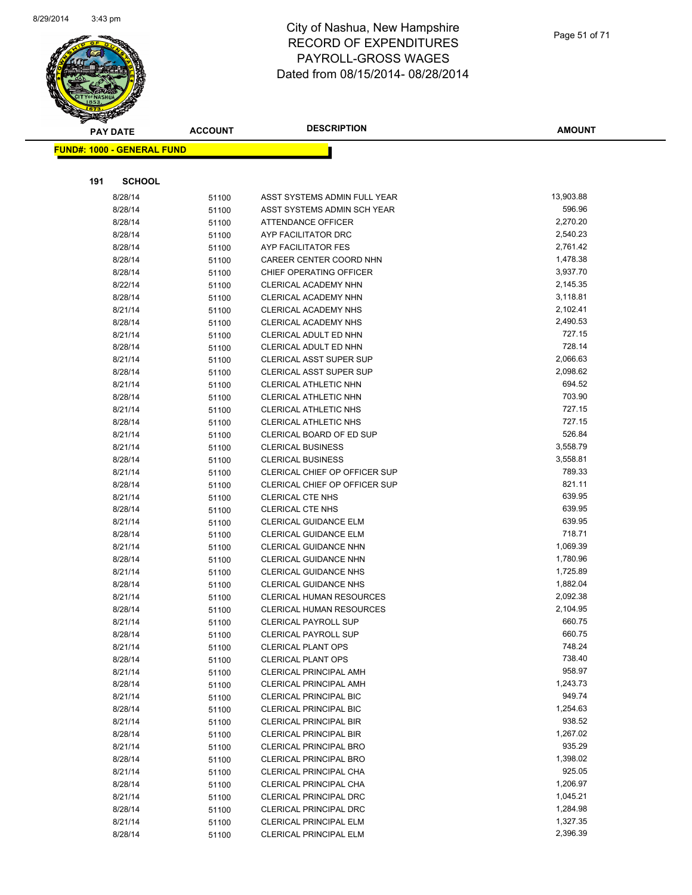# City of Nashua, New Hampshire
## RECORD OF EXPENDITURES
## PAYROLL-GROSS WAGES
## Dated from 08/15/2014- 08/28/2014

**FUND#: 1000 - GENERAL FUND**

**191 SCHOOL**

| PAY DATE | ACCOUNT | DESCRIPTION | AMOUNT |
|---|---|---|---|
| 8/28/14 | 51100 | ASST SYSTEMS ADMIN FULL YEAR | 13,903.88 |
| 8/28/14 | 51100 | ASST SYSTEMS ADMIN SCH YEAR | 596.96 |
| 8/28/14 | 51100 | ATTENDANCE OFFICER | 2,270.20 |
| 8/28/14 | 51100 | AYP FACILITATOR DRC | 2,540.23 |
| 8/28/14 | 51100 | AYP FACILITATOR FES | 2,761.42 |
| 8/28/14 | 51100 | CAREER CENTER COORD NHN | 1,478.38 |
| 8/28/14 | 51100 | CHIEF OPERATING OFFICER | 3,937.70 |
| 8/22/14 | 51100 | CLERICAL ACADEMY NHN | 2,145.35 |
| 8/28/14 | 51100 | CLERICAL ACADEMY NHN | 3,118.81 |
| 8/21/14 | 51100 | CLERICAL ACADEMY NHS | 2,102.41 |
| 8/28/14 | 51100 | CLERICAL ACADEMY NHS | 2,490.53 |
| 8/21/14 | 51100 | CLERICAL ADULT ED NHN | 727.15 |
| 8/28/14 | 51100 | CLERICAL ADULT ED NHN | 728.14 |
| 8/21/14 | 51100 | CLERICAL ASST SUPER SUP | 2,066.63 |
| 8/28/14 | 51100 | CLERICAL ASST SUPER SUP | 2,098.62 |
| 8/21/14 | 51100 | CLERICAL ATHLETIC NHN | 694.52 |
| 8/28/14 | 51100 | CLERICAL ATHLETIC NHN | 703.90 |
| 8/21/14 | 51100 | CLERICAL ATHLETIC NHS | 727.15 |
| 8/28/14 | 51100 | CLERICAL ATHLETIC NHS | 727.15 |
| 8/21/14 | 51100 | CLERICAL BOARD OF ED SUP | 526.84 |
| 8/21/14 | 51100 | CLERICAL BUSINESS | 3,558.79 |
| 8/28/14 | 51100 | CLERICAL BUSINESS | 3,558.81 |
| 8/21/14 | 51100 | CLERICAL CHIEF OP OFFICER SUP | 789.33 |
| 8/28/14 | 51100 | CLERICAL CHIEF OP OFFICER SUP | 821.11 |
| 8/21/14 | 51100 | CLERICAL CTE NHS | 639.95 |
| 8/28/14 | 51100 | CLERICAL CTE NHS | 639.95 |
| 8/21/14 | 51100 | CLERICAL GUIDANCE ELM | 639.95 |
| 8/28/14 | 51100 | CLERICAL GUIDANCE ELM | 718.71 |
| 8/21/14 | 51100 | CLERICAL GUIDANCE NHN | 1,069.39 |
| 8/28/14 | 51100 | CLERICAL GUIDANCE NHN | 1,780.96 |
| 8/21/14 | 51100 | CLERICAL GUIDANCE NHS | 1,725.89 |
| 8/28/14 | 51100 | CLERICAL GUIDANCE NHS | 1,882.04 |
| 8/21/14 | 51100 | CLERICAL HUMAN RESOURCES | 2,092.38 |
| 8/28/14 | 51100 | CLERICAL HUMAN RESOURCES | 2,104.95 |
| 8/21/14 | 51100 | CLERICAL PAYROLL SUP | 660.75 |
| 8/28/14 | 51100 | CLERICAL PAYROLL SUP | 660.75 |
| 8/21/14 | 51100 | CLERICAL PLANT OPS | 748.24 |
| 8/28/14 | 51100 | CLERICAL PLANT OPS | 738.40 |
| 8/21/14 | 51100 | CLERICAL PRINCIPAL AMH | 958.97 |
| 8/28/14 | 51100 | CLERICAL PRINCIPAL AMH | 1,243.73 |
| 8/21/14 | 51100 | CLERICAL PRINCIPAL BIC | 949.74 |
| 8/28/14 | 51100 | CLERICAL PRINCIPAL BIC | 1,254.63 |
| 8/21/14 | 51100 | CLERICAL PRINCIPAL BIR | 938.52 |
| 8/28/14 | 51100 | CLERICAL PRINCIPAL BIR | 1,267.02 |
| 8/21/14 | 51100 | CLERICAL PRINCIPAL BRO | 935.29 |
| 8/28/14 | 51100 | CLERICAL PRINCIPAL BRO | 1,398.02 |
| 8/21/14 | 51100 | CLERICAL PRINCIPAL CHA | 925.05 |
| 8/28/14 | 51100 | CLERICAL PRINCIPAL CHA | 1,206.97 |
| 8/21/14 | 51100 | CLERICAL PRINCIPAL DRC | 1,045.21 |
| 8/28/14 | 51100 | CLERICAL PRINCIPAL DRC | 1,284.98 |
| 8/21/14 | 51100 | CLERICAL PRINCIPAL ELM | 1,327.35 |
| 8/28/14 | 51100 | CLERICAL PRINCIPAL ELM | 2,396.39 |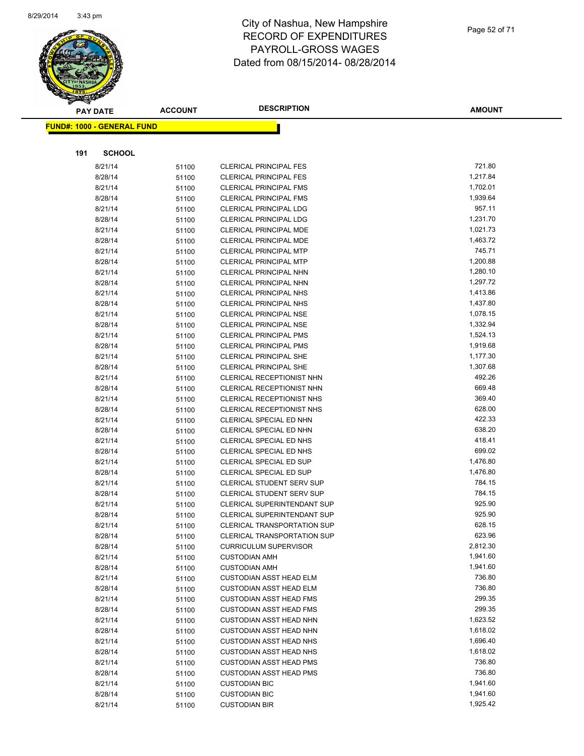# City of Nashua, New Hampshire
# RECORD OF EXPENDITURES
# PAYROLL-GROSS WAGES
# Dated from 08/15/2014- 08/28/2014

| PAY DATE | ACCOUNT | DESCRIPTION | AMOUNT |
|---|---|---|---|

**FUND#: 1000 - GENERAL FUND**

**191 SCHOOL**

| PAY DATE | ACCOUNT | DESCRIPTION | AMOUNT |
|---|---|---|---|
| 8/21/14 | 51100 | CLERICAL PRINCIPAL FES | 721.80 |
| 8/28/14 | 51100 | CLERICAL PRINCIPAL FES | 1,217.84 |
| 8/21/14 | 51100 | CLERICAL PRINCIPAL FMS | 1,702.01 |
| 8/28/14 | 51100 | CLERICAL PRINCIPAL FMS | 1,939.64 |
| 8/21/14 | 51100 | CLERICAL PRINCIPAL LDG | 957.11 |
| 8/28/14 | 51100 | CLERICAL PRINCIPAL LDG | 1,231.70 |
| 8/21/14 | 51100 | CLERICAL PRINCIPAL MDE | 1,021.73 |
| 8/28/14 | 51100 | CLERICAL PRINCIPAL MDE | 1,463.72 |
| 8/21/14 | 51100 | CLERICAL PRINCIPAL MTP | 745.71 |
| 8/28/14 | 51100 | CLERICAL PRINCIPAL MTP | 1,200.88 |
| 8/21/14 | 51100 | CLERICAL PRINCIPAL NHN | 1,280.10 |
| 8/28/14 | 51100 | CLERICAL PRINCIPAL NHN | 1,297.72 |
| 8/21/14 | 51100 | CLERICAL PRINCIPAL NHS | 1,413.86 |
| 8/28/14 | 51100 | CLERICAL PRINCIPAL NHS | 1,437.80 |
| 8/21/14 | 51100 | CLERICAL PRINCIPAL NSE | 1,078.15 |
| 8/28/14 | 51100 | CLERICAL PRINCIPAL NSE | 1,332.94 |
| 8/21/14 | 51100 | CLERICAL PRINCIPAL PMS | 1,524.13 |
| 8/28/14 | 51100 | CLERICAL PRINCIPAL PMS | 1,919.68 |
| 8/21/14 | 51100 | CLERICAL PRINCIPAL SHE | 1,177.30 |
| 8/28/14 | 51100 | CLERICAL PRINCIPAL SHE | 1,307.68 |
| 8/21/14 | 51100 | CLERICAL RECEPTIONIST NHN | 492.26 |
| 8/28/14 | 51100 | CLERICAL RECEPTIONIST NHN | 669.48 |
| 8/21/14 | 51100 | CLERICAL RECEPTIONIST NHS | 369.40 |
| 8/28/14 | 51100 | CLERICAL RECEPTIONIST NHS | 628.00 |
| 8/21/14 | 51100 | CLERICAL SPECIAL ED NHN | 422.33 |
| 8/28/14 | 51100 | CLERICAL SPECIAL ED NHN | 638.20 |
| 8/21/14 | 51100 | CLERICAL SPECIAL ED NHS | 418.41 |
| 8/28/14 | 51100 | CLERICAL SPECIAL ED NHS | 699.02 |
| 8/21/14 | 51100 | CLERICAL SPECIAL ED SUP | 1,476.80 |
| 8/28/14 | 51100 | CLERICAL SPECIAL ED SUP | 1,476.80 |
| 8/21/14 | 51100 | CLERICAL STUDENT SERV SUP | 784.15 |
| 8/28/14 | 51100 | CLERICAL STUDENT SERV SUP | 784.15 |
| 8/21/14 | 51100 | CLERICAL SUPERINTENDANT SUP | 925.90 |
| 8/28/14 | 51100 | CLERICAL SUPERINTENDANT SUP | 925.90 |
| 8/21/14 | 51100 | CLERICAL TRANSPORTATION SUP | 628.15 |
| 8/28/14 | 51100 | CLERICAL TRANSPORTATION SUP | 623.96 |
| 8/28/14 | 51100 | CURRICULUM SUPERVISOR | 2,812.30 |
| 8/21/14 | 51100 | CUSTODIAN AMH | 1,941.60 |
| 8/28/14 | 51100 | CUSTODIAN AMH | 1,941.60 |
| 8/21/14 | 51100 | CUSTODIAN ASST HEAD ELM | 736.80 |
| 8/28/14 | 51100 | CUSTODIAN ASST HEAD ELM | 736.80 |
| 8/21/14 | 51100 | CUSTODIAN ASST HEAD FMS | 299.35 |
| 8/28/14 | 51100 | CUSTODIAN ASST HEAD FMS | 299.35 |
| 8/21/14 | 51100 | CUSTODIAN ASST HEAD NHN | 1,623.52 |
| 8/28/14 | 51100 | CUSTODIAN ASST HEAD NHN | 1,618.02 |
| 8/21/14 | 51100 | CUSTODIAN ASST HEAD NHS | 1,696.40 |
| 8/28/14 | 51100 | CUSTODIAN ASST HEAD NHS | 1,618.02 |
| 8/21/14 | 51100 | CUSTODIAN ASST HEAD PMS | 736.80 |
| 8/28/14 | 51100 | CUSTODIAN ASST HEAD PMS | 736.80 |
| 8/21/14 | 51100 | CUSTODIAN BIC | 1,941.60 |
| 8/28/14 | 51100 | CUSTODIAN BIC | 1,941.60 |
| 8/21/14 | 51100 | CUSTODIAN BIR | 1,925.42 |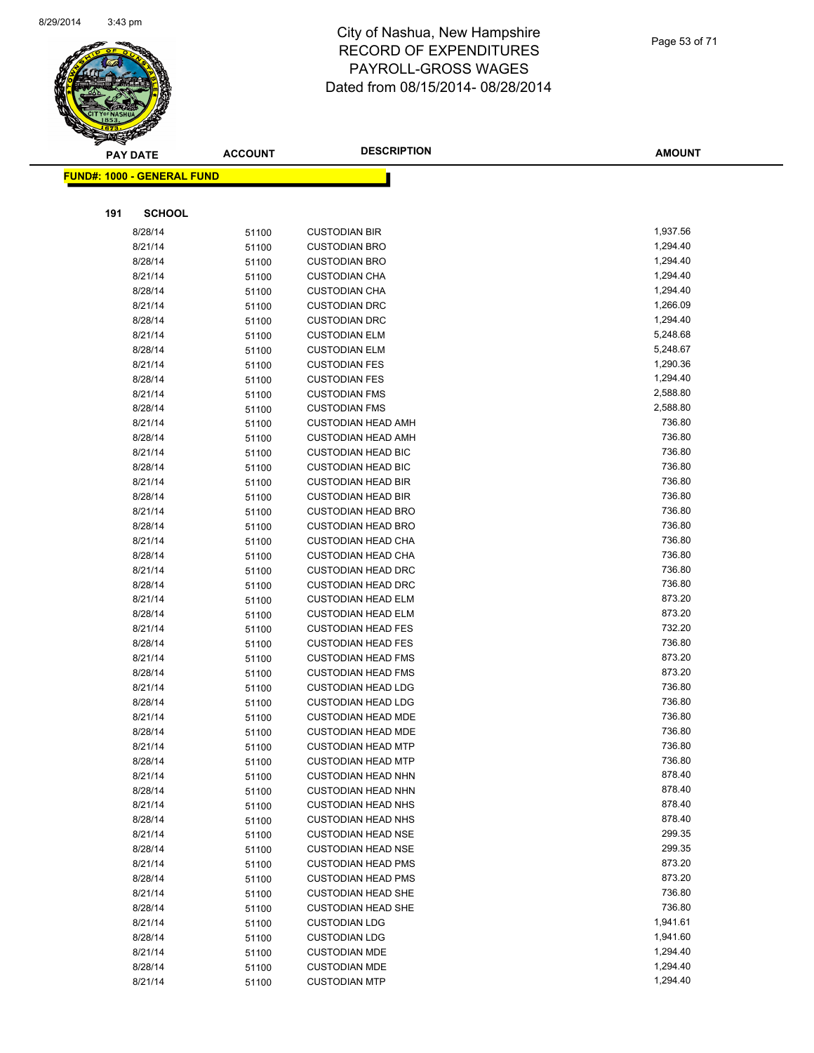# City of Nashua, New Hampshire
# RECORD OF EXPENDITURES
# PAYROLL-GROSS WAGES
# Dated from 08/15/2014- 08/28/2014

**FUND#: 1000 - GENERAL FUND**

**191 SCHOOL**

| PAY DATE | ACCOUNT | DESCRIPTION | AMOUNT |
|---|---|---|---|
| 8/28/14 | 51100 | CUSTODIAN BIR | 1,937.56 |
| 8/21/14 | 51100 | CUSTODIAN BRO | 1,294.40 |
| 8/28/14 | 51100 | CUSTODIAN BRO | 1,294.40 |
| 8/21/14 | 51100 | CUSTODIAN CHA | 1,294.40 |
| 8/28/14 | 51100 | CUSTODIAN CHA | 1,294.40 |
| 8/21/14 | 51100 | CUSTODIAN DRC | 1,266.09 |
| 8/28/14 | 51100 | CUSTODIAN DRC | 1,294.40 |
| 8/21/14 | 51100 | CUSTODIAN ELM | 5,248.68 |
| 8/28/14 | 51100 | CUSTODIAN ELM | 5,248.67 |
| 8/21/14 | 51100 | CUSTODIAN FES | 1,290.36 |
| 8/28/14 | 51100 | CUSTODIAN FES | 1,294.40 |
| 8/21/14 | 51100 | CUSTODIAN FMS | 2,588.80 |
| 8/28/14 | 51100 | CUSTODIAN FMS | 2,588.80 |
| 8/21/14 | 51100 | CUSTODIAN HEAD AMH | 736.80 |
| 8/28/14 | 51100 | CUSTODIAN HEAD AMH | 736.80 |
| 8/21/14 | 51100 | CUSTODIAN HEAD BIC | 736.80 |
| 8/28/14 | 51100 | CUSTODIAN HEAD BIC | 736.80 |
| 8/21/14 | 51100 | CUSTODIAN HEAD BIR | 736.80 |
| 8/28/14 | 51100 | CUSTODIAN HEAD BIR | 736.80 |
| 8/21/14 | 51100 | CUSTODIAN HEAD BRO | 736.80 |
| 8/28/14 | 51100 | CUSTODIAN HEAD BRO | 736.80 |
| 8/21/14 | 51100 | CUSTODIAN HEAD CHA | 736.80 |
| 8/28/14 | 51100 | CUSTODIAN HEAD CHA | 736.80 |
| 8/21/14 | 51100 | CUSTODIAN HEAD DRC | 736.80 |
| 8/28/14 | 51100 | CUSTODIAN HEAD DRC | 736.80 |
| 8/21/14 | 51100 | CUSTODIAN HEAD ELM | 873.20 |
| 8/28/14 | 51100 | CUSTODIAN HEAD ELM | 873.20 |
| 8/21/14 | 51100 | CUSTODIAN HEAD FES | 732.20 |
| 8/28/14 | 51100 | CUSTODIAN HEAD FES | 736.80 |
| 8/21/14 | 51100 | CUSTODIAN HEAD FMS | 873.20 |
| 8/28/14 | 51100 | CUSTODIAN HEAD FMS | 873.20 |
| 8/21/14 | 51100 | CUSTODIAN HEAD LDG | 736.80 |
| 8/28/14 | 51100 | CUSTODIAN HEAD LDG | 736.80 |
| 8/21/14 | 51100 | CUSTODIAN HEAD MDE | 736.80 |
| 8/28/14 | 51100 | CUSTODIAN HEAD MDE | 736.80 |
| 8/21/14 | 51100 | CUSTODIAN HEAD MTP | 736.80 |
| 8/28/14 | 51100 | CUSTODIAN HEAD MTP | 736.80 |
| 8/21/14 | 51100 | CUSTODIAN HEAD NHN | 878.40 |
| 8/28/14 | 51100 | CUSTODIAN HEAD NHN | 878.40 |
| 8/21/14 | 51100 | CUSTODIAN HEAD NHS | 878.40 |
| 8/28/14 | 51100 | CUSTODIAN HEAD NHS | 878.40 |
| 8/21/14 | 51100 | CUSTODIAN HEAD NSE | 299.35 |
| 8/28/14 | 51100 | CUSTODIAN HEAD NSE | 299.35 |
| 8/21/14 | 51100 | CUSTODIAN HEAD PMS | 873.20 |
| 8/28/14 | 51100 | CUSTODIAN HEAD PMS | 873.20 |
| 8/21/14 | 51100 | CUSTODIAN HEAD SHE | 736.80 |
| 8/28/14 | 51100 | CUSTODIAN HEAD SHE | 736.80 |
| 8/21/14 | 51100 | CUSTODIAN LDG | 1,941.61 |
| 8/28/14 | 51100 | CUSTODIAN LDG | 1,941.60 |
| 8/21/14 | 51100 | CUSTODIAN MDE | 1,294.40 |
| 8/28/14 | 51100 | CUSTODIAN MDE | 1,294.40 |
| 8/21/14 | 51100 | CUSTODIAN MTP | 1,294.40 |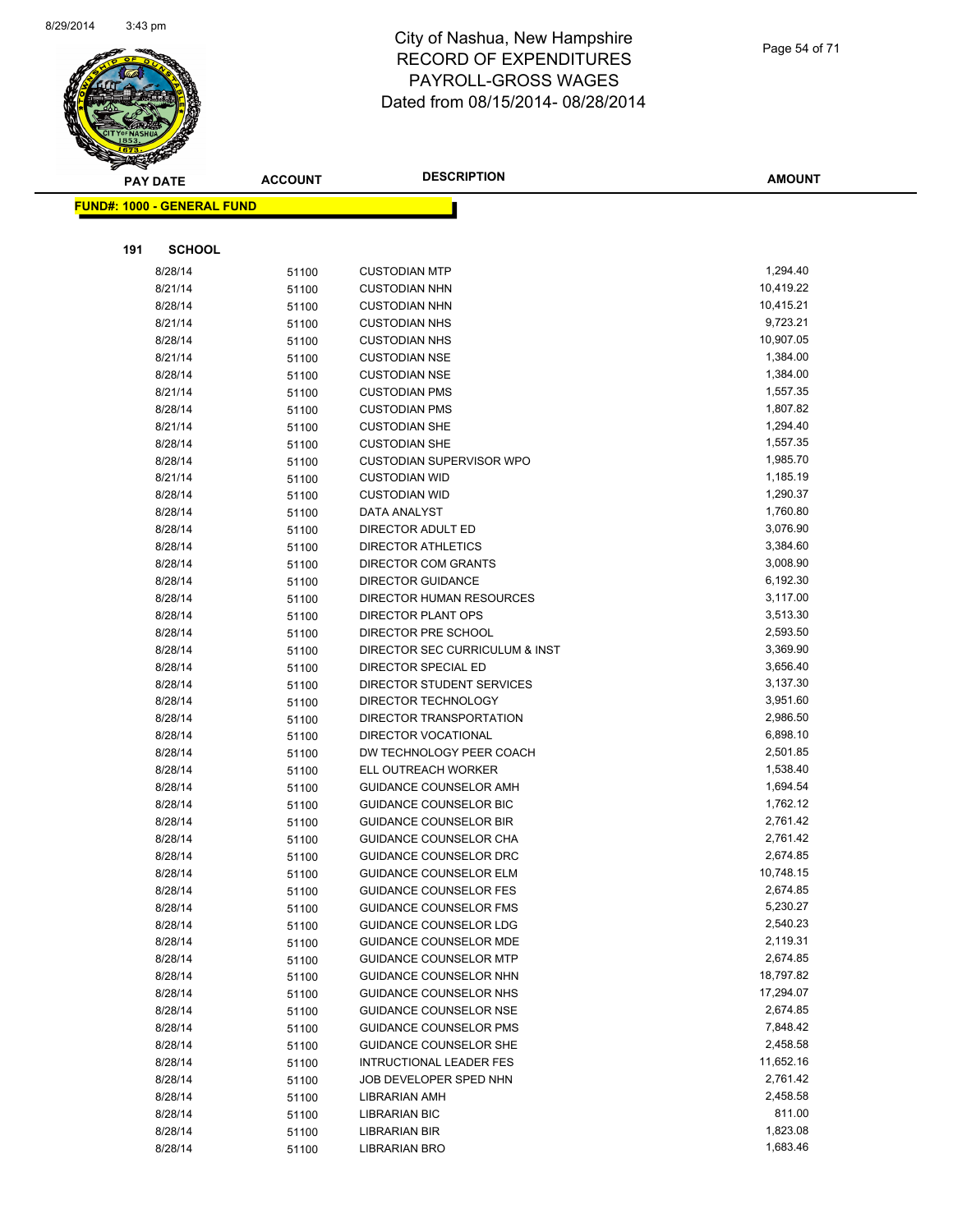# City of Nashua, New Hampshire
# RECORD OF EXPENDITURES
# PAYROLL-GROSS WAGES
# Dated from 08/15/2014- 08/28/2014

**FUND#: 1000 - GENERAL FUND**

**191 SCHOOL**

| PAY DATE | ACCOUNT | DESCRIPTION | AMOUNT |
|---|---|---|---|
| 8/28/14 | 51100 | CUSTODIAN MTP | 1,294.40 |
| 8/21/14 | 51100 | CUSTODIAN NHN | 10,419.22 |
| 8/28/14 | 51100 | CUSTODIAN NHN | 10,415.21 |
| 8/21/14 | 51100 | CUSTODIAN NHS | 9,723.21 |
| 8/28/14 | 51100 | CUSTODIAN NHS | 10,907.05 |
| 8/21/14 | 51100 | CUSTODIAN NSE | 1,384.00 |
| 8/28/14 | 51100 | CUSTODIAN NSE | 1,384.00 |
| 8/21/14 | 51100 | CUSTODIAN PMS | 1,557.35 |
| 8/28/14 | 51100 | CUSTODIAN PMS | 1,807.82 |
| 8/21/14 | 51100 | CUSTODIAN SHE | 1,294.40 |
| 8/28/14 | 51100 | CUSTODIAN SHE | 1,557.35 |
| 8/28/14 | 51100 | CUSTODIAN SUPERVISOR WPO | 1,985.70 |
| 8/21/14 | 51100 | CUSTODIAN WID | 1,185.19 |
| 8/28/14 | 51100 | CUSTODIAN WID | 1,290.37 |
| 8/28/14 | 51100 | DATA ANALYST | 1,760.80 |
| 8/28/14 | 51100 | DIRECTOR ADULT ED | 3,076.90 |
| 8/28/14 | 51100 | DIRECTOR ATHLETICS | 3,384.60 |
| 8/28/14 | 51100 | DIRECTOR COM GRANTS | 3,008.90 |
| 8/28/14 | 51100 | DIRECTOR GUIDANCE | 6,192.30 |
| 8/28/14 | 51100 | DIRECTOR HUMAN RESOURCES | 3,117.00 |
| 8/28/14 | 51100 | DIRECTOR PLANT OPS | 3,513.30 |
| 8/28/14 | 51100 | DIRECTOR PRE SCHOOL | 2,593.50 |
| 8/28/14 | 51100 | DIRECTOR SEC CURRICULUM & INST | 3,369.90 |
| 8/28/14 | 51100 | DIRECTOR SPECIAL ED | 3,656.40 |
| 8/28/14 | 51100 | DIRECTOR STUDENT SERVICES | 3,137.30 |
| 8/28/14 | 51100 | DIRECTOR TECHNOLOGY | 3,951.60 |
| 8/28/14 | 51100 | DIRECTOR TRANSPORTATION | 2,986.50 |
| 8/28/14 | 51100 | DIRECTOR VOCATIONAL | 6,898.10 |
| 8/28/14 | 51100 | DW TECHNOLOGY PEER COACH | 2,501.85 |
| 8/28/14 | 51100 | ELL OUTREACH WORKER | 1,538.40 |
| 8/28/14 | 51100 | GUIDANCE COUNSELOR AMH | 1,694.54 |
| 8/28/14 | 51100 | GUIDANCE COUNSELOR BIC | 1,762.12 |
| 8/28/14 | 51100 | GUIDANCE COUNSELOR BIR | 2,761.42 |
| 8/28/14 | 51100 | GUIDANCE COUNSELOR CHA | 2,761.42 |
| 8/28/14 | 51100 | GUIDANCE COUNSELOR DRC | 2,674.85 |
| 8/28/14 | 51100 | GUIDANCE COUNSELOR ELM | 10,748.15 |
| 8/28/14 | 51100 | GUIDANCE COUNSELOR FES | 2,674.85 |
| 8/28/14 | 51100 | GUIDANCE COUNSELOR FMS | 5,230.27 |
| 8/28/14 | 51100 | GUIDANCE COUNSELOR LDG | 2,540.23 |
| 8/28/14 | 51100 | GUIDANCE COUNSELOR MDE | 2,119.31 |
| 8/28/14 | 51100 | GUIDANCE COUNSELOR MTP | 2,674.85 |
| 8/28/14 | 51100 | GUIDANCE COUNSELOR NHN | 18,797.82 |
| 8/28/14 | 51100 | GUIDANCE COUNSELOR NHS | 17,294.07 |
| 8/28/14 | 51100 | GUIDANCE COUNSELOR NSE | 2,674.85 |
| 8/28/14 | 51100 | GUIDANCE COUNSELOR PMS | 7,848.42 |
| 8/28/14 | 51100 | GUIDANCE COUNSELOR SHE | 2,458.58 |
| 8/28/14 | 51100 | INTRUCTIONAL LEADER FES | 11,652.16 |
| 8/28/14 | 51100 | JOB DEVELOPER SPED NHN | 2,761.42 |
| 8/28/14 | 51100 | LIBRARIAN AMH | 2,458.58 |
| 8/28/14 | 51100 | LIBRARIAN BIC | 811.00 |
| 8/28/14 | 51100 | LIBRARIAN BIR | 1,823.08 |
| 8/28/14 | 51100 | LIBRARIAN BRO | 1,683.46 |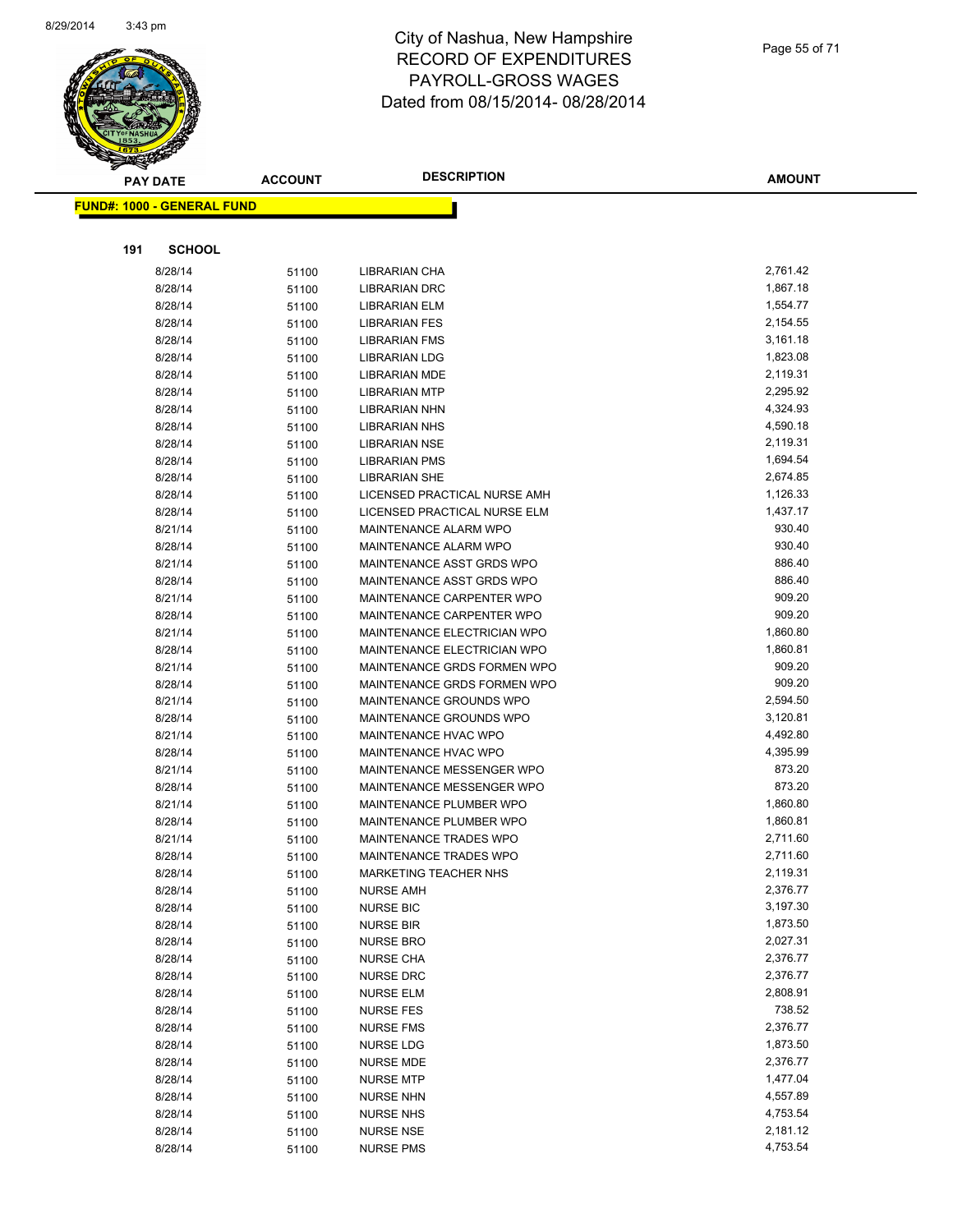# City of Nashua, New Hampshire
# RECORD OF EXPENDITURES
# PAYROLL-GROSS WAGES
# Dated from 08/15/2014- 08/28/2014

**FUND#: 1000 - GENERAL FUND**

**191 SCHOOL**

| PAY DATE | ACCOUNT | DESCRIPTION | AMOUNT |
|---|---|---|---|
| 8/28/14 | 51100 | LIBRARIAN CHA | 2,761.42 |
| 8/28/14 | 51100 | LIBRARIAN DRC | 1,867.18 |
| 8/28/14 | 51100 | LIBRARIAN ELM | 1,554.77 |
| 8/28/14 | 51100 | LIBRARIAN FES | 2,154.55 |
| 8/28/14 | 51100 | LIBRARIAN FMS | 3,161.18 |
| 8/28/14 | 51100 | LIBRARIAN LDG | 1,823.08 |
| 8/28/14 | 51100 | LIBRARIAN MDE | 2,119.31 |
| 8/28/14 | 51100 | LIBRARIAN MTP | 2,295.92 |
| 8/28/14 | 51100 | LIBRARIAN NHN | 4,324.93 |
| 8/28/14 | 51100 | LIBRARIAN NHS | 4,590.18 |
| 8/28/14 | 51100 | LIBRARIAN NSE | 2,119.31 |
| 8/28/14 | 51100 | LIBRARIAN PMS | 1,694.54 |
| 8/28/14 | 51100 | LIBRARIAN SHE | 2,674.85 |
| 8/28/14 | 51100 | LICENSED PRACTICAL NURSE AMH | 1,126.33 |
| 8/28/14 | 51100 | LICENSED PRACTICAL NURSE ELM | 1,437.17 |
| 8/21/14 | 51100 | MAINTENANCE ALARM WPO | 930.40 |
| 8/28/14 | 51100 | MAINTENANCE ALARM WPO | 930.40 |
| 8/21/14 | 51100 | MAINTENANCE ASST GRDS WPO | 886.40 |
| 8/28/14 | 51100 | MAINTENANCE ASST GRDS WPO | 886.40 |
| 8/21/14 | 51100 | MAINTENANCE CARPENTER WPO | 909.20 |
| 8/28/14 | 51100 | MAINTENANCE CARPENTER WPO | 909.20 |
| 8/21/14 | 51100 | MAINTENANCE ELECTRICIAN WPO | 1,860.80 |
| 8/28/14 | 51100 | MAINTENANCE ELECTRICIAN WPO | 1,860.81 |
| 8/21/14 | 51100 | MAINTENANCE GRDS FORMEN WPO | 909.20 |
| 8/28/14 | 51100 | MAINTENANCE GRDS FORMEN WPO | 909.20 |
| 8/21/14 | 51100 | MAINTENANCE GROUNDS WPO | 2,594.50 |
| 8/28/14 | 51100 | MAINTENANCE GROUNDS WPO | 3,120.81 |
| 8/21/14 | 51100 | MAINTENANCE HVAC WPO | 4,492.80 |
| 8/28/14 | 51100 | MAINTENANCE HVAC WPO | 4,395.99 |
| 8/21/14 | 51100 | MAINTENANCE MESSENGER WPO | 873.20 |
| 8/28/14 | 51100 | MAINTENANCE MESSENGER WPO | 873.20 |
| 8/21/14 | 51100 | MAINTENANCE PLUMBER WPO | 1,860.80 |
| 8/28/14 | 51100 | MAINTENANCE PLUMBER WPO | 1,860.81 |
| 8/21/14 | 51100 | MAINTENANCE TRADES WPO | 2,711.60 |
| 8/28/14 | 51100 | MAINTENANCE TRADES WPO | 2,711.60 |
| 8/28/14 | 51100 | MARKETING TEACHER NHS | 2,119.31 |
| 8/28/14 | 51100 | NURSE AMH | 2,376.77 |
| 8/28/14 | 51100 | NURSE BIC | 3,197.30 |
| 8/28/14 | 51100 | NURSE BIR | 1,873.50 |
| 8/28/14 | 51100 | NURSE BRO | 2,027.31 |
| 8/28/14 | 51100 | NURSE CHA | 2,376.77 |
| 8/28/14 | 51100 | NURSE DRC | 2,376.77 |
| 8/28/14 | 51100 | NURSE ELM | 2,808.91 |
| 8/28/14 | 51100 | NURSE FES | 738.52 |
| 8/28/14 | 51100 | NURSE FMS | 2,376.77 |
| 8/28/14 | 51100 | NURSE LDG | 1,873.50 |
| 8/28/14 | 51100 | NURSE MDE | 2,376.77 |
| 8/28/14 | 51100 | NURSE MTP | 1,477.04 |
| 8/28/14 | 51100 | NURSE NHN | 4,557.89 |
| 8/28/14 | 51100 | NURSE NHS | 4,753.54 |
| 8/28/14 | 51100 | NURSE NSE | 2,181.12 |
| 8/28/14 | 51100 | NURSE PMS | 4,753.54 |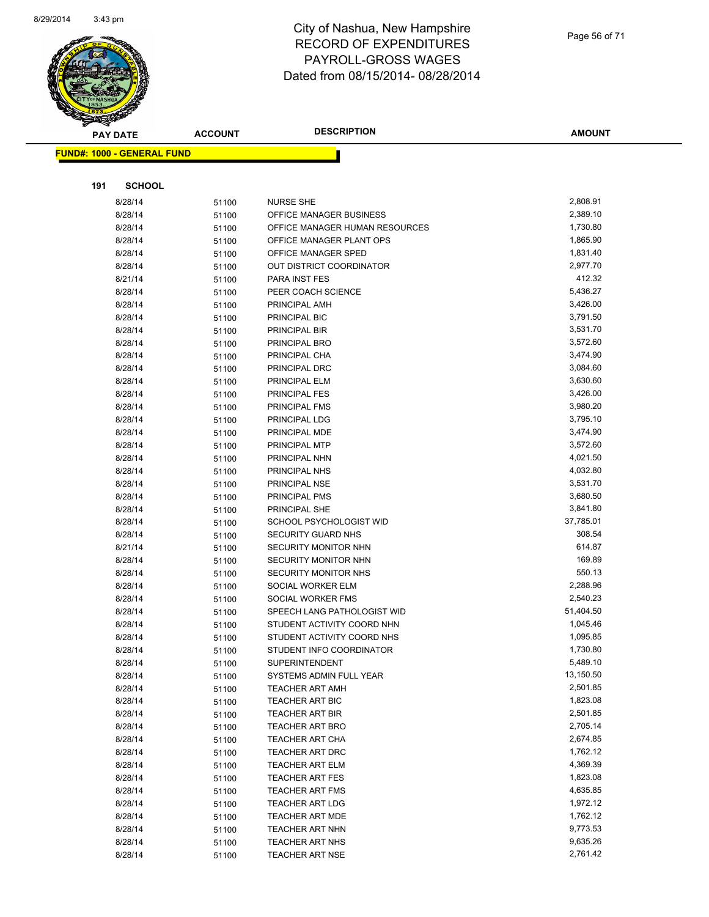# City of Nashua, New Hampshire
# RECORD OF EXPENDITURES
# PAYROLL-GROSS WAGES
# Dated from 08/15/2014- 08/28/2014

**FUND#: 1000 - GENERAL FUND**

**191 SCHOOL**

| PAY DATE | ACCOUNT | DESCRIPTION | AMOUNT |
|---|---|---|---|
| 8/28/14 | 51100 | NURSE SHE | 2,808.91 |
| 8/28/14 | 51100 | OFFICE MANAGER BUSINESS | 2,389.10 |
| 8/28/14 | 51100 | OFFICE MANAGER HUMAN RESOURCES | 1,730.80 |
| 8/28/14 | 51100 | OFFICE MANAGER PLANT OPS | 1,865.90 |
| 8/28/14 | 51100 | OFFICE MANAGER SPED | 1,831.40 |
| 8/28/14 | 51100 | OUT DISTRICT COORDINATOR | 2,977.70 |
| 8/21/14 | 51100 | PARA INST FES | 412.32 |
| 8/28/14 | 51100 | PEER COACH SCIENCE | 5,436.27 |
| 8/28/14 | 51100 | PRINCIPAL AMH | 3,426.00 |
| 8/28/14 | 51100 | PRINCIPAL BIC | 3,791.50 |
| 8/28/14 | 51100 | PRINCIPAL BIR | 3,531.70 |
| 8/28/14 | 51100 | PRINCIPAL BRO | 3,572.60 |
| 8/28/14 | 51100 | PRINCIPAL CHA | 3,474.90 |
| 8/28/14 | 51100 | PRINCIPAL DRC | 3,084.60 |
| 8/28/14 | 51100 | PRINCIPAL ELM | 3,630.60 |
| 8/28/14 | 51100 | PRINCIPAL FES | 3,426.00 |
| 8/28/14 | 51100 | PRINCIPAL FMS | 3,980.20 |
| 8/28/14 | 51100 | PRINCIPAL LDG | 3,795.10 |
| 8/28/14 | 51100 | PRINCIPAL MDE | 3,474.90 |
| 8/28/14 | 51100 | PRINCIPAL MTP | 3,572.60 |
| 8/28/14 | 51100 | PRINCIPAL NHN | 4,021.50 |
| 8/28/14 | 51100 | PRINCIPAL NHS | 4,032.80 |
| 8/28/14 | 51100 | PRINCIPAL NSE | 3,531.70 |
| 8/28/14 | 51100 | PRINCIPAL PMS | 3,680.50 |
| 8/28/14 | 51100 | PRINCIPAL SHE | 3,841.80 |
| 8/28/14 | 51100 | SCHOOL PSYCHOLOGIST WID | 37,785.01 |
| 8/28/14 | 51100 | SECURITY GUARD NHS | 308.54 |
| 8/21/14 | 51100 | SECURITY MONITOR NHN | 614.87 |
| 8/28/14 | 51100 | SECURITY MONITOR NHN | 169.89 |
| 8/28/14 | 51100 | SECURITY MONITOR NHS | 550.13 |
| 8/28/14 | 51100 | SOCIAL WORKER ELM | 2,288.96 |
| 8/28/14 | 51100 | SOCIAL WORKER FMS | 2,540.23 |
| 8/28/14 | 51100 | SPEECH LANG PATHOLOGIST WID | 51,404.50 |
| 8/28/14 | 51100 | STUDENT ACTIVITY COORD NHN | 1,045.46 |
| 8/28/14 | 51100 | STUDENT ACTIVITY COORD NHS | 1,095.85 |
| 8/28/14 | 51100 | STUDENT INFO COORDINATOR | 1,730.80 |
| 8/28/14 | 51100 | SUPERINTENDENT | 5,489.10 |
| 8/28/14 | 51100 | SYSTEMS ADMIN FULL YEAR | 13,150.50 |
| 8/28/14 | 51100 | TEACHER ART AMH | 2,501.85 |
| 8/28/14 | 51100 | TEACHER ART BIC | 1,823.08 |
| 8/28/14 | 51100 | TEACHER ART BIR | 2,501.85 |
| 8/28/14 | 51100 | TEACHER ART BRO | 2,705.14 |
| 8/28/14 | 51100 | TEACHER ART CHA | 2,674.85 |
| 8/28/14 | 51100 | TEACHER ART DRC | 1,762.12 |
| 8/28/14 | 51100 | TEACHER ART ELM | 4,369.39 |
| 8/28/14 | 51100 | TEACHER ART FES | 1,823.08 |
| 8/28/14 | 51100 | TEACHER ART FMS | 4,635.85 |
| 8/28/14 | 51100 | TEACHER ART LDG | 1,972.12 |
| 8/28/14 | 51100 | TEACHER ART MDE | 1,762.12 |
| 8/28/14 | 51100 | TEACHER ART NHN | 9,773.53 |
| 8/28/14 | 51100 | TEACHER ART NHS | 9,635.26 |
| 8/28/14 | 51100 | TEACHER ART NSE | 2,761.42 |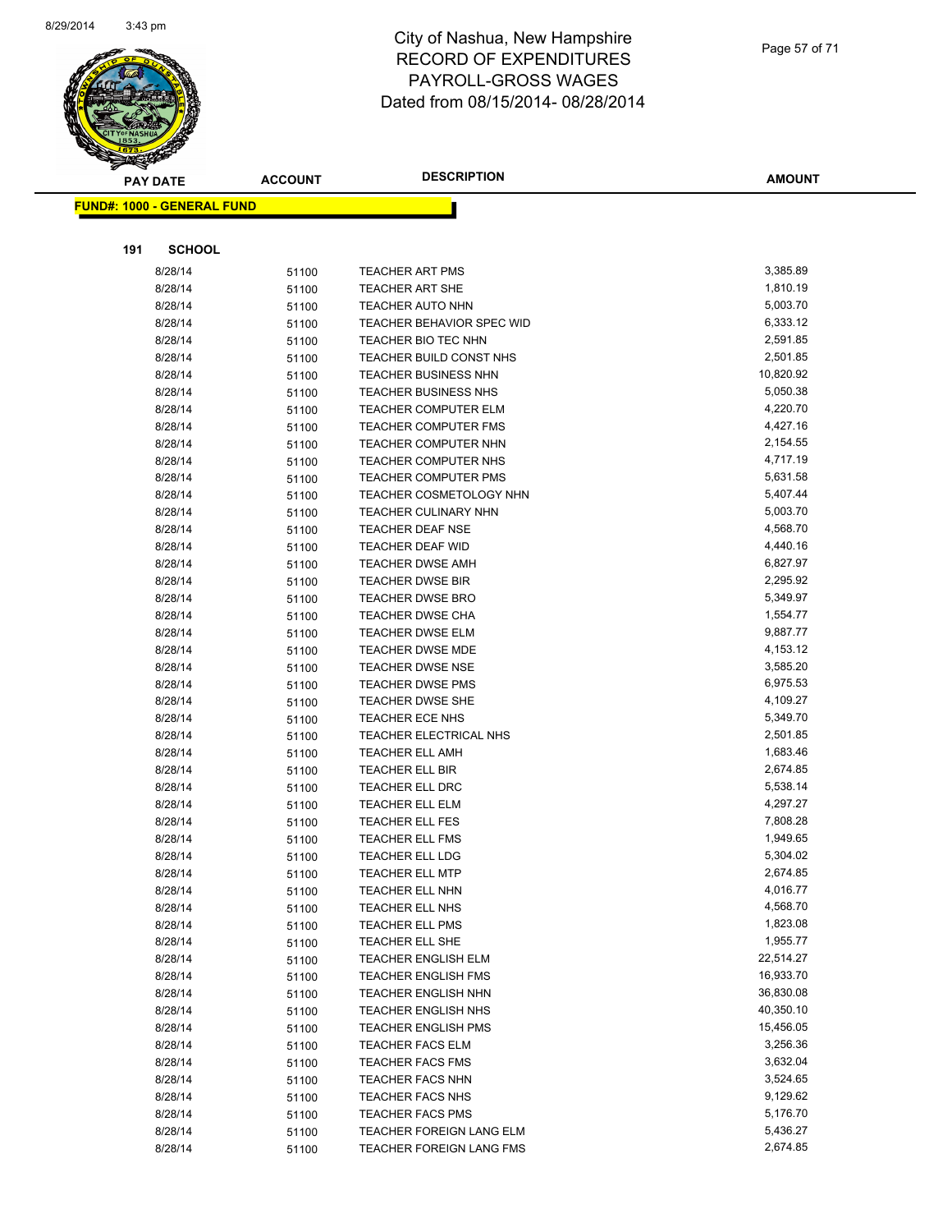# City of Nashua, New Hampshire
## RECORD OF EXPENDITURES
## PAYROLL-GROSS WAGES
## Dated from 08/15/2014- 08/28/2014

**FUND#: 1000 - GENERAL FUND**

**191 SCHOOL**

| PAY DATE | ACCOUNT | DESCRIPTION | AMOUNT |
|---|---|---|---|
| 8/28/14 | 51100 | TEACHER ART PMS | 3,385.89 |
| 8/28/14 | 51100 | TEACHER ART SHE | 1,810.19 |
| 8/28/14 | 51100 | TEACHER AUTO NHN | 5,003.70 |
| 8/28/14 | 51100 | TEACHER BEHAVIOR SPEC WID | 6,333.12 |
| 8/28/14 | 51100 | TEACHER BIO TEC NHN | 2,591.85 |
| 8/28/14 | 51100 | TEACHER BUILD CONST NHS | 2,501.85 |
| 8/28/14 | 51100 | TEACHER BUSINESS NHN | 10,820.92 |
| 8/28/14 | 51100 | TEACHER BUSINESS NHS | 5,050.38 |
| 8/28/14 | 51100 | TEACHER COMPUTER ELM | 4,220.70 |
| 8/28/14 | 51100 | TEACHER COMPUTER FMS | 4,427.16 |
| 8/28/14 | 51100 | TEACHER COMPUTER NHN | 2,154.55 |
| 8/28/14 | 51100 | TEACHER COMPUTER NHS | 4,717.19 |
| 8/28/14 | 51100 | TEACHER COMPUTER PMS | 5,631.58 |
| 8/28/14 | 51100 | TEACHER COSMETOLOGY NHN | 5,407.44 |
| 8/28/14 | 51100 | TEACHER CULINARY NHN | 5,003.70 |
| 8/28/14 | 51100 | TEACHER DEAF NSE | 4,568.70 |
| 8/28/14 | 51100 | TEACHER DEAF WID | 4,440.16 |
| 8/28/14 | 51100 | TEACHER DWSE AMH | 6,827.97 |
| 8/28/14 | 51100 | TEACHER DWSE BIR | 2,295.92 |
| 8/28/14 | 51100 | TEACHER DWSE BRO | 5,349.97 |
| 8/28/14 | 51100 | TEACHER DWSE CHA | 1,554.77 |
| 8/28/14 | 51100 | TEACHER DWSE ELM | 9,887.77 |
| 8/28/14 | 51100 | TEACHER DWSE MDE | 4,153.12 |
| 8/28/14 | 51100 | TEACHER DWSE NSE | 3,585.20 |
| 8/28/14 | 51100 | TEACHER DWSE PMS | 6,975.53 |
| 8/28/14 | 51100 | TEACHER DWSE SHE | 4,109.27 |
| 8/28/14 | 51100 | TEACHER ECE NHS | 5,349.70 |
| 8/28/14 | 51100 | TEACHER ELECTRICAL NHS | 2,501.85 |
| 8/28/14 | 51100 | TEACHER ELL AMH | 1,683.46 |
| 8/28/14 | 51100 | TEACHER ELL BIR | 2,674.85 |
| 8/28/14 | 51100 | TEACHER ELL DRC | 5,538.14 |
| 8/28/14 | 51100 | TEACHER ELL ELM | 4,297.27 |
| 8/28/14 | 51100 | TEACHER ELL FES | 7,808.28 |
| 8/28/14 | 51100 | TEACHER ELL FMS | 1,949.65 |
| 8/28/14 | 51100 | TEACHER ELL LDG | 5,304.02 |
| 8/28/14 | 51100 | TEACHER ELL MTP | 2,674.85 |
| 8/28/14 | 51100 | TEACHER ELL NHN | 4,016.77 |
| 8/28/14 | 51100 | TEACHER ELL NHS | 4,568.70 |
| 8/28/14 | 51100 | TEACHER ELL PMS | 1,823.08 |
| 8/28/14 | 51100 | TEACHER ELL SHE | 1,955.77 |
| 8/28/14 | 51100 | TEACHER ENGLISH ELM | 22,514.27 |
| 8/28/14 | 51100 | TEACHER ENGLISH FMS | 16,933.70 |
| 8/28/14 | 51100 | TEACHER ENGLISH NHN | 36,830.08 |
| 8/28/14 | 51100 | TEACHER ENGLISH NHS | 40,350.10 |
| 8/28/14 | 51100 | TEACHER ENGLISH PMS | 15,456.05 |
| 8/28/14 | 51100 | TEACHER FACS ELM | 3,256.36 |
| 8/28/14 | 51100 | TEACHER FACS FMS | 3,632.04 |
| 8/28/14 | 51100 | TEACHER FACS NHN | 3,524.65 |
| 8/28/14 | 51100 | TEACHER FACS NHS | 9,129.62 |
| 8/28/14 | 51100 | TEACHER FACS PMS | 5,176.70 |
| 8/28/14 | 51100 | TEACHER FOREIGN LANG ELM | 5,436.27 |
| 8/28/14 | 51100 | TEACHER FOREIGN LANG FMS | 2,674.85 |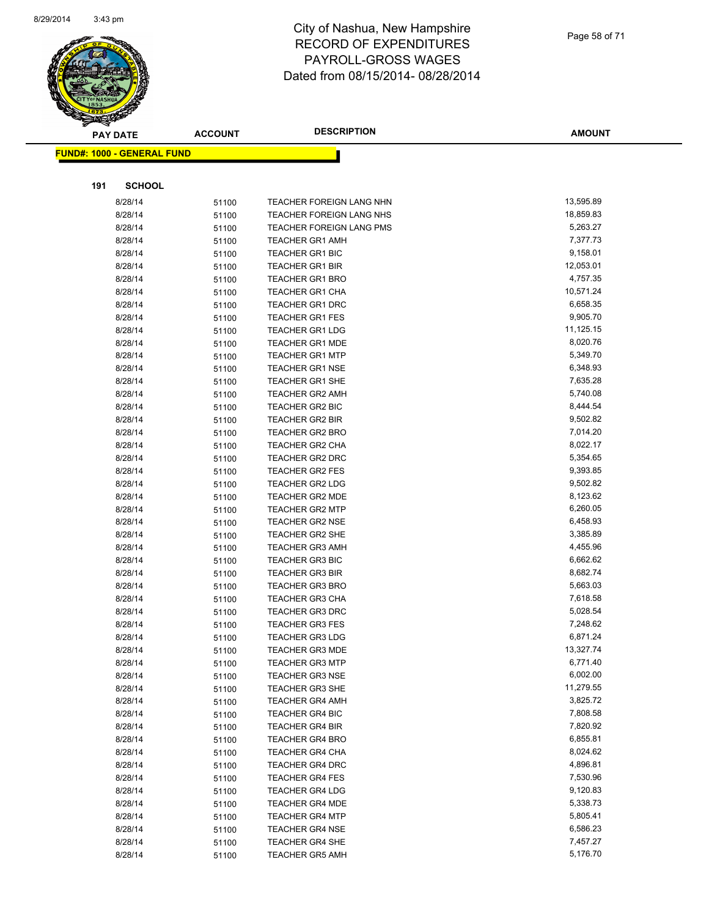# City of Nashua, New Hampshire
## RECORD OF EXPENDITURES
## PAYROLL-GROSS WAGES
## Dated from 08/15/2014- 08/28/2014

**FUND#: 1000 - GENERAL FUND**

**191 SCHOOL**

| PAY DATE | ACCOUNT | DESCRIPTION | AMOUNT |
|---|---|---|---|
| 8/28/14 | 51100 | TEACHER FOREIGN LANG NHN | 13,595.89 |
| 8/28/14 | 51100 | TEACHER FOREIGN LANG NHS | 18,859.83 |
| 8/28/14 | 51100 | TEACHER FOREIGN LANG PMS | 5,263.27 |
| 8/28/14 | 51100 | TEACHER GR1 AMH | 7,377.73 |
| 8/28/14 | 51100 | TEACHER GR1 BIC | 9,158.01 |
| 8/28/14 | 51100 | TEACHER GR1 BIR | 12,053.01 |
| 8/28/14 | 51100 | TEACHER GR1 BRO | 4,757.35 |
| 8/28/14 | 51100 | TEACHER GR1 CHA | 10,571.24 |
| 8/28/14 | 51100 | TEACHER GR1 DRC | 6,658.35 |
| 8/28/14 | 51100 | TEACHER GR1 FES | 9,905.70 |
| 8/28/14 | 51100 | TEACHER GR1 LDG | 11,125.15 |
| 8/28/14 | 51100 | TEACHER GR1 MDE | 8,020.76 |
| 8/28/14 | 51100 | TEACHER GR1 MTP | 5,349.70 |
| 8/28/14 | 51100 | TEACHER GR1 NSE | 6,348.93 |
| 8/28/14 | 51100 | TEACHER GR1 SHE | 7,635.28 |
| 8/28/14 | 51100 | TEACHER GR2 AMH | 5,740.08 |
| 8/28/14 | 51100 | TEACHER GR2 BIC | 8,444.54 |
| 8/28/14 | 51100 | TEACHER GR2 BIR | 9,502.82 |
| 8/28/14 | 51100 | TEACHER GR2 BRO | 7,014.20 |
| 8/28/14 | 51100 | TEACHER GR2 CHA | 8,022.17 |
| 8/28/14 | 51100 | TEACHER GR2 DRC | 5,354.65 |
| 8/28/14 | 51100 | TEACHER GR2 FES | 9,393.85 |
| 8/28/14 | 51100 | TEACHER GR2 LDG | 9,502.82 |
| 8/28/14 | 51100 | TEACHER GR2 MDE | 8,123.62 |
| 8/28/14 | 51100 | TEACHER GR2 MTP | 6,260.05 |
| 8/28/14 | 51100 | TEACHER GR2 NSE | 6,458.93 |
| 8/28/14 | 51100 | TEACHER GR2 SHE | 3,385.89 |
| 8/28/14 | 51100 | TEACHER GR3 AMH | 4,455.96 |
| 8/28/14 | 51100 | TEACHER GR3 BIC | 6,662.62 |
| 8/28/14 | 51100 | TEACHER GR3 BIR | 8,682.74 |
| 8/28/14 | 51100 | TEACHER GR3 BRO | 5,663.03 |
| 8/28/14 | 51100 | TEACHER GR3 CHA | 7,618.58 |
| 8/28/14 | 51100 | TEACHER GR3 DRC | 5,028.54 |
| 8/28/14 | 51100 | TEACHER GR3 FES | 7,248.62 |
| 8/28/14 | 51100 | TEACHER GR3 LDG | 6,871.24 |
| 8/28/14 | 51100 | TEACHER GR3 MDE | 13,327.74 |
| 8/28/14 | 51100 | TEACHER GR3 MTP | 6,771.40 |
| 8/28/14 | 51100 | TEACHER GR3 NSE | 6,002.00 |
| 8/28/14 | 51100 | TEACHER GR3 SHE | 11,279.55 |
| 8/28/14 | 51100 | TEACHER GR4 AMH | 3,825.72 |
| 8/28/14 | 51100 | TEACHER GR4 BIC | 7,808.58 |
| 8/28/14 | 51100 | TEACHER GR4 BIR | 7,820.92 |
| 8/28/14 | 51100 | TEACHER GR4 BRO | 6,855.81 |
| 8/28/14 | 51100 | TEACHER GR4 CHA | 8,024.62 |
| 8/28/14 | 51100 | TEACHER GR4 DRC | 4,896.81 |
| 8/28/14 | 51100 | TEACHER GR4 FES | 7,530.96 |
| 8/28/14 | 51100 | TEACHER GR4 LDG | 9,120.83 |
| 8/28/14 | 51100 | TEACHER GR4 MDE | 5,338.73 |
| 8/28/14 | 51100 | TEACHER GR4 MTP | 5,805.41 |
| 8/28/14 | 51100 | TEACHER GR4 NSE | 6,586.23 |
| 8/28/14 | 51100 | TEACHER GR4 SHE | 7,457.27 |
| 8/28/14 | 51100 | TEACHER GR5 AMH | 5,176.70 |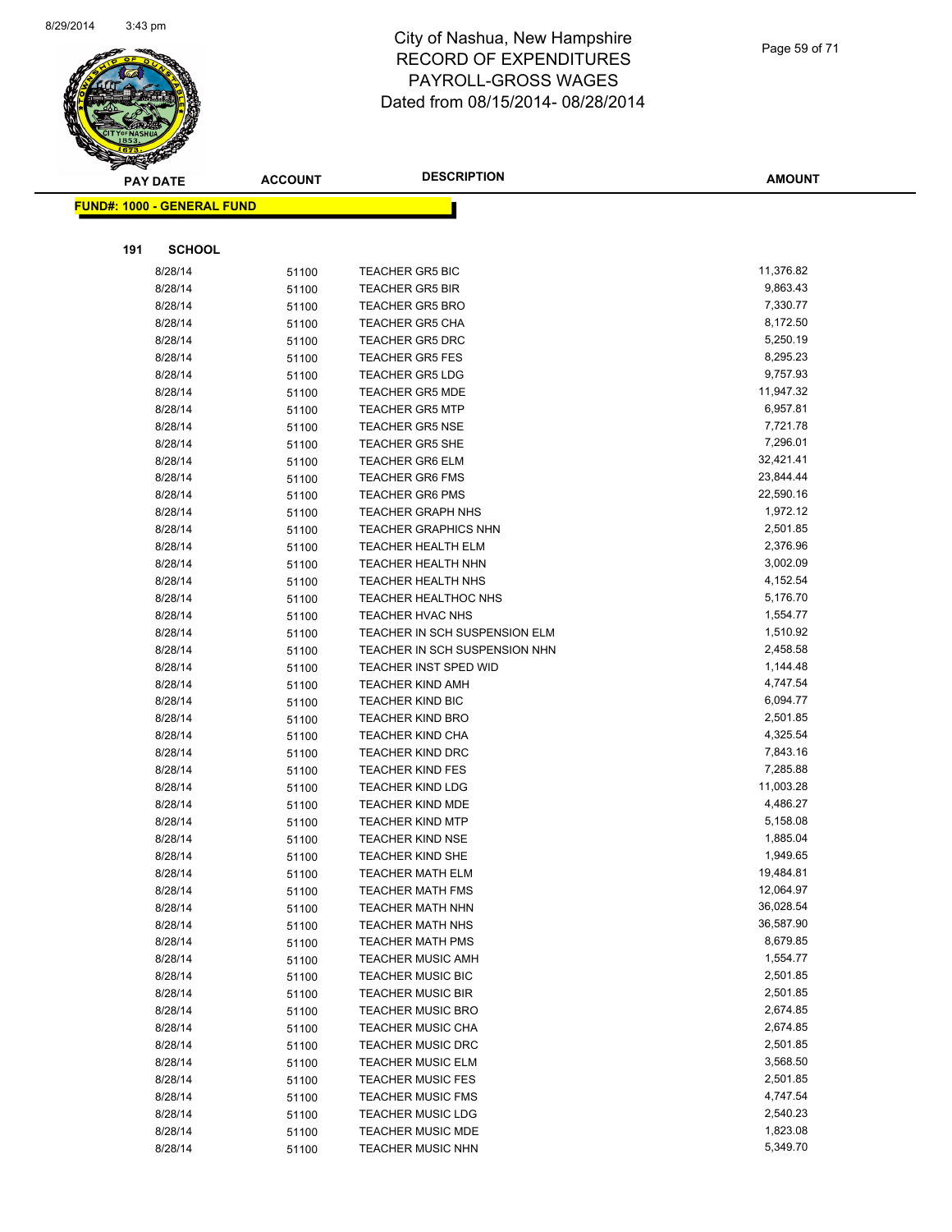# City of Nashua, New Hampshire
# RECORD OF EXPENDITURES
# PAYROLL-GROSS WAGES
# Dated from 08/15/2014- 08/28/2014

| PAY DATE | ACCOUNT | DESCRIPTION | AMOUNT |
|---|---|---|---|

**FUND#: 1000 - GENERAL FUND**

**191 SCHOOL**

| PAY DATE | ACCOUNT | DESCRIPTION | AMOUNT |
|---|---|---|---|
| 8/28/14 | 51100 | TEACHER GR5 BIC | 11,376.82 |
| 8/28/14 | 51100 | TEACHER GR5 BIR | 9,863.43 |
| 8/28/14 | 51100 | TEACHER GR5 BRO | 7,330.77 |
| 8/28/14 | 51100 | TEACHER GR5 CHA | 8,172.50 |
| 8/28/14 | 51100 | TEACHER GR5 DRC | 5,250.19 |
| 8/28/14 | 51100 | TEACHER GR5 FES | 8,295.23 |
| 8/28/14 | 51100 | TEACHER GR5 LDG | 9,757.93 |
| 8/28/14 | 51100 | TEACHER GR5 MDE | 11,947.32 |
| 8/28/14 | 51100 | TEACHER GR5 MTP | 6,957.81 |
| 8/28/14 | 51100 | TEACHER GR5 NSE | 7,721.78 |
| 8/28/14 | 51100 | TEACHER GR5 SHE | 7,296.01 |
| 8/28/14 | 51100 | TEACHER GR6 ELM | 32,421.41 |
| 8/28/14 | 51100 | TEACHER GR6 FMS | 23,844.44 |
| 8/28/14 | 51100 | TEACHER GR6 PMS | 22,590.16 |
| 8/28/14 | 51100 | TEACHER GRAPH NHS | 1,972.12 |
| 8/28/14 | 51100 | TEACHER GRAPHICS NHN | 2,501.85 |
| 8/28/14 | 51100 | TEACHER HEALTH ELM | 2,376.96 |
| 8/28/14 | 51100 | TEACHER HEALTH NHN | 3,002.09 |
| 8/28/14 | 51100 | TEACHER HEALTH NHS | 4,152.54 |
| 8/28/14 | 51100 | TEACHER HEALTHOC NHS | 5,176.70 |
| 8/28/14 | 51100 | TEACHER HVAC NHS | 1,554.77 |
| 8/28/14 | 51100 | TEACHER IN SCH SUSPENSION ELM | 1,510.92 |
| 8/28/14 | 51100 | TEACHER IN SCH SUSPENSION NHN | 2,458.58 |
| 8/28/14 | 51100 | TEACHER INST SPED WID | 1,144.48 |
| 8/28/14 | 51100 | TEACHER KIND AMH | 4,747.54 |
| 8/28/14 | 51100 | TEACHER KIND BIC | 6,094.77 |
| 8/28/14 | 51100 | TEACHER KIND BRO | 2,501.85 |
| 8/28/14 | 51100 | TEACHER KIND CHA | 4,325.54 |
| 8/28/14 | 51100 | TEACHER KIND DRC | 7,843.16 |
| 8/28/14 | 51100 | TEACHER KIND FES | 7,285.88 |
| 8/28/14 | 51100 | TEACHER KIND LDG | 11,003.28 |
| 8/28/14 | 51100 | TEACHER KIND MDE | 4,486.27 |
| 8/28/14 | 51100 | TEACHER KIND MTP | 5,158.08 |
| 8/28/14 | 51100 | TEACHER KIND NSE | 1,885.04 |
| 8/28/14 | 51100 | TEACHER KIND SHE | 1,949.65 |
| 8/28/14 | 51100 | TEACHER MATH ELM | 19,484.81 |
| 8/28/14 | 51100 | TEACHER MATH FMS | 12,064.97 |
| 8/28/14 | 51100 | TEACHER MATH NHN | 36,028.54 |
| 8/28/14 | 51100 | TEACHER MATH NHS | 36,587.90 |
| 8/28/14 | 51100 | TEACHER MATH PMS | 8,679.85 |
| 8/28/14 | 51100 | TEACHER MUSIC AMH | 1,554.77 |
| 8/28/14 | 51100 | TEACHER MUSIC BIC | 2,501.85 |
| 8/28/14 | 51100 | TEACHER MUSIC BIR | 2,501.85 |
| 8/28/14 | 51100 | TEACHER MUSIC BRO | 2,674.85 |
| 8/28/14 | 51100 | TEACHER MUSIC CHA | 2,674.85 |
| 8/28/14 | 51100 | TEACHER MUSIC DRC | 2,501.85 |
| 8/28/14 | 51100 | TEACHER MUSIC ELM | 3,568.50 |
| 8/28/14 | 51100 | TEACHER MUSIC FES | 2,501.85 |
| 8/28/14 | 51100 | TEACHER MUSIC FMS | 4,747.54 |
| 8/28/14 | 51100 | TEACHER MUSIC LDG | 2,540.23 |
| 8/28/14 | 51100 | TEACHER MUSIC MDE | 1,823.08 |
| 8/28/14 | 51100 | TEACHER MUSIC NHN | 5,349.70 |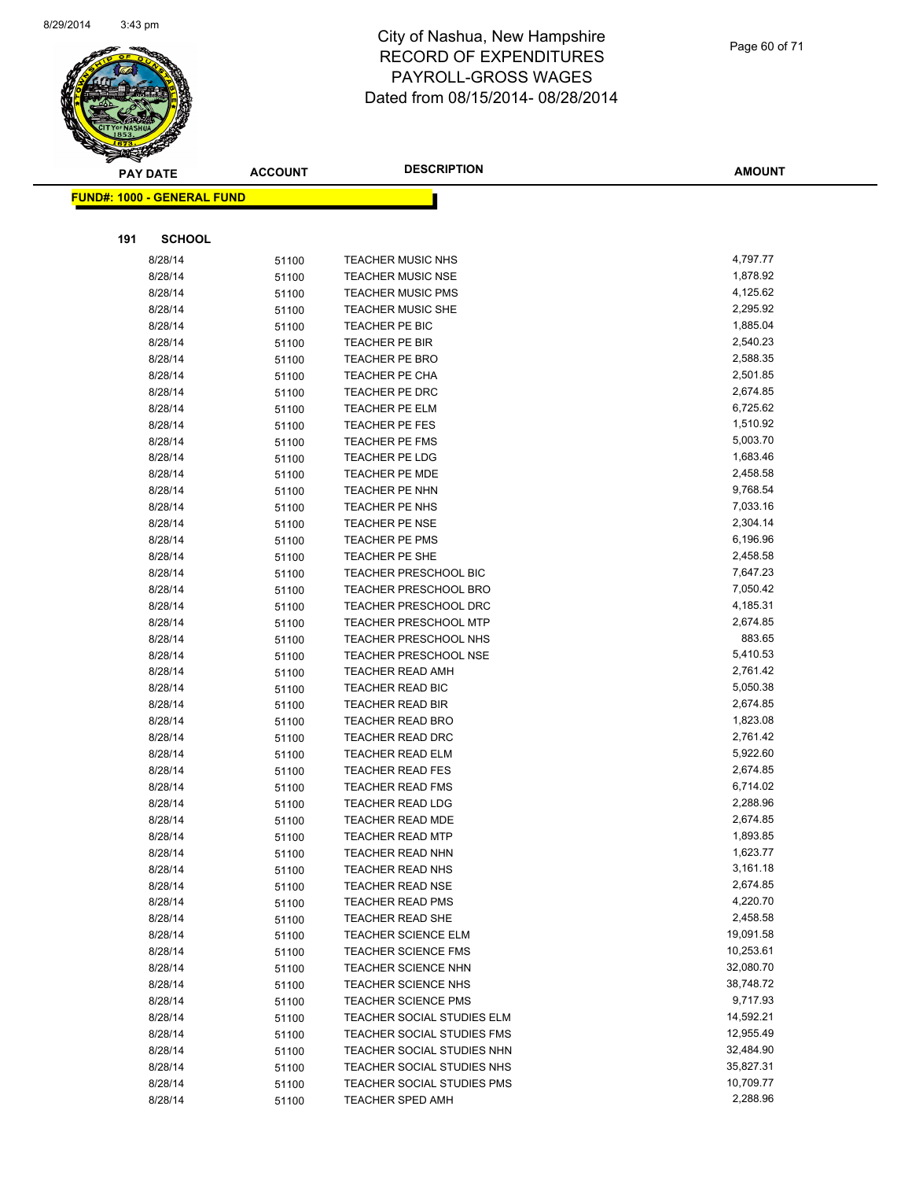# City of Nashua, New Hampshire
# RECORD OF EXPENDITURES
# PAYROLL-GROSS WAGES
# Dated from 08/15/2014- 08/28/2014

**FUND#: 1000 - GENERAL FUND**

**191 SCHOOL**

| PAY DATE | ACCOUNT | DESCRIPTION | AMOUNT |
|---|---|---|---|
| 8/28/14 | 51100 | TEACHER MUSIC NHS | 4,797.77 |
| 8/28/14 | 51100 | TEACHER MUSIC NSE | 1,878.92 |
| 8/28/14 | 51100 | TEACHER MUSIC PMS | 4,125.62 |
| 8/28/14 | 51100 | TEACHER MUSIC SHE | 2,295.92 |
| 8/28/14 | 51100 | TEACHER PE BIC | 1,885.04 |
| 8/28/14 | 51100 | TEACHER PE BIR | 2,540.23 |
| 8/28/14 | 51100 | TEACHER PE BRO | 2,588.35 |
| 8/28/14 | 51100 | TEACHER PE CHA | 2,501.85 |
| 8/28/14 | 51100 | TEACHER PE DRC | 2,674.85 |
| 8/28/14 | 51100 | TEACHER PE ELM | 6,725.62 |
| 8/28/14 | 51100 | TEACHER PE FES | 1,510.92 |
| 8/28/14 | 51100 | TEACHER PE FMS | 5,003.70 |
| 8/28/14 | 51100 | TEACHER PE LDG | 1,683.46 |
| 8/28/14 | 51100 | TEACHER PE MDE | 2,458.58 |
| 8/28/14 | 51100 | TEACHER PE NHN | 9,768.54 |
| 8/28/14 | 51100 | TEACHER PE NHS | 7,033.16 |
| 8/28/14 | 51100 | TEACHER PE NSE | 2,304.14 |
| 8/28/14 | 51100 | TEACHER PE PMS | 6,196.96 |
| 8/28/14 | 51100 | TEACHER PE SHE | 2,458.58 |
| 8/28/14 | 51100 | TEACHER PRESCHOOL BIC | 7,647.23 |
| 8/28/14 | 51100 | TEACHER PRESCHOOL BRO | 7,050.42 |
| 8/28/14 | 51100 | TEACHER PRESCHOOL DRC | 4,185.31 |
| 8/28/14 | 51100 | TEACHER PRESCHOOL MTP | 2,674.85 |
| 8/28/14 | 51100 | TEACHER PRESCHOOL NHS | 883.65 |
| 8/28/14 | 51100 | TEACHER PRESCHOOL NSE | 5,410.53 |
| 8/28/14 | 51100 | TEACHER READ AMH | 2,761.42 |
| 8/28/14 | 51100 | TEACHER READ BIC | 5,050.38 |
| 8/28/14 | 51100 | TEACHER READ BIR | 2,674.85 |
| 8/28/14 | 51100 | TEACHER READ BRO | 1,823.08 |
| 8/28/14 | 51100 | TEACHER READ DRC | 2,761.42 |
| 8/28/14 | 51100 | TEACHER READ ELM | 5,922.60 |
| 8/28/14 | 51100 | TEACHER READ FES | 2,674.85 |
| 8/28/14 | 51100 | TEACHER READ FMS | 6,714.02 |
| 8/28/14 | 51100 | TEACHER READ LDG | 2,288.96 |
| 8/28/14 | 51100 | TEACHER READ MDE | 2,674.85 |
| 8/28/14 | 51100 | TEACHER READ MTP | 1,893.85 |
| 8/28/14 | 51100 | TEACHER READ NHN | 1,623.77 |
| 8/28/14 | 51100 | TEACHER READ NHS | 3,161.18 |
| 8/28/14 | 51100 | TEACHER READ NSE | 2,674.85 |
| 8/28/14 | 51100 | TEACHER READ PMS | 4,220.70 |
| 8/28/14 | 51100 | TEACHER READ SHE | 2,458.58 |
| 8/28/14 | 51100 | TEACHER SCIENCE ELM | 19,091.58 |
| 8/28/14 | 51100 | TEACHER SCIENCE FMS | 10,253.61 |
| 8/28/14 | 51100 | TEACHER SCIENCE NHN | 32,080.70 |
| 8/28/14 | 51100 | TEACHER SCIENCE NHS | 38,748.72 |
| 8/28/14 | 51100 | TEACHER SCIENCE PMS | 9,717.93 |
| 8/28/14 | 51100 | TEACHER SOCIAL STUDIES ELM | 14,592.21 |
| 8/28/14 | 51100 | TEACHER SOCIAL STUDIES FMS | 12,955.49 |
| 8/28/14 | 51100 | TEACHER SOCIAL STUDIES NHN | 32,484.90 |
| 8/28/14 | 51100 | TEACHER SOCIAL STUDIES NHS | 35,827.31 |
| 8/28/14 | 51100 | TEACHER SOCIAL STUDIES PMS | 10,709.77 |
| 8/28/14 | 51100 | TEACHER SPED AMH | 2,288.96 |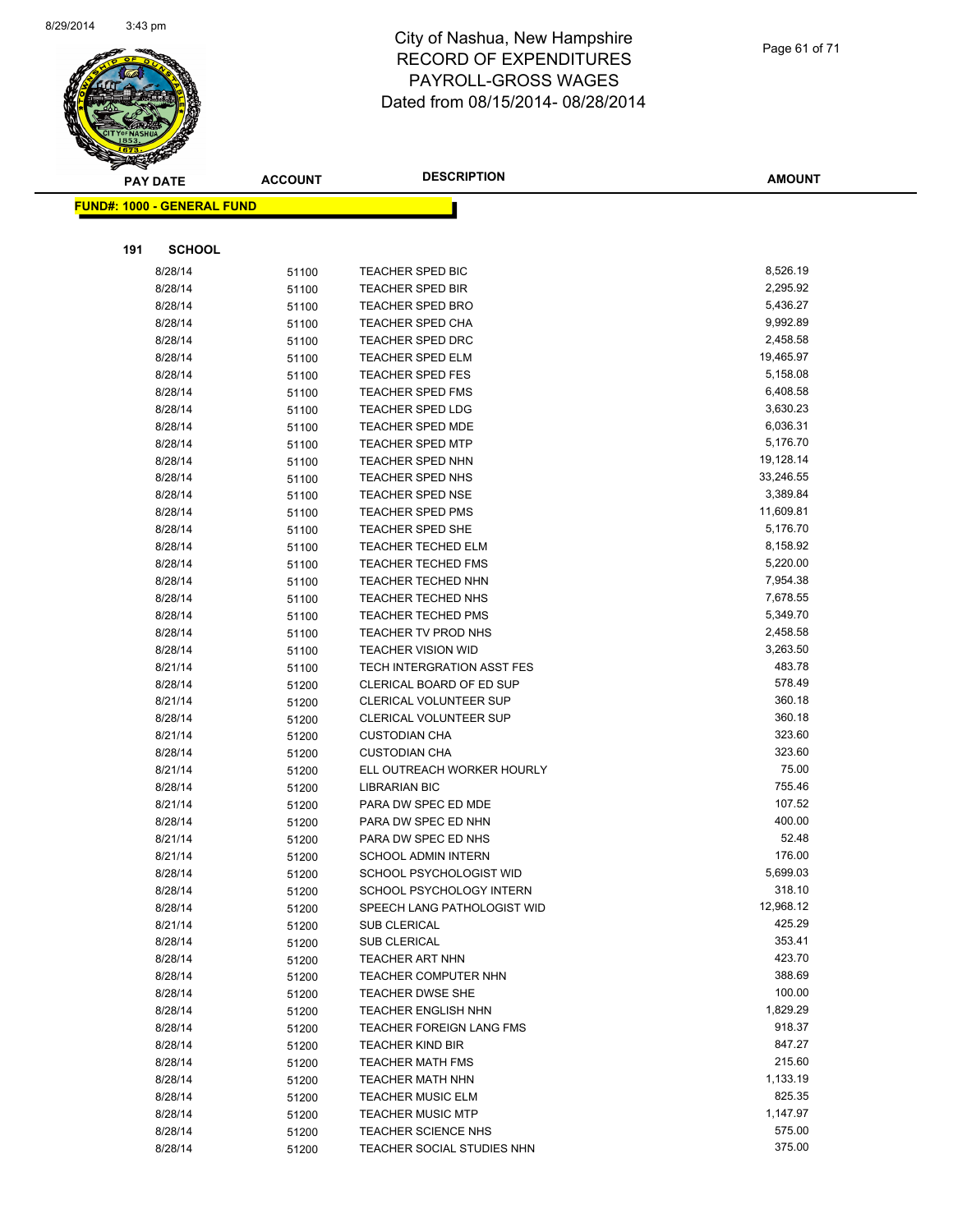# City of Nashua, New Hampshire
## RECORD OF EXPENDITURES
## PAYROLL-GROSS WAGES
## Dated from 08/15/2014- 08/28/2014

| PAY DATE | ACCOUNT | DESCRIPTION | AMOUNT |
|---|---|---|---|

**FUND#: 1000 - GENERAL FUND**

**191 SCHOOL**

| PAY DATE | ACCOUNT | DESCRIPTION | AMOUNT |
|---|---|---|---|
| 8/28/14 | 51100 | TEACHER SPED BIC | 8,526.19 |
| 8/28/14 | 51100 | TEACHER SPED BIR | 2,295.92 |
| 8/28/14 | 51100 | TEACHER SPED BRO | 5,436.27 |
| 8/28/14 | 51100 | TEACHER SPED CHA | 9,992.89 |
| 8/28/14 | 51100 | TEACHER SPED DRC | 2,458.58 |
| 8/28/14 | 51100 | TEACHER SPED ELM | 19,465.97 |
| 8/28/14 | 51100 | TEACHER SPED FES | 5,158.08 |
| 8/28/14 | 51100 | TEACHER SPED FMS | 6,408.58 |
| 8/28/14 | 51100 | TEACHER SPED LDG | 3,630.23 |
| 8/28/14 | 51100 | TEACHER SPED MDE | 6,036.31 |
| 8/28/14 | 51100 | TEACHER SPED MTP | 5,176.70 |
| 8/28/14 | 51100 | TEACHER SPED NHN | 19,128.14 |
| 8/28/14 | 51100 | TEACHER SPED NHS | 33,246.55 |
| 8/28/14 | 51100 | TEACHER SPED NSE | 3,389.84 |
| 8/28/14 | 51100 | TEACHER SPED PMS | 11,609.81 |
| 8/28/14 | 51100 | TEACHER SPED SHE | 5,176.70 |
| 8/28/14 | 51100 | TEACHER TECHED ELM | 8,158.92 |
| 8/28/14 | 51100 | TEACHER TECHED FMS | 5,220.00 |
| 8/28/14 | 51100 | TEACHER TECHED NHN | 7,954.38 |
| 8/28/14 | 51100 | TEACHER TECHED NHS | 7,678.55 |
| 8/28/14 | 51100 | TEACHER TECHED PMS | 5,349.70 |
| 8/28/14 | 51100 | TEACHER TV PROD NHS | 2,458.58 |
| 8/28/14 | 51100 | TEACHER VISION WID | 3,263.50 |
| 8/21/14 | 51100 | TECH INTERGRATION ASST FES | 483.78 |
| 8/28/14 | 51200 | CLERICAL BOARD OF ED SUP | 578.49 |
| 8/21/14 | 51200 | CLERICAL VOLUNTEER SUP | 360.18 |
| 8/28/14 | 51200 | CLERICAL VOLUNTEER SUP | 360.18 |
| 8/21/14 | 51200 | CUSTODIAN CHA | 323.60 |
| 8/28/14 | 51200 | CUSTODIAN CHA | 323.60 |
| 8/21/14 | 51200 | ELL OUTREACH WORKER HOURLY | 75.00 |
| 8/28/14 | 51200 | LIBRARIAN BIC | 755.46 |
| 8/21/14 | 51200 | PARA DW SPEC ED MDE | 107.52 |
| 8/28/14 | 51200 | PARA DW SPEC ED NHN | 400.00 |
| 8/21/14 | 51200 | PARA DW SPEC ED NHS | 52.48 |
| 8/21/14 | 51200 | SCHOOL ADMIN INTERN | 176.00 |
| 8/28/14 | 51200 | SCHOOL PSYCHOLOGIST WID | 5,699.03 |
| 8/28/14 | 51200 | SCHOOL PSYCHOLOGY INTERN | 318.10 |
| 8/28/14 | 51200 | SPEECH LANG PATHOLOGIST WID | 12,968.12 |
| 8/21/14 | 51200 | SUB CLERICAL | 425.29 |
| 8/28/14 | 51200 | SUB CLERICAL | 353.41 |
| 8/28/14 | 51200 | TEACHER ART NHN | 423.70 |
| 8/28/14 | 51200 | TEACHER COMPUTER NHN | 388.69 |
| 8/28/14 | 51200 | TEACHER DWSE SHE | 100.00 |
| 8/28/14 | 51200 | TEACHER ENGLISH NHN | 1,829.29 |
| 8/28/14 | 51200 | TEACHER FOREIGN LANG FMS | 918.37 |
| 8/28/14 | 51200 | TEACHER KIND BIR | 847.27 |
| 8/28/14 | 51200 | TEACHER MATH FMS | 215.60 |
| 8/28/14 | 51200 | TEACHER MATH NHN | 1,133.19 |
| 8/28/14 | 51200 | TEACHER MUSIC ELM | 825.35 |
| 8/28/14 | 51200 | TEACHER MUSIC MTP | 1,147.97 |
| 8/28/14 | 51200 | TEACHER SCIENCE NHS | 575.00 |
| 8/28/14 | 51200 | TEACHER SOCIAL STUDIES NHN | 375.00 |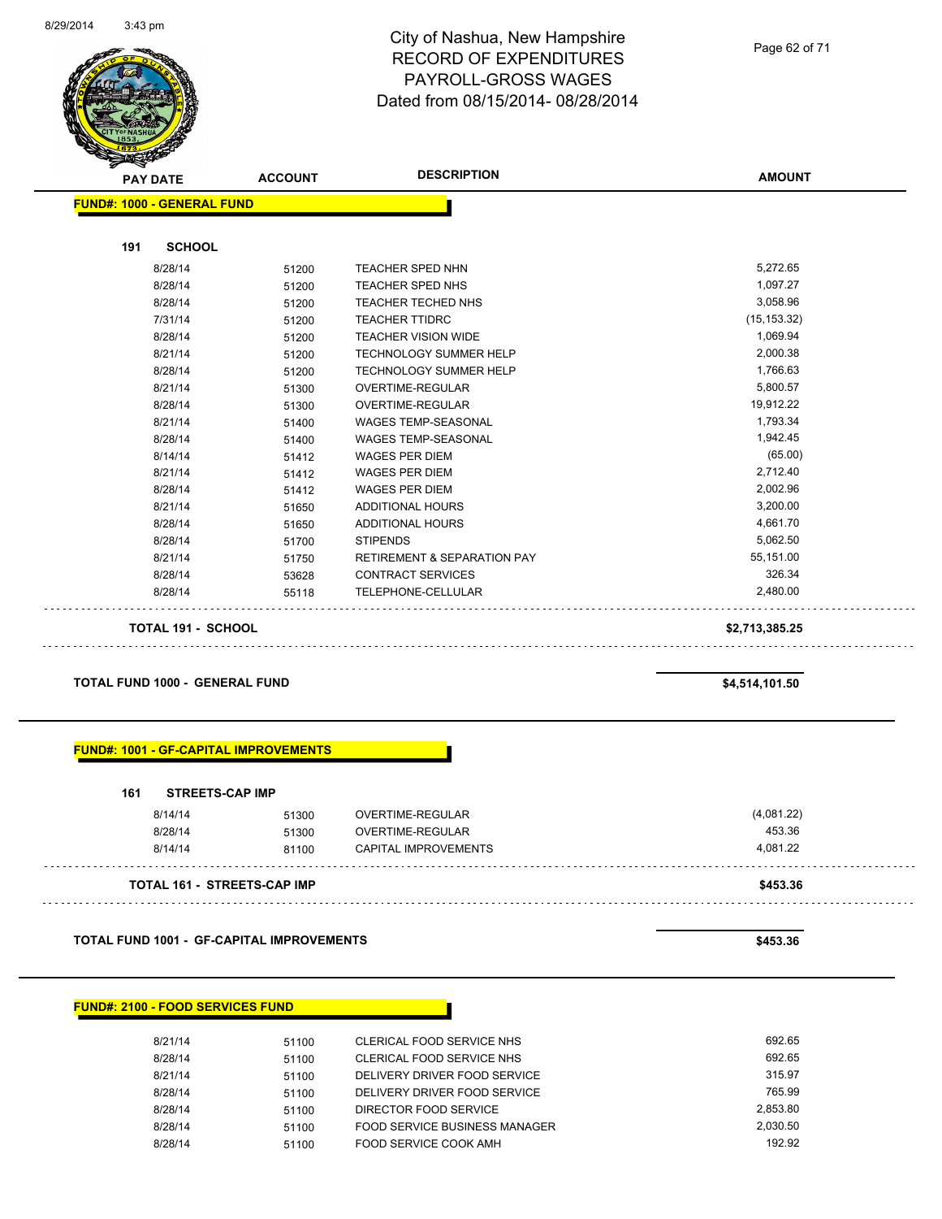# City of Nashua, New Hampshire
# RECORD OF EXPENDITURES
# PAYROLL-GROSS WAGES
# Dated from 08/15/2014- 08/28/2014

| PAY DATE | ACCOUNT | DESCRIPTION | AMOUNT |
|---|---|---|---|
| **FUND#: 1000 - GENERAL FUND** | | | |
| **191 SCHOOL** | | | |
| 8/28/14 | 51200 | TEACHER SPED NHN | 5,272.65 |
| 8/28/14 | 51200 | TEACHER SPED NHS | 1,097.27 |
| 8/28/14 | 51200 | TEACHER TECHED NHS | 3,058.96 |
| 7/31/14 | 51200 | TEACHER TTIDRC | (15,153.32) |
| 8/28/14 | 51200 | TEACHER VISION WIDE | 1,069.94 |
| 8/21/14 | 51200 | TECHNOLOGY SUMMER HELP | 2,000.38 |
| 8/28/14 | 51200 | TECHNOLOGY SUMMER HELP | 1,766.63 |
| 8/21/14 | 51300 | OVERTIME-REGULAR | 5,800.57 |
| 8/28/14 | 51300 | OVERTIME-REGULAR | 19,912.22 |
| 8/21/14 | 51400 | WAGES TEMP-SEASONAL | 1,793.34 |
| 8/28/14 | 51400 | WAGES TEMP-SEASONAL | 1,942.45 |
| 8/14/14 | 51412 | WAGES PER DIEM | (65.00) |
| 8/21/14 | 51412 | WAGES PER DIEM | 2,712.40 |
| 8/28/14 | 51412 | WAGES PER DIEM | 2,002.96 |
| 8/21/14 | 51650 | ADDITIONAL HOURS | 3,200.00 |
| 8/28/14 | 51650 | ADDITIONAL HOURS | 4,661.70 |
| 8/28/14 | 51700 | STIPENDS | 5,062.50 |
| 8/21/14 | 51750 | RETIREMENT & SEPARATION PAY | 55,151.00 |
| 8/28/14 | 53628 | CONTRACT SERVICES | 326.34 |
| 8/28/14 | 55118 | TELEPHONE-CELLULAR | 2,480.00 |
| **TOTAL 191 - SCHOOL** | | | **$2,713,385.25** |
| **TOTAL FUND 1000 - GENERAL FUND** | | | **$4,514,101.50** |
| **FUND#: 1001 - GF-CAPITAL IMPROVEMENTS** | | | |
| **161 STREETS-CAP IMP** | | | |
| 8/14/14 | 51300 | OVERTIME-REGULAR | (4,081.22) |
| 8/28/14 | 51300 | OVERTIME-REGULAR | 453.36 |
| 8/14/14 | 81100 | CAPITAL IMPROVEMENTS | 4,081.22 |
| **TOTAL 161 - STREETS-CAP IMP** | | | **$453.36** |
| **TOTAL FUND 1001 - GF-CAPITAL IMPROVEMENTS** | | | **$453.36** |
| **FUND#: 2100 - FOOD SERVICES FUND** | | | |
| 8/21/14 | 51100 | CLERICAL FOOD SERVICE NHS | 692.65 |
| 8/28/14 | 51100 | CLERICAL FOOD SERVICE NHS | 692.65 |
| 8/21/14 | 51100 | DELIVERY DRIVER FOOD SERVICE | 315.97 |
| 8/28/14 | 51100 | DELIVERY DRIVER FOOD SERVICE | 765.99 |
| 8/28/14 | 51100 | DIRECTOR FOOD SERVICE | 2,853.80 |
| 8/28/14 | 51100 | FOOD SERVICE BUSINESS MANAGER | 2,030.50 |
| 8/28/14 | 51100 | FOOD SERVICE COOK AMH | 192.92 |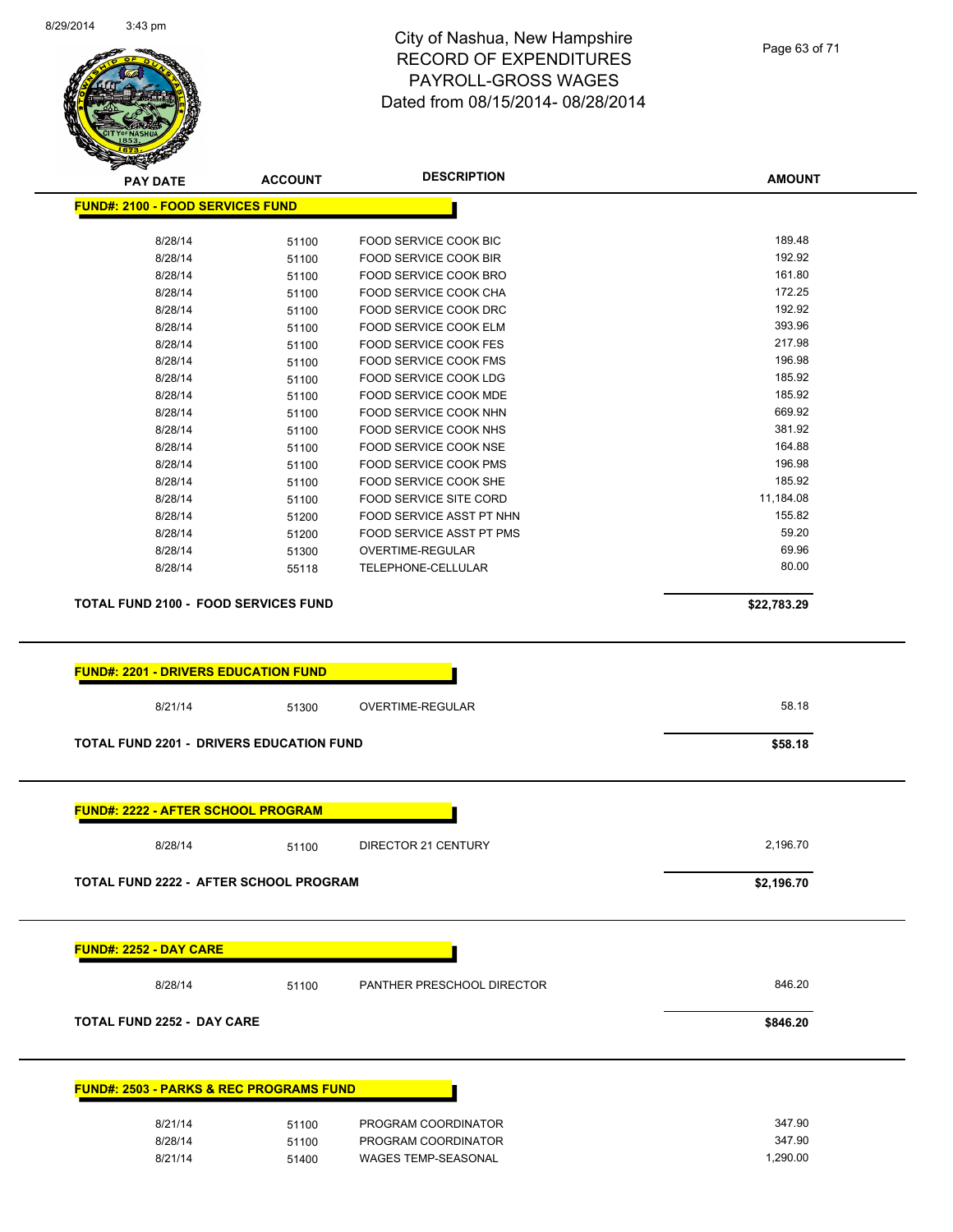# City of Nashua, New Hampshire
## RECORD OF EXPENDITURES
## PAYROLL-GROSS WAGES
## Dated from 08/15/2014- 08/28/2014

8/29/2014 3:43 pm

| PAY DATE | ACCOUNT | DESCRIPTION | AMOUNT |
|---|---|---|---|
| **FUND#: 2100 - FOOD SERVICES FUND** | | | |
| 8/28/14 | 51100 | FOOD SERVICE COOK BIC | 189.48 |
| 8/28/14 | 51100 | FOOD SERVICE COOK BIR | 192.92 |
| 8/28/14 | 51100 | FOOD SERVICE COOK BRO | 161.80 |
| 8/28/14 | 51100 | FOOD SERVICE COOK CHA | 172.25 |
| 8/28/14 | 51100 | FOOD SERVICE COOK DRC | 192.92 |
| 8/28/14 | 51100 | FOOD SERVICE COOK ELM | 393.96 |
| 8/28/14 | 51100 | FOOD SERVICE COOK FES | 217.98 |
| 8/28/14 | 51100 | FOOD SERVICE COOK FMS | 196.98 |
| 8/28/14 | 51100 | FOOD SERVICE COOK LDG | 185.92 |
| 8/28/14 | 51100 | FOOD SERVICE COOK MDE | 185.92 |
| 8/28/14 | 51100 | FOOD SERVICE COOK NHN | 669.92 |
| 8/28/14 | 51100 | FOOD SERVICE COOK NHS | 381.92 |
| 8/28/14 | 51100 | FOOD SERVICE COOK NSE | 164.88 |
| 8/28/14 | 51100 | FOOD SERVICE COOK PMS | 196.98 |
| 8/28/14 | 51100 | FOOD SERVICE COOK SHE | 185.92 |
| 8/28/14 | 51100 | FOOD SERVICE SITE CORD | 11,184.08 |
| 8/28/14 | 51200 | FOOD SERVICE ASST PT NHN | 155.82 |
| 8/28/14 | 51200 | FOOD SERVICE ASST PT PMS | 59.20 |
| 8/28/14 | 51300 | OVERTIME-REGULAR | 69.96 |
| 8/28/14 | 55118 | TELEPHONE-CELLULAR | 80.00 |
| **TOTAL FUND 2100 - FOOD SERVICES FUND** | | | **$22,783.29** |
| **FUND#: 2201 - DRIVERS EDUCATION FUND** | | | |
| 8/21/14 | 51300 | OVERTIME-REGULAR | 58.18 |
| **TOTAL FUND 2201 - DRIVERS EDUCATION FUND** | | | **$58.18** |
| **FUND#: 2222 - AFTER SCHOOL PROGRAM** | | | |
| 8/28/14 | 51100 | DIRECTOR 21 CENTURY | 2,196.70 |
| **TOTAL FUND 2222 - AFTER SCHOOL PROGRAM** | | | **$2,196.70** |
| **FUND#: 2252 - DAY CARE** | | | |
| 8/28/14 | 51100 | PANTHER PRESCHOOL DIRECTOR | 846.20 |
| **TOTAL FUND 2252 - DAY CARE** | | | **$846.20** |
| **FUND#: 2503 - PARKS & REC PROGRAMS FUND** | | | |
| 8/21/14 | 51100 | PROGRAM COORDINATOR | 347.90 |
| 8/28/14 | 51100 | PROGRAM COORDINATOR | 347.90 |
| 8/21/14 | 51400 | WAGES TEMP-SEASONAL | 1,290.00 |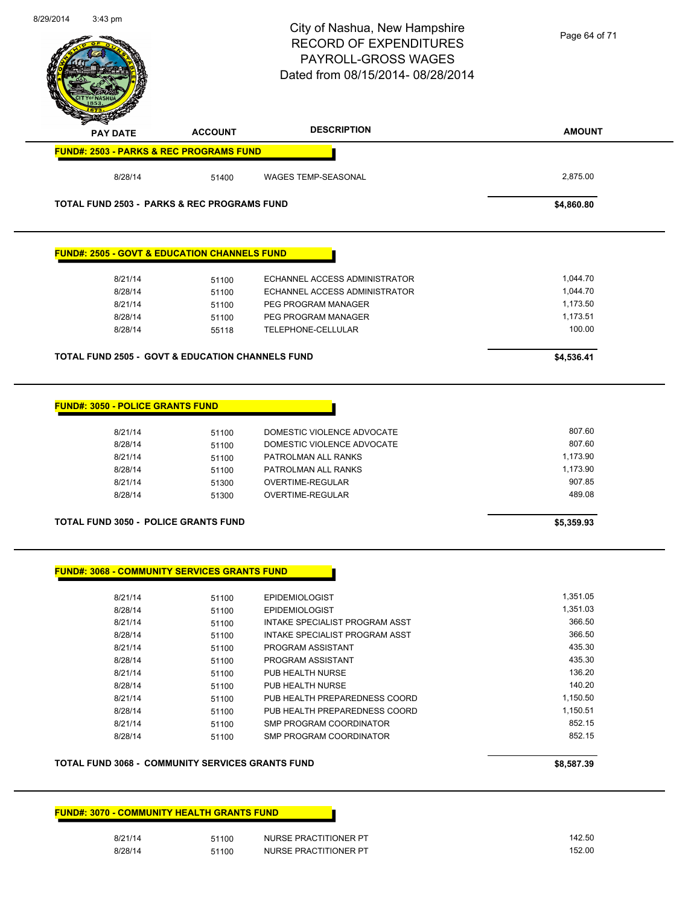# City of Nashua, New Hampshire
## RECORD OF EXPENDITURES
## PAYROLL-GROSS WAGES
## Dated from 08/15/2014- 08/28/2014

| PAY DATE | ACCOUNT | DESCRIPTION | AMOUNT |
|---|---|---|---|
| **FUND#: 2503 - PARKS & REC PROGRAMS FUND** | | | |
| 8/28/14 | 51400 | WAGES TEMP-SEASONAL | 2,875.00 |
| **TOTAL FUND 2503 - PARKS & REC PROGRAMS FUND** | | | **$4,860.80** |

| PAY DATE | ACCOUNT | DESCRIPTION | AMOUNT |
|---|---|---|---|
| **FUND#: 2505 - GOVT & EDUCATION CHANNELS FUND** | | | |
| 8/21/14 | 51100 | ECHANNEL ACCESS ADMINISTRATOR | 1,044.70 |
| 8/28/14 | 51100 | ECHANNEL ACCESS ADMINISTRATOR | 1,044.70 |
| 8/21/14 | 51100 | PEG PROGRAM MANAGER | 1,173.50 |
| 8/28/14 | 51100 | PEG PROGRAM MANAGER | 1,173.51 |
| 8/28/14 | 55118 | TELEPHONE-CELLULAR | 100.00 |
| **TOTAL FUND 2505 - GOVT & EDUCATION CHANNELS FUND** | | | **$4,536.41** |

| PAY DATE | ACCOUNT | DESCRIPTION | AMOUNT |
|---|---|---|---|
| **FUND#: 3050 - POLICE GRANTS FUND** | | | |
| 8/21/14 | 51100 | DOMESTIC VIOLENCE ADVOCATE | 807.60 |
| 8/28/14 | 51100 | DOMESTIC VIOLENCE ADVOCATE | 807.60 |
| 8/21/14 | 51100 | PATROLMAN ALL RANKS | 1,173.90 |
| 8/28/14 | 51100 | PATROLMAN ALL RANKS | 1,173.90 |
| 8/21/14 | 51300 | OVERTIME-REGULAR | 907.85 |
| 8/28/14 | 51300 | OVERTIME-REGULAR | 489.08 |
| **TOTAL FUND 3050 - POLICE GRANTS FUND** | | | **$5,359.93** |

| PAY DATE | ACCOUNT | DESCRIPTION | AMOUNT |
|---|---|---|---|
| **FUND#: 3068 - COMMUNITY SERVICES GRANTS FUND** | | | |
| 8/21/14 | 51100 | EPIDEMIOLOGIST | 1,351.05 |
| 8/28/14 | 51100 | EPIDEMIOLOGIST | 1,351.03 |
| 8/21/14 | 51100 | INTAKE SPECIALIST PROGRAM ASST | 366.50 |
| 8/28/14 | 51100 | INTAKE SPECIALIST PROGRAM ASST | 366.50 |
| 8/21/14 | 51100 | PROGRAM ASSISTANT | 435.30 |
| 8/28/14 | 51100 | PROGRAM ASSISTANT | 435.30 |
| 8/21/14 | 51100 | PUB HEALTH NURSE | 136.20 |
| 8/28/14 | 51100 | PUB HEALTH NURSE | 140.20 |
| 8/21/14 | 51100 | PUB HEALTH PREPAREDNESS COORD | 1,150.50 |
| 8/28/14 | 51100 | PUB HEALTH PREPAREDNESS COORD | 1,150.51 |
| 8/21/14 | 51100 | SMP PROGRAM COORDINATOR | 852.15 |
| 8/28/14 | 51100 | SMP PROGRAM COORDINATOR | 852.15 |
| **TOTAL FUND 3068 - COMMUNITY SERVICES GRANTS FUND** | | | **$8,587.39** |

| PAY DATE | ACCOUNT | DESCRIPTION | AMOUNT |
|---|---|---|---|
| **FUND#: 3070 - COMMUNITY HEALTH GRANTS FUND** | | | |
| 8/21/14 | 51100 | NURSE PRACTITIONER PT | 142.50 |
| 8/28/14 | 51100 | NURSE PRACTITIONER PT | 152.00 |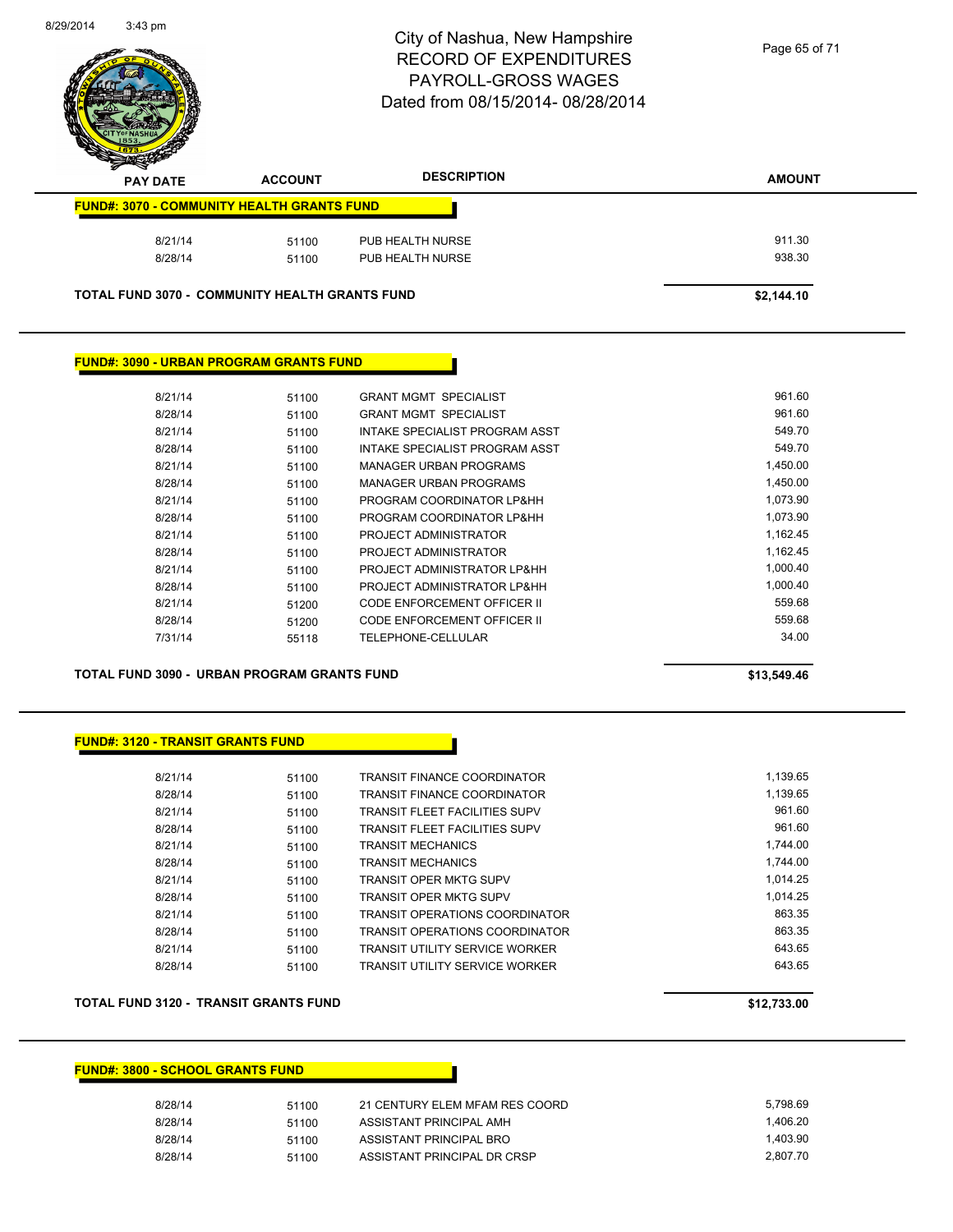# City of Nashua, New Hampshire
# RECORD OF EXPENDITURES
# PAYROLL-GROSS WAGES
# Dated from 08/15/2014- 08/28/2014

8/29/2014 3:43 pm

| PAY DATE | ACCOUNT | DESCRIPTION | AMOUNT |
|---|---|---|---|
| **FUND#: 3070 - COMMUNITY HEALTH GRANTS FUND** | | | |
| 8/21/14 | 51100 | PUB HEALTH NURSE | 911.30 |
| 8/28/14 | 51100 | PUB HEALTH NURSE | 938.30 |
| **TOTAL FUND 3070 - COMMUNITY HEALTH GRANTS FUND** | | | **$2,144.10** |

| PAY DATE | ACCOUNT | DESCRIPTION | AMOUNT |
|---|---|---|---|
| **FUND#: 3090 - URBAN PROGRAM GRANTS FUND** | | | |
| 8/21/14 | 51100 | GRANT MGMT SPECIALIST | 961.60 |
| 8/28/14 | 51100 | GRANT MGMT SPECIALIST | 961.60 |
| 8/21/14 | 51100 | INTAKE SPECIALIST PROGRAM ASST | 549.70 |
| 8/28/14 | 51100 | INTAKE SPECIALIST PROGRAM ASST | 549.70 |
| 8/21/14 | 51100 | MANAGER URBAN PROGRAMS | 1,450.00 |
| 8/28/14 | 51100 | MANAGER URBAN PROGRAMS | 1,450.00 |
| 8/21/14 | 51100 | PROGRAM COORDINATOR LP&HH | 1,073.90 |
| 8/28/14 | 51100 | PROGRAM COORDINATOR LP&HH | 1,073.90 |
| 8/21/14 | 51100 | PROJECT ADMINISTRATOR | 1,162.45 |
| 8/28/14 | 51100 | PROJECT ADMINISTRATOR | 1,162.45 |
| 8/21/14 | 51100 | PROJECT ADMINISTRATOR LP&HH | 1,000.40 |
| 8/28/14 | 51100 | PROJECT ADMINISTRATOR LP&HH | 1,000.40 |
| 8/21/14 | 51200 | CODE ENFORCEMENT OFFICER II | 559.68 |
| 8/28/14 | 51200 | CODE ENFORCEMENT OFFICER II | 559.68 |
| 7/31/14 | 55118 | TELEPHONE-CELLULAR | 34.00 |
| **TOTAL FUND 3090 - URBAN PROGRAM GRANTS FUND** | | | **$13,549.46** |

| PAY DATE | ACCOUNT | DESCRIPTION | AMOUNT |
|---|---|---|---|
| **FUND#: 3120 - TRANSIT GRANTS FUND** | | | |
| 8/21/14 | 51100 | TRANSIT FINANCE COORDINATOR | 1,139.65 |
| 8/28/14 | 51100 | TRANSIT FINANCE COORDINATOR | 1,139.65 |
| 8/21/14 | 51100 | TRANSIT FLEET FACILITIES SUPV | 961.60 |
| 8/28/14 | 51100 | TRANSIT FLEET FACILITIES SUPV | 961.60 |
| 8/21/14 | 51100 | TRANSIT MECHANICS | 1,744.00 |
| 8/28/14 | 51100 | TRANSIT MECHANICS | 1,744.00 |
| 8/21/14 | 51100 | TRANSIT OPER MKTG SUPV | 1,014.25 |
| 8/28/14 | 51100 | TRANSIT OPER MKTG SUPV | 1,014.25 |
| 8/21/14 | 51100 | TRANSIT OPERATIONS COORDINATOR | 863.35 |
| 8/28/14 | 51100 | TRANSIT OPERATIONS COORDINATOR | 863.35 |
| 8/21/14 | 51100 | TRANSIT UTILITY SERVICE WORKER | 643.65 |
| 8/28/14 | 51100 | TRANSIT UTILITY SERVICE WORKER | 643.65 |
| **TOTAL FUND 3120 - TRANSIT GRANTS FUND** | | | **$12,733.00** |

| PAY DATE | ACCOUNT | DESCRIPTION | AMOUNT |
|---|---|---|---|
| **FUND#: 3800 - SCHOOL GRANTS FUND** | | | |
| 8/28/14 | 51100 | 21 CENTURY ELEM MFAM RES COORD | 5,798.69 |
| 8/28/14 | 51100 | ASSISTANT PRINCIPAL AMH | 1,406.20 |
| 8/28/14 | 51100 | ASSISTANT PRINCIPAL BRO | 1,403.90 |
| 8/28/14 | 51100 | ASSISTANT PRINCIPAL DR CRSP | 2,807.70 |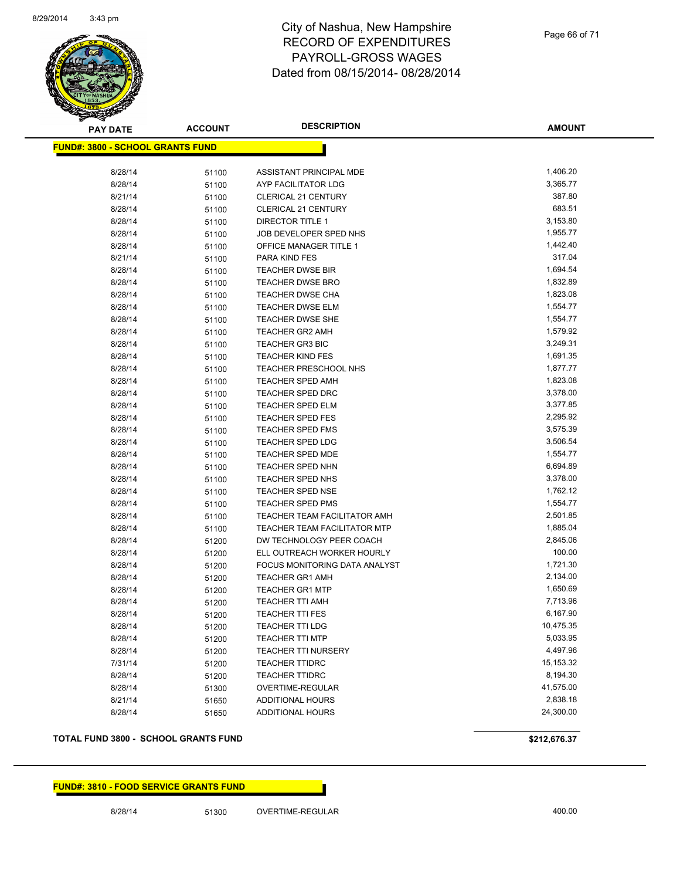# City of Nashua, New Hampshire
# RECORD OF EXPENDITURES
# PAYROLL-GROSS WAGES
# Dated from 08/15/2014- 08/28/2014

| PAY DATE | ACCOUNT | DESCRIPTION | AMOUNT |
|---|---|---|---|
| **FUND#: 3800 - SCHOOL GRANTS FUND** | | | |
| 8/28/14 | 51100 | ASSISTANT PRINCIPAL MDE | 1,406.20 |
| 8/28/14 | 51100 | AYP FACILITATOR LDG | 3,365.77 |
| 8/21/14 | 51100 | CLERICAL 21 CENTURY | 387.80 |
| 8/28/14 | 51100 | CLERICAL 21 CENTURY | 683.51 |
| 8/28/14 | 51100 | DIRECTOR TITLE 1 | 3,153.80 |
| 8/28/14 | 51100 | JOB DEVELOPER SPED NHS | 1,955.77 |
| 8/28/14 | 51100 | OFFICE MANAGER TITLE 1 | 1,442.40 |
| 8/21/14 | 51100 | PARA KIND FES | 317.04 |
| 8/28/14 | 51100 | TEACHER DWSE BIR | 1,694.54 |
| 8/28/14 | 51100 | TEACHER DWSE BRO | 1,832.89 |
| 8/28/14 | 51100 | TEACHER DWSE CHA | 1,823.08 |
| 8/28/14 | 51100 | TEACHER DWSE ELM | 1,554.77 |
| 8/28/14 | 51100 | TEACHER DWSE SHE | 1,554.77 |
| 8/28/14 | 51100 | TEACHER GR2 AMH | 1,579.92 |
| 8/28/14 | 51100 | TEACHER GR3 BIC | 3,249.31 |
| 8/28/14 | 51100 | TEACHER KIND FES | 1,691.35 |
| 8/28/14 | 51100 | TEACHER PRESCHOOL NHS | 1,877.77 |
| 8/28/14 | 51100 | TEACHER SPED AMH | 1,823.08 |
| 8/28/14 | 51100 | TEACHER SPED DRC | 3,378.00 |
| 8/28/14 | 51100 | TEACHER SPED ELM | 3,377.85 |
| 8/28/14 | 51100 | TEACHER SPED FES | 2,295.92 |
| 8/28/14 | 51100 | TEACHER SPED FMS | 3,575.39 |
| 8/28/14 | 51100 | TEACHER SPED LDG | 3,506.54 |
| 8/28/14 | 51100 | TEACHER SPED MDE | 1,554.77 |
| 8/28/14 | 51100 | TEACHER SPED NHN | 6,694.89 |
| 8/28/14 | 51100 | TEACHER SPED NHS | 3,378.00 |
| 8/28/14 | 51100 | TEACHER SPED NSE | 1,762.12 |
| 8/28/14 | 51100 | TEACHER SPED PMS | 1,554.77 |
| 8/28/14 | 51100 | TEACHER TEAM FACILITATOR AMH | 2,501.85 |
| 8/28/14 | 51100 | TEACHER TEAM FACILITATOR MTP | 1,885.04 |
| 8/28/14 | 51200 | DW TECHNOLOGY PEER COACH | 2,845.06 |
| 8/28/14 | 51200 | ELL OUTREACH WORKER HOURLY | 100.00 |
| 8/28/14 | 51200 | FOCUS MONITORING DATA ANALYST | 1,721.30 |
| 8/28/14 | 51200 | TEACHER GR1 AMH | 2,134.00 |
| 8/28/14 | 51200 | TEACHER GR1 MTP | 1,650.69 |
| 8/28/14 | 51200 | TEACHER TTI AMH | 7,713.96 |
| 8/28/14 | 51200 | TEACHER TTI FES | 6,167.90 |
| 8/28/14 | 51200 | TEACHER TTI LDG | 10,475.35 |
| 8/28/14 | 51200 | TEACHER TTI MTP | 5,033.95 |
| 8/28/14 | 51200 | TEACHER TTI NURSERY | 4,497.96 |
| 7/31/14 | 51200 | TEACHER TTIDRC | 15,153.32 |
| 8/28/14 | 51200 | TEACHER TTIDRC | 8,194.30 |
| 8/28/14 | 51300 | OVERTIME-REGULAR | 41,575.00 |
| 8/21/14 | 51650 | ADDITIONAL HOURS | 2,838.18 |
| 8/28/14 | 51650 | ADDITIONAL HOURS | 24,300.00 |
| **TOTAL FUND 3800 - SCHOOL GRANTS FUND** | | | **$212,676.37** |

| PAY DATE | ACCOUNT | DESCRIPTION | AMOUNT |
|---|---|---|---|
| **FUND#: 3810 - FOOD SERVICE GRANTS FUND** | | | |
| 8/28/14 | 51300 | OVERTIME-REGULAR | 400.00 |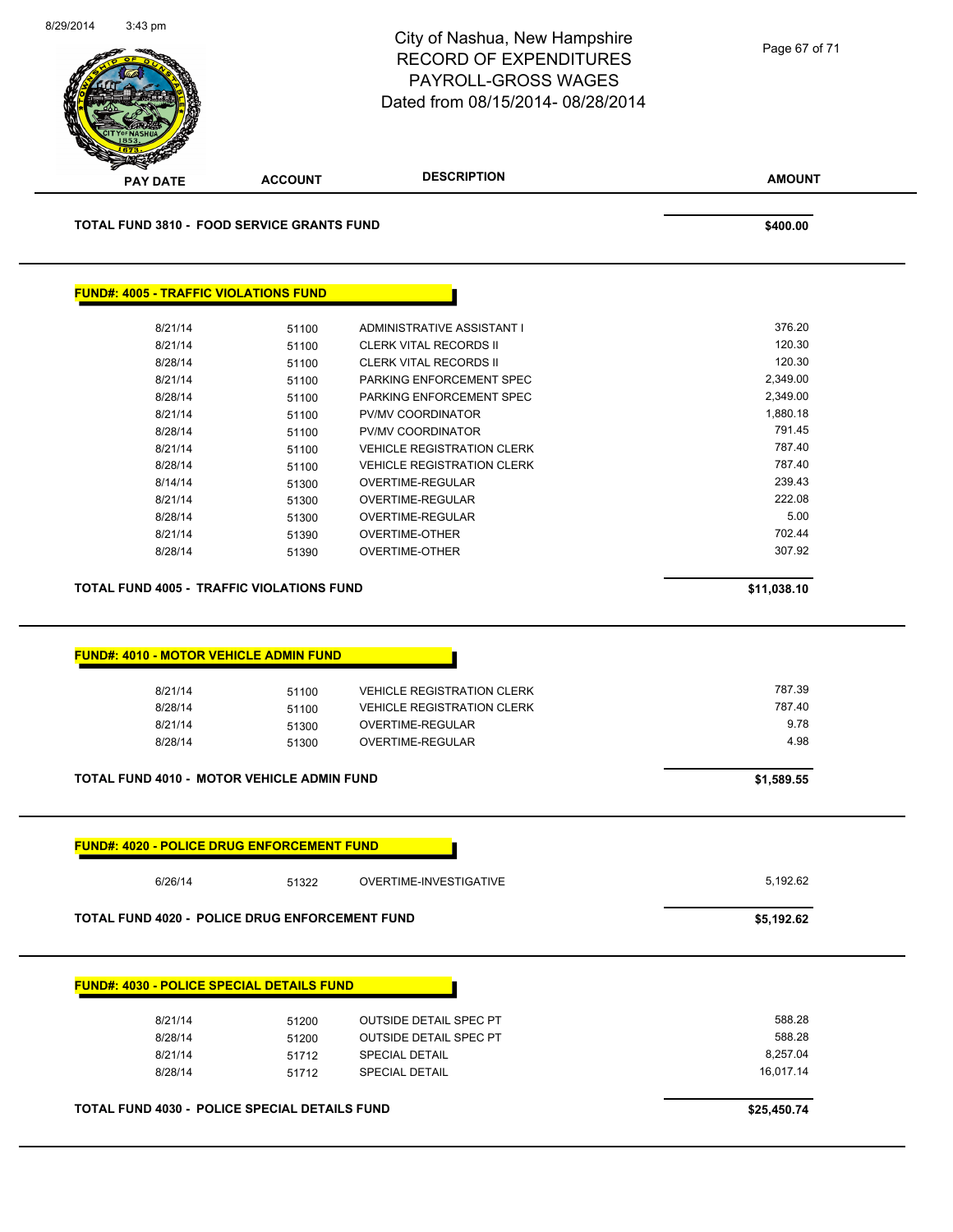# City of Nashua, New Hampshire
## RECORD OF EXPENDITURES
## PAYROLL-GROSS WAGES
## Dated from 08/15/2014- 08/28/2014

| PAY DATE | ACCOUNT | DESCRIPTION | AMOUNT |
|---|---|---|---|
| **TOTAL FUND 3810 - FOOD SERVICE GRANTS FUND** | | | **$400.00** |

**FUND#: 4005 - TRAFFIC VIOLATIONS FUND**

| PAY DATE | ACCOUNT | DESCRIPTION | AMOUNT |
|---|---|---|---|
| 8/21/14 | 51100 | ADMINISTRATIVE ASSISTANT I | 376.20 |
| 8/21/14 | 51100 | CLERK VITAL RECORDS II | 120.30 |
| 8/28/14 | 51100 | CLERK VITAL RECORDS II | 120.30 |
| 8/21/14 | 51100 | PARKING ENFORCEMENT SPEC | 2,349.00 |
| 8/28/14 | 51100 | PARKING ENFORCEMENT SPEC | 2,349.00 |
| 8/21/14 | 51100 | PV/MV COORDINATOR | 1,880.18 |
| 8/28/14 | 51100 | PV/MV COORDINATOR | 791.45 |
| 8/21/14 | 51100 | VEHICLE REGISTRATION CLERK | 787.40 |
| 8/28/14 | 51100 | VEHICLE REGISTRATION CLERK | 787.40 |
| 8/14/14 | 51300 | OVERTIME-REGULAR | 239.43 |
| 8/21/14 | 51300 | OVERTIME-REGULAR | 222.08 |
| 8/28/14 | 51300 | OVERTIME-REGULAR | 5.00 |
| 8/21/14 | 51390 | OVERTIME-OTHER | 702.44 |
| 8/28/14 | 51390 | OVERTIME-OTHER | 307.92 |
| **TOTAL FUND 4005 - TRAFFIC VIOLATIONS FUND** | | | **$11,038.10** |

**FUND#: 4010 - MOTOR VEHICLE ADMIN FUND**

| PAY DATE | ACCOUNT | DESCRIPTION | AMOUNT |
|---|---|---|---|
| 8/21/14 | 51100 | VEHICLE REGISTRATION CLERK | 787.39 |
| 8/28/14 | 51100 | VEHICLE REGISTRATION CLERK | 787.40 |
| 8/21/14 | 51300 | OVERTIME-REGULAR | 9.78 |
| 8/28/14 | 51300 | OVERTIME-REGULAR | 4.98 |
| **TOTAL FUND 4010 - MOTOR VEHICLE ADMIN FUND** | | | **$1,589.55** |

**FUND#: 4020 - POLICE DRUG ENFORCEMENT FUND**

| PAY DATE | ACCOUNT | DESCRIPTION | AMOUNT |
|---|---|---|---|
| 6/26/14 | 51322 | OVERTIME-INVESTIGATIVE | 5,192.62 |
| **TOTAL FUND 4020 - POLICE DRUG ENFORCEMENT FUND** | | | **$5,192.62** |

**FUND#: 4030 - POLICE SPECIAL DETAILS FUND**

| PAY DATE | ACCOUNT | DESCRIPTION | AMOUNT |
|---|---|---|---|
| 8/21/14 | 51200 | OUTSIDE DETAIL SPEC PT | 588.28 |
| 8/28/14 | 51200 | OUTSIDE DETAIL SPEC PT | 588.28 |
| 8/21/14 | 51712 | SPECIAL DETAIL | 8,257.04 |
| 8/28/14 | 51712 | SPECIAL DETAIL | 16,017.14 |
| **TOTAL FUND 4030 - POLICE SPECIAL DETAILS FUND** | | | **$25,450.74** |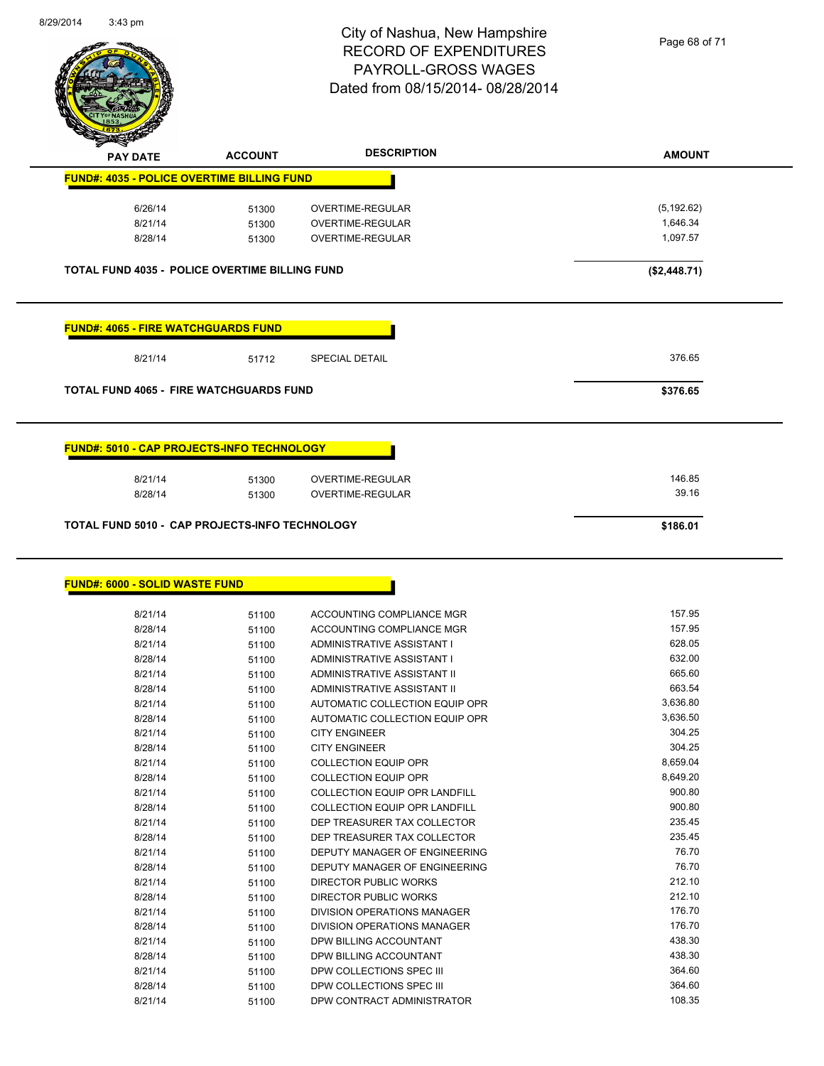# City of Nashua, New Hampshire
# RECORD OF EXPENDITURES
# PAYROLL-GROSS WAGES
# Dated from 08/15/2014- 08/28/2014

| PAY DATE | ACCOUNT | DESCRIPTION | AMOUNT |
|---|---|---|---|

**FUND#: 4035 - POLICE OVERTIME BILLING FUND**

| PAY DATE | ACCOUNT | DESCRIPTION | AMOUNT |
|---|---|---|---|
| 6/26/14 | 51300 | OVERTIME-REGULAR | (5,192.62) |
| 8/21/14 | 51300 | OVERTIME-REGULAR | 1,646.34 |
| 8/28/14 | 51300 | OVERTIME-REGULAR | 1,097.57 |

**TOTAL FUND 4035 - POLICE OVERTIME BILLING FUND** **($2,448.71)**

**FUND#: 4065 - FIRE WATCHGUARDS FUND**

| PAY DATE | ACCOUNT | DESCRIPTION | AMOUNT |
|---|---|---|---|
| 8/21/14 | 51712 | SPECIAL DETAIL | 376.65 |

**TOTAL FUND 4065 - FIRE WATCHGUARDS FUND** **$376.65**

**FUND#: 5010 - CAP PROJECTS-INFO TECHNOLOGY**

| PAY DATE | ACCOUNT | DESCRIPTION | AMOUNT |
|---|---|---|---|
| 8/21/14 | 51300 | OVERTIME-REGULAR | 146.85 |
| 8/28/14 | 51300 | OVERTIME-REGULAR | 39.16 |

**TOTAL FUND 5010 - CAP PROJECTS-INFO TECHNOLOGY** **$186.01**

**FUND#: 6000 - SOLID WASTE FUND**

| PAY DATE | ACCOUNT | DESCRIPTION | AMOUNT |
|---|---|---|---|
| 8/21/14 | 51100 | ACCOUNTING COMPLIANCE MGR | 157.95 |
| 8/28/14 | 51100 | ACCOUNTING COMPLIANCE MGR | 157.95 |
| 8/21/14 | 51100 | ADMINISTRATIVE ASSISTANT I | 628.05 |
| 8/28/14 | 51100 | ADMINISTRATIVE ASSISTANT I | 632.00 |
| 8/21/14 | 51100 | ADMINISTRATIVE ASSISTANT II | 665.60 |
| 8/28/14 | 51100 | ADMINISTRATIVE ASSISTANT II | 663.54 |
| 8/21/14 | 51100 | AUTOMATIC COLLECTION EQUIP OPR | 3,636.80 |
| 8/28/14 | 51100 | AUTOMATIC COLLECTION EQUIP OPR | 3,636.50 |
| 8/21/14 | 51100 | CITY ENGINEER | 304.25 |
| 8/28/14 | 51100 | CITY ENGINEER | 304.25 |
| 8/21/14 | 51100 | COLLECTION EQUIP OPR | 8,659.04 |
| 8/28/14 | 51100 | COLLECTION EQUIP OPR | 8,649.20 |
| 8/21/14 | 51100 | COLLECTION EQUIP OPR LANDFILL | 900.80 |
| 8/28/14 | 51100 | COLLECTION EQUIP OPR LANDFILL | 900.80 |
| 8/21/14 | 51100 | DEP TREASURER TAX COLLECTOR | 235.45 |
| 8/28/14 | 51100 | DEP TREASURER TAX COLLECTOR | 235.45 |
| 8/21/14 | 51100 | DEPUTY MANAGER OF ENGINEERING | 76.70 |
| 8/28/14 | 51100 | DEPUTY MANAGER OF ENGINEERING | 76.70 |
| 8/21/14 | 51100 | DIRECTOR PUBLIC WORKS | 212.10 |
| 8/28/14 | 51100 | DIRECTOR PUBLIC WORKS | 212.10 |
| 8/21/14 | 51100 | DIVISION OPERATIONS MANAGER | 176.70 |
| 8/28/14 | 51100 | DIVISION OPERATIONS MANAGER | 176.70 |
| 8/21/14 | 51100 | DPW BILLING ACCOUNTANT | 438.30 |
| 8/28/14 | 51100 | DPW BILLING ACCOUNTANT | 438.30 |
| 8/21/14 | 51100 | DPW COLLECTIONS SPEC III | 364.60 |
| 8/28/14 | 51100 | DPW COLLECTIONS SPEC III | 364.60 |
| 8/21/14 | 51100 | DPW CONTRACT ADMINISTRATOR | 108.35 |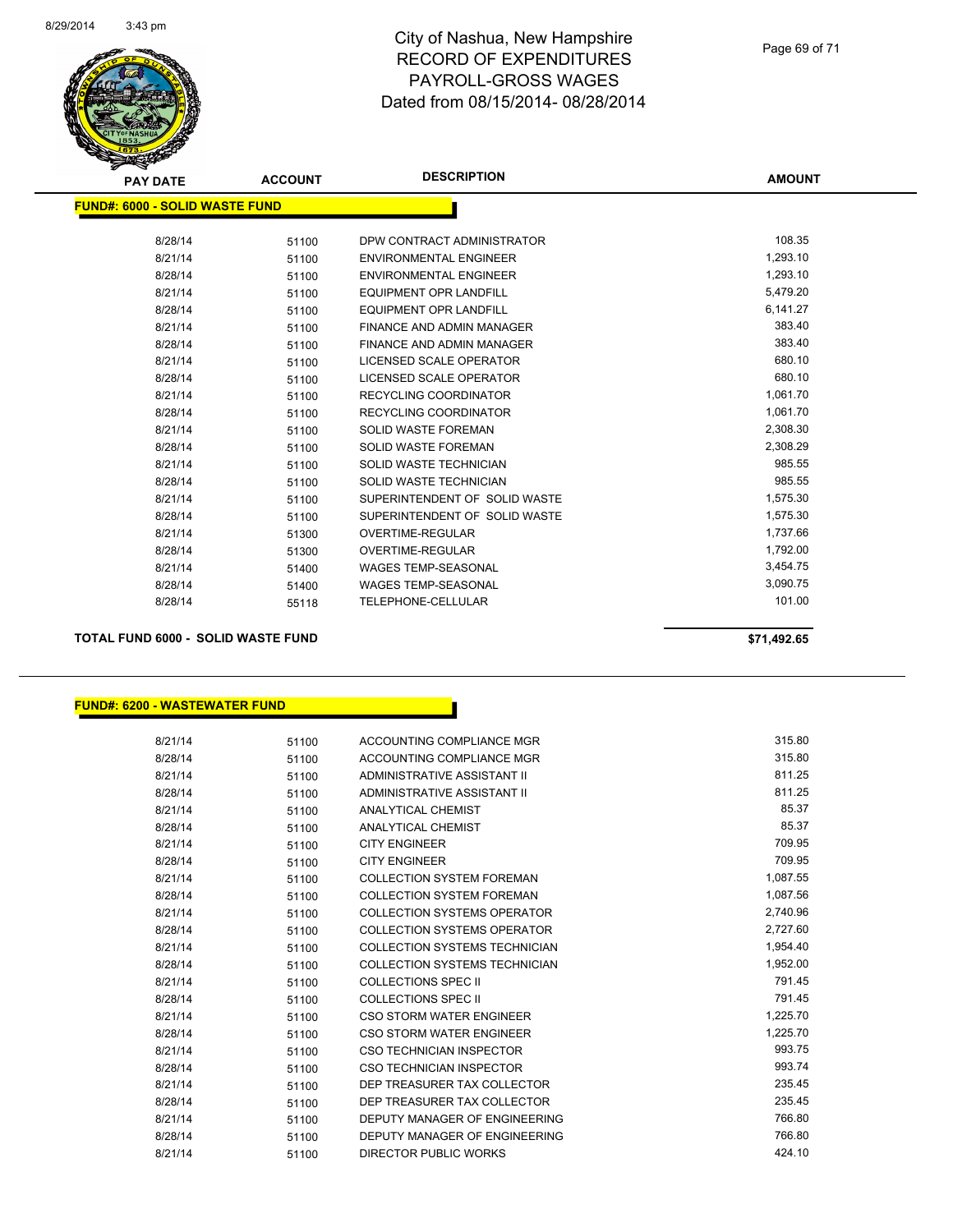# City of Nashua, New Hampshire
## RECORD OF EXPENDITURES
## PAYROLL-GROSS WAGES
## Dated from 08/15/2014- 08/28/2014

**FUND#: 6000 - SOLID WASTE FUND**

| PAY DATE | ACCOUNT | DESCRIPTION | AMOUNT |
|---|---|---|---|
| 8/28/14 | 51100 | DPW CONTRACT ADMINISTRATOR | 108.35 |
| 8/21/14 | 51100 | ENVIRONMENTAL ENGINEER | 1,293.10 |
| 8/28/14 | 51100 | ENVIRONMENTAL ENGINEER | 1,293.10 |
| 8/21/14 | 51100 | EQUIPMENT OPR LANDFILL | 5,479.20 |
| 8/28/14 | 51100 | EQUIPMENT OPR LANDFILL | 6,141.27 |
| 8/21/14 | 51100 | FINANCE AND ADMIN MANAGER | 383.40 |
| 8/28/14 | 51100 | FINANCE AND ADMIN MANAGER | 383.40 |
| 8/21/14 | 51100 | LICENSED SCALE OPERATOR | 680.10 |
| 8/28/14 | 51100 | LICENSED SCALE OPERATOR | 680.10 |
| 8/21/14 | 51100 | RECYCLING COORDINATOR | 1,061.70 |
| 8/28/14 | 51100 | RECYCLING COORDINATOR | 1,061.70 |
| 8/21/14 | 51100 | SOLID WASTE FOREMAN | 2,308.30 |
| 8/28/14 | 51100 | SOLID WASTE FOREMAN | 2,308.29 |
| 8/21/14 | 51100 | SOLID WASTE TECHNICIAN | 985.55 |
| 8/28/14 | 51100 | SOLID WASTE TECHNICIAN | 985.55 |
| 8/21/14 | 51100 | SUPERINTENDENT OF SOLID WASTE | 1,575.30 |
| 8/28/14 | 51100 | SUPERINTENDENT OF SOLID WASTE | 1,575.30 |
| 8/21/14 | 51300 | OVERTIME-REGULAR | 1,737.66 |
| 8/28/14 | 51300 | OVERTIME-REGULAR | 1,792.00 |
| 8/21/14 | 51400 | WAGES TEMP-SEASONAL | 3,454.75 |
| 8/28/14 | 51400 | WAGES TEMP-SEASONAL | 3,090.75 |
| 8/28/14 | 55118 | TELEPHONE-CELLULAR | 101.00 |

**TOTAL FUND 6000 - SOLID WASTE FUND** **$71,492.65**

**FUND#: 6200 - WASTEWATER FUND**

| PAY DATE | ACCOUNT | DESCRIPTION | AMOUNT |
|---|---|---|---|
| 8/21/14 | 51100 | ACCOUNTING COMPLIANCE MGR | 315.80 |
| 8/28/14 | 51100 | ACCOUNTING COMPLIANCE MGR | 315.80 |
| 8/21/14 | 51100 | ADMINISTRATIVE ASSISTANT II | 811.25 |
| 8/28/14 | 51100 | ADMINISTRATIVE ASSISTANT II | 811.25 |
| 8/21/14 | 51100 | ANALYTICAL CHEMIST | 85.37 |
| 8/28/14 | 51100 | ANALYTICAL CHEMIST | 85.37 |
| 8/21/14 | 51100 | CITY ENGINEER | 709.95 |
| 8/28/14 | 51100 | CITY ENGINEER | 709.95 |
| 8/21/14 | 51100 | COLLECTION SYSTEM FOREMAN | 1,087.55 |
| 8/28/14 | 51100 | COLLECTION SYSTEM FOREMAN | 1,087.56 |
| 8/21/14 | 51100 | COLLECTION SYSTEMS OPERATOR | 2,740.96 |
| 8/28/14 | 51100 | COLLECTION SYSTEMS OPERATOR | 2,727.60 |
| 8/21/14 | 51100 | COLLECTION SYSTEMS TECHNICIAN | 1,954.40 |
| 8/28/14 | 51100 | COLLECTION SYSTEMS TECHNICIAN | 1,952.00 |
| 8/21/14 | 51100 | COLLECTIONS SPEC II | 791.45 |
| 8/28/14 | 51100 | COLLECTIONS SPEC II | 791.45 |
| 8/21/14 | 51100 | CSO STORM WATER ENGINEER | 1,225.70 |
| 8/28/14 | 51100 | CSO STORM WATER ENGINEER | 1,225.70 |
| 8/21/14 | 51100 | CSO TECHNICIAN INSPECTOR | 993.75 |
| 8/28/14 | 51100 | CSO TECHNICIAN INSPECTOR | 993.74 |
| 8/21/14 | 51100 | DEP TREASURER TAX COLLECTOR | 235.45 |
| 8/28/14 | 51100 | DEP TREASURER TAX COLLECTOR | 235.45 |
| 8/21/14 | 51100 | DEPUTY MANAGER OF ENGINEERING | 766.80 |
| 8/28/14 | 51100 | DEPUTY MANAGER OF ENGINEERING | 766.80 |
| 8/21/14 | 51100 | DIRECTOR PUBLIC WORKS | 424.10 |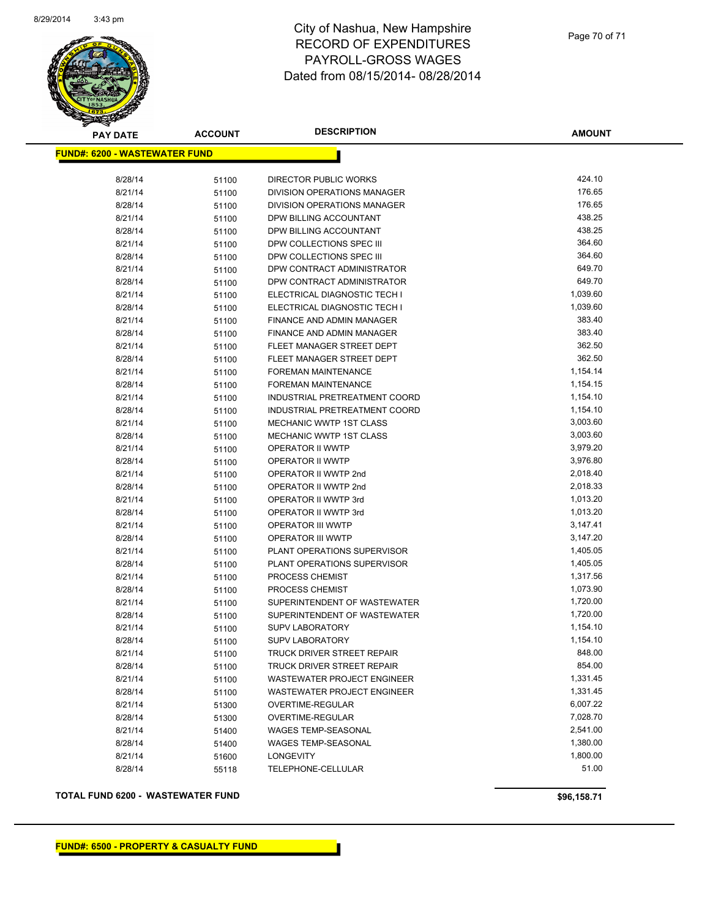# City of Nashua, New Hampshire
## RECORD OF EXPENDITURES
## PAYROLL-GROSS WAGES
## Dated from 08/15/2014- 08/28/2014

**FUND#: 6200 - WASTEWATER FUND**

| PAY DATE | ACCOUNT | DESCRIPTION | AMOUNT |
|---|---|---|---|
| 8/28/14 | 51100 | DIRECTOR PUBLIC WORKS | 424.10 |
| 8/21/14 | 51100 | DIVISION OPERATIONS MANAGER | 176.65 |
| 8/28/14 | 51100 | DIVISION OPERATIONS MANAGER | 176.65 |
| 8/21/14 | 51100 | DPW BILLING ACCOUNTANT | 438.25 |
| 8/28/14 | 51100 | DPW BILLING ACCOUNTANT | 438.25 |
| 8/21/14 | 51100 | DPW COLLECTIONS SPEC III | 364.60 |
| 8/28/14 | 51100 | DPW COLLECTIONS SPEC III | 364.60 |
| 8/21/14 | 51100 | DPW CONTRACT ADMINISTRATOR | 649.70 |
| 8/28/14 | 51100 | DPW CONTRACT ADMINISTRATOR | 649.70 |
| 8/21/14 | 51100 | ELECTRICAL DIAGNOSTIC TECH I | 1,039.60 |
| 8/28/14 | 51100 | ELECTRICAL DIAGNOSTIC TECH I | 1,039.60 |
| 8/21/14 | 51100 | FINANCE AND ADMIN MANAGER | 383.40 |
| 8/28/14 | 51100 | FINANCE AND ADMIN MANAGER | 383.40 |
| 8/21/14 | 51100 | FLEET MANAGER STREET DEPT | 362.50 |
| 8/28/14 | 51100 | FLEET MANAGER STREET DEPT | 362.50 |
| 8/21/14 | 51100 | FOREMAN MAINTENANCE | 1,154.14 |
| 8/28/14 | 51100 | FOREMAN MAINTENANCE | 1,154.15 |
| 8/21/14 | 51100 | INDUSTRIAL PRETREATMENT COORD | 1,154.10 |
| 8/28/14 | 51100 | INDUSTRIAL PRETREATMENT COORD | 1,154.10 |
| 8/21/14 | 51100 | MECHANIC WWTP 1ST CLASS | 3,003.60 |
| 8/28/14 | 51100 | MECHANIC WWTP 1ST CLASS | 3,003.60 |
| 8/21/14 | 51100 | OPERATOR II WWTP | 3,979.20 |
| 8/28/14 | 51100 | OPERATOR II WWTP | 3,976.80 |
| 8/21/14 | 51100 | OPERATOR II WWTP 2nd | 2,018.40 |
| 8/28/14 | 51100 | OPERATOR II WWTP 2nd | 2,018.33 |
| 8/21/14 | 51100 | OPERATOR II WWTP 3rd | 1,013.20 |
| 8/28/14 | 51100 | OPERATOR II WWTP 3rd | 1,013.20 |
| 8/21/14 | 51100 | OPERATOR III WWTP | 3,147.41 |
| 8/28/14 | 51100 | OPERATOR III WWTP | 3,147.20 |
| 8/21/14 | 51100 | PLANT OPERATIONS SUPERVISOR | 1,405.05 |
| 8/28/14 | 51100 | PLANT OPERATIONS SUPERVISOR | 1,405.05 |
| 8/21/14 | 51100 | PROCESS CHEMIST | 1,317.56 |
| 8/28/14 | 51100 | PROCESS CHEMIST | 1,073.90 |
| 8/21/14 | 51100 | SUPERINTENDENT OF WASTEWATER | 1,720.00 |
| 8/28/14 | 51100 | SUPERINTENDENT OF WASTEWATER | 1,720.00 |
| 8/21/14 | 51100 | SUPV LABORATORY | 1,154.10 |
| 8/28/14 | 51100 | SUPV LABORATORY | 1,154.10 |
| 8/21/14 | 51100 | TRUCK DRIVER STREET REPAIR | 848.00 |
| 8/28/14 | 51100 | TRUCK DRIVER STREET REPAIR | 854.00 |
| 8/21/14 | 51100 | WASTEWATER PROJECT ENGINEER | 1,331.45 |
| 8/28/14 | 51100 | WASTEWATER PROJECT ENGINEER | 1,331.45 |
| 8/21/14 | 51300 | OVERTIME-REGULAR | 6,007.22 |
| 8/28/14 | 51300 | OVERTIME-REGULAR | 7,028.70 |
| 8/21/14 | 51400 | WAGES TEMP-SEASONAL | 2,541.00 |
| 8/28/14 | 51400 | WAGES TEMP-SEASONAL | 1,380.00 |
| 8/21/14 | 51600 | LONGEVITY | 1,800.00 |
| 8/28/14 | 55118 | TELEPHONE-CELLULAR | 51.00 |

**TOTAL FUND 6200 - WASTEWATER FUND** **$96,158.71**

**FUND#: 6500 - PROPERTY & CASUALTY FUND**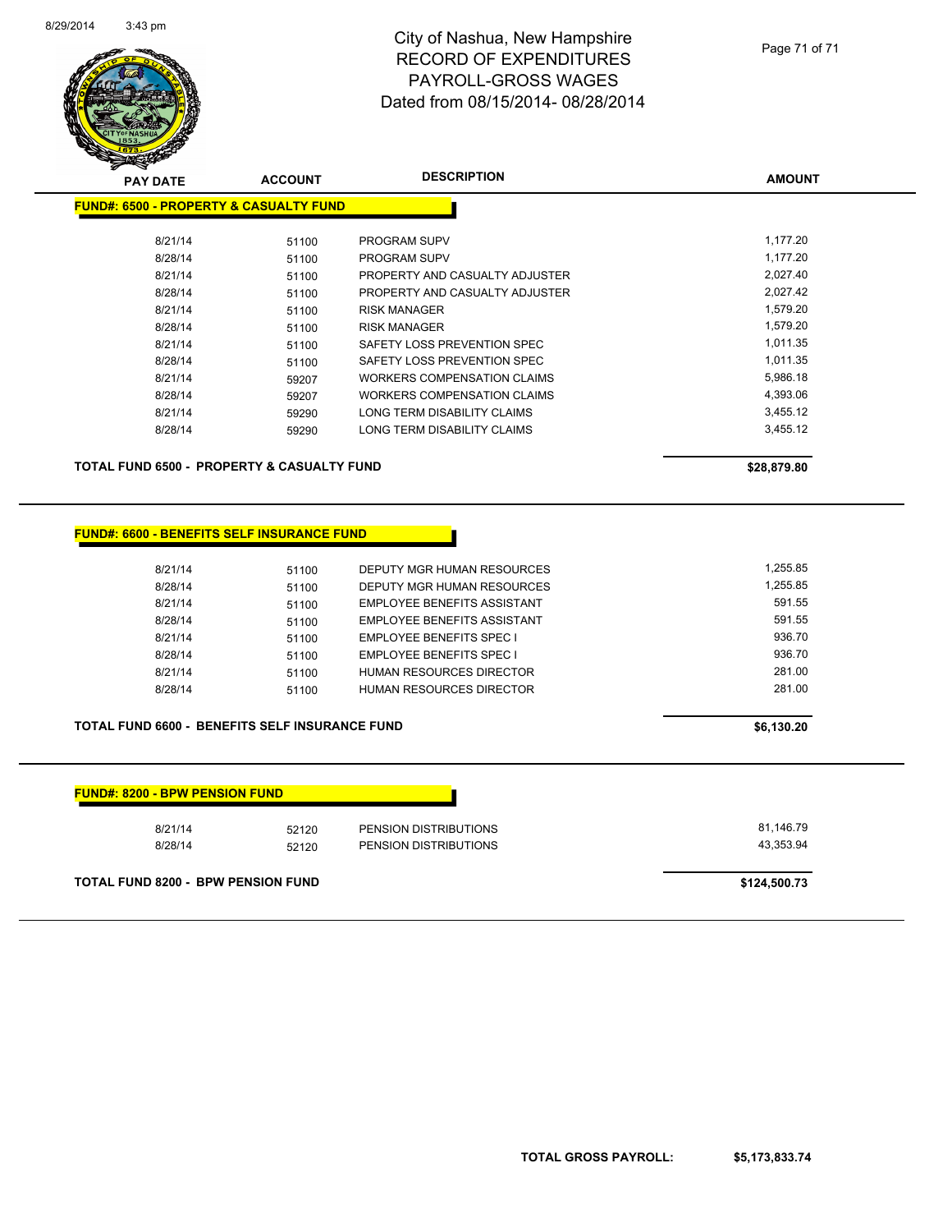# City of Nashua, New Hampshire
## RECORD OF EXPENDITURES
## PAYROLL-GROSS WAGES
## Dated from 08/15/2014- 08/28/2014

**FUND#: 6500 - PROPERTY & CASUALTY FUND**

| PAY DATE | ACCOUNT | DESCRIPTION | AMOUNT |
|---|---|---|---|
| 8/21/14 | 51100 | PROGRAM SUPV | 1,177.20 |
| 8/28/14 | 51100 | PROGRAM SUPV | 1,177.20 |
| 8/21/14 | 51100 | PROPERTY AND CASUALTY ADJUSTER | 2,027.40 |
| 8/28/14 | 51100 | PROPERTY AND CASUALTY ADJUSTER | 2,027.42 |
| 8/21/14 | 51100 | RISK MANAGER | 1,579.20 |
| 8/28/14 | 51100 | RISK MANAGER | 1,579.20 |
| 8/21/14 | 51100 | SAFETY LOSS PREVENTION SPEC | 1,011.35 |
| 8/28/14 | 51100 | SAFETY LOSS PREVENTION SPEC | 1,011.35 |
| 8/21/14 | 59207 | WORKERS COMPENSATION CLAIMS | 5,986.18 |
| 8/28/14 | 59207 | WORKERS COMPENSATION CLAIMS | 4,393.06 |
| 8/21/14 | 59290 | LONG TERM DISABILITY CLAIMS | 3,455.12 |
| 8/28/14 | 59290 | LONG TERM DISABILITY CLAIMS | 3,455.12 |

**TOTAL FUND 6500 - PROPERTY & CASUALTY FUND** **$28,879.80**

**FUND#: 6600 - BENEFITS SELF INSURANCE FUND**

| PAY DATE | ACCOUNT | DESCRIPTION | AMOUNT |
|---|---|---|---|
| 8/21/14 | 51100 | DEPUTY MGR HUMAN RESOURCES | 1,255.85 |
| 8/28/14 | 51100 | DEPUTY MGR HUMAN RESOURCES | 1,255.85 |
| 8/21/14 | 51100 | EMPLOYEE BENEFITS ASSISTANT | 591.55 |
| 8/28/14 | 51100 | EMPLOYEE BENEFITS ASSISTANT | 591.55 |
| 8/21/14 | 51100 | EMPLOYEE BENEFITS SPEC I | 936.70 |
| 8/28/14 | 51100 | EMPLOYEE BENEFITS SPEC I | 936.70 |
| 8/21/14 | 51100 | HUMAN RESOURCES DIRECTOR | 281.00 |
| 8/28/14 | 51100 | HUMAN RESOURCES DIRECTOR | 281.00 |

**TOTAL FUND 6600 - BENEFITS SELF INSURANCE FUND** **$6,130.20**

**FUND#: 8200 - BPW PENSION FUND**

| PAY DATE | ACCOUNT | DESCRIPTION | AMOUNT |
|---|---|---|---|
| 8/21/14 | 52120 | PENSION DISTRIBUTIONS | 81,146.79 |
| 8/28/14 | 52120 | PENSION DISTRIBUTIONS | 43,353.94 |

**TOTAL FUND 8200 - BPW PENSION FUND** **$124,500.73**

**TOTAL GROSS PAYROLL: $5,173,833.74**